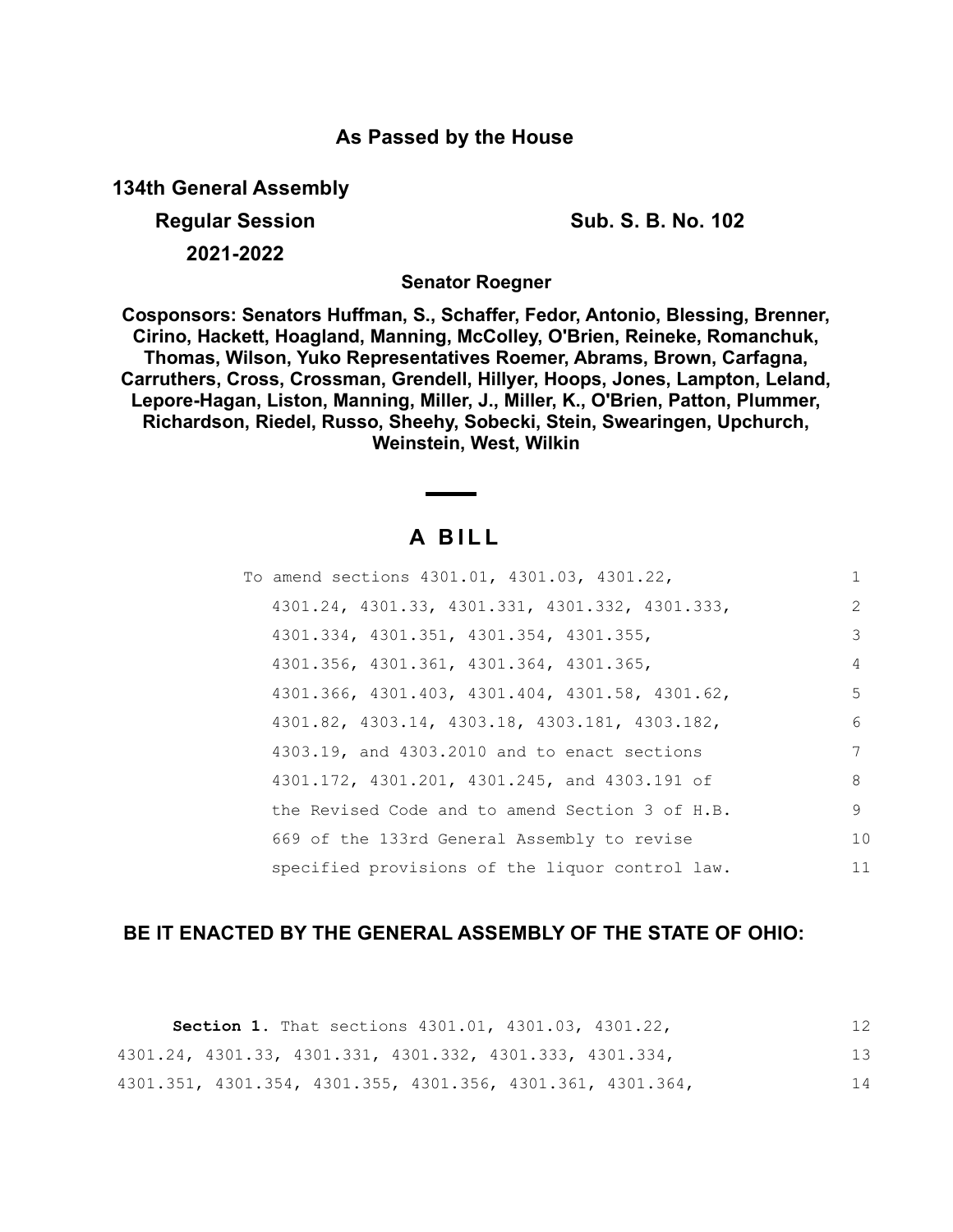**As Passed by the House**

**134th General Assembly**

**Regular Session** **Sub. S. B. No. 102**

**2021-2022**

**Senator Roegner**

**Cosponsors: Senators Huffman, S., Schaffer, Fedor, Antonio, Blessing, Brenner, Cirino, Hackett, Hoagland, Manning, McColley, O'Brien, Reineke, Romanchuk, Thomas, Wilson, Yuko Representatives Roemer, Abrams, Brown, Carfagna, Carruthers, Cross, Crossman, Grendell, Hillyer, Hoops, Jones, Lampton, Leland, Lepore-Hagan, Liston, Manning, Miller, J., Miller, K., O'Brien, Patton, Plummer, Richardson, Riedel, Russo, Sheehy, Sobecki, Stein, Swearingen, Upchurch, Weinstein, West, Wilkin**

# A BILL

To amend sections 4301.01, 4301.03, 4301.22, 4301.24, 4301.33, 4301.331, 4301.332, 4301.333, 4301.334, 4301.351, 4301.354, 4301.355, 4301.356, 4301.361, 4301.364, 4301.365, 4301.366, 4301.403, 4301.404, 4301.58, 4301.62, 4301.82, 4303.14, 4303.18, 4303.181, 4303.182, 4303.19, and 4303.2010 and to enact sections 4301.172, 4301.201, 4301.245, and 4303.191 of the Revised Code and to amend Section 3 of H.B. 669 of the 133rd General Assembly to revise specified provisions of the liquor control law.

**BE IT ENACTED BY THE GENERAL ASSEMBLY OF THE STATE OF OHIO:**

**Section 1.** That sections 4301.01, 4301.03, 4301.22, 4301.24, 4301.33, 4301.331, 4301.332, 4301.333, 4301.334, 4301.351, 4301.354, 4301.355, 4301.356, 4301.361, 4301.364,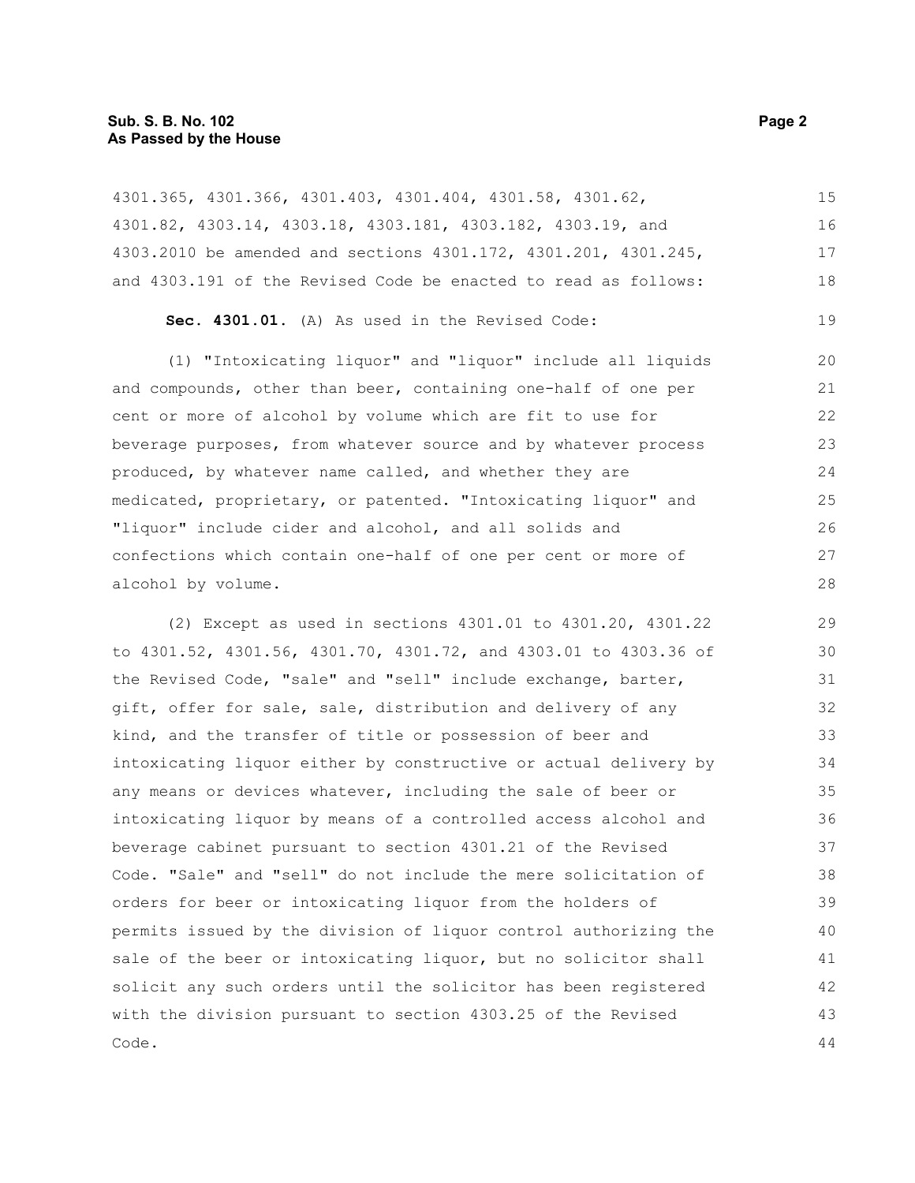4301.365, 4301.366, 4301.403, 4301.404, 4301.58, 4301.62, 4301.82, 4303.14, 4303.18, 4303.181, 4303.182, 4303.19, and 4303.2010 be amended and sections 4301.172, 4301.201, 4301.245, and 4303.191 of the Revised Code be enacted to read as follows:

**Sec. 4301.01.** (A) As used in the Revised Code:

(1) "Intoxicating liquor" and "liquor" include all liquids and compounds, other than beer, containing one-half of one per cent or more of alcohol by volume which are fit to use for beverage purposes, from whatever source and by whatever process produced, by whatever name called, and whether they are medicated, proprietary, or patented. "Intoxicating liquor" and "liquor" include cider and alcohol, and all solids and confections which contain one-half of one per cent or more of alcohol by volume.

(2) Except as used in sections 4301.01 to 4301.20, 4301.22 to 4301.52, 4301.56, 4301.70, 4301.72, and 4303.01 to 4303.36 of the Revised Code, "sale" and "sell" include exchange, barter, gift, offer for sale, sale, distribution and delivery of any kind, and the transfer of title or possession of beer and intoxicating liquor either by constructive or actual delivery by any means or devices whatever, including the sale of beer or intoxicating liquor by means of a controlled access alcohol and beverage cabinet pursuant to section 4301.21 of the Revised Code. "Sale" and "sell" do not include the mere solicitation of orders for beer or intoxicating liquor from the holders of permits issued by the division of liquor control authorizing the sale of the beer or intoxicating liquor, but no solicitor shall solicit any such orders until the solicitor has been registered with the division pursuant to section 4303.25 of the Revised Code.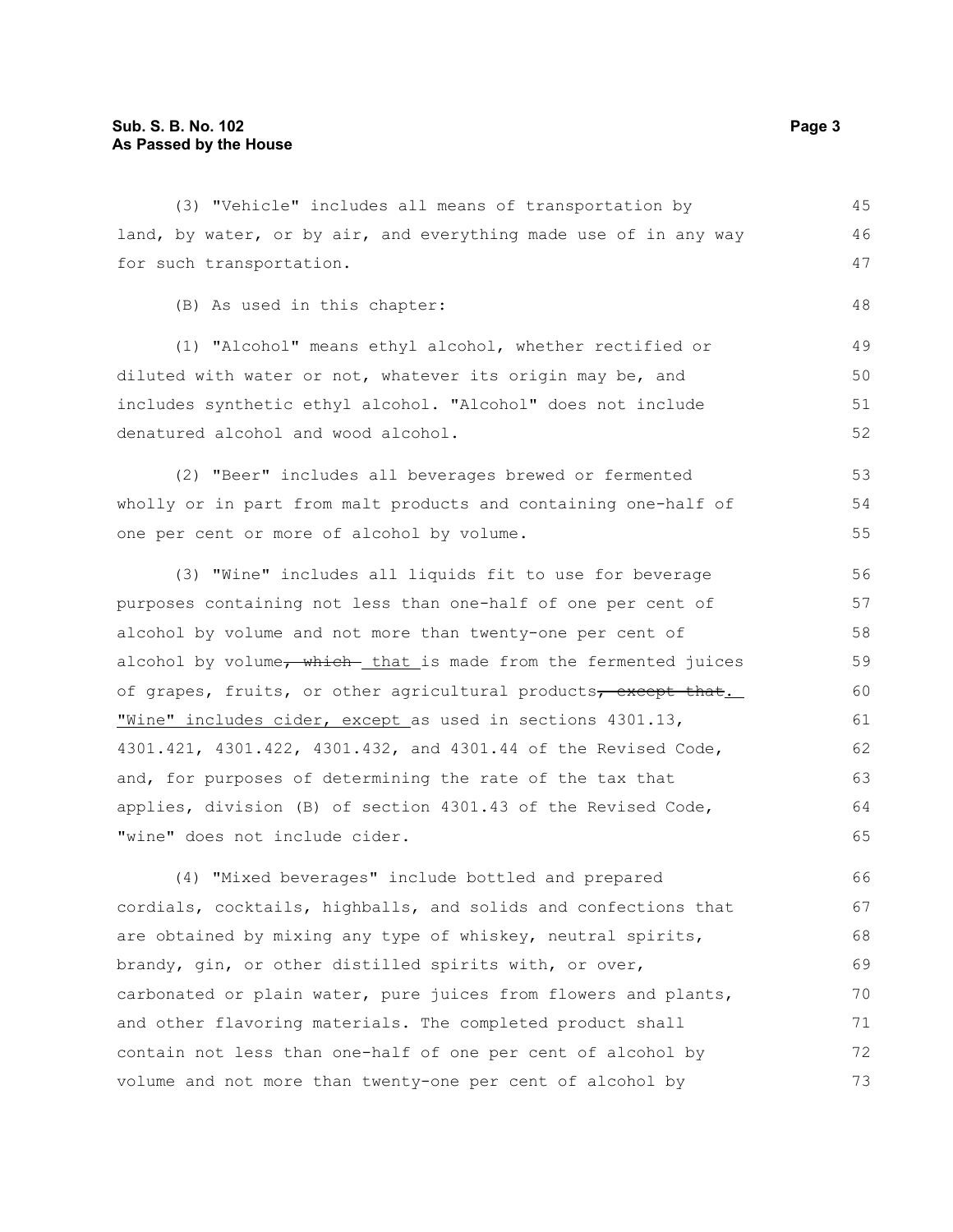(3) "Vehicle" includes all means of transportation by land, by water, or by air, and everything made use of in any way for such transportation.

(B) As used in this chapter:

(1) "Alcohol" means ethyl alcohol, whether rectified or diluted with water or not, whatever its origin may be, and includes synthetic ethyl alcohol. "Alcohol" does not include denatured alcohol and wood alcohol.

(2) "Beer" includes all beverages brewed or fermented wholly or in part from malt products and containing one-half of one per cent or more of alcohol by volume.

(3) "Wine" includes all liquids fit to use for beverage purposes containing not less than one-half of one per cent of alcohol by volume and not more than twenty-one per cent of alcohol by volume~~, which~~ <u>that</u> is made from the fermented juices of grapes, fruits, or other agricultural products~~, except that~~<u>. "Wine" includes cider, except</u> as used in sections 4301.13, 4301.421, 4301.422, 4301.432, and 4301.44 of the Revised Code, and, for purposes of determining the rate of the tax that applies, division (B) of section 4301.43 of the Revised Code, "wine" does not include cider.

(4) "Mixed beverages" include bottled and prepared cordials, cocktails, highballs, and solids and confections that are obtained by mixing any type of whiskey, neutral spirits, brandy, gin, or other distilled spirits with, or over, carbonated or plain water, pure juices from flowers and plants, and other flavoring materials. The completed product shall contain not less than one-half of one per cent of alcohol by volume and not more than twenty-one per cent of alcohol by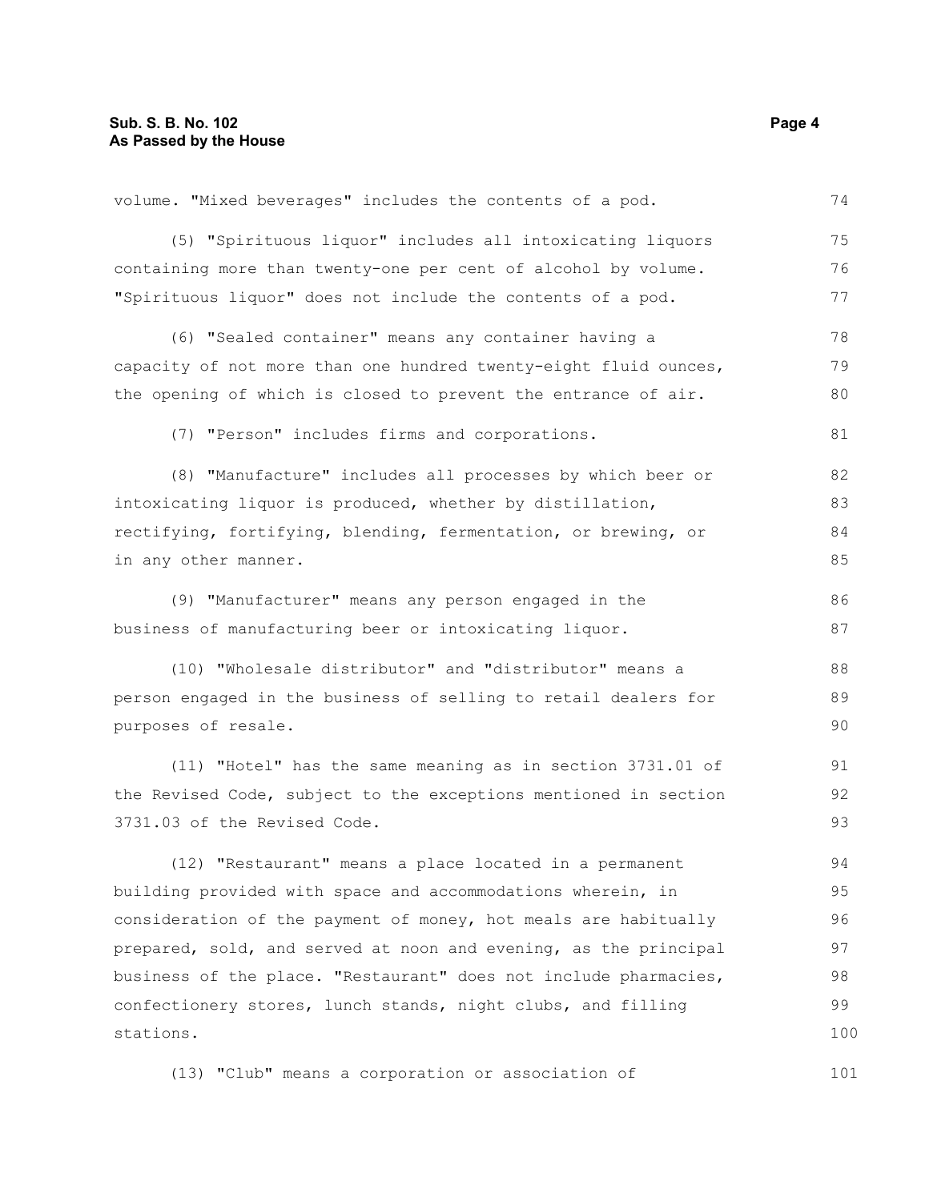volume. "Mixed beverages" includes the contents of a pod.

(5) "Spirituous liquor" includes all intoxicating liquors containing more than twenty-one per cent of alcohol by volume. "Spirituous liquor" does not include the contents of a pod.

(6) "Sealed container" means any container having a capacity of not more than one hundred twenty-eight fluid ounces, the opening of which is closed to prevent the entrance of air.

(7) "Person" includes firms and corporations.

(8) "Manufacture" includes all processes by which beer or intoxicating liquor is produced, whether by distillation, rectifying, fortifying, blending, fermentation, or brewing, or in any other manner.

(9) "Manufacturer" means any person engaged in the business of manufacturing beer or intoxicating liquor.

(10) "Wholesale distributor" and "distributor" means a person engaged in the business of selling to retail dealers for purposes of resale.

(11) "Hotel" has the same meaning as in section 3731.01 of the Revised Code, subject to the exceptions mentioned in section 3731.03 of the Revised Code.

(12) "Restaurant" means a place located in a permanent building provided with space and accommodations wherein, in consideration of the payment of money, hot meals are habitually prepared, sold, and served at noon and evening, as the principal business of the place. "Restaurant" does not include pharmacies, confectionery stores, lunch stands, night clubs, and filling stations.

(13) "Club" means a corporation or association of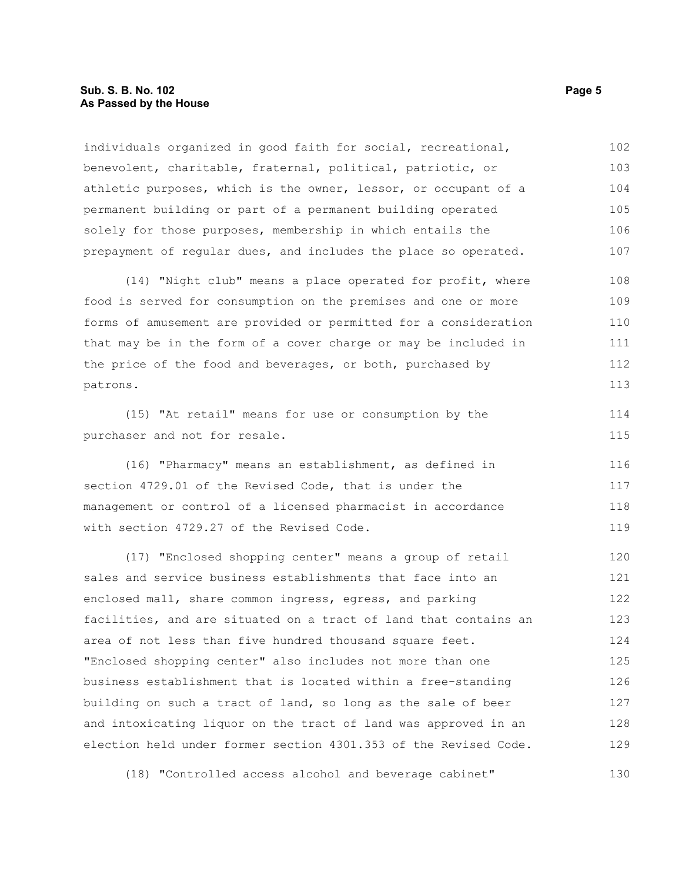individuals organized in good faith for social, recreational, benevolent, charitable, fraternal, political, patriotic, or athletic purposes, which is the owner, lessor, or occupant of a permanent building or part of a permanent building operated solely for those purposes, membership in which entails the prepayment of regular dues, and includes the place so operated.

(14) "Night club" means a place operated for profit, where food is served for consumption on the premises and one or more forms of amusement are provided or permitted for a consideration that may be in the form of a cover charge or may be included in the price of the food and beverages, or both, purchased by patrons.

(15) "At retail" means for use or consumption by the purchaser and not for resale.

(16) "Pharmacy" means an establishment, as defined in section 4729.01 of the Revised Code, that is under the management or control of a licensed pharmacist in accordance with section 4729.27 of the Revised Code.

(17) "Enclosed shopping center" means a group of retail sales and service business establishments that face into an enclosed mall, share common ingress, egress, and parking facilities, and are situated on a tract of land that contains an area of not less than five hundred thousand square feet. "Enclosed shopping center" also includes not more than one business establishment that is located within a free-standing building on such a tract of land, so long as the sale of beer and intoxicating liquor on the tract of land was approved in an election held under former section 4301.353 of the Revised Code.

(18) "Controlled access alcohol and beverage cabinet"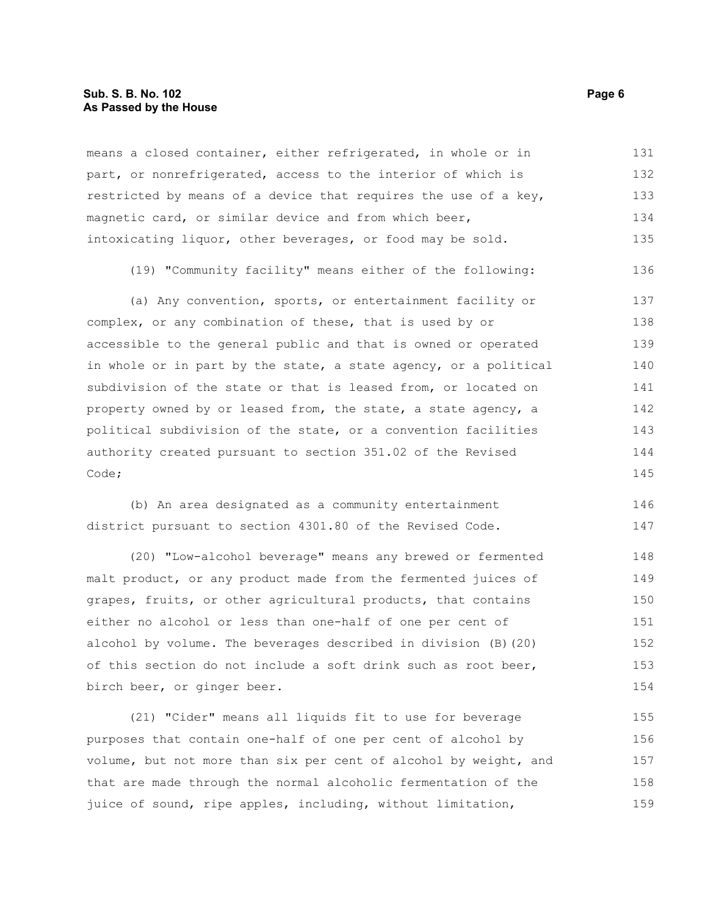means a closed container, either refrigerated, in whole or in part, or nonrefrigerated, access to the interior of which is restricted by means of a device that requires the use of a key, magnetic card, or similar device and from which beer, intoxicating liquor, other beverages, or food may be sold.

(19) "Community facility" means either of the following:

(a) Any convention, sports, or entertainment facility or complex, or any combination of these, that is used by or accessible to the general public and that is owned or operated in whole or in part by the state, a state agency, or a political subdivision of the state or that is leased from, or located on property owned by or leased from, the state, a state agency, a political subdivision of the state, or a convention facilities authority created pursuant to section 351.02 of the Revised Code;

(b) An area designated as a community entertainment district pursuant to section 4301.80 of the Revised Code.

(20) "Low-alcohol beverage" means any brewed or fermented malt product, or any product made from the fermented juices of grapes, fruits, or other agricultural products, that contains either no alcohol or less than one-half of one per cent of alcohol by volume. The beverages described in division (B)(20) of this section do not include a soft drink such as root beer, birch beer, or ginger beer.

(21) "Cider" means all liquids fit to use for beverage purposes that contain one-half of one per cent of alcohol by volume, but not more than six per cent of alcohol by weight, and that are made through the normal alcoholic fermentation of the juice of sound, ripe apples, including, without limitation,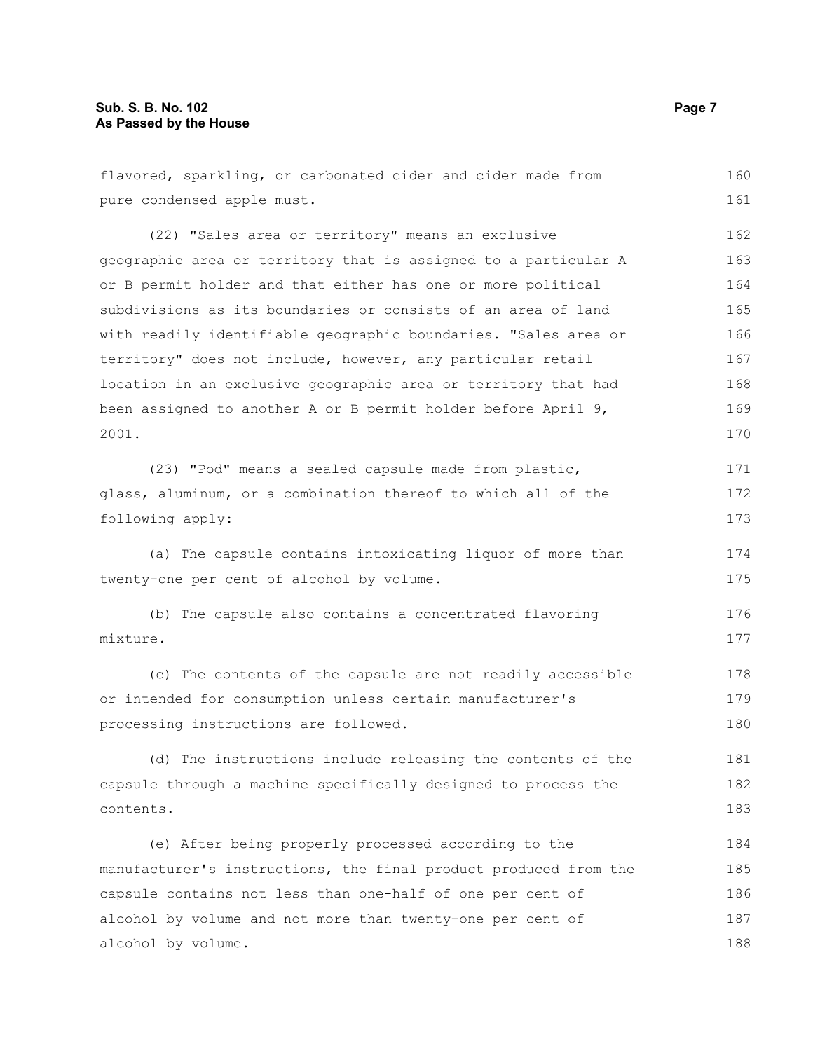flavored, sparkling, or carbonated cider and cider made from pure condensed apple must.

(22) "Sales area or territory" means an exclusive geographic area or territory that is assigned to a particular A or B permit holder and that either has one or more political subdivisions as its boundaries or consists of an area of land with readily identifiable geographic boundaries. "Sales area or territory" does not include, however, any particular retail location in an exclusive geographic area or territory that had been assigned to another A or B permit holder before April 9, 2001.

(23) "Pod" means a sealed capsule made from plastic, glass, aluminum, or a combination thereof to which all of the following apply:

(a) The capsule contains intoxicating liquor of more than twenty-one per cent of alcohol by volume.

(b) The capsule also contains a concentrated flavoring mixture.

(c) The contents of the capsule are not readily accessible or intended for consumption unless certain manufacturer's processing instructions are followed.

(d) The instructions include releasing the contents of the capsule through a machine specifically designed to process the contents.

(e) After being properly processed according to the manufacturer's instructions, the final product produced from the capsule contains not less than one-half of one per cent of alcohol by volume and not more than twenty-one per cent of alcohol by volume.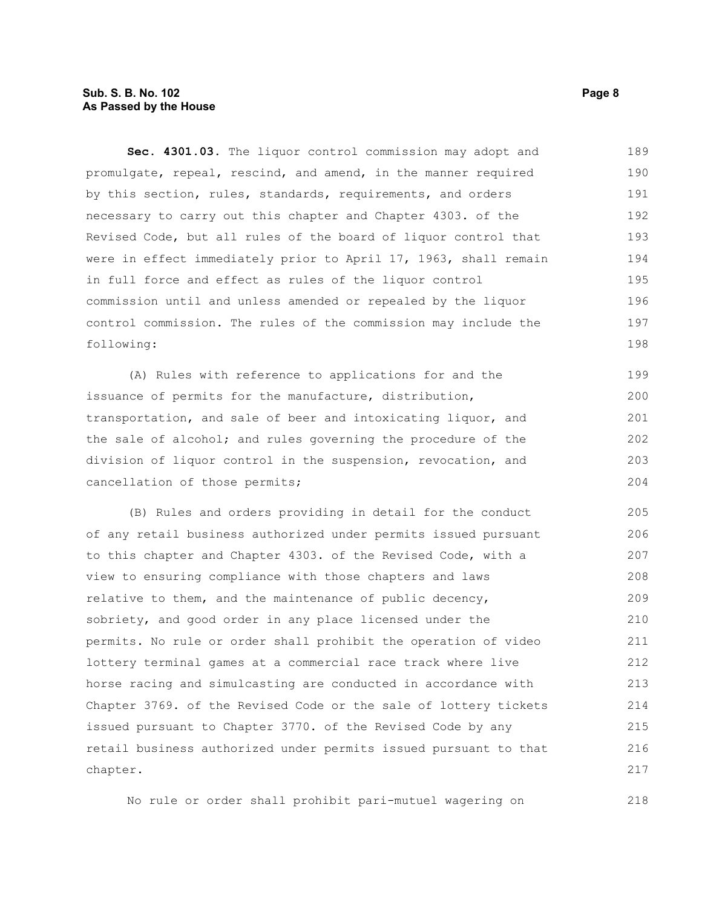**Sec. 4301.03.** The liquor control commission may adopt and promulgate, repeal, rescind, and amend, in the manner required by this section, rules, standards, requirements, and orders necessary to carry out this chapter and Chapter 4303. of the Revised Code, but all rules of the board of liquor control that were in effect immediately prior to April 17, 1963, shall remain in full force and effect as rules of the liquor control commission until and unless amended or repealed by the liquor control commission. The rules of the commission may include the following:

(A) Rules with reference to applications for and the issuance of permits for the manufacture, distribution, transportation, and sale of beer and intoxicating liquor, and the sale of alcohol; and rules governing the procedure of the division of liquor control in the suspension, revocation, and cancellation of those permits;

(B) Rules and orders providing in detail for the conduct of any retail business authorized under permits issued pursuant to this chapter and Chapter 4303. of the Revised Code, with a view to ensuring compliance with those chapters and laws relative to them, and the maintenance of public decency, sobriety, and good order in any place licensed under the permits. No rule or order shall prohibit the operation of video lottery terminal games at a commercial race track where live horse racing and simulcasting are conducted in accordance with Chapter 3769. of the Revised Code or the sale of lottery tickets issued pursuant to Chapter 3770. of the Revised Code by any retail business authorized under permits issued pursuant to that chapter.

No rule or order shall prohibit pari-mutuel wagering on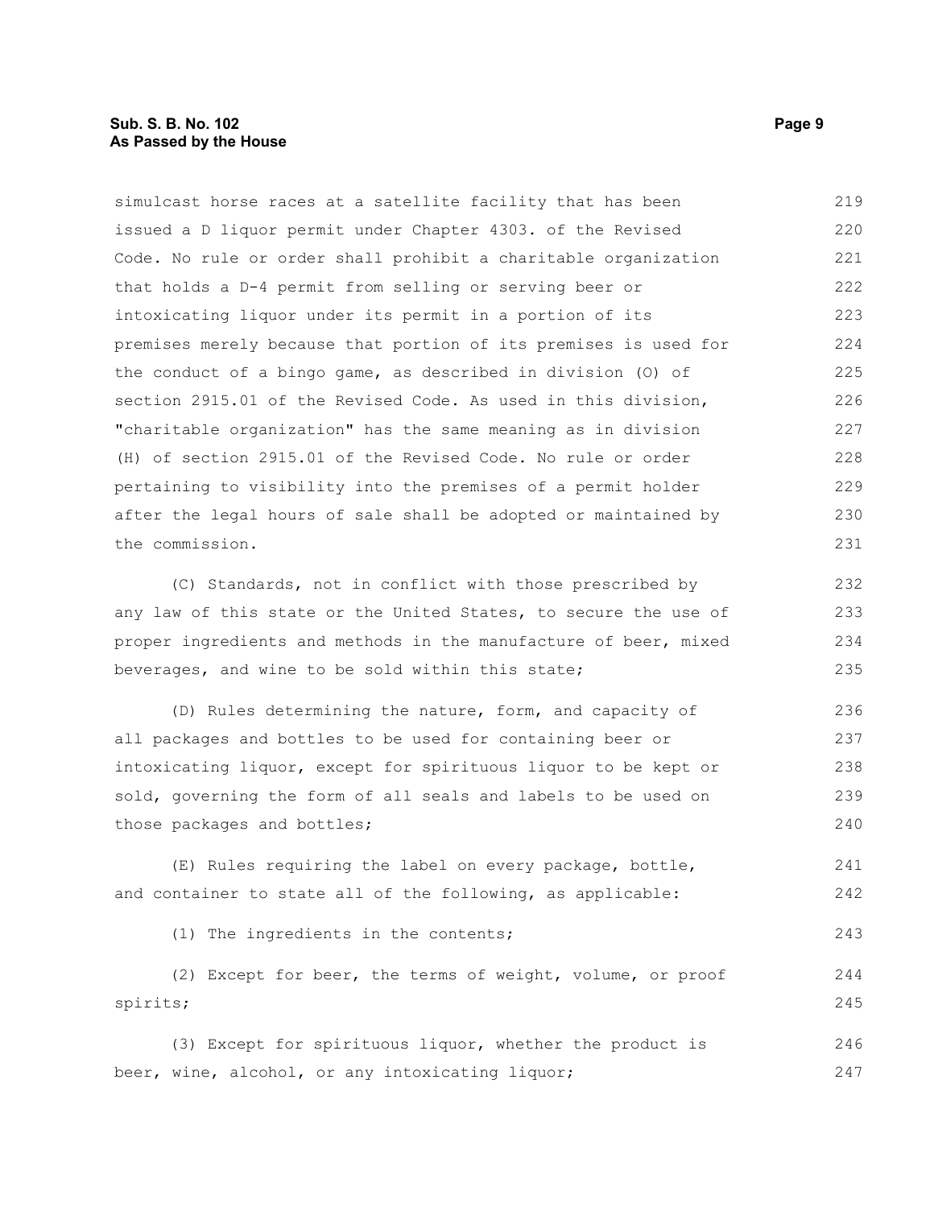simulcast horse races at a satellite facility that has been issued a D liquor permit under Chapter 4303. of the Revised Code. No rule or order shall prohibit a charitable organization that holds a D-4 permit from selling or serving beer or intoxicating liquor under its permit in a portion of its premises merely because that portion of its premises is used for the conduct of a bingo game, as described in division (O) of section 2915.01 of the Revised Code. As used in this division, "charitable organization" has the same meaning as in division (H) of section 2915.01 of the Revised Code. No rule or order pertaining to visibility into the premises of a permit holder after the legal hours of sale shall be adopted or maintained by the commission.

(C) Standards, not in conflict with those prescribed by any law of this state or the United States, to secure the use of proper ingredients and methods in the manufacture of beer, mixed beverages, and wine to be sold within this state;

(D) Rules determining the nature, form, and capacity of all packages and bottles to be used for containing beer or intoxicating liquor, except for spirituous liquor to be kept or sold, governing the form of all seals and labels to be used on those packages and bottles;

(E) Rules requiring the label on every package, bottle, and container to state all of the following, as applicable:

(1) The ingredients in the contents;

(2) Except for beer, the terms of weight, volume, or proof spirits;

(3) Except for spirituous liquor, whether the product is beer, wine, alcohol, or any intoxicating liquor;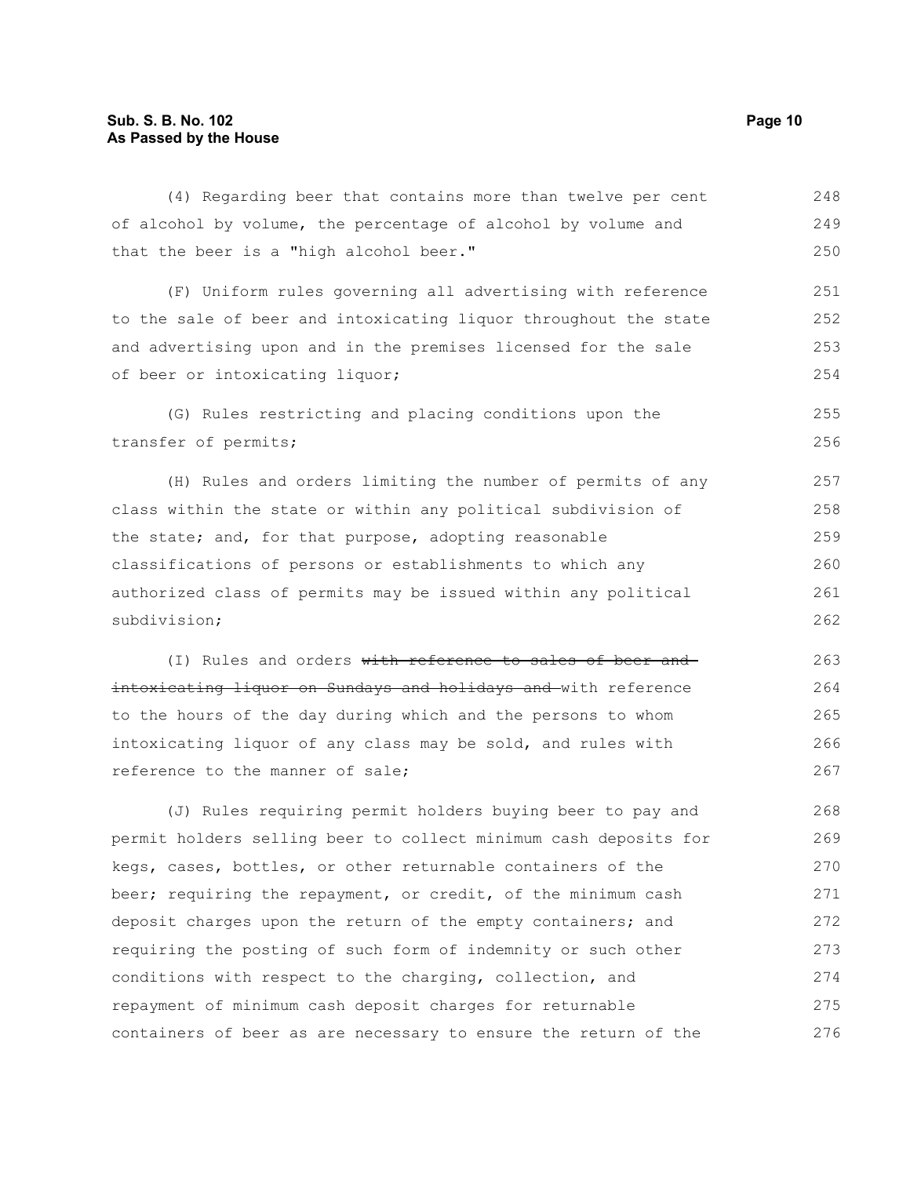(4) Regarding beer that contains more than twelve per cent of alcohol by volume, the percentage of alcohol by volume and that the beer is a "high alcohol beer."

(F) Uniform rules governing all advertising with reference to the sale of beer and intoxicating liquor throughout the state and advertising upon and in the premises licensed for the sale of beer or intoxicating liquor;

(G) Rules restricting and placing conditions upon the transfer of permits;

(H) Rules and orders limiting the number of permits of any class within the state or within any political subdivision of the state; and, for that purpose, adopting reasonable classifications of persons or establishments to which any authorized class of permits may be issued within any political subdivision;

(I) Rules and orders ~~with reference to sales of beer and intoxicating liquor on Sundays and holidays and~~ with reference to the hours of the day during which and the persons to whom intoxicating liquor of any class may be sold, and rules with reference to the manner of sale;

(J) Rules requiring permit holders buying beer to pay and permit holders selling beer to collect minimum cash deposits for kegs, cases, bottles, or other returnable containers of the beer; requiring the repayment, or credit, of the minimum cash deposit charges upon the return of the empty containers; and requiring the posting of such form of indemnity or such other conditions with respect to the charging, collection, and repayment of minimum cash deposit charges for returnable containers of beer as are necessary to ensure the return of the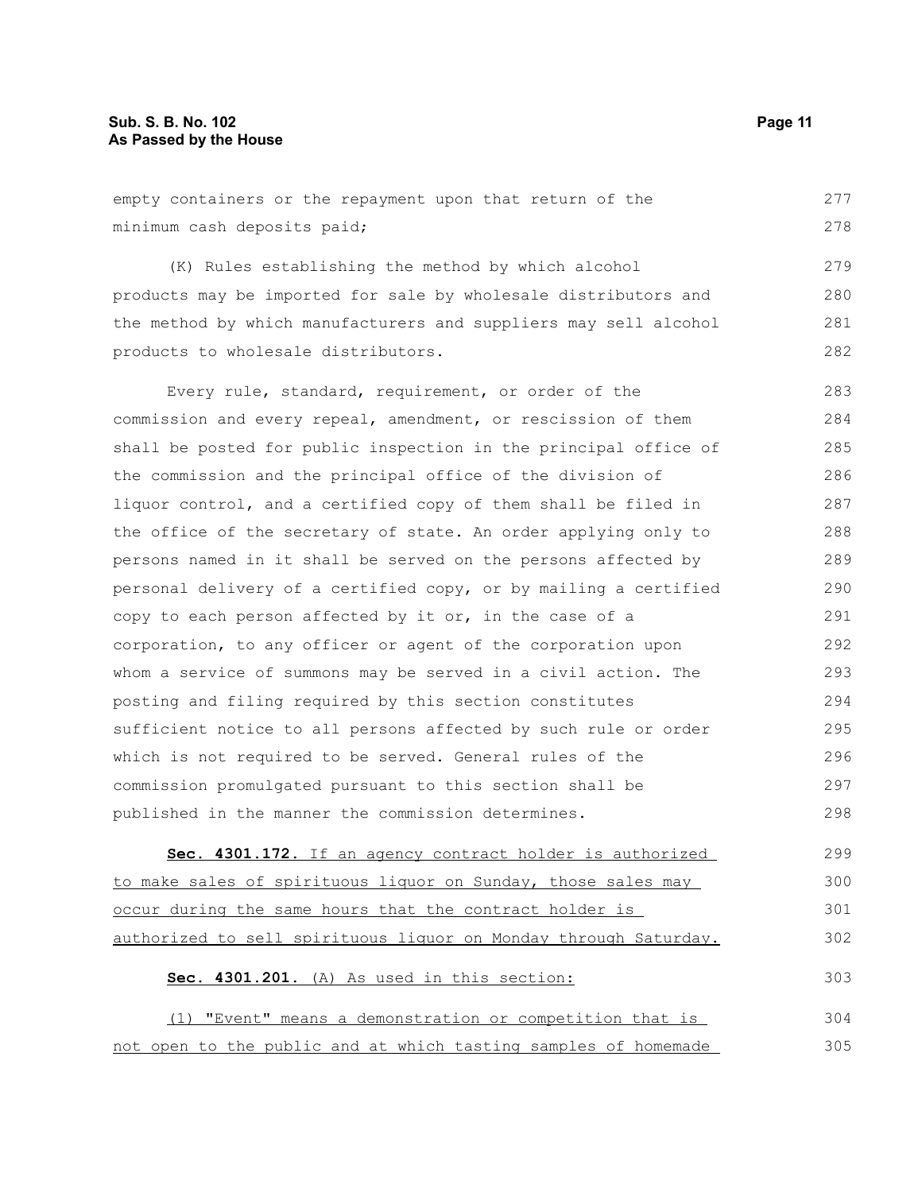empty containers or the repayment upon that return of the minimum cash deposits paid;

(K) Rules establishing the method by which alcohol products may be imported for sale by wholesale distributors and the method by which manufacturers and suppliers may sell alcohol products to wholesale distributors.

Every rule, standard, requirement, or order of the commission and every repeal, amendment, or rescission of them shall be posted for public inspection in the principal office of the commission and the principal office of the division of liquor control, and a certified copy of them shall be filed in the office of the secretary of state. An order applying only to persons named in it shall be served on the persons affected by personal delivery of a certified copy, or by mailing a certified copy to each person affected by it or, in the case of a corporation, to any officer or agent of the corporation upon whom a service of summons may be served in a civil action. The posting and filing required by this section constitutes sufficient notice to all persons affected by such rule or order which is not required to be served. General rules of the commission promulgated pursuant to this section shall be published in the manner the commission determines.

**Sec. 4301.172.** If an agency contract holder is authorized to make sales of spirituous liquor on Sunday, those sales may occur during the same hours that the contract holder is authorized to sell spirituous liquor on Monday through Saturday.

**Sec. 4301.201.** (A) As used in this section:

(1) "Event" means a demonstration or competition that is not open to the public and at which tasting samples of homemade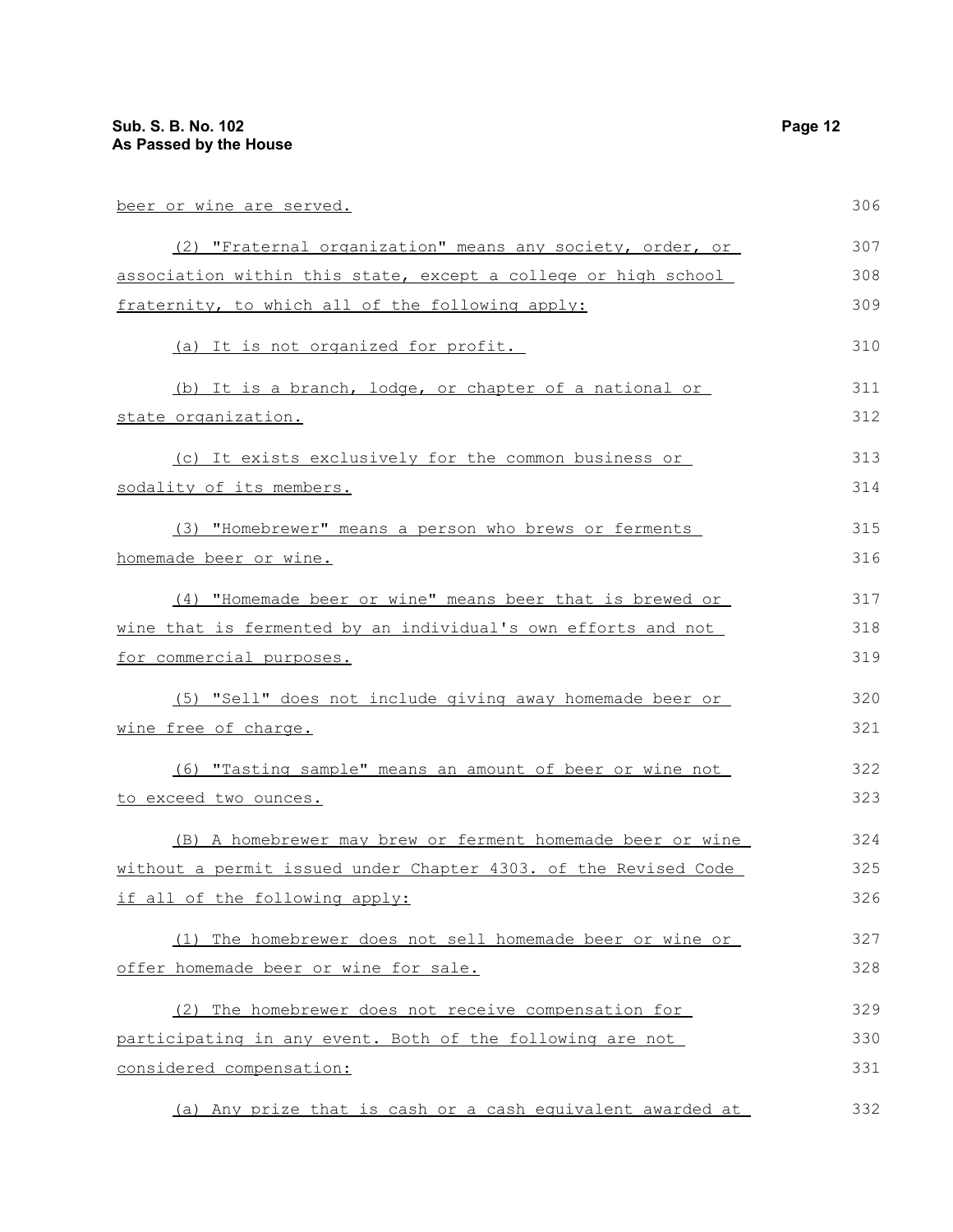beer or wine are served.

(2) "Fraternal organization" means any society, order, or association within this state, except a college or high school fraternity, to which all of the following apply:

(a) It is not organized for profit.

(b) It is a branch, lodge, or chapter of a national or state organization.

(c) It exists exclusively for the common business or sodality of its members.

(3) "Homebrewer" means a person who brews or ferments homemade beer or wine.

(4) "Homemade beer or wine" means beer that is brewed or wine that is fermented by an individual's own efforts and not for commercial purposes.

(5) "Sell" does not include giving away homemade beer or wine free of charge.

(6) "Tasting sample" means an amount of beer or wine not to exceed two ounces.

(B) A homebrewer may brew or ferment homemade beer or wine without a permit issued under Chapter 4303. of the Revised Code if all of the following apply:

(1) The homebrewer does not sell homemade beer or wine or offer homemade beer or wine for sale.

(2) The homebrewer does not receive compensation for participating in any event. Both of the following are not considered compensation:

(a) Any prize that is cash or a cash equivalent awarded at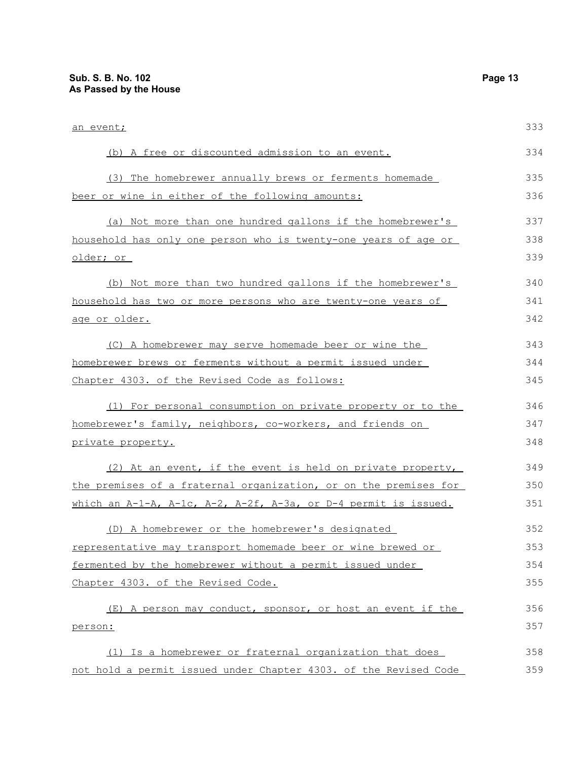an event;

(b) A free or discounted admission to an event.

(3) The homebrewer annually brews or ferments homemade beer or wine in either of the following amounts:

(a) Not more than one hundred gallons if the homebrewer's household has only one person who is twenty-one years of age or older; or

(b) Not more than two hundred gallons if the homebrewer's household has two or more persons who are twenty-one years of age or older.

(C) A homebrewer may serve homemade beer or wine the homebrewer brews or ferments without a permit issued under Chapter 4303. of the Revised Code as follows:

(1) For personal consumption on private property or to the homebrewer's family, neighbors, co-workers, and friends on private property.

(2) At an event, if the event is held on private property, the premises of a fraternal organization, or on the premises for which an A-1-A, A-1c, A-2, A-2f, A-3a, or D-4 permit is issued.

(D) A homebrewer or the homebrewer's designated representative may transport homemade beer or wine brewed or fermented by the homebrewer without a permit issued under Chapter 4303. of the Revised Code.

(E) A person may conduct, sponsor, or host an event if the person:

(1) Is a homebrewer or fraternal organization that does not hold a permit issued under Chapter 4303. of the Revised Code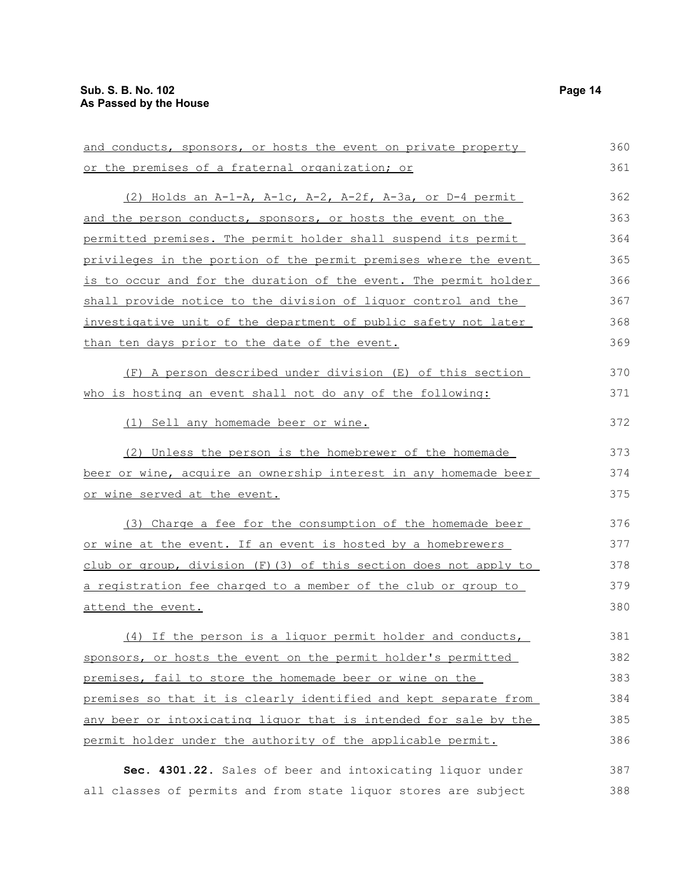and conducts, sponsors, or hosts the event on private property or the premises of a fraternal organization; or

(2) Holds an A-1-A, A-1c, A-2, A-2f, A-3a, or D-4 permit and the person conducts, sponsors, or hosts the event on the permitted premises. The permit holder shall suspend its permit privileges in the portion of the permit premises where the event is to occur and for the duration of the event. The permit holder shall provide notice to the division of liquor control and the investigative unit of the department of public safety not later than ten days prior to the date of the event.

(F) A person described under division (E) of this section who is hosting an event shall not do any of the following:

(1) Sell any homemade beer or wine.

(2) Unless the person is the homebrewer of the homemade beer or wine, acquire an ownership interest in any homemade beer or wine served at the event.

(3) Charge a fee for the consumption of the homemade beer or wine at the event. If an event is hosted by a homebrewers club or group, division (F)(3) of this section does not apply to a registration fee charged to a member of the club or group to attend the event.

(4) If the person is a liquor permit holder and conducts, sponsors, or hosts the event on the permit holder's permitted premises, fail to store the homemade beer or wine on the premises so that it is clearly identified and kept separate from any beer or intoxicating liquor that is intended for sale by the permit holder under the authority of the applicable permit.

**Sec. 4301.22.** Sales of beer and intoxicating liquor under all classes of permits and from state liquor stores are subject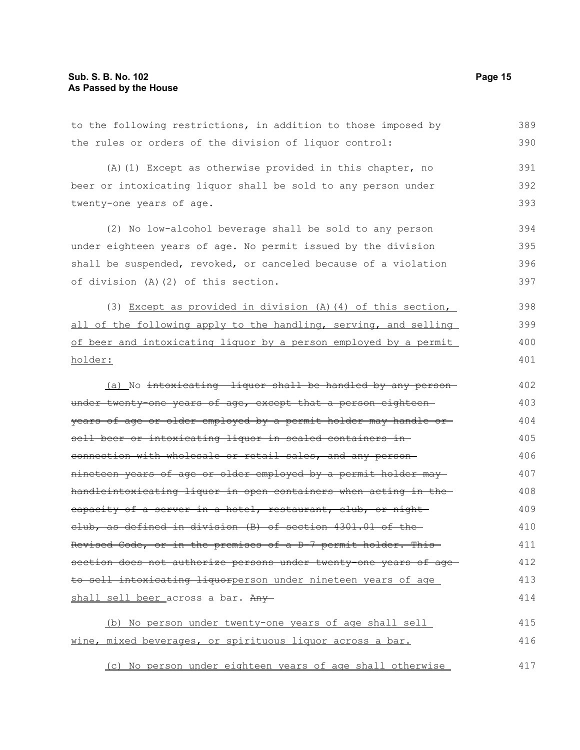to the following restrictions, in addition to those imposed by the rules or orders of the division of liquor control:

(A)(1) Except as otherwise provided in this chapter, no beer or intoxicating liquor shall be sold to any person under twenty-one years of age.

(2) No low-alcohol beverage shall be sold to any person under eighteen years of age. No permit issued by the division shall be suspended, revoked, or canceled because of a violation of division (A)(2) of this section.

(3) Except as provided in division (A)(4) of this section, all of the following apply to the handling, serving, and selling of beer and intoxicating liquor by a person employed by a permit holder:

(a) No ~~intoxicating liquor shall be handled by any person under twenty-one years of age, except that a person eighteen years of age or older employed by a permit holder may handle or sell beer or intoxicating liquor in sealed containers in connection with wholesale or retail sales, and any person nineteen years of age or older employed by a permit holder may handleintoxicating liquor in open containers when acting in the capacity of a server in a hotel, restaurant, club, or night club, as defined in division (B) of section 4301.01 of the Revised Code, or in the premises of a D-7 permit holder. This section does not authorize persons under twenty-one years of age to sell intoxicating liquor~~person under nineteen years of age shall sell beer across a bar. ~~Any~~

(b) No person under twenty-one years of age shall sell wine, mixed beverages, or spirituous liquor across a bar.

(c) No person under eighteen years of age shall otherwise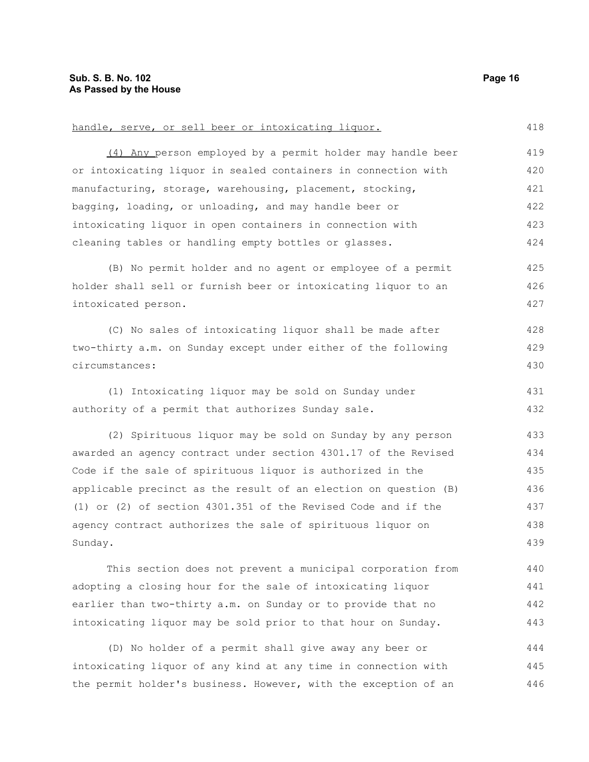handle, serve, or sell beer or intoxicating liquor.

(4) Any person employed by a permit holder may handle beer or intoxicating liquor in sealed containers in connection with manufacturing, storage, warehousing, placement, stocking, bagging, loading, or unloading, and may handle beer or intoxicating liquor in open containers in connection with cleaning tables or handling empty bottles or glasses.

(B) No permit holder and no agent or employee of a permit holder shall sell or furnish beer or intoxicating liquor to an intoxicated person.

(C) No sales of intoxicating liquor shall be made after two-thirty a.m. on Sunday except under either of the following circumstances:

(1) Intoxicating liquor may be sold on Sunday under authority of a permit that authorizes Sunday sale.

(2) Spirituous liquor may be sold on Sunday by any person awarded an agency contract under section 4301.17 of the Revised Code if the sale of spirituous liquor is authorized in the applicable precinct as the result of an election on question (B) (1) or (2) of section 4301.351 of the Revised Code and if the agency contract authorizes the sale of spirituous liquor on Sunday.

This section does not prevent a municipal corporation from adopting a closing hour for the sale of intoxicating liquor earlier than two-thirty a.m. on Sunday or to provide that no intoxicating liquor may be sold prior to that hour on Sunday.

(D) No holder of a permit shall give away any beer or intoxicating liquor of any kind at any time in connection with the permit holder's business. However, with the exception of an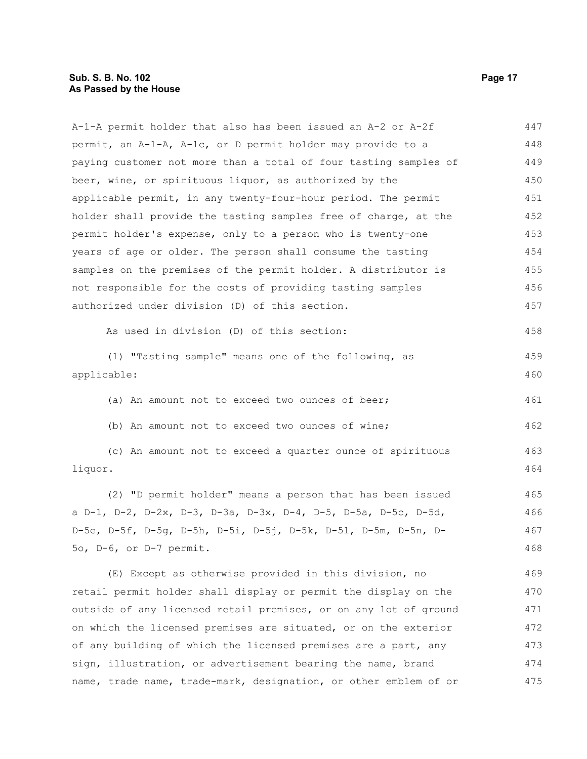A-1-A permit holder that also has been issued an A-2 or A-2f permit, an A-1-A, A-1c, or D permit holder may provide to a paying customer not more than a total of four tasting samples of beer, wine, or spirituous liquor, as authorized by the applicable permit, in any twenty-four-hour period. The permit holder shall provide the tasting samples free of charge, at the permit holder's expense, only to a person who is twenty-one years of age or older. The person shall consume the tasting samples on the premises of the permit holder. A distributor is not responsible for the costs of providing tasting samples authorized under division (D) of this section.

As used in division (D) of this section:

(1) "Tasting sample" means one of the following, as applicable:

(a) An amount not to exceed two ounces of beer;

(b) An amount not to exceed two ounces of wine;

(c) An amount not to exceed a quarter ounce of spirituous liquor.

(2) "D permit holder" means a person that has been issued a D-1, D-2, D-2x, D-3, D-3a, D-3x, D-4, D-5, D-5a, D-5c, D-5d, D-5e, D-5f, D-5g, D-5h, D-5i, D-5j, D-5k, D-5l, D-5m, D-5n, D-5o, D-6, or D-7 permit.

(E) Except as otherwise provided in this division, no retail permit holder shall display or permit the display on the outside of any licensed retail premises, or on any lot of ground on which the licensed premises are situated, or on the exterior of any building of which the licensed premises are a part, any sign, illustration, or advertisement bearing the name, brand name, trade name, trade-mark, designation, or other emblem of or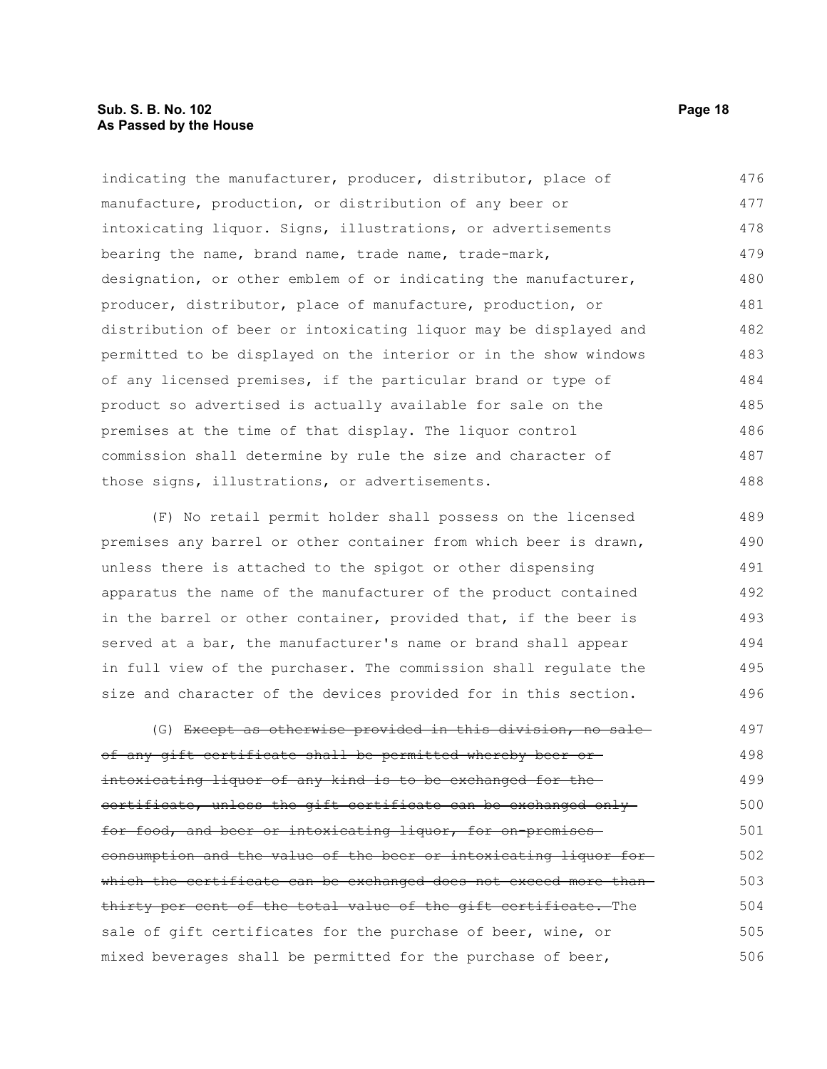indicating the manufacturer, producer, distributor, place of manufacture, production, or distribution of any beer or intoxicating liquor. Signs, illustrations, or advertisements bearing the name, brand name, trade name, trade-mark, designation, or other emblem of or indicating the manufacturer, producer, distributor, place of manufacture, production, or distribution of beer or intoxicating liquor may be displayed and permitted to be displayed on the interior or in the show windows of any licensed premises, if the particular brand or type of product so advertised is actually available for sale on the premises at the time of that display. The liquor control commission shall determine by rule the size and character of those signs, illustrations, or advertisements.

(F) No retail permit holder shall possess on the licensed premises any barrel or other container from which beer is drawn, unless there is attached to the spigot or other dispensing apparatus the name of the manufacturer of the product contained in the barrel or other container, provided that, if the beer is served at a bar, the manufacturer's name or brand shall appear in full view of the purchaser. The commission shall regulate the size and character of the devices provided for in this section.

(G) ~~Except as otherwise provided in this division, no sale of any gift certificate shall be permitted whereby beer or intoxicating liquor of any kind is to be exchanged for the certificate, unless the gift certificate can be exchanged only for food, and beer or intoxicating liquor, for on-premises consumption and the value of the beer or intoxicating liquor for which the certificate can be exchanged does not exceed more than thirty per cent of the total value of the gift certificate.~~ The sale of gift certificates for the purchase of beer, wine, or mixed beverages shall be permitted for the purchase of beer,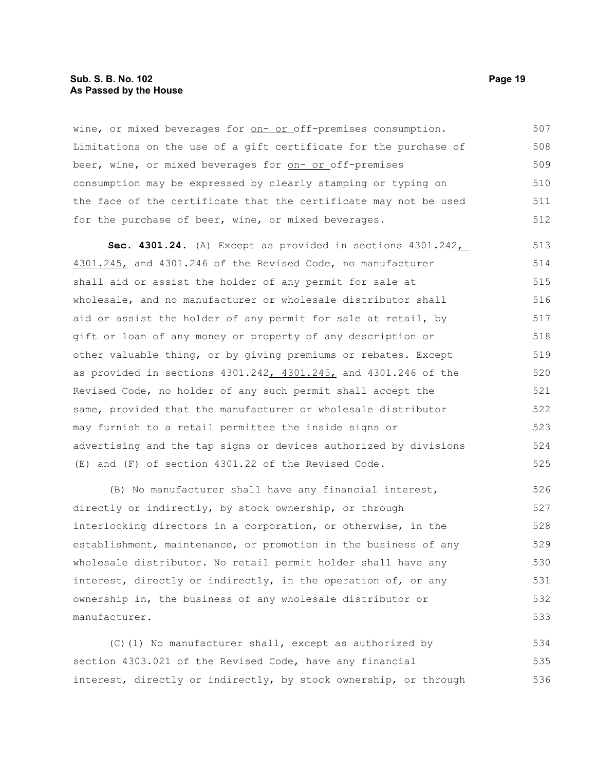wine, or mixed beverages for on- or off-premises consumption. Limitations on the use of a gift certificate for the purchase of beer, wine, or mixed beverages for on- or off-premises consumption may be expressed by clearly stamping or typing on the face of the certificate that the certificate may not be used for the purchase of beer, wine, or mixed beverages.

**Sec. 4301.24.** (A) Except as provided in sections 4301.242, 4301.245, and 4301.246 of the Revised Code, no manufacturer shall aid or assist the holder of any permit for sale at wholesale, and no manufacturer or wholesale distributor shall aid or assist the holder of any permit for sale at retail, by gift or loan of any money or property of any description or other valuable thing, or by giving premiums or rebates. Except as provided in sections 4301.242, 4301.245, and 4301.246 of the Revised Code, no holder of any such permit shall accept the same, provided that the manufacturer or wholesale distributor may furnish to a retail permittee the inside signs or advertising and the tap signs or devices authorized by divisions (E) and (F) of section 4301.22 of the Revised Code.

(B) No manufacturer shall have any financial interest, directly or indirectly, by stock ownership, or through interlocking directors in a corporation, or otherwise, in the establishment, maintenance, or promotion in the business of any wholesale distributor. No retail permit holder shall have any interest, directly or indirectly, in the operation of, or any ownership in, the business of any wholesale distributor or manufacturer.

(C)(1) No manufacturer shall, except as authorized by section 4303.021 of the Revised Code, have any financial interest, directly or indirectly, by stock ownership, or through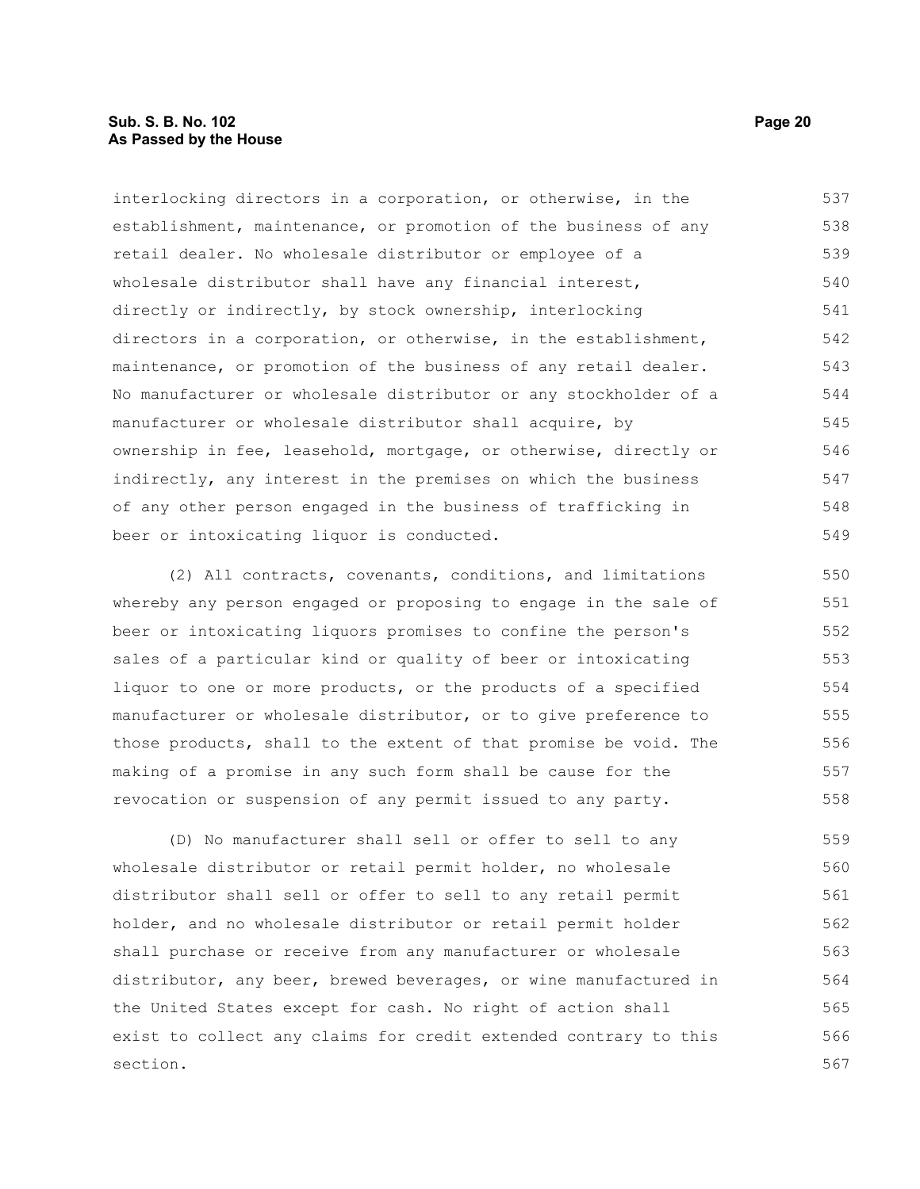interlocking directors in a corporation, or otherwise, in the establishment, maintenance, or promotion of the business of any retail dealer. No wholesale distributor or employee of a wholesale distributor shall have any financial interest, directly or indirectly, by stock ownership, interlocking directors in a corporation, or otherwise, in the establishment, maintenance, or promotion of the business of any retail dealer. No manufacturer or wholesale distributor or any stockholder of a manufacturer or wholesale distributor shall acquire, by ownership in fee, leasehold, mortgage, or otherwise, directly or indirectly, any interest in the premises on which the business of any other person engaged in the business of trafficking in beer or intoxicating liquor is conducted.

(2) All contracts, covenants, conditions, and limitations whereby any person engaged or proposing to engage in the sale of beer or intoxicating liquors promises to confine the person's sales of a particular kind or quality of beer or intoxicating liquor to one or more products, or the products of a specified manufacturer or wholesale distributor, or to give preference to those products, shall to the extent of that promise be void. The making of a promise in any such form shall be cause for the revocation or suspension of any permit issued to any party.

(D) No manufacturer shall sell or offer to sell to any wholesale distributor or retail permit holder, no wholesale distributor shall sell or offer to sell to any retail permit holder, and no wholesale distributor or retail permit holder shall purchase or receive from any manufacturer or wholesale distributor, any beer, brewed beverages, or wine manufactured in the United States except for cash. No right of action shall exist to collect any claims for credit extended contrary to this section.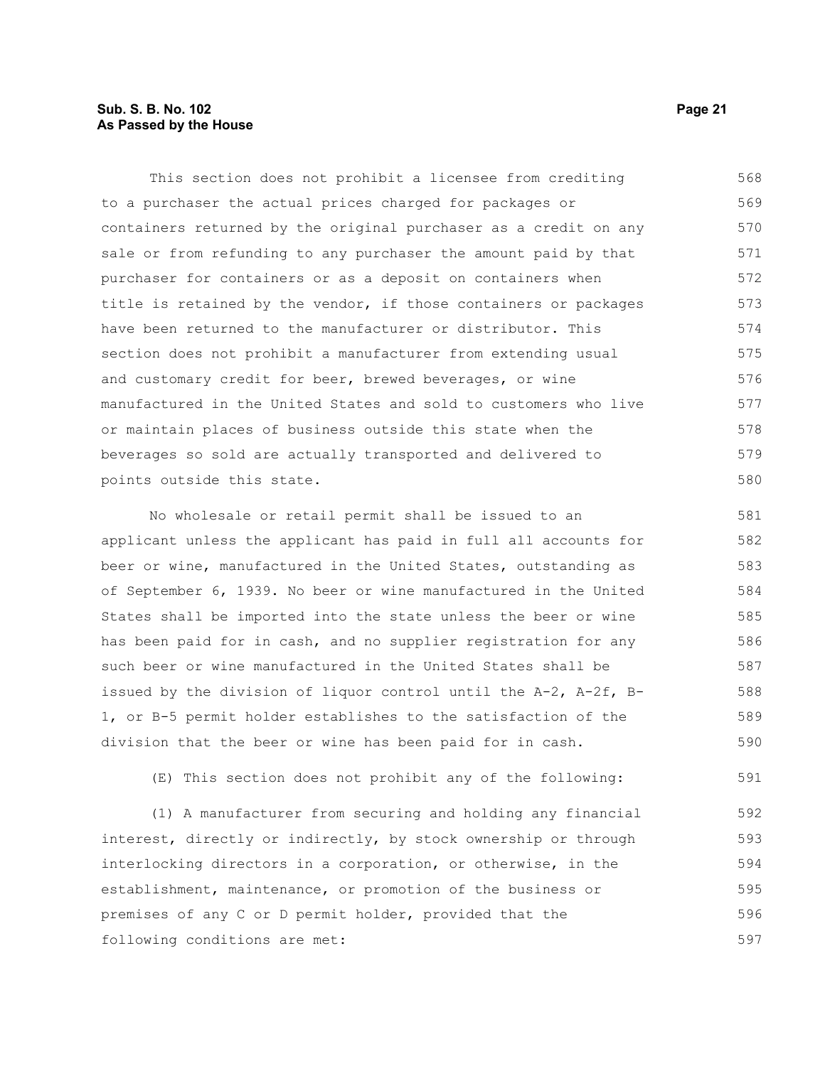This section does not prohibit a licensee from crediting to a purchaser the actual prices charged for packages or containers returned by the original purchaser as a credit on any sale or from refunding to any purchaser the amount paid by that purchaser for containers or as a deposit on containers when title is retained by the vendor, if those containers or packages have been returned to the manufacturer or distributor. This section does not prohibit a manufacturer from extending usual and customary credit for beer, brewed beverages, or wine manufactured in the United States and sold to customers who live or maintain places of business outside this state when the beverages so sold are actually transported and delivered to points outside this state.

No wholesale or retail permit shall be issued to an applicant unless the applicant has paid in full all accounts for beer or wine, manufactured in the United States, outstanding as of September 6, 1939. No beer or wine manufactured in the United States shall be imported into the state unless the beer or wine has been paid for in cash, and no supplier registration for any such beer or wine manufactured in the United States shall be issued by the division of liquor control until the A-2, A-2f, B-1, or B-5 permit holder establishes to the satisfaction of the division that the beer or wine has been paid for in cash.

(E) This section does not prohibit any of the following:

(1) A manufacturer from securing and holding any financial interest, directly or indirectly, by stock ownership or through interlocking directors in a corporation, or otherwise, in the establishment, maintenance, or promotion of the business or premises of any C or D permit holder, provided that the following conditions are met: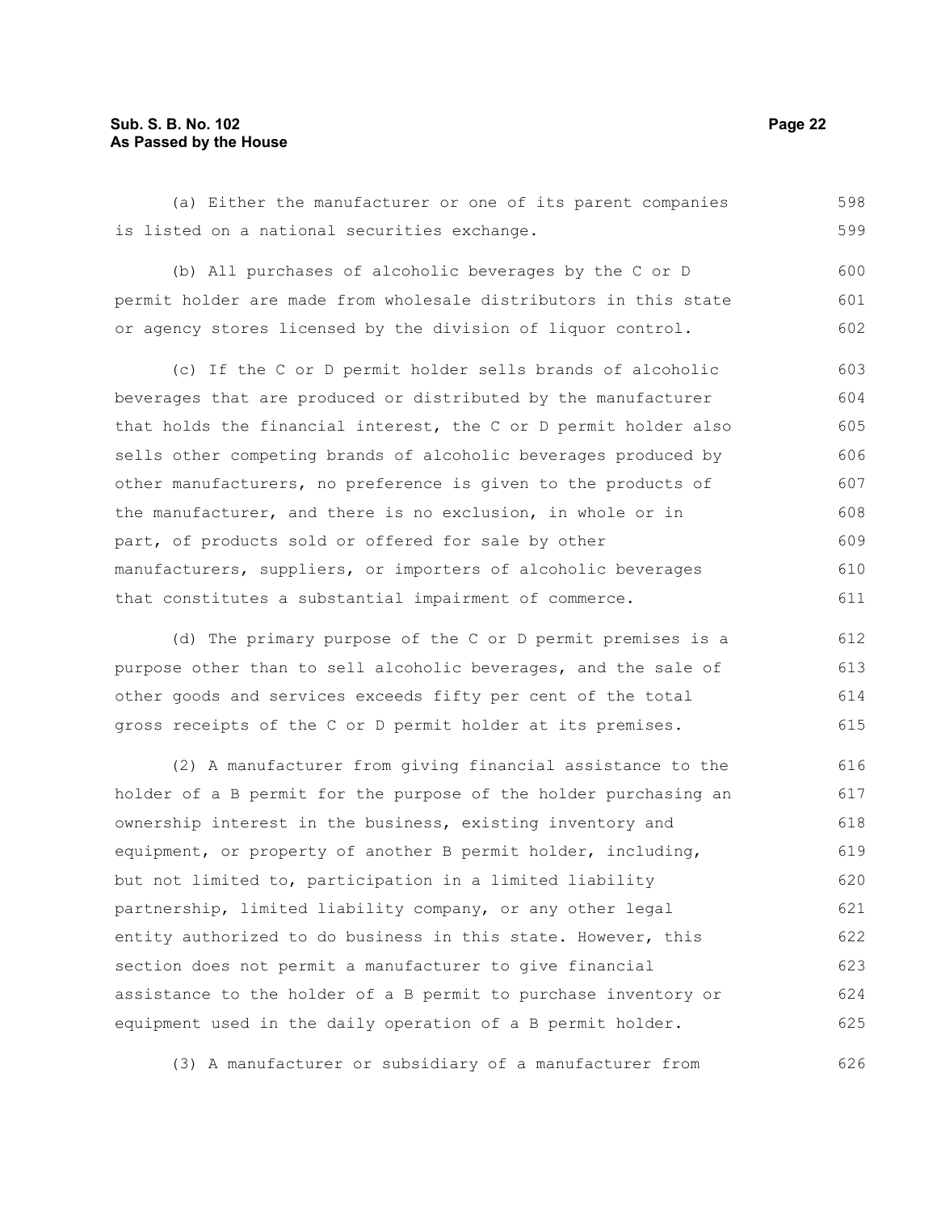(a) Either the manufacturer or one of its parent companies is listed on a national securities exchange.

(b) All purchases of alcoholic beverages by the C or D permit holder are made from wholesale distributors in this state or agency stores licensed by the division of liquor control.

(c) If the C or D permit holder sells brands of alcoholic beverages that are produced or distributed by the manufacturer that holds the financial interest, the C or D permit holder also sells other competing brands of alcoholic beverages produced by other manufacturers, no preference is given to the products of the manufacturer, and there is no exclusion, in whole or in part, of products sold or offered for sale by other manufacturers, suppliers, or importers of alcoholic beverages that constitutes a substantial impairment of commerce.

(d) The primary purpose of the C or D permit premises is a purpose other than to sell alcoholic beverages, and the sale of other goods and services exceeds fifty per cent of the total gross receipts of the C or D permit holder at its premises.

(2) A manufacturer from giving financial assistance to the holder of a B permit for the purpose of the holder purchasing an ownership interest in the business, existing inventory and equipment, or property of another B permit holder, including, but not limited to, participation in a limited liability partnership, limited liability company, or any other legal entity authorized to do business in this state. However, this section does not permit a manufacturer to give financial assistance to the holder of a B permit to purchase inventory or equipment used in the daily operation of a B permit holder.

(3) A manufacturer or subsidiary of a manufacturer from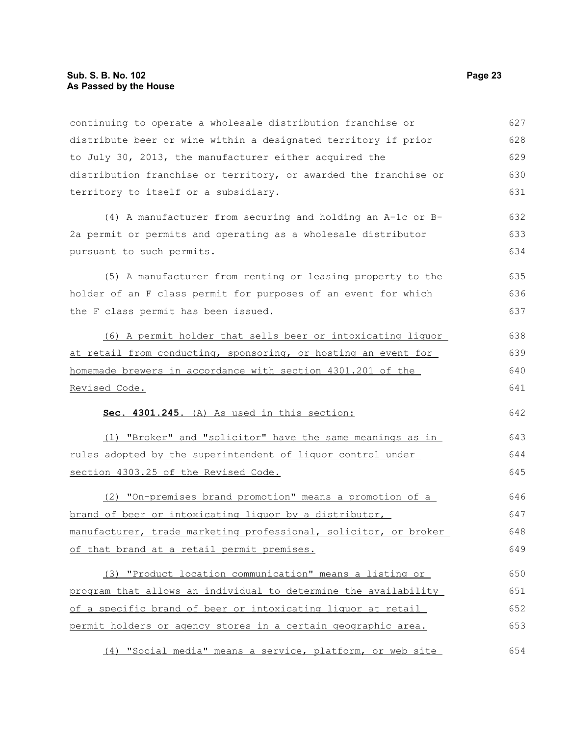continuing to operate a wholesale distribution franchise or distribute beer or wine within a designated territory if prior to July 30, 2013, the manufacturer either acquired the distribution franchise or territory, or awarded the franchise or territory to itself or a subsidiary.

(4) A manufacturer from securing and holding an A-1c or B-2a permit or permits and operating as a wholesale distributor pursuant to such permits.

(5) A manufacturer from renting or leasing property to the holder of an F class permit for purposes of an event for which the F class permit has been issued.

(6) A permit holder that sells beer or intoxicating liquor at retail from conducting, sponsoring, or hosting an event for homemade brewers in accordance with section 4301.201 of the Revised Code.

**Sec. 4301.245.** (A) As used in this section:

(1) "Broker" and "solicitor" have the same meanings as in rules adopted by the superintendent of liquor control under section 4303.25 of the Revised Code.

(2) "On-premises brand promotion" means a promotion of a brand of beer or intoxicating liquor by a distributor, manufacturer, trade marketing professional, solicitor, or broker of that brand at a retail permit premises.

(3) "Product location communication" means a listing or program that allows an individual to determine the availability of a specific brand of beer or intoxicating liquor at retail permit holders or agency stores in a certain geographic area.

(4) "Social media" means a service, platform, or web site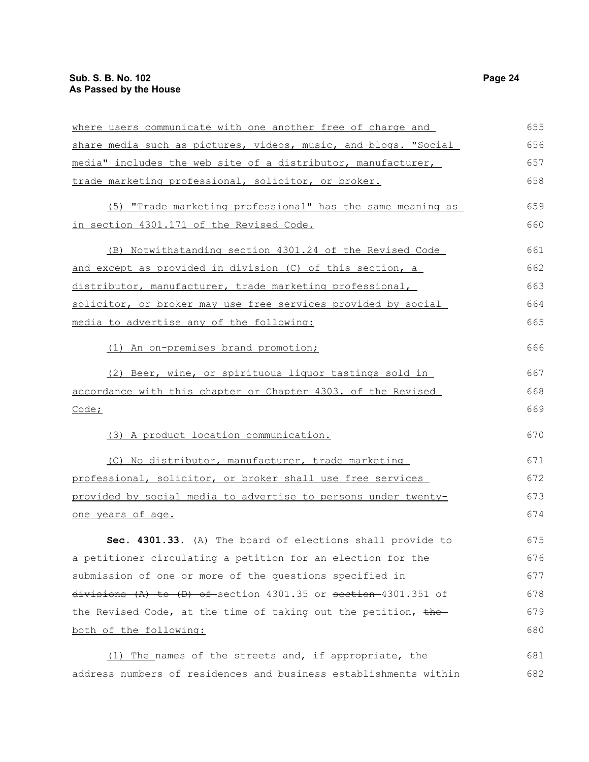where users communicate with one another free of charge and share media such as pictures, videos, music, and blogs. "Social media" includes the web site of a distributor, manufacturer, trade marketing professional, solicitor, or broker.

(5) "Trade marketing professional" has the same meaning as in section 4301.171 of the Revised Code.

(B) Notwithstanding section 4301.24 of the Revised Code and except as provided in division (C) of this section, a distributor, manufacturer, trade marketing professional, solicitor, or broker may use free services provided by social media to advertise any of the following:

(1) An on-premises brand promotion;

(2) Beer, wine, or spirituous liquor tastings sold in accordance with this chapter or Chapter 4303. of the Revised Code;

(3) A product location communication.

(C) No distributor, manufacturer, trade marketing professional, solicitor, or broker shall use free services provided by social media to advertise to persons under twenty-one years of age.

**Sec. 4301.33.** (A) The board of elections shall provide to a petitioner circulating a petition for an election for the submission of one or more of the questions specified in ~~divisions (A) to (D) of~~ section 4301.35 or ~~section~~ 4301.351 of the Revised Code, at the time of taking out the petition, ~~the~~ both of the following:

(1) The names of the streets and, if appropriate, the address numbers of residences and business establishments within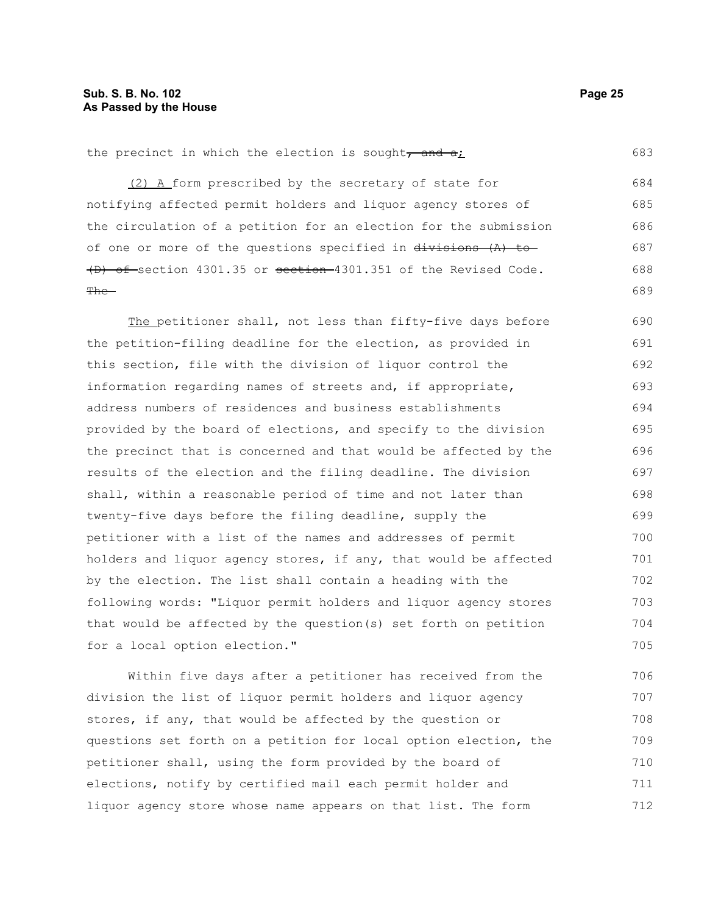the precinct in which the election is sought~~, and a~~;

(2) A form prescribed by the secretary of state for notifying affected permit holders and liquor agency stores of the circulation of a petition for an election for the submission of one or more of the questions specified in ~~divisions (A) to (D) of~~ section 4301.35 or ~~section~~ 4301.351 of the Revised Code. ~~The~~

The petitioner shall, not less than fifty-five days before the petition-filing deadline for the election, as provided in this section, file with the division of liquor control the information regarding names of streets and, if appropriate, address numbers of residences and business establishments provided by the board of elections, and specify to the division the precinct that is concerned and that would be affected by the results of the election and the filing deadline. The division shall, within a reasonable period of time and not later than twenty-five days before the filing deadline, supply the petitioner with a list of the names and addresses of permit holders and liquor agency stores, if any, that would be affected by the election. The list shall contain a heading with the following words: "Liquor permit holders and liquor agency stores that would be affected by the question(s) set forth on petition for a local option election."

Within five days after a petitioner has received from the division the list of liquor permit holders and liquor agency stores, if any, that would be affected by the question or questions set forth on a petition for local option election, the petitioner shall, using the form provided by the board of elections, notify by certified mail each permit holder and liquor agency store whose name appears on that list. The form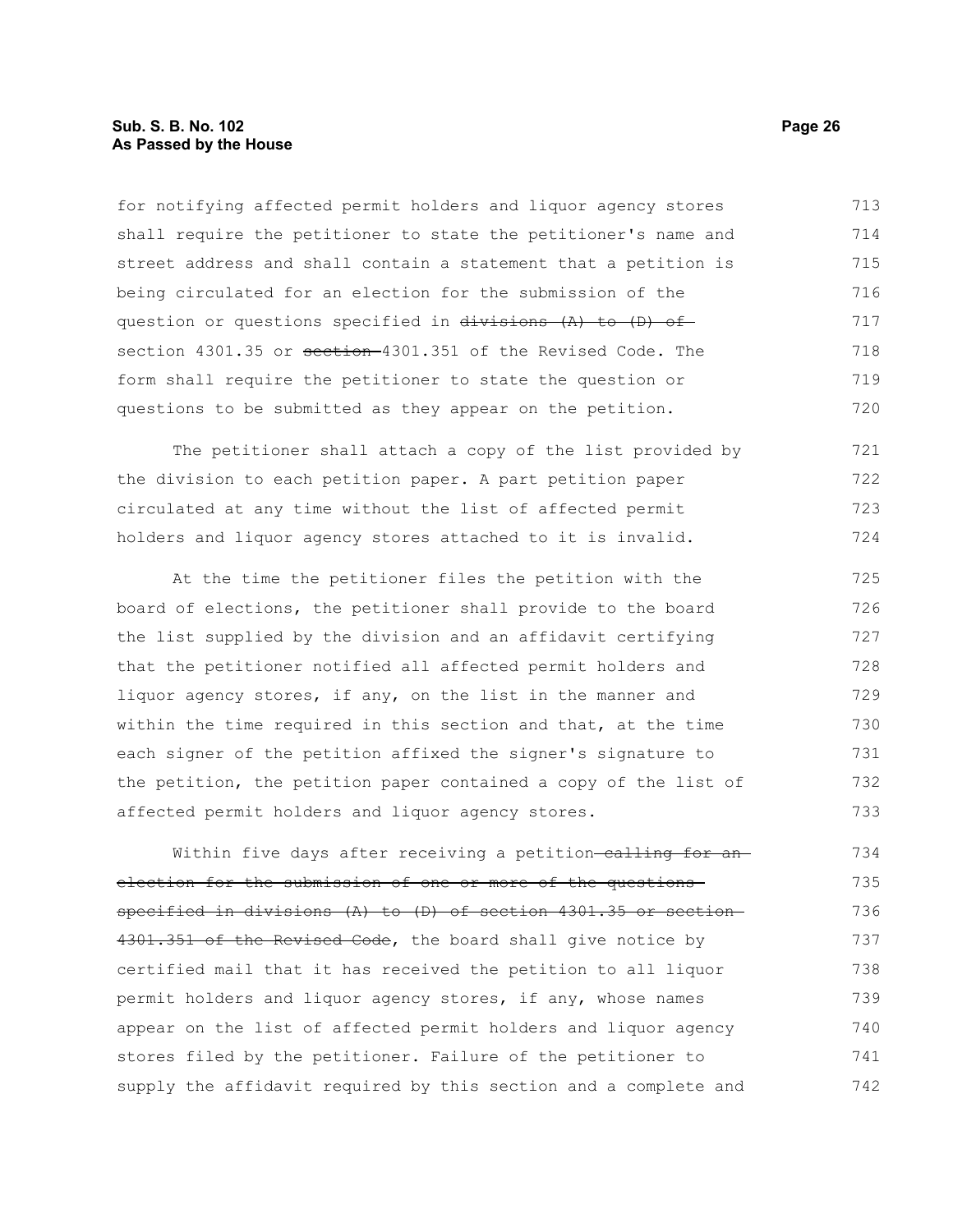for notifying affected permit holders and liquor agency stores shall require the petitioner to state the petitioner's name and street address and shall contain a statement that a petition is being circulated for an election for the submission of the question or questions specified in ~~divisions (A) to (D) of~~ section 4301.35 or ~~section~~ 4301.351 of the Revised Code. The form shall require the petitioner to state the question or questions to be submitted as they appear on the petition.

The petitioner shall attach a copy of the list provided by the division to each petition paper. A part petition paper circulated at any time without the list of affected permit holders and liquor agency stores attached to it is invalid.

At the time the petitioner files the petition with the board of elections, the petitioner shall provide to the board the list supplied by the division and an affidavit certifying that the petitioner notified all affected permit holders and liquor agency stores, if any, on the list in the manner and within the time required in this section and that, at the time each signer of the petition affixed the signer's signature to the petition, the petition paper contained a copy of the list of affected permit holders and liquor agency stores.

Within five days after receiving a petition ~~calling for an election for the submission of one or more of the questions specified in divisions (A) to (D) of section 4301.35 or section 4301.351 of the Revised Code~~, the board shall give notice by certified mail that it has received the petition to all liquor permit holders and liquor agency stores, if any, whose names appear on the list of affected permit holders and liquor agency stores filed by the petitioner. Failure of the petitioner to supply the affidavit required by this section and a complete and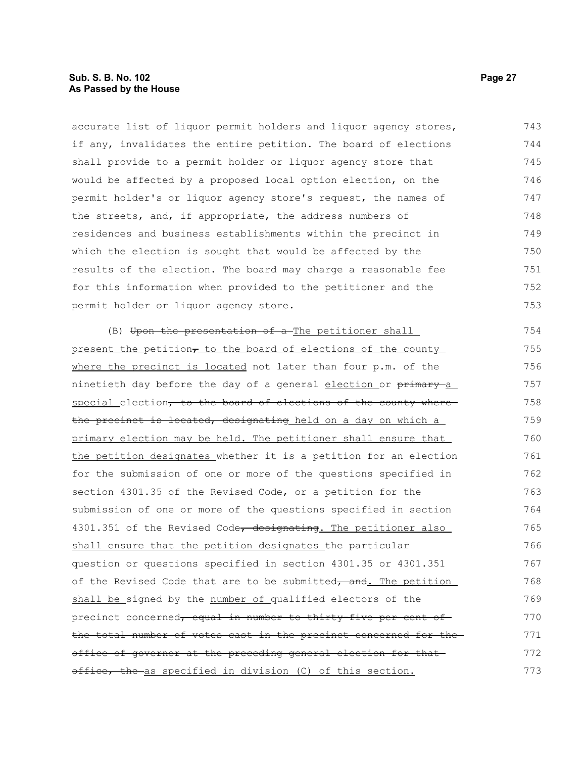accurate list of liquor permit holders and liquor agency stores, if any, invalidates the entire petition. The board of elections shall provide to a permit holder or liquor agency store that would be affected by a proposed local option election, on the permit holder's or liquor agency store's request, the names of the streets, and, if appropriate, the address numbers of residences and business establishments within the precinct in which the election is sought that would be affected by the results of the election. The board may charge a reasonable fee for this information when provided to the petitioner and the permit holder or liquor agency store.

(B) ~~Upon the presentation of a~~ The petitioner shall present the petition~~,~~ to the board of elections of the county where the precinct is located not later than four p.m. of the ninetieth day before the day of a general election or ~~primary~~ a special election~~, to the board of elections of the county where the precinct is located, designating~~ held on a day on which a primary election may be held. The petitioner shall ensure that the petition designates whether it is a petition for an election for the submission of one or more of the questions specified in section 4301.35 of the Revised Code, or a petition for the submission of one or more of the questions specified in section 4301.351 of the Revised Code~~, designating~~. The petitioner also shall ensure that the petition designates the particular question or questions specified in section 4301.35 or 4301.351 of the Revised Code that are to be submitted~~, and~~. The petition shall be signed by the number of qualified electors of the precinct concerned~~, equal in number to thirty-five per cent of the total number of votes cast in the precinct concerned for the office of governor at the preceding general election for that office, the~~ as specified in division (C) of this section.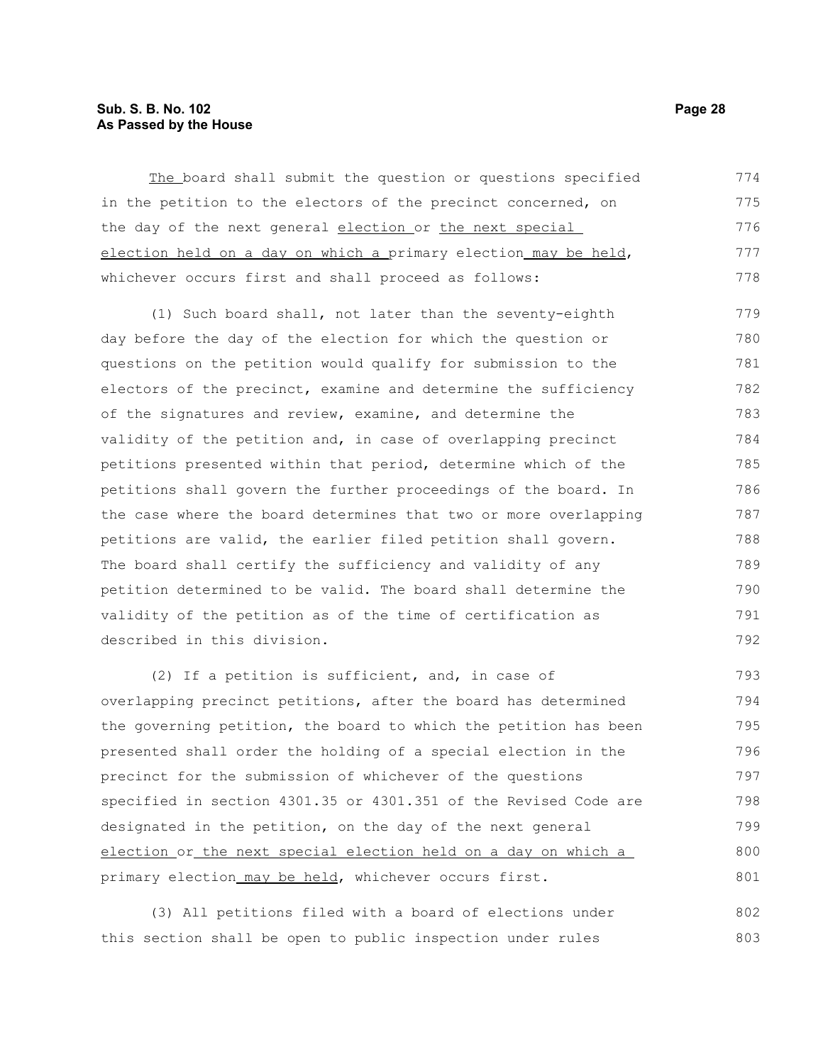The board shall submit the question or questions specified in the petition to the electors of the precinct concerned, on the day of the next general election or the next special election held on a day on which a primary election may be held, whichever occurs first and shall proceed as follows:

(1) Such board shall, not later than the seventy-eighth day before the day of the election for which the question or questions on the petition would qualify for submission to the electors of the precinct, examine and determine the sufficiency of the signatures and review, examine, and determine the validity of the petition and, in case of overlapping precinct petitions presented within that period, determine which of the petitions shall govern the further proceedings of the board. In the case where the board determines that two or more overlapping petitions are valid, the earlier filed petition shall govern. The board shall certify the sufficiency and validity of any petition determined to be valid. The board shall determine the validity of the petition as of the time of certification as described in this division.

(2) If a petition is sufficient, and, in case of overlapping precinct petitions, after the board has determined the governing petition, the board to which the petition has been presented shall order the holding of a special election in the precinct for the submission of whichever of the questions specified in section 4301.35 or 4301.351 of the Revised Code are designated in the petition, on the day of the next general election or the next special election held on a day on which a primary election may be held, whichever occurs first.

(3) All petitions filed with a board of elections under this section shall be open to public inspection under rules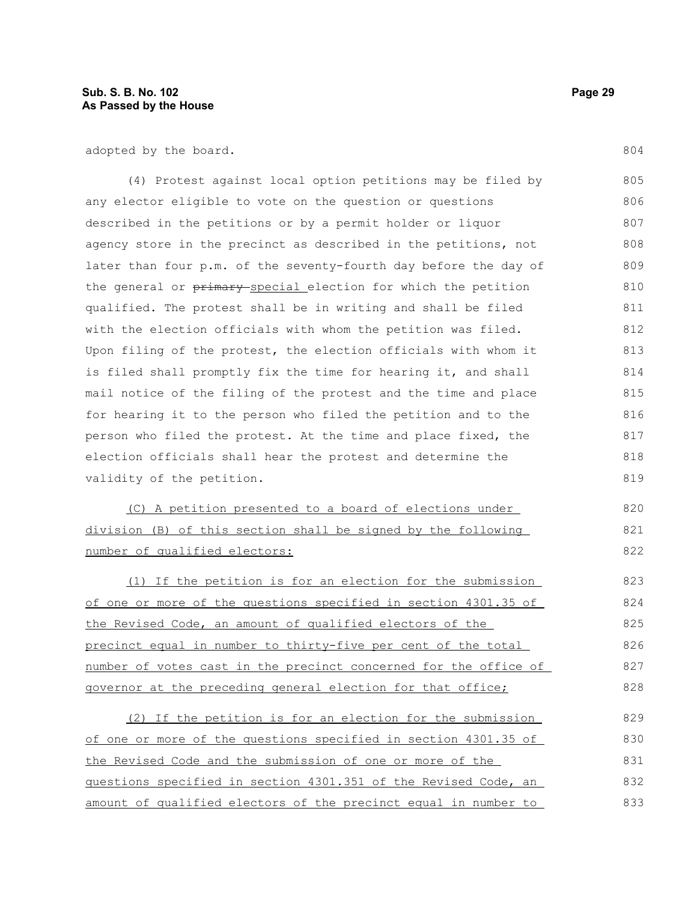adopted by the board.

(4) Protest against local option petitions may be filed by any elector eligible to vote on the question or questions described in the petitions or by a permit holder or liquor agency store in the precinct as described in the petitions, not later than four p.m. of the seventy-fourth day before the day of the general or ~~primary~~ special election for which the petition qualified. The protest shall be in writing and shall be filed with the election officials with whom the petition was filed. Upon filing of the protest, the election officials with whom it is filed shall promptly fix the time for hearing it, and shall mail notice of the filing of the protest and the time and place for hearing it to the person who filed the petition and to the person who filed the protest. At the time and place fixed, the election officials shall hear the protest and determine the validity of the petition.

(C) A petition presented to a board of elections under division (B) of this section shall be signed by the following number of qualified electors:

(1) If the petition is for an election for the submission of one or more of the questions specified in section 4301.35 of the Revised Code, an amount of qualified electors of the precinct equal in number to thirty-five per cent of the total number of votes cast in the precinct concerned for the office of governor at the preceding general election for that office;

(2) If the petition is for an election for the submission of one or more of the questions specified in section 4301.35 of the Revised Code and the submission of one or more of the questions specified in section 4301.351 of the Revised Code, an amount of qualified electors of the precinct equal in number to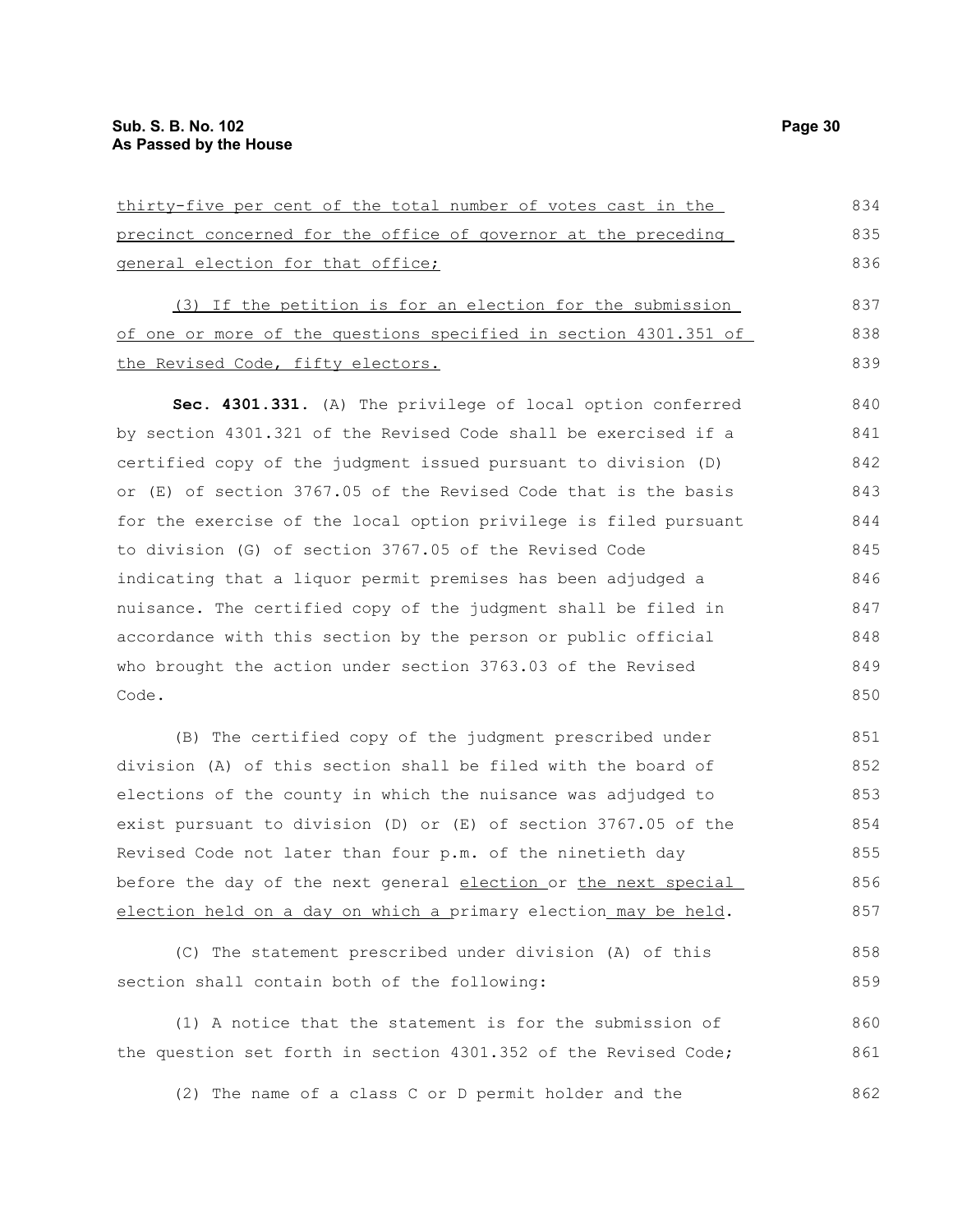thirty-five per cent of the total number of votes cast in the precinct concerned for the office of governor at the preceding general election for that office;

(3) If the petition is for an election for the submission of one or more of the questions specified in section 4301.351 of the Revised Code, fifty electors.

**Sec. 4301.331.** (A) The privilege of local option conferred by section 4301.321 of the Revised Code shall be exercised if a certified copy of the judgment issued pursuant to division (D) or (E) of section 3767.05 of the Revised Code that is the basis for the exercise of the local option privilege is filed pursuant to division (G) of section 3767.05 of the Revised Code indicating that a liquor permit premises has been adjudged a nuisance. The certified copy of the judgment shall be filed in accordance with this section by the person or public official who brought the action under section 3763.03 of the Revised Code.

(B) The certified copy of the judgment prescribed under division (A) of this section shall be filed with the board of elections of the county in which the nuisance was adjudged to exist pursuant to division (D) or (E) of section 3767.05 of the Revised Code not later than four p.m. of the ninetieth day before the day of the next general election or the next special election held on a day on which a primary election may be held.

(C) The statement prescribed under division (A) of this section shall contain both of the following:

(1) A notice that the statement is for the submission of the question set forth in section 4301.352 of the Revised Code;

(2) The name of a class C or D permit holder and the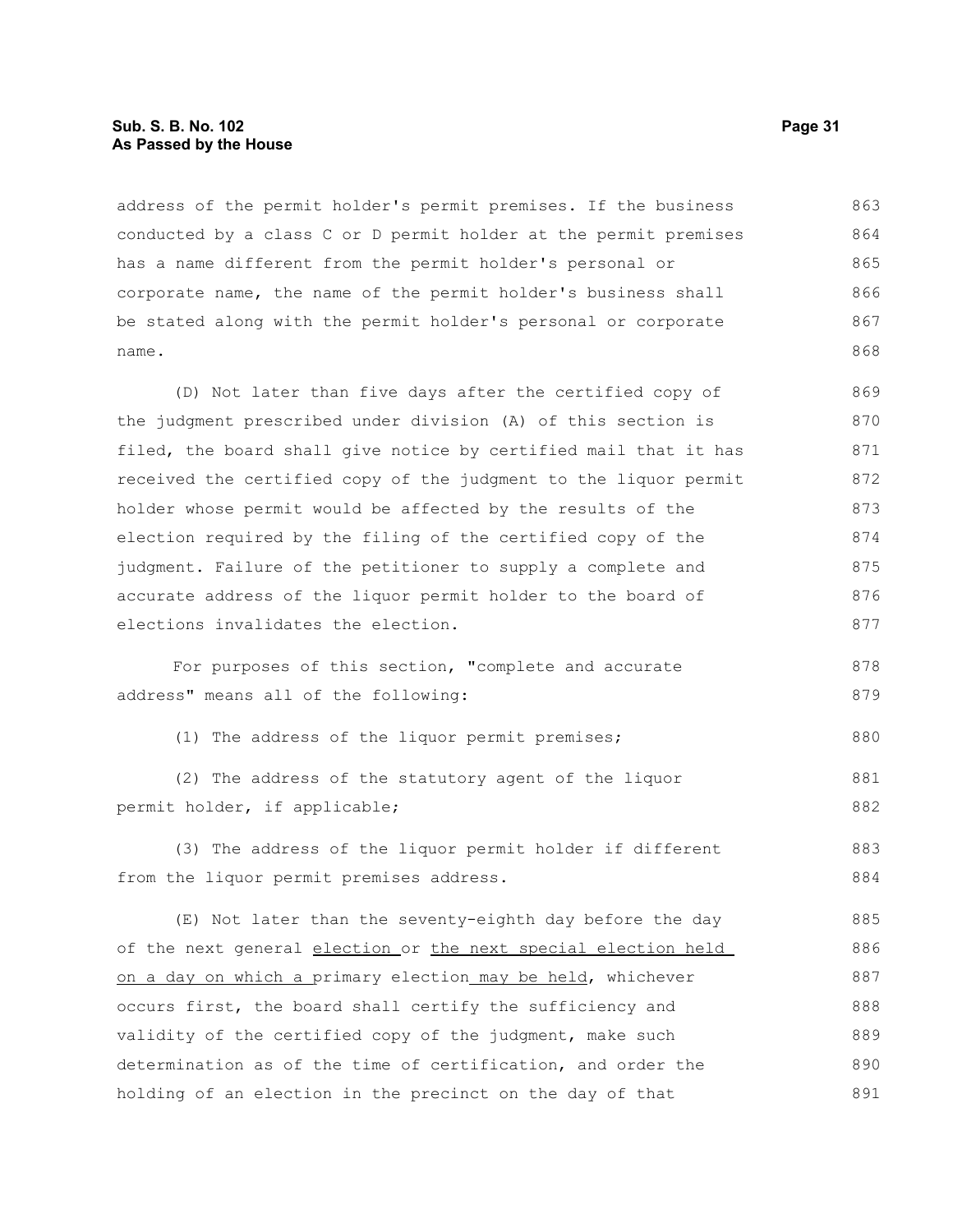address of the permit holder's permit premises. If the business conducted by a class C or D permit holder at the permit premises has a name different from the permit holder's personal or corporate name, the name of the permit holder's business shall be stated along with the permit holder's personal or corporate name.

(D) Not later than five days after the certified copy of the judgment prescribed under division (A) of this section is filed, the board shall give notice by certified mail that it has received the certified copy of the judgment to the liquor permit holder whose permit would be affected by the results of the election required by the filing of the certified copy of the judgment. Failure of the petitioner to supply a complete and accurate address of the liquor permit holder to the board of elections invalidates the election.

For purposes of this section, "complete and accurate address" means all of the following:

(1) The address of the liquor permit premises;

(2) The address of the statutory agent of the liquor permit holder, if applicable;

(3) The address of the liquor permit holder if different from the liquor permit premises address.

(E) Not later than the seventy-eighth day before the day of the next general election or the next special election held on a day on which a primary election may be held, whichever occurs first, the board shall certify the sufficiency and validity of the certified copy of the judgment, make such determination as of the time of certification, and order the holding of an election in the precinct on the day of that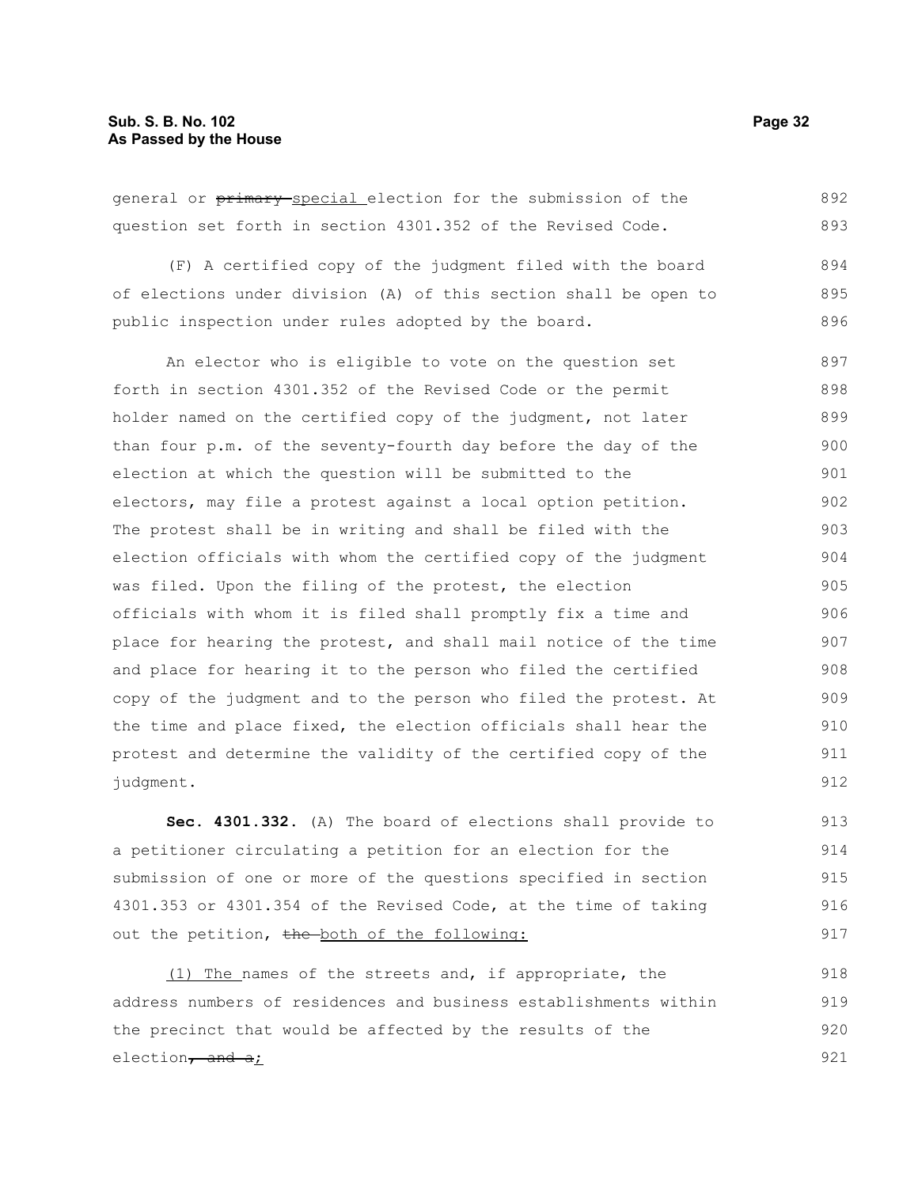general or ~~primary~~ special election for the submission of the question set forth in section 4301.352 of the Revised Code.

(F) A certified copy of the judgment filed with the board of elections under division (A) of this section shall be open to public inspection under rules adopted by the board.

An elector who is eligible to vote on the question set forth in section 4301.352 of the Revised Code or the permit holder named on the certified copy of the judgment, not later than four p.m. of the seventy-fourth day before the day of the election at which the question will be submitted to the electors, may file a protest against a local option petition. The protest shall be in writing and shall be filed with the election officials with whom the certified copy of the judgment was filed. Upon the filing of the protest, the election officials with whom it is filed shall promptly fix a time and place for hearing the protest, and shall mail notice of the time and place for hearing it to the person who filed the certified copy of the judgment and to the person who filed the protest. At the time and place fixed, the election officials shall hear the protest and determine the validity of the certified copy of the judgment.

**Sec. 4301.332.** (A) The board of elections shall provide to a petitioner circulating a petition for an election for the submission of one or more of the questions specified in section 4301.353 or 4301.354 of the Revised Code, at the time of taking out the petition, ~~the~~ both of the following:

(1) The names of the streets and, if appropriate, the address numbers of residences and business establishments within the precinct that would be affected by the results of the election~~, and a~~;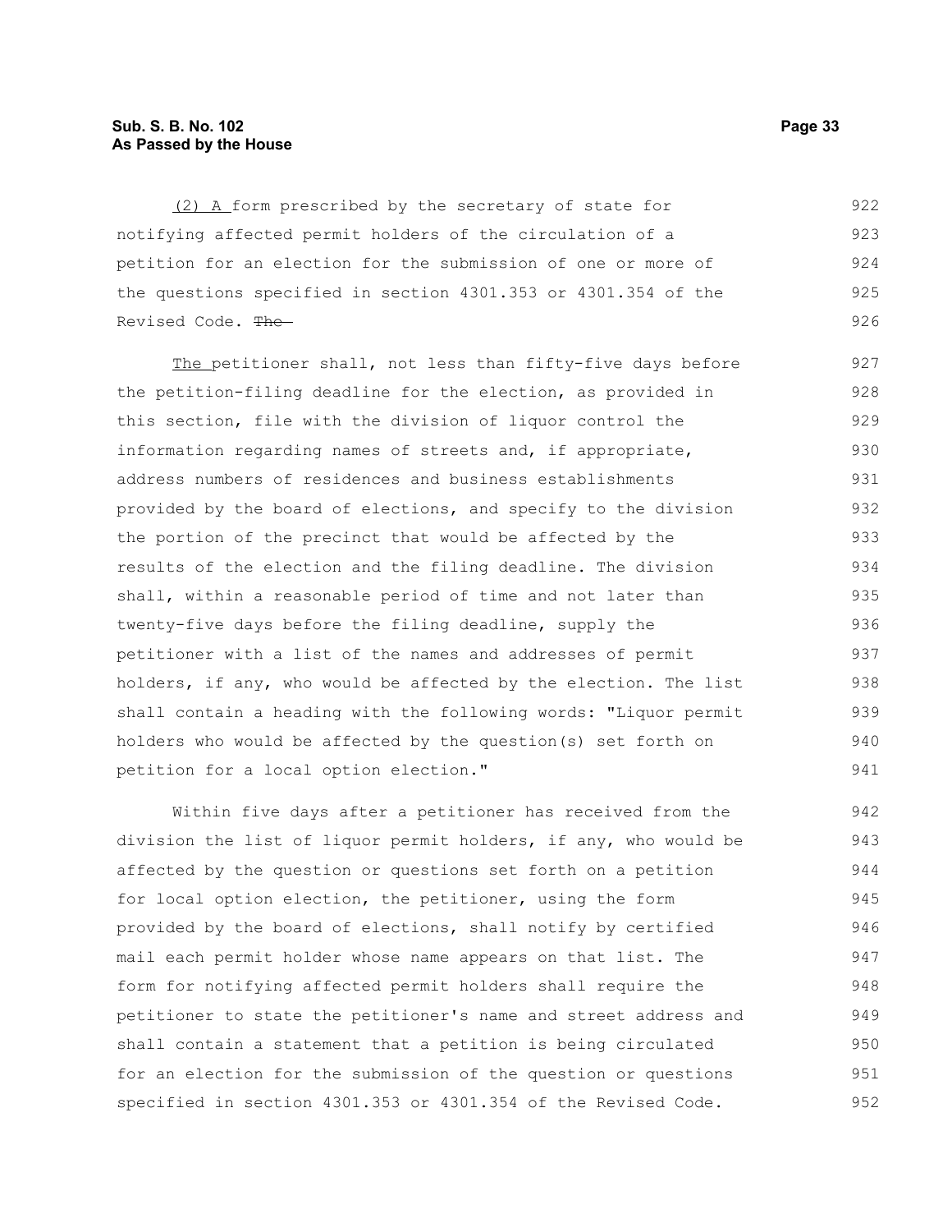(2) A form prescribed by the secretary of state for notifying affected permit holders of the circulation of a petition for an election for the submission of one or more of the questions specified in section 4301.353 or 4301.354 of the Revised Code. ~~The~~

The petitioner shall, not less than fifty-five days before the petition-filing deadline for the election, as provided in this section, file with the division of liquor control the information regarding names of streets and, if appropriate, address numbers of residences and business establishments provided by the board of elections, and specify to the division the portion of the precinct that would be affected by the results of the election and the filing deadline. The division shall, within a reasonable period of time and not later than twenty-five days before the filing deadline, supply the petitioner with a list of the names and addresses of permit holders, if any, who would be affected by the election. The list shall contain a heading with the following words: "Liquor permit holders who would be affected by the question(s) set forth on petition for a local option election."

Within five days after a petitioner has received from the division the list of liquor permit holders, if any, who would be affected by the question or questions set forth on a petition for local option election, the petitioner, using the form provided by the board of elections, shall notify by certified mail each permit holder whose name appears on that list. The form for notifying affected permit holders shall require the petitioner to state the petitioner's name and street address and shall contain a statement that a petition is being circulated for an election for the submission of the question or questions specified in section 4301.353 or 4301.354 of the Revised Code.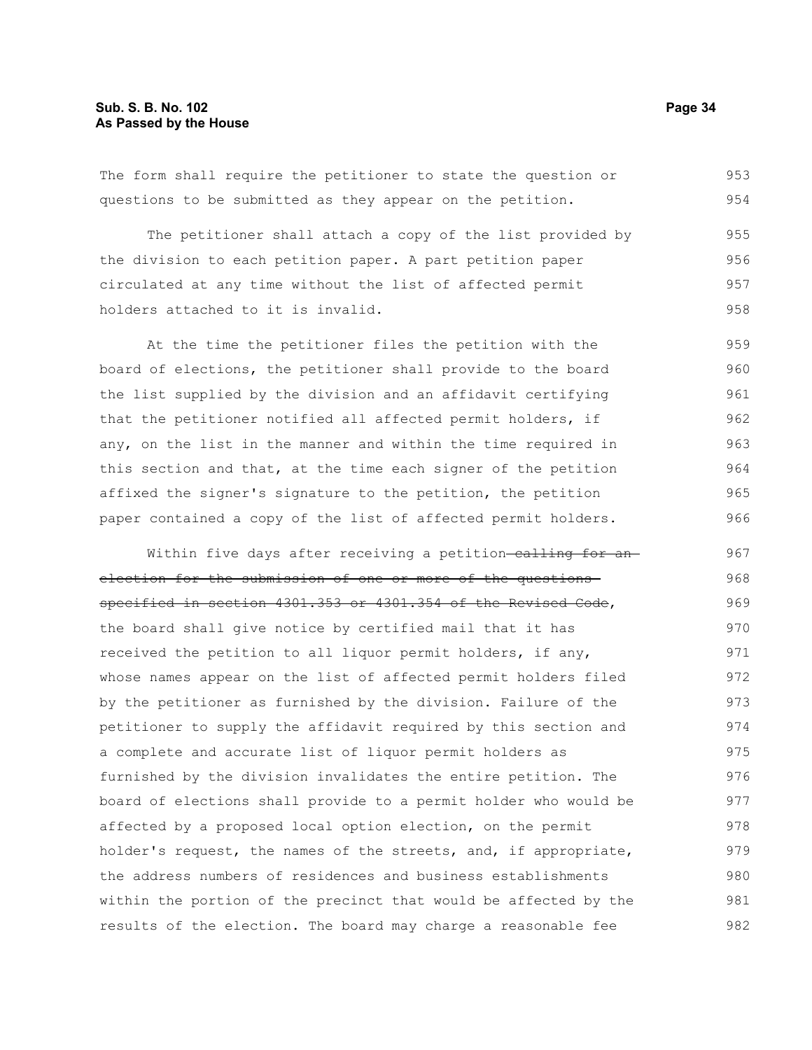The form shall require the petitioner to state the question or questions to be submitted as they appear on the petition.

The petitioner shall attach a copy of the list provided by the division to each petition paper. A part petition paper circulated at any time without the list of affected permit holders attached to it is invalid.

At the time the petitioner files the petition with the board of elections, the petitioner shall provide to the board the list supplied by the division and an affidavit certifying that the petitioner notified all affected permit holders, if any, on the list in the manner and within the time required in this section and that, at the time each signer of the petition affixed the signer's signature to the petition, the petition paper contained a copy of the list of affected permit holders.

Within five days after receiving a petition ~~calling for an election for the submission of one or more of the questions specified in section 4301.353 or 4301.354 of the Revised Code~~, the board shall give notice by certified mail that it has received the petition to all liquor permit holders, if any, whose names appear on the list of affected permit holders filed by the petitioner as furnished by the division. Failure of the petitioner to supply the affidavit required by this section and a complete and accurate list of liquor permit holders as furnished by the division invalidates the entire petition. The board of elections shall provide to a permit holder who would be affected by a proposed local option election, on the permit holder's request, the names of the streets, and, if appropriate, the address numbers of residences and business establishments within the portion of the precinct that would be affected by the results of the election. The board may charge a reasonable fee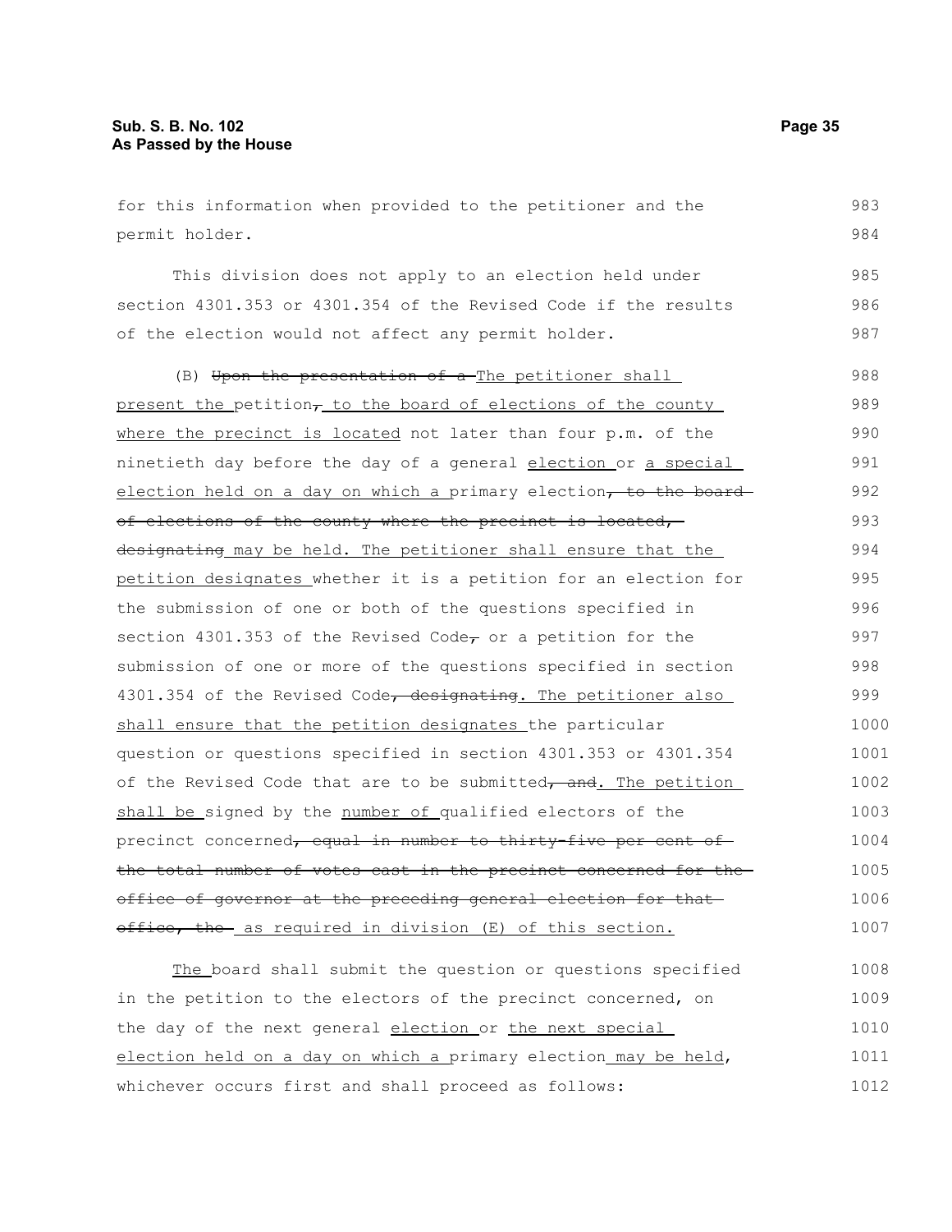for this information when provided to the petitioner and the permit holder.

This division does not apply to an election held under section 4301.353 or 4301.354 of the Revised Code if the results of the election would not affect any permit holder.

(B) ~~Upon the presentation of a~~ The petitioner shall present the petition~~,~~ to the board of elections of the county where the precinct is located not later than four p.m. of the ninetieth day before the day of a general election or a special election held on a day on which a primary election~~, to the board of elections of the county where the precinct is located, designating~~ may be held. The petitioner shall ensure that the petition designates whether it is a petition for an election for the submission of one or both of the questions specified in section 4301.353 of the Revised Code~~,~~ or a petition for the submission of one or more of the questions specified in section 4301.354 of the Revised Code~~, designating~~. The petitioner also shall ensure that the petition designates the particular question or questions specified in section 4301.353 or 4301.354 of the Revised Code that are to be submitted~~, and~~. The petition shall be signed by the number of qualified electors of the precinct concerned~~, equal in number to thirty-five per cent of the total number of votes cast in the precinct concerned for the office of governor at the preceding general election for that office, the~~ as required in division (E) of this section.

The board shall submit the question or questions specified in the petition to the electors of the precinct concerned, on the day of the next general election or the next special election held on a day on which a primary election may be held, whichever occurs first and shall proceed as follows: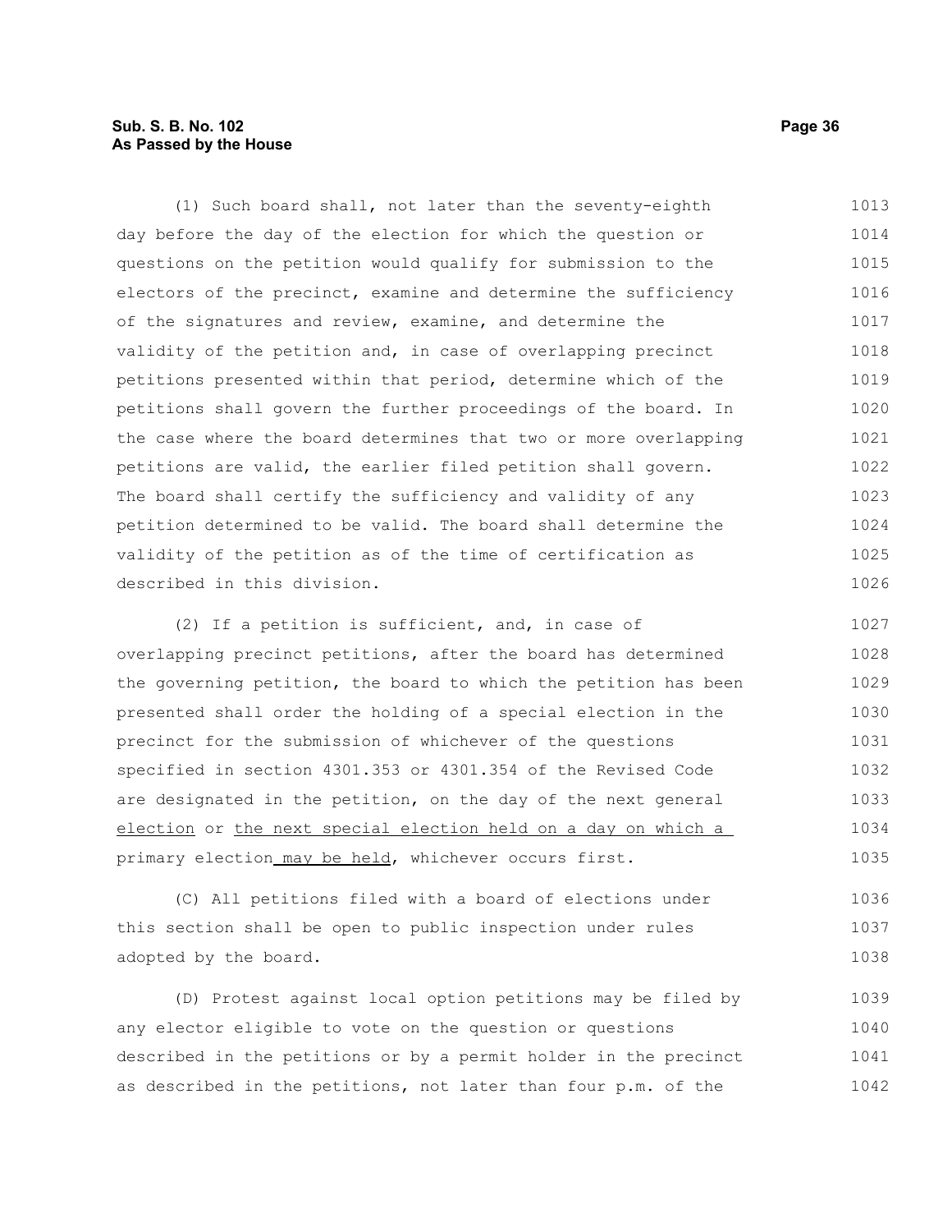(1) Such board shall, not later than the seventy-eighth day before the day of the election for which the question or questions on the petition would qualify for submission to the electors of the precinct, examine and determine the sufficiency of the signatures and review, examine, and determine the validity of the petition and, in case of overlapping precinct petitions presented within that period, determine which of the petitions shall govern the further proceedings of the board. In the case where the board determines that two or more overlapping petitions are valid, the earlier filed petition shall govern. The board shall certify the sufficiency and validity of any petition determined to be valid. The board shall determine the validity of the petition as of the time of certification as described in this division.

(2) If a petition is sufficient, and, in case of overlapping precinct petitions, after the board has determined the governing petition, the board to which the petition has been presented shall order the holding of a special election in the precinct for the submission of whichever of the questions specified in section 4301.353 or 4301.354 of the Revised Code are designated in the petition, on the day of the next general election or the next special election held on a day on which a primary election may be held, whichever occurs first.

(C) All petitions filed with a board of elections under this section shall be open to public inspection under rules adopted by the board.

(D) Protest against local option petitions may be filed by any elector eligible to vote on the question or questions described in the petitions or by a permit holder in the precinct as described in the petitions, not later than four p.m. of the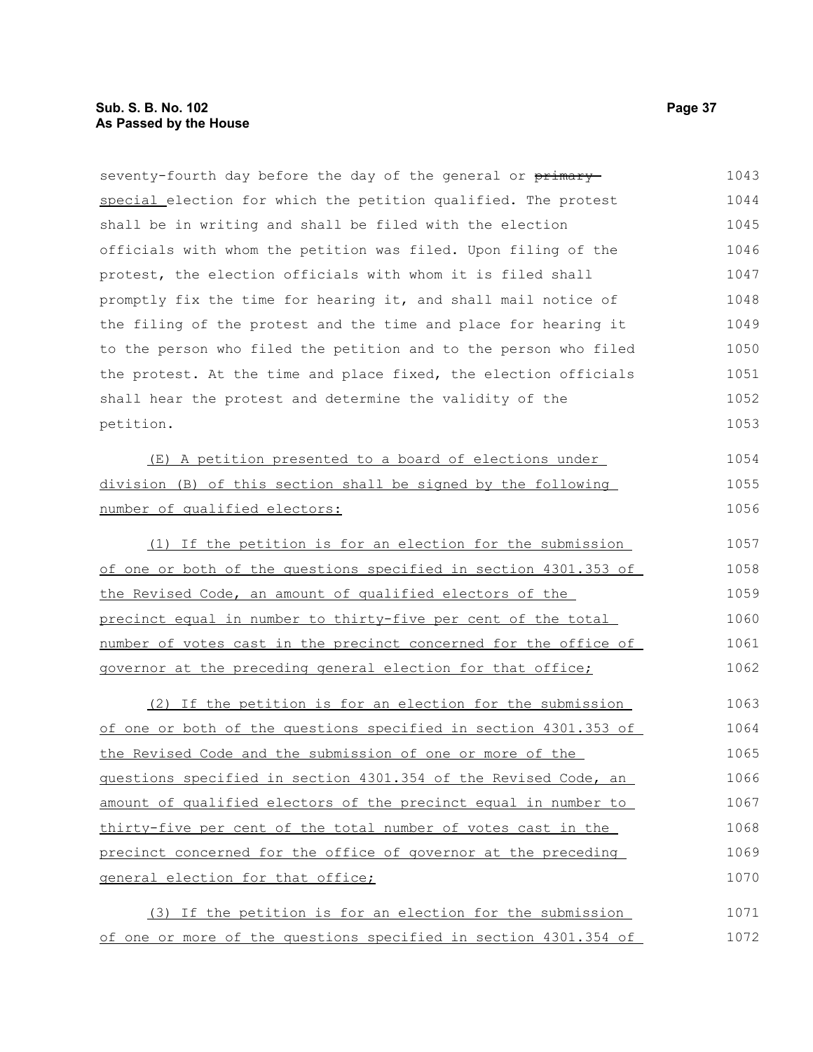seventy-fourth day before the day of the general or ~~primary~~ special election for which the petition qualified. The protest shall be in writing and shall be filed with the election officials with whom the petition was filed. Upon filing of the protest, the election officials with whom it is filed shall promptly fix the time for hearing it, and shall mail notice of the filing of the protest and the time and place for hearing it to the person who filed the petition and to the person who filed the protest. At the time and place fixed, the election officials shall hear the protest and determine the validity of the petition.

(E) A petition presented to a board of elections under division (B) of this section shall be signed by the following number of qualified electors:

(1) If the petition is for an election for the submission of one or both of the questions specified in section 4301.353 of the Revised Code, an amount of qualified electors of the precinct equal in number to thirty-five per cent of the total number of votes cast in the precinct concerned for the office of governor at the preceding general election for that office;

(2) If the petition is for an election for the submission of one or both of the questions specified in section 4301.353 of the Revised Code and the submission of one or more of the questions specified in section 4301.354 of the Revised Code, an amount of qualified electors of the precinct equal in number to thirty-five per cent of the total number of votes cast in the precinct concerned for the office of governor at the preceding general election for that office;

(3) If the petition is for an election for the submission of one or more of the questions specified in section 4301.354 of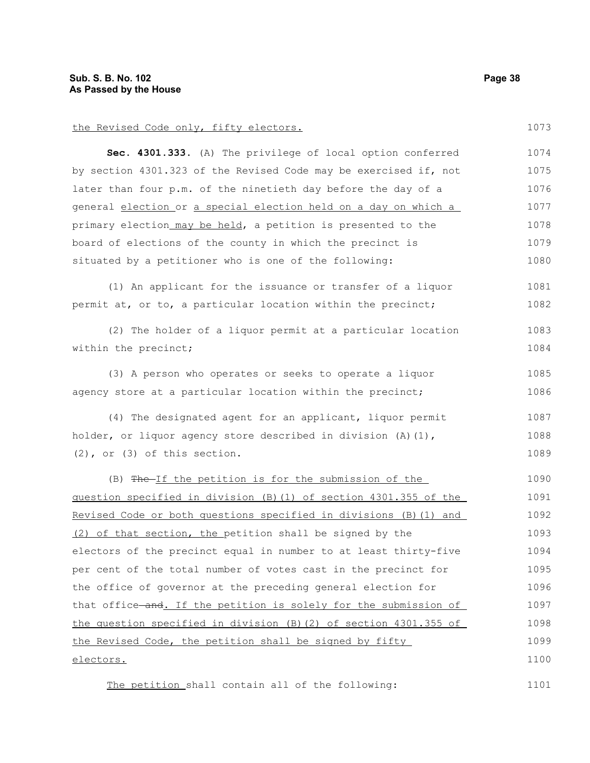the Revised Code only, fifty electors.

**Sec. 4301.333.** (A) The privilege of local option conferred by section 4301.323 of the Revised Code may be exercised if, not later than four p.m. of the ninetieth day before the day of a general election or a special election held on a day on which a primary election may be held, a petition is presented to the board of elections of the county in which the precinct is situated by a petitioner who is one of the following:

(1) An applicant for the issuance or transfer of a liquor permit at, or to, a particular location within the precinct;

(2) The holder of a liquor permit at a particular location within the precinct;

(3) A person who operates or seeks to operate a liquor agency store at a particular location within the precinct;

(4) The designated agent for an applicant, liquor permit holder, or liquor agency store described in division (A)(1), (2), or (3) of this section.

(B) ~~The~~ If the petition is for the submission of the question specified in division (B)(1) of section 4301.355 of the Revised Code or both questions specified in divisions (B)(1) and (2) of that section, the petition shall be signed by the electors of the precinct equal in number to at least thirty-five per cent of the total number of votes cast in the precinct for the office of governor at the preceding general election for that office ~~and~~. If the petition is solely for the submission of the question specified in division (B)(2) of section 4301.355 of the Revised Code, the petition shall be signed by fifty electors.

The petition shall contain all of the following: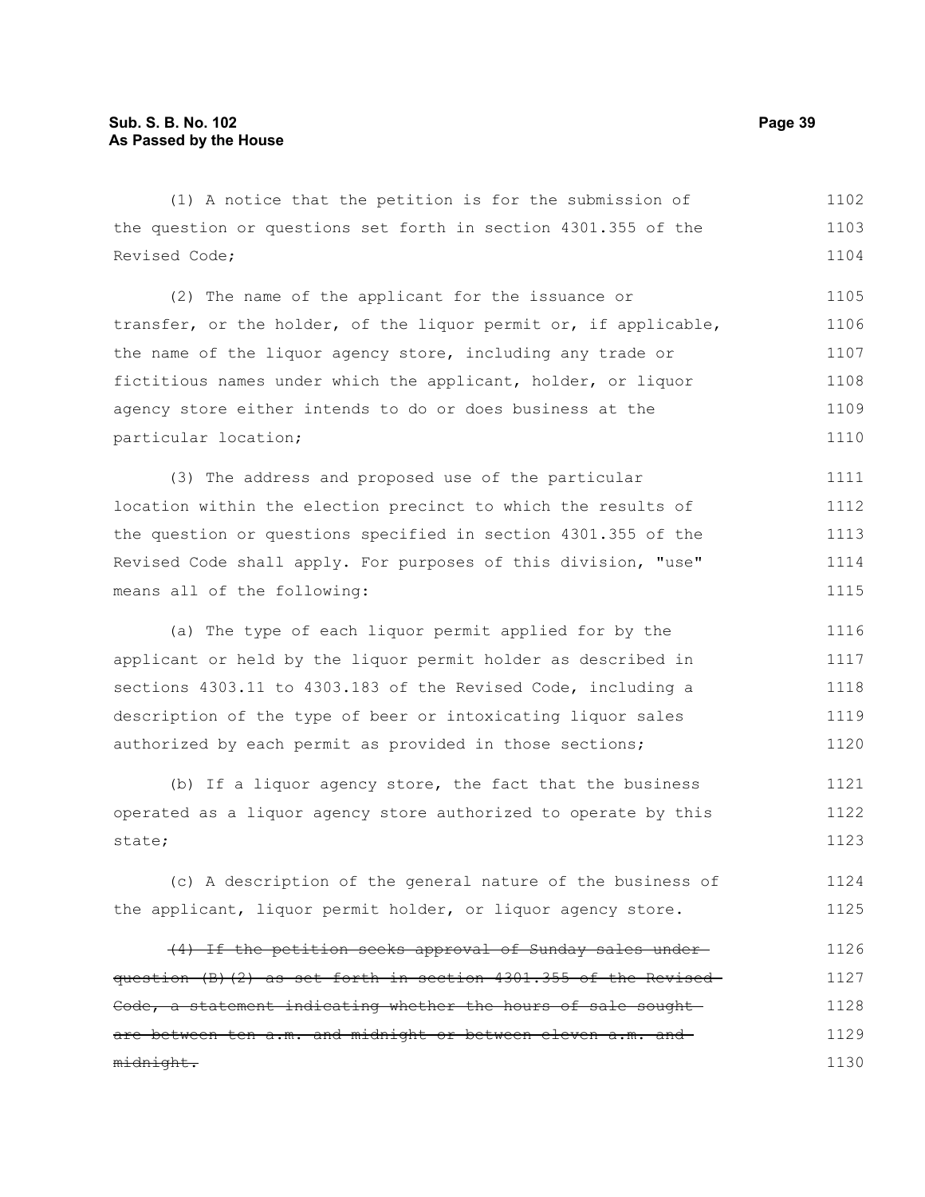(1) A notice that the petition is for the submission of the question or questions set forth in section 4301.355 of the Revised Code;

(2) The name of the applicant for the issuance or transfer, or the holder, of the liquor permit or, if applicable, the name of the liquor agency store, including any trade or fictitious names under which the applicant, holder, or liquor agency store either intends to do or does business at the particular location;

(3) The address and proposed use of the particular location within the election precinct to which the results of the question or questions specified in section 4301.355 of the Revised Code shall apply. For purposes of this division, "use" means all of the following:

(a) The type of each liquor permit applied for by the applicant or held by the liquor permit holder as described in sections 4303.11 to 4303.183 of the Revised Code, including a description of the type of beer or intoxicating liquor sales authorized by each permit as provided in those sections;

(b) If a liquor agency store, the fact that the business operated as a liquor agency store authorized to operate by this state;

(c) A description of the general nature of the business of the applicant, liquor permit holder, or liquor agency store.

~~(4) If the petition seeks approval of Sunday sales under question (B)(2) as set forth in section 4301.355 of the Revised Code, a statement indicating whether the hours of sale sought are between ten a.m. and midnight or between eleven a.m. and midnight.~~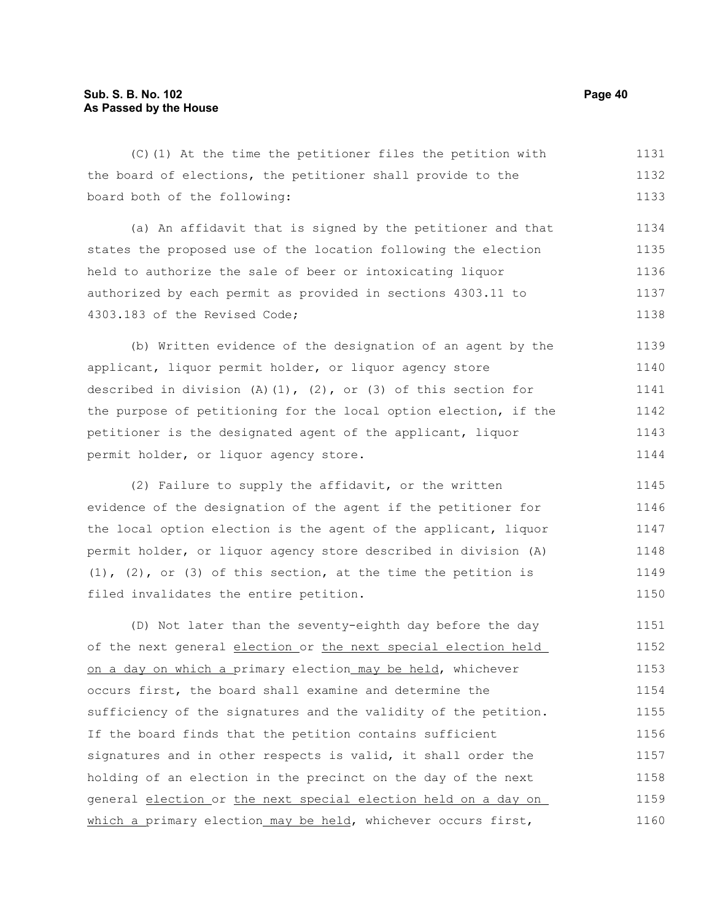(C)(1) At the time the petitioner files the petition with the board of elections, the petitioner shall provide to the board both of the following:

(a) An affidavit that is signed by the petitioner and that states the proposed use of the location following the election held to authorize the sale of beer or intoxicating liquor authorized by each permit as provided in sections 4303.11 to 4303.183 of the Revised Code;

(b) Written evidence of the designation of an agent by the applicant, liquor permit holder, or liquor agency store described in division (A)(1), (2), or (3) of this section for the purpose of petitioning for the local option election, if the petitioner is the designated agent of the applicant, liquor permit holder, or liquor agency store.

(2) Failure to supply the affidavit, or the written evidence of the designation of the agent if the petitioner for the local option election is the agent of the applicant, liquor permit holder, or liquor agency store described in division (A)(1), (2), or (3) of this section, at the time the petition is filed invalidates the entire petition.

(D) Not later than the seventy-eighth day before the day of the next general election or the next special election held on a day on which a primary election may be held, whichever occurs first, the board shall examine and determine the sufficiency of the signatures and the validity of the petition. If the board finds that the petition contains sufficient signatures and in other respects is valid, it shall order the holding of an election in the precinct on the day of the next general election or the next special election held on a day on which a primary election may be held, whichever occurs first,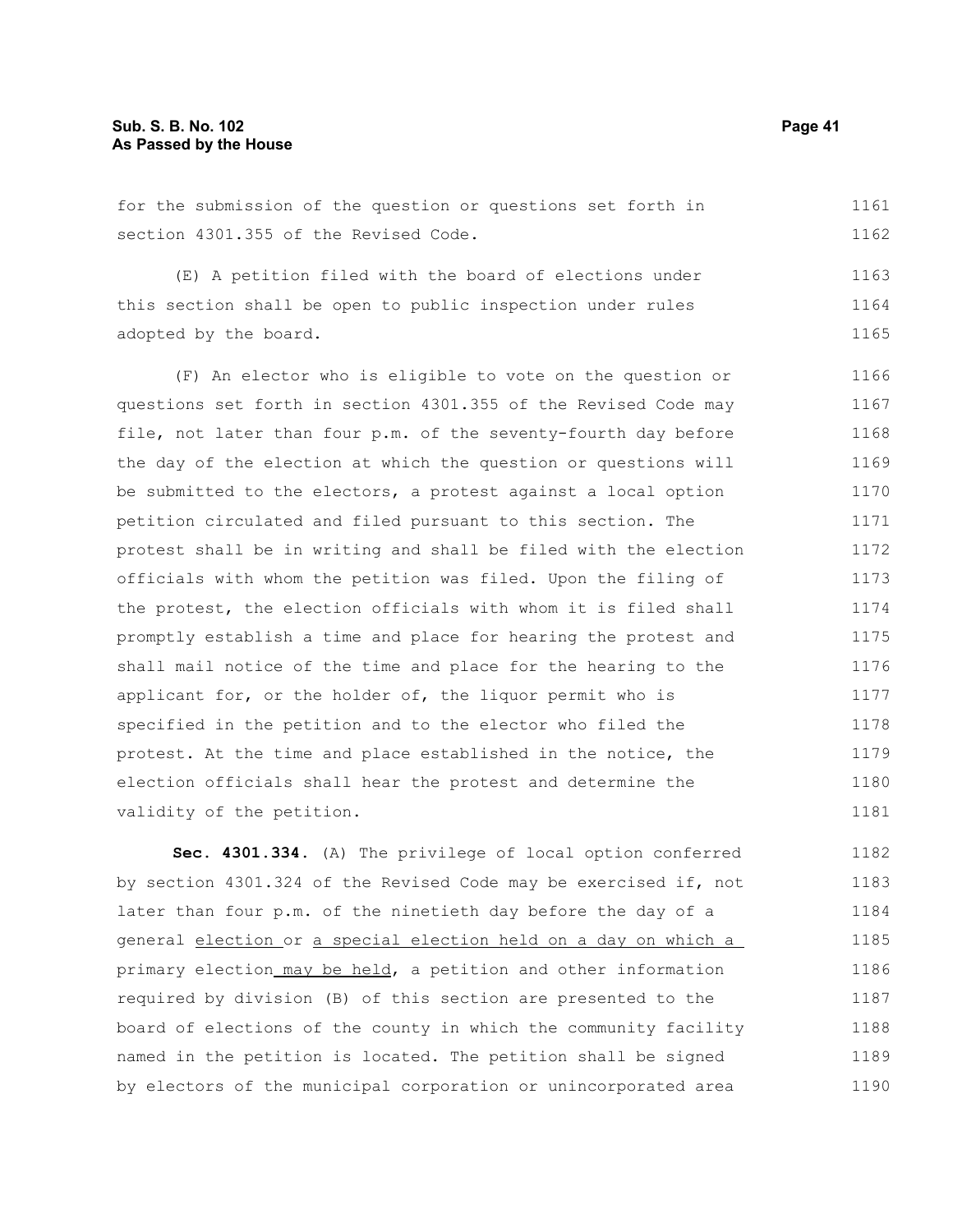for the submission of the question or questions set forth in section 4301.355 of the Revised Code.

(E) A petition filed with the board of elections under this section shall be open to public inspection under rules adopted by the board.

(F) An elector who is eligible to vote on the question or questions set forth in section 4301.355 of the Revised Code may file, not later than four p.m. of the seventy-fourth day before the day of the election at which the question or questions will be submitted to the electors, a protest against a local option petition circulated and filed pursuant to this section. The protest shall be in writing and shall be filed with the election officials with whom the petition was filed. Upon the filing of the protest, the election officials with whom it is filed shall promptly establish a time and place for hearing the protest and shall mail notice of the time and place for the hearing to the applicant for, or the holder of, the liquor permit who is specified in the petition and to the elector who filed the protest. At the time and place established in the notice, the election officials shall hear the protest and determine the validity of the petition.

**Sec. 4301.334.** (A) The privilege of local option conferred by section 4301.324 of the Revised Code may be exercised if, not later than four p.m. of the ninetieth day before the day of a general election or a special election held on a day on which a primary election may be held, a petition and other information required by division (B) of this section are presented to the board of elections of the county in which the community facility named in the petition is located. The petition shall be signed by electors of the municipal corporation or unincorporated area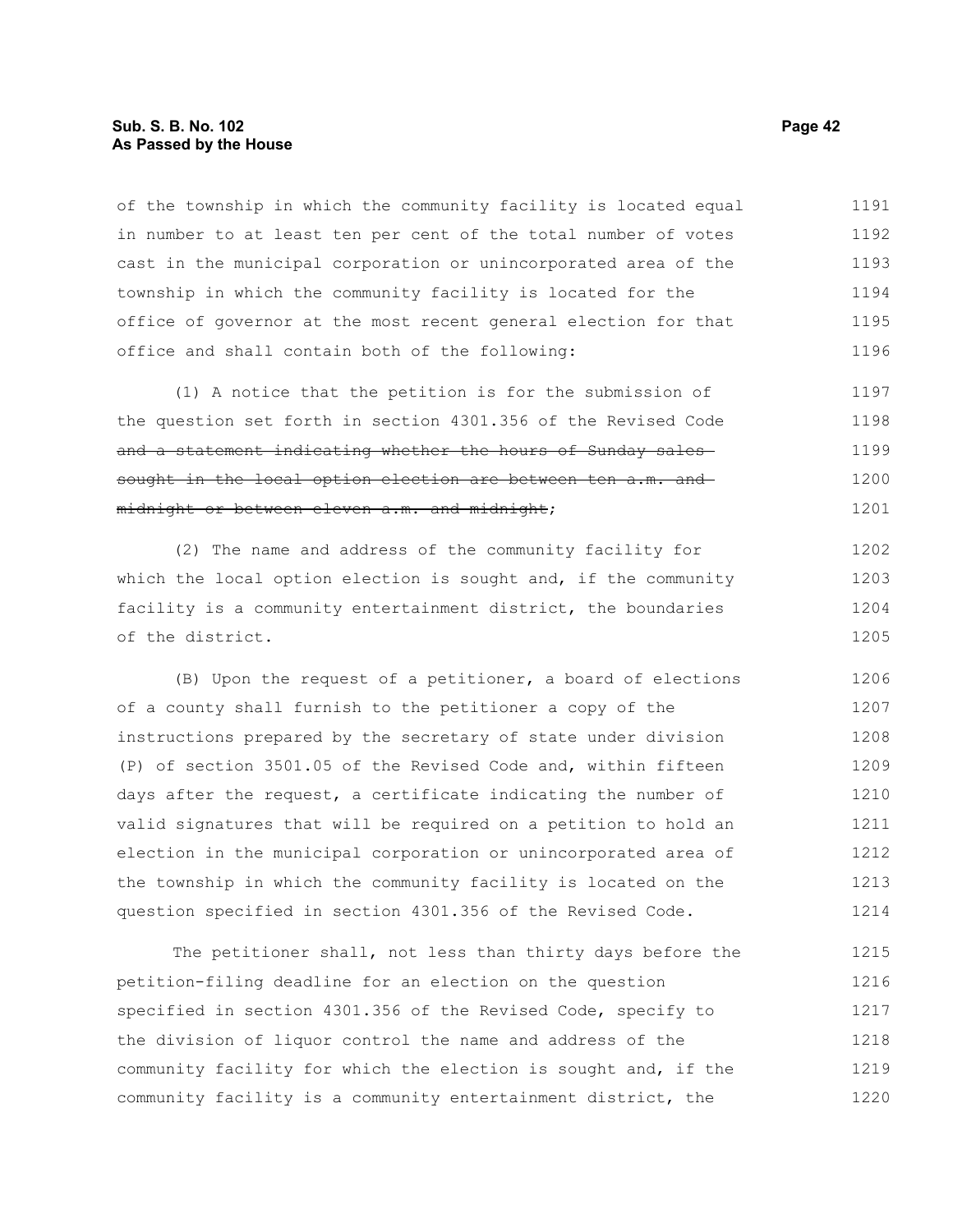of the township in which the community facility is located equal in number to at least ten per cent of the total number of votes cast in the municipal corporation or unincorporated area of the township in which the community facility is located for the office of governor at the most recent general election for that office and shall contain both of the following:

(1) A notice that the petition is for the submission of the question set forth in section 4301.356 of the Revised Code ~~and a statement indicating whether the hours of Sunday sales sought in the local option election are between ten a.m. and midnight or between eleven a.m. and midnight~~;

(2) The name and address of the community facility for which the local option election is sought and, if the community facility is a community entertainment district, the boundaries of the district.

(B) Upon the request of a petitioner, a board of elections of a county shall furnish to the petitioner a copy of the instructions prepared by the secretary of state under division (P) of section 3501.05 of the Revised Code and, within fifteen days after the request, a certificate indicating the number of valid signatures that will be required on a petition to hold an election in the municipal corporation or unincorporated area of the township in which the community facility is located on the question specified in section 4301.356 of the Revised Code.

The petitioner shall, not less than thirty days before the petition-filing deadline for an election on the question specified in section 4301.356 of the Revised Code, specify to the division of liquor control the name and address of the community facility for which the election is sought and, if the community facility is a community entertainment district, the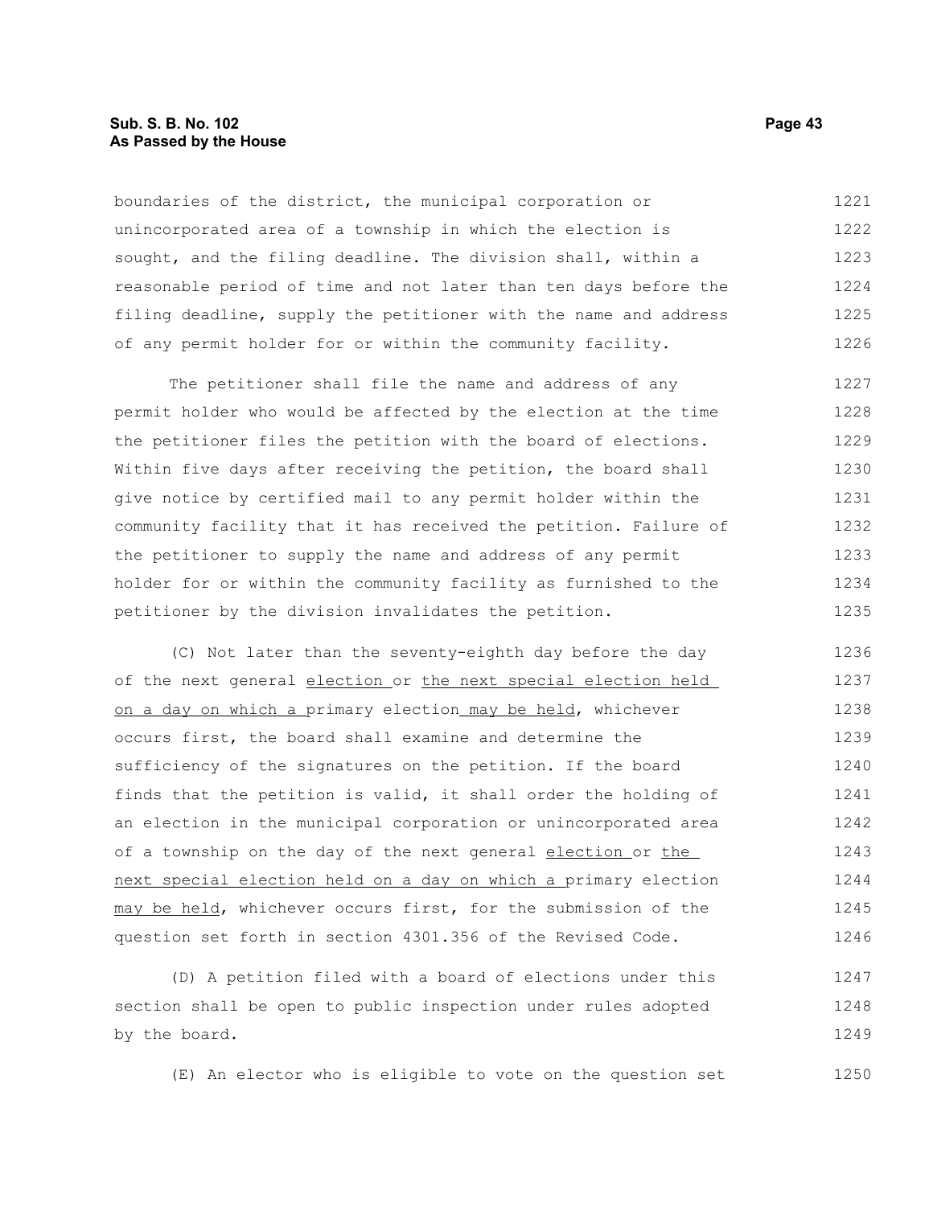boundaries of the district, the municipal corporation or unincorporated area of a township in which the election is sought, and the filing deadline. The division shall, within a reasonable period of time and not later than ten days before the filing deadline, supply the petitioner with the name and address of any permit holder for or within the community facility.

The petitioner shall file the name and address of any permit holder who would be affected by the election at the time the petitioner files the petition with the board of elections. Within five days after receiving the petition, the board shall give notice by certified mail to any permit holder within the community facility that it has received the petition. Failure of the petitioner to supply the name and address of any permit holder for or within the community facility as furnished to the petitioner by the division invalidates the petition.

(C) Not later than the seventy-eighth day before the day of the next general election or the next special election held on a day on which a primary election may be held, whichever occurs first, the board shall examine and determine the sufficiency of the signatures on the petition. If the board finds that the petition is valid, it shall order the holding of an election in the municipal corporation or unincorporated area of a township on the day of the next general election or the next special election held on a day on which a primary election may be held, whichever occurs first, for the submission of the question set forth in section 4301.356 of the Revised Code.

(D) A petition filed with a board of elections under this section shall be open to public inspection under rules adopted by the board.

(E) An elector who is eligible to vote on the question set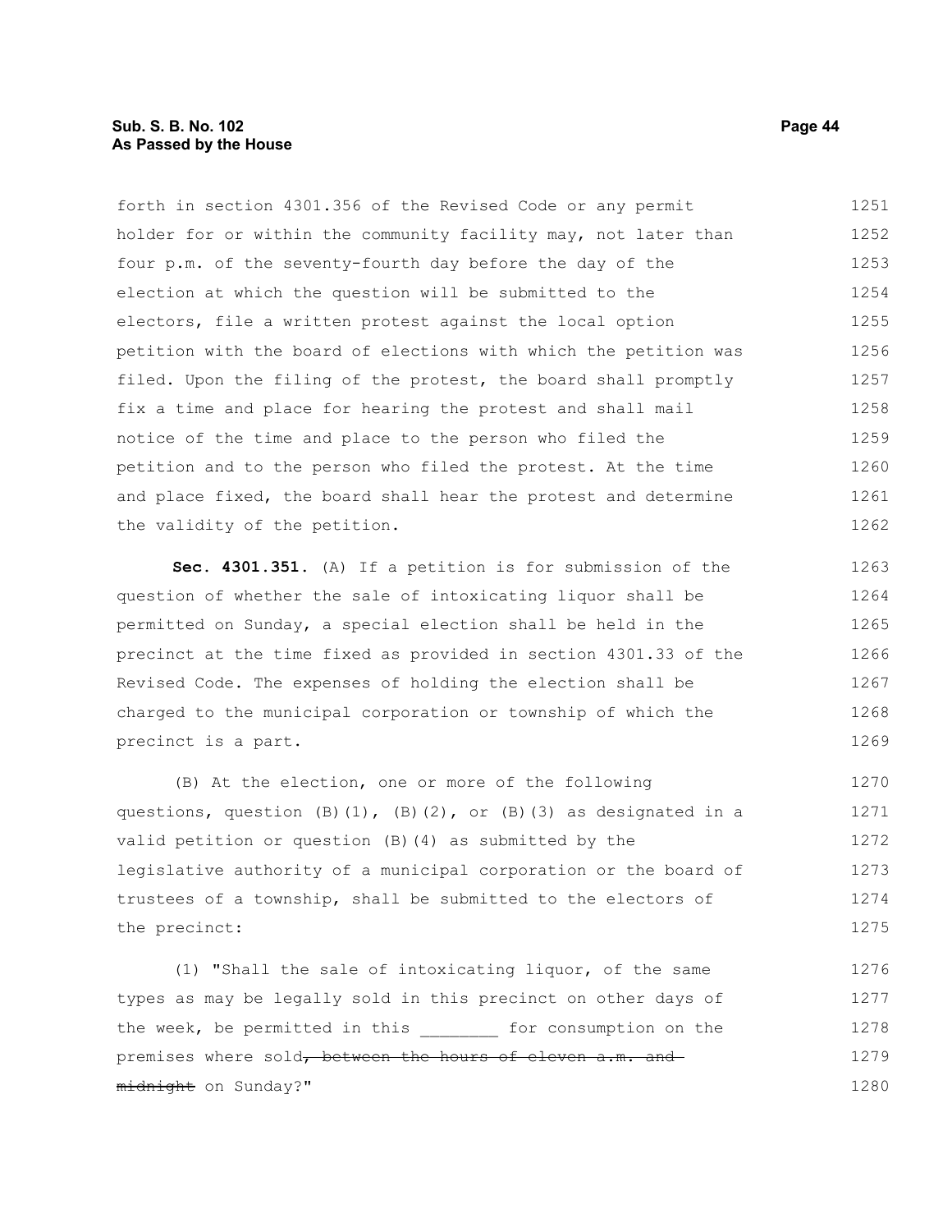forth in section 4301.356 of the Revised Code or any permit holder for or within the community facility may, not later than four p.m. of the seventy-fourth day before the day of the election at which the question will be submitted to the electors, file a written protest against the local option petition with the board of elections with which the petition was filed. Upon the filing of the protest, the board shall promptly fix a time and place for hearing the protest and shall mail notice of the time and place to the person who filed the petition and to the person who filed the protest. At the time and place fixed, the board shall hear the protest and determine the validity of the petition.

**Sec. 4301.351.** (A) If a petition is for submission of the question of whether the sale of intoxicating liquor shall be permitted on Sunday, a special election shall be held in the precinct at the time fixed as provided in section 4301.33 of the Revised Code. The expenses of holding the election shall be charged to the municipal corporation or township of which the precinct is a part.

(B) At the election, one or more of the following questions, question (B)(1), (B)(2), or (B)(3) as designated in a valid petition or question (B)(4) as submitted by the legislative authority of a municipal corporation or the board of trustees of a township, shall be submitted to the electors of the precinct:

(1) "Shall the sale of intoxicating liquor, of the same types as may be legally sold in this precinct on other days of the week, be permitted in this ________ for consumption on the premises where sold~~, between the hours of eleven a.m. and midnight~~ on Sunday?"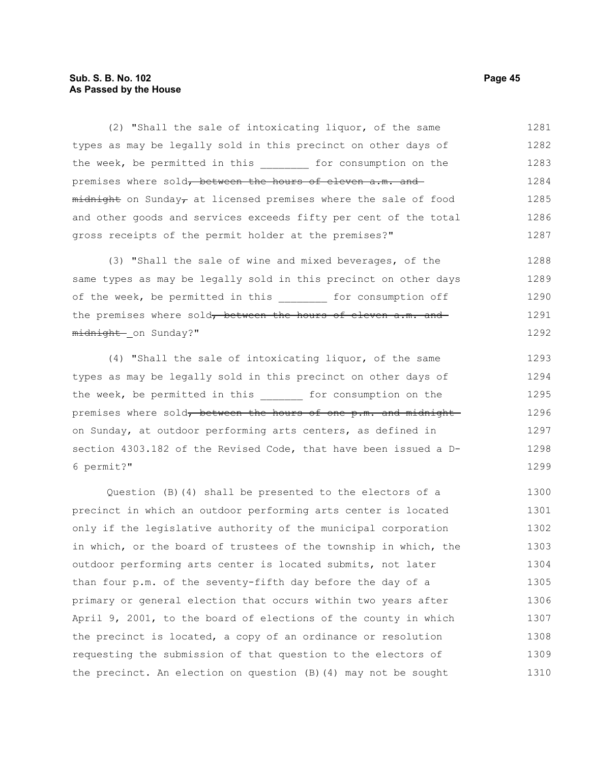(2) "Shall the sale of intoxicating liquor, of the same types as may be legally sold in this precinct on other days of the week, be permitted in this ________ for consumption on the premises where sold~~, between the hours of eleven a.m. and midnight~~ on Sunday~~,~~ at licensed premises where the sale of food and other goods and services exceeds fifty per cent of the total gross receipts of the permit holder at the premises?"

(3) "Shall the sale of wine and mixed beverages, of the same types as may be legally sold in this precinct on other days of the week, be permitted in this ________ for consumption off the premises where sold~~, between the hours of eleven a.m. and midnight~~ on Sunday?"

(4) "Shall the sale of intoxicating liquor, of the same types as may be legally sold in this precinct on other days of the week, be permitted in this _______ for consumption on the premises where sold~~, between the hours of one p.m. and midnight~~ on Sunday, at outdoor performing arts centers, as defined in section 4303.182 of the Revised Code, that have been issued a D-6 permit?"

Question (B)(4) shall be presented to the electors of a precinct in which an outdoor performing arts center is located only if the legislative authority of the municipal corporation in which, or the board of trustees of the township in which, the outdoor performing arts center is located submits, not later than four p.m. of the seventy-fifth day before the day of a primary or general election that occurs within two years after April 9, 2001, to the board of elections of the county in which the precinct is located, a copy of an ordinance or resolution requesting the submission of that question to the electors of the precinct. An election on question (B)(4) may not be sought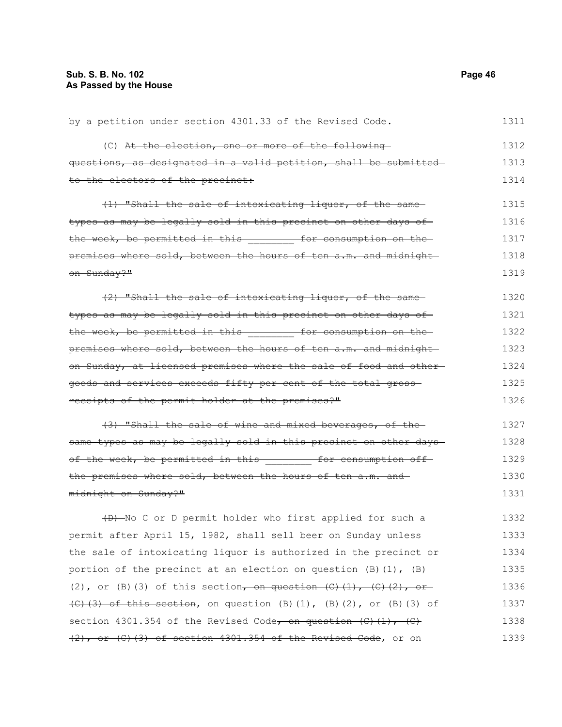by a petition under section 4301.33 of the Revised Code.

(C) ~~At the election, one or more of the following questions, as designated in a valid petition, shall be submitted to the electors of the precinct:~~

~~(1) "Shall the sale of intoxicating liquor, of the same types as may be legally sold in this precinct on other days of the week, be permitted in this ________ for consumption on the premises where sold, between the hours of ten a.m. and midnight on Sunday?"~~

~~(2) "Shall the sale of intoxicating liquor, of the same types as may be legally sold in this precinct on other days of the week, be permitted in this ________ for consumption on the premises where sold, between the hours of ten a.m. and midnight on Sunday, at licensed premises where the sale of food and other goods and services exceeds fifty per cent of the total gross receipts of the permit holder at the premises?"~~

~~(3) "Shall the sale of wine and mixed beverages, of the same types as may be legally sold in this precinct on other days of the week, be permitted in this ________ for consumption off the premises where sold, between the hours of ten a.m. and midnight on Sunday?"~~

~~(D)~~ No C or D permit holder who first applied for such a permit after April 15, 1982, shall sell beer on Sunday unless the sale of intoxicating liquor is authorized in the precinct or portion of the precinct at an election on question (B)(1), (B)(2), or (B)(3) of this section~~, on question (C)(1), (C)(2), or (C)(3) of this section~~, on question (B)(1), (B)(2), or (B)(3) of section 4301.354 of the Revised Code~~, on question (C)(1), (C)(2), or (C)(3) of section 4301.354 of the Revised Code~~, or on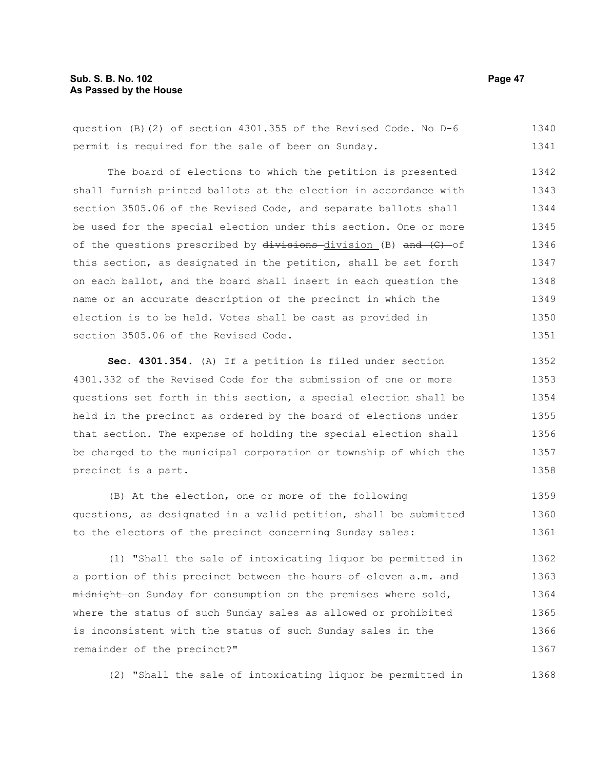question (B)(2) of section 4301.355 of the Revised Code. No D-6 permit is required for the sale of beer on Sunday.

The board of elections to which the petition is presented shall furnish printed ballots at the election in accordance with section 3505.06 of the Revised Code, and separate ballots shall be used for the special election under this section. One or more of the questions prescribed by ~~divisions~~ division (B) ~~and (C)~~ of this section, as designated in the petition, shall be set forth on each ballot, and the board shall insert in each question the name or an accurate description of the precinct in which the election is to be held. Votes shall be cast as provided in section 3505.06 of the Revised Code.

**Sec. 4301.354.** (A) If a petition is filed under section 4301.332 of the Revised Code for the submission of one or more questions set forth in this section, a special election shall be held in the precinct as ordered by the board of elections under that section. The expense of holding the special election shall be charged to the municipal corporation or township of which the precinct is a part.

(B) At the election, one or more of the following questions, as designated in a valid petition, shall be submitted to the electors of the precinct concerning Sunday sales:

(1) "Shall the sale of intoxicating liquor be permitted in a portion of this precinct ~~between the hours of eleven a.m. and midnight~~ on Sunday for consumption on the premises where sold, where the status of such Sunday sales as allowed or prohibited is inconsistent with the status of such Sunday sales in the remainder of the precinct?"

(2) "Shall the sale of intoxicating liquor be permitted in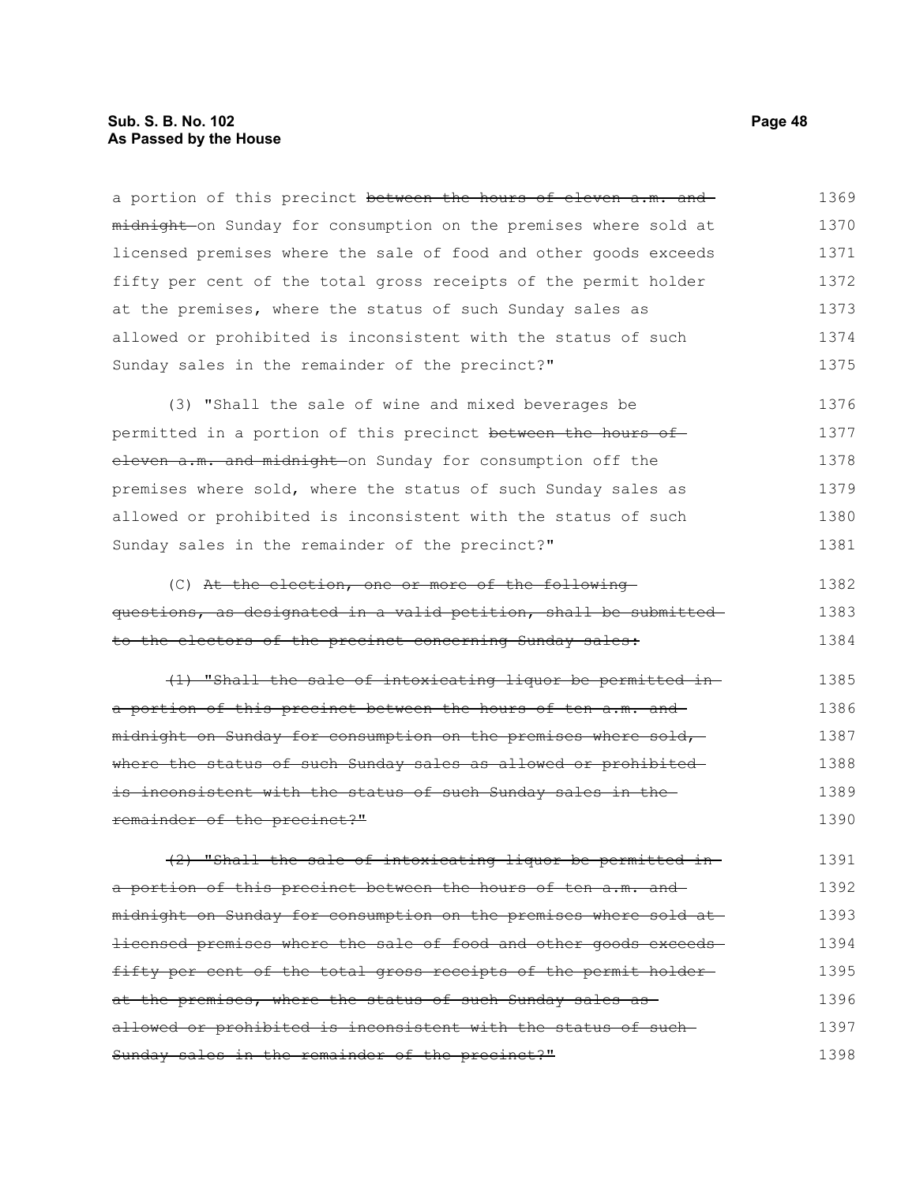a portion of this precinct ~~between the hours of eleven a.m. and midnight~~ on Sunday for consumption on the premises where sold at licensed premises where the sale of food and other goods exceeds fifty per cent of the total gross receipts of the permit holder at the premises, where the status of such Sunday sales as allowed or prohibited is inconsistent with the status of such Sunday sales in the remainder of the precinct?"

(3) "Shall the sale of wine and mixed beverages be permitted in a portion of this precinct ~~between the hours of eleven a.m. and midnight~~ on Sunday for consumption off the premises where sold, where the status of such Sunday sales as allowed or prohibited is inconsistent with the status of such Sunday sales in the remainder of the precinct?"

(C) ~~At the election, one or more of the following questions, as designated in a valid petition, shall be submitted to the electors of the precinct concerning Sunday sales:~~

~~(1) "Shall the sale of intoxicating liquor be permitted in a portion of this precinct between the hours of ten a.m. and midnight on Sunday for consumption on the premises where sold, where the status of such Sunday sales as allowed or prohibited is inconsistent with the status of such Sunday sales in the remainder of the precinct?"~~

~~(2) "Shall the sale of intoxicating liquor be permitted in a portion of this precinct between the hours of ten a.m. and midnight on Sunday for consumption on the premises where sold at licensed premises where the sale of food and other goods exceeds fifty per cent of the total gross receipts of the permit holder at the premises, where the status of such Sunday sales as allowed or prohibited is inconsistent with the status of such Sunday sales in the remainder of the precinct?"~~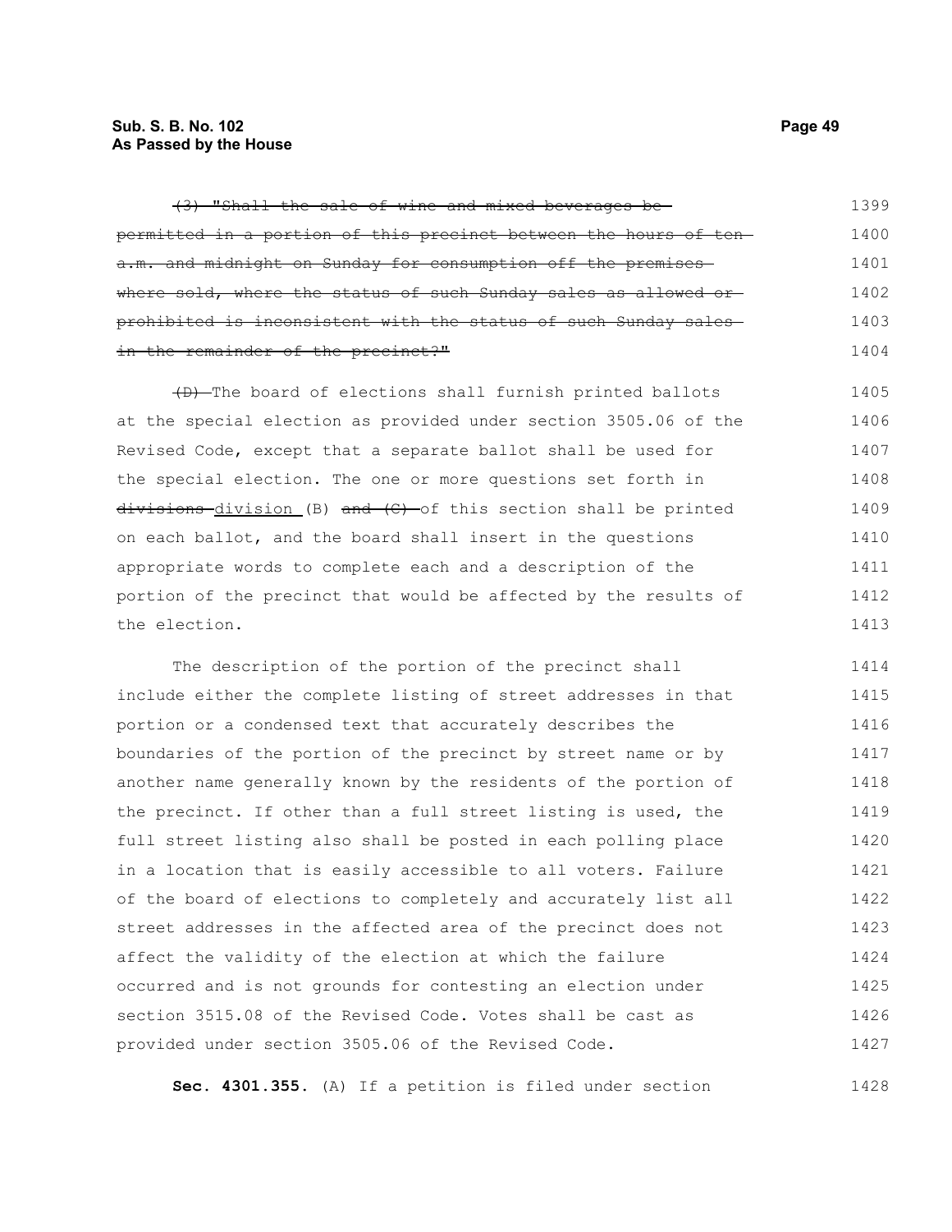~~(3) "Shall the sale of wine and mixed beverages be permitted in a portion of this precinct between the hours of ten a.m. and midnight on Sunday for consumption off the premises where sold, where the status of such Sunday sales as allowed or prohibited is inconsistent with the status of such Sunday sales in the remainder of the precinct?"~~

~~(D)~~ The board of elections shall furnish printed ballots at the special election as provided under section 3505.06 of the Revised Code, except that a separate ballot shall be used for the special election. The one or more questions set forth in ~~divisions~~ division (B) ~~and (C)~~ of this section shall be printed on each ballot, and the board shall insert in the questions appropriate words to complete each and a description of the portion of the precinct that would be affected by the results of the election.

The description of the portion of the precinct shall include either the complete listing of street addresses in that portion or a condensed text that accurately describes the boundaries of the portion of the precinct by street name or by another name generally known by the residents of the portion of the precinct. If other than a full street listing is used, the full street listing also shall be posted in each polling place in a location that is easily accessible to all voters. Failure of the board of elections to completely and accurately list all street addresses in the affected area of the precinct does not affect the validity of the election at which the failure occurred and is not grounds for contesting an election under section 3515.08 of the Revised Code. Votes shall be cast as provided under section 3505.06 of the Revised Code.

**Sec. 4301.355.** (A) If a petition is filed under section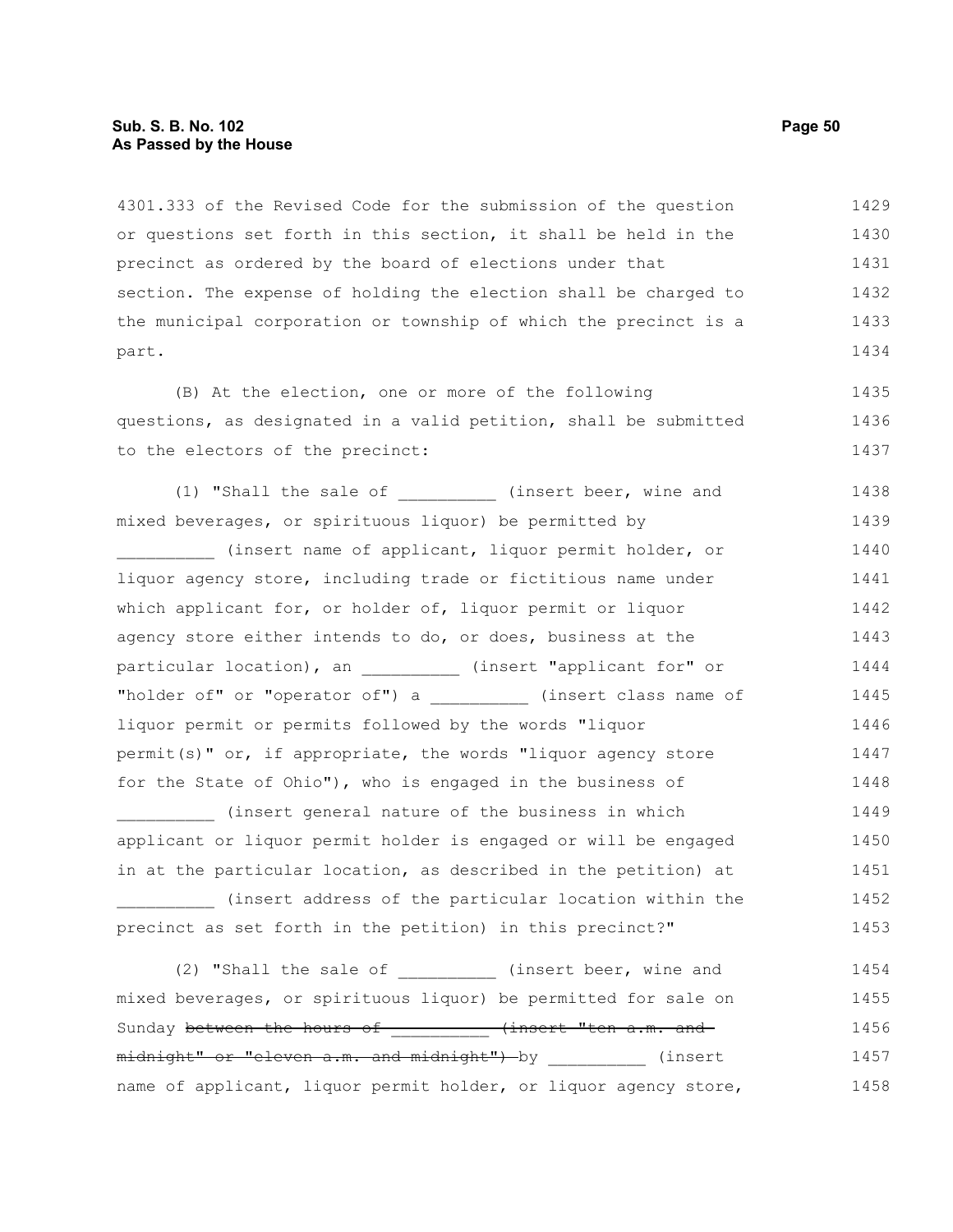4301.333 of the Revised Code for the submission of the question or questions set forth in this section, it shall be held in the precinct as ordered by the board of elections under that section. The expense of holding the election shall be charged to the municipal corporation or township of which the precinct is a part.

(B) At the election, one or more of the following questions, as designated in a valid petition, shall be submitted to the electors of the precinct:

(1) "Shall the sale of __________ (insert beer, wine and mixed beverages, or spirituous liquor) be permitted by __________ (insert name of applicant, liquor permit holder, or liquor agency store, including trade or fictitious name under which applicant for, or holder of, liquor permit or liquor agency store either intends to do, or does, business at the particular location), an __________ (insert "applicant for" or "holder of" or "operator of") a __________ (insert class name of liquor permit or permits followed by the words "liquor permit(s)" or, if appropriate, the words "liquor agency store for the State of Ohio"), who is engaged in the business of __________ (insert general nature of the business in which applicant or liquor permit holder is engaged or will be engaged in at the particular location, as described in the petition) at __________ (insert address of the particular location within the precinct as set forth in the petition) in this precinct?"

(2) "Shall the sale of __________ (insert beer, wine and mixed beverages, or spirituous liquor) be permitted for sale on Sunday ~~between the hours of __________ (insert "ten a.m. and midnight" or "eleven a.m. and midnight")~~ by __________ (insert name of applicant, liquor permit holder, or liquor agency store,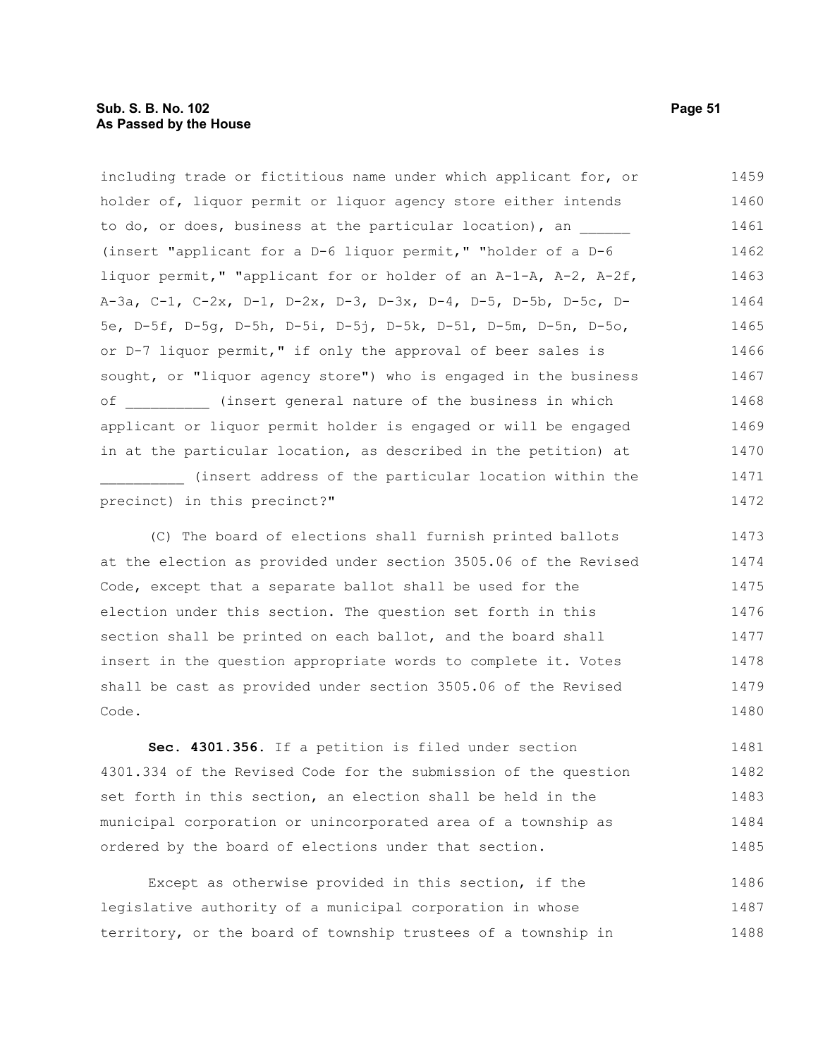including trade or fictitious name under which applicant for, or holder of, liquor permit or liquor agency store either intends to do, or does, business at the particular location), an ______ (insert "applicant for a D-6 liquor permit," "holder of a D-6 liquor permit," "applicant for or holder of an A-1-A, A-2, A-2f, A-3a, C-1, C-2x, D-1, D-2x, D-3, D-3x, D-4, D-5, D-5b, D-5c, D-5e, D-5f, D-5g, D-5h, D-5i, D-5j, D-5k, D-5l, D-5m, D-5n, D-5o, or D-7 liquor permit," if only the approval of beer sales is sought, or "liquor agency store") who is engaged in the business of __________ (insert general nature of the business in which applicant or liquor permit holder is engaged or will be engaged in at the particular location, as described in the petition) at __________ (insert address of the particular location within the precinct) in this precinct?"

(C) The board of elections shall furnish printed ballots at the election as provided under section 3505.06 of the Revised Code, except that a separate ballot shall be used for the election under this section. The question set forth in this section shall be printed on each ballot, and the board shall insert in the question appropriate words to complete it. Votes shall be cast as provided under section 3505.06 of the Revised Code.

**Sec. 4301.356.** If a petition is filed under section 4301.334 of the Revised Code for the submission of the question set forth in this section, an election shall be held in the municipal corporation or unincorporated area of a township as ordered by the board of elections under that section.

Except as otherwise provided in this section, if the legislative authority of a municipal corporation in whose territory, or the board of township trustees of a township in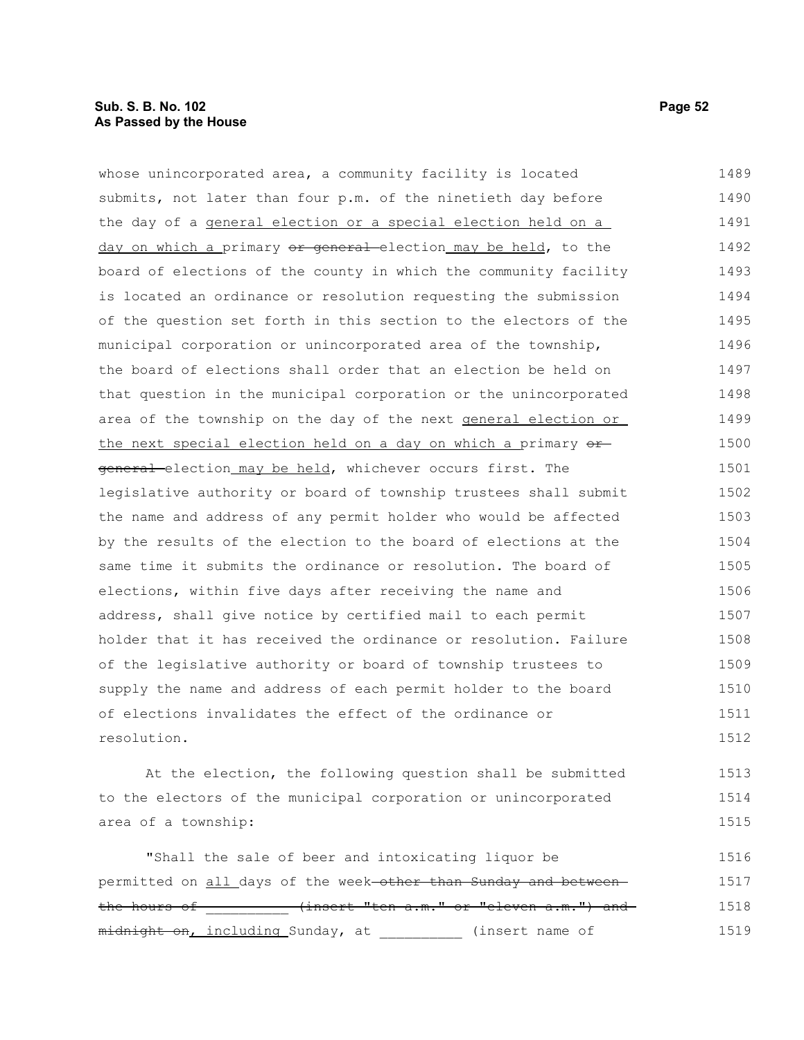whose unincorporated area, a community facility is located submits, not later than four p.m. of the ninetieth day before the day of a general election or a special election held on a day on which a primary ~~or general~~ election may be held, to the board of elections of the county in which the community facility is located an ordinance or resolution requesting the submission of the question set forth in this section to the electors of the municipal corporation or unincorporated area of the township, the board of elections shall order that an election be held on that question in the municipal corporation or the unincorporated area of the township on the day of the next general election or the next special election held on a day on which a primary ~~or general~~ election may be held, whichever occurs first. The legislative authority or board of township trustees shall submit the name and address of any permit holder who would be affected by the results of the election to the board of elections at the same time it submits the ordinance or resolution. The board of elections, within five days after receiving the name and address, shall give notice by certified mail to each permit holder that it has received the ordinance or resolution. Failure of the legislative authority or board of township trustees to supply the name and address of each permit holder to the board of elections invalidates the effect of the ordinance or resolution.

At the election, the following question shall be submitted to the electors of the municipal corporation or unincorporated area of a township:

"Shall the sale of beer and intoxicating liquor be permitted on all days of the week ~~other than Sunday and between the hours of __________ (insert "ten a.m." or "eleven a.m.") and midnight on~~, including Sunday, at __________ (insert name of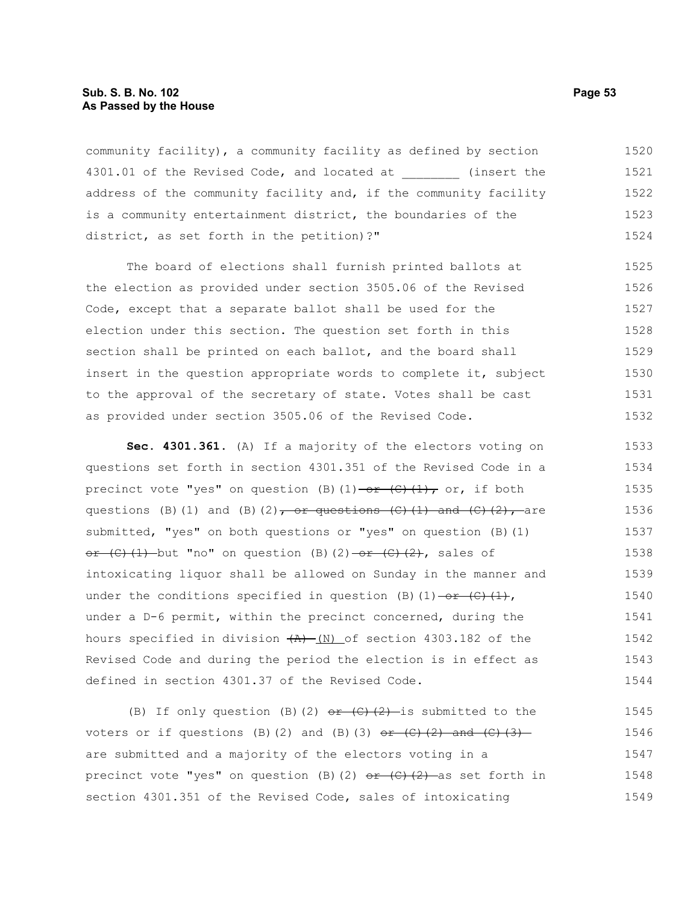community facility), a community facility as defined by section 4301.01 of the Revised Code, and located at ________ (insert the address of the community facility and, if the community facility is a community entertainment district, the boundaries of the district, as set forth in the petition)?"

The board of elections shall furnish printed ballots at the election as provided under section 3505.06 of the Revised Code, except that a separate ballot shall be used for the election under this section. The question set forth in this section shall be printed on each ballot, and the board shall insert in the question appropriate words to complete it, subject to the approval of the secretary of state. Votes shall be cast as provided under section 3505.06 of the Revised Code.

**Sec. 4301.361.** (A) If a majority of the electors voting on questions set forth in section 4301.351 of the Revised Code in a precinct vote "yes" on question (B)(1) ~~or (C)(1),~~ or, if both questions (B)(1) and (B)(2)~~, or questions (C)(1) and (C)(2),~~ are submitted, "yes" on both questions or "yes" on question (B)(1) ~~or (C)(1)~~ but "no" on question (B)(2) ~~or (C)(2)~~, sales of intoxicating liquor shall be allowed on Sunday in the manner and under the conditions specified in question (B)(1) ~~or (C)(1)~~, under a D-6 permit, within the precinct concerned, during the hours specified in division ~~(A)~~ (N) of section 4303.182 of the Revised Code and during the period the election is in effect as defined in section 4301.37 of the Revised Code.

(B) If only question (B)(2) ~~or (C)(2)~~ is submitted to the voters or if questions (B)(2) and (B)(3) ~~or (C)(2) and (C)(3)~~ are submitted and a majority of the electors voting in a precinct vote "yes" on question (B)(2) ~~or (C)(2)~~ as set forth in section 4301.351 of the Revised Code, sales of intoxicating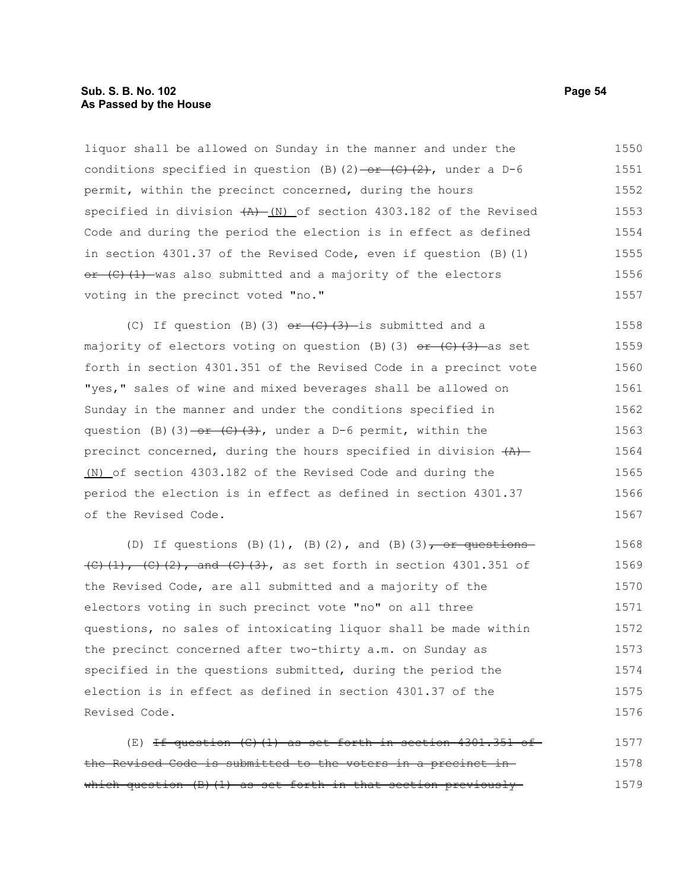liquor shall be allowed on Sunday in the manner and under the conditions specified in question (B)(2) ~~or (C)(2)~~, under a D-6 permit, within the precinct concerned, during the hours specified in division ~~(A)~~ (N) of section 4303.182 of the Revised Code and during the period the election is in effect as defined in section 4301.37 of the Revised Code, even if question (B)(1) ~~or (C)(1)~~ was also submitted and a majority of the electors voting in the precinct voted "no."

(C) If question (B)(3) ~~or (C)(3)~~ is submitted and a majority of electors voting on question (B)(3) ~~or (C)(3)~~ as set forth in section 4301.351 of the Revised Code in a precinct vote "yes," sales of wine and mixed beverages shall be allowed on Sunday in the manner and under the conditions specified in question (B)(3) ~~or (C)(3)~~, under a D-6 permit, within the precinct concerned, during the hours specified in division ~~(A)~~ (N) of section 4303.182 of the Revised Code and during the period the election is in effect as defined in section 4301.37 of the Revised Code.

(D) If questions (B)(1), (B)(2), and (B)(3)~~, or questions (C)(1), (C)(2), and (C)(3)~~, as set forth in section 4301.351 of the Revised Code, are all submitted and a majority of the electors voting in such precinct vote "no" on all three questions, no sales of intoxicating liquor shall be made within the precinct concerned after two-thirty a.m. on Sunday as specified in the questions submitted, during the period the election is in effect as defined in section 4301.37 of the Revised Code.

(E) ~~If question (C)(1) as set forth in section 4301.351 of the Revised Code is submitted to the voters in a precinct in which question (B)(1) as set forth in that section previously~~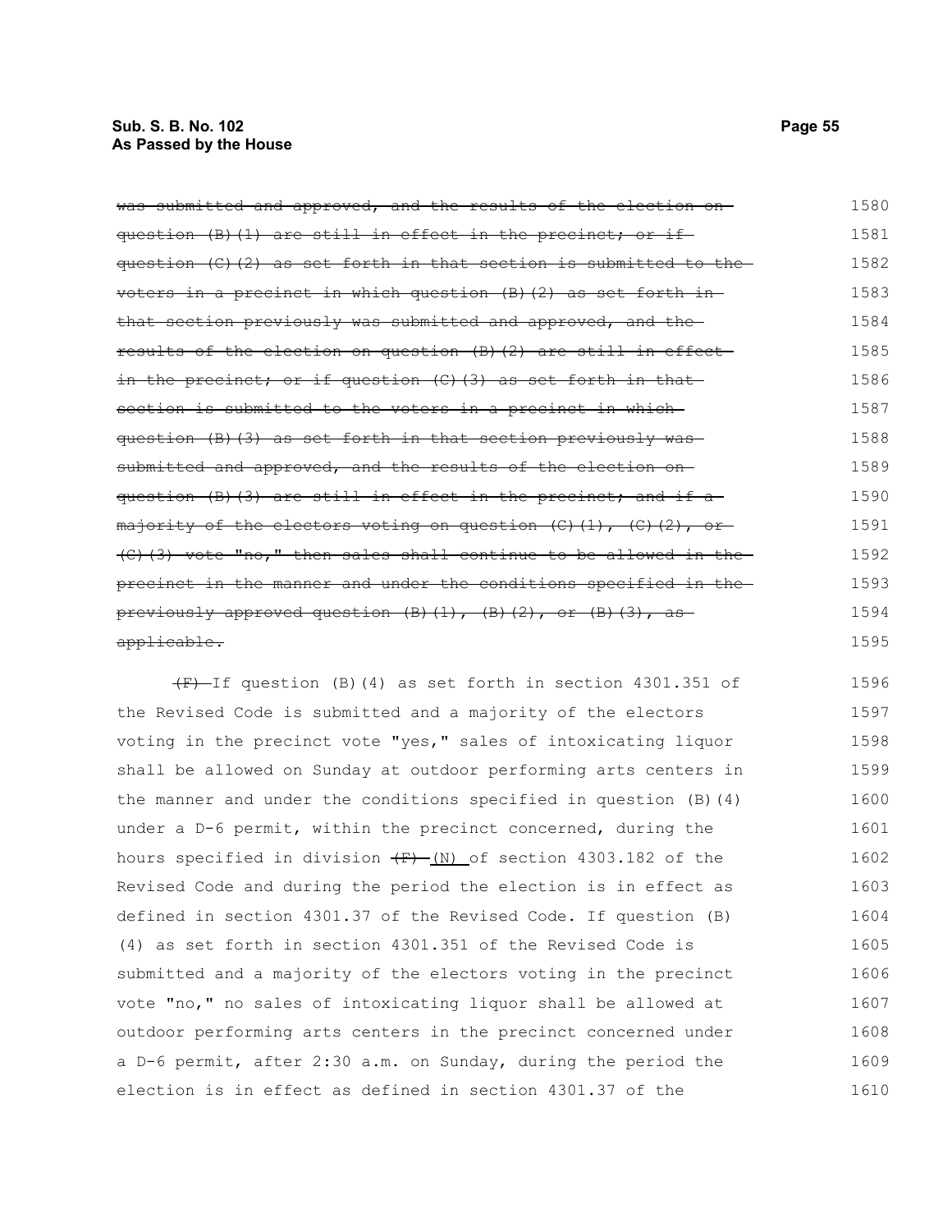~~was submitted and approved, and the results of the election on question (B)(1) are still in effect in the precinct; or if question (C)(2) as set forth in that section is submitted to the voters in a precinct in which question (B)(2) as set forth in that section previously was submitted and approved, and the results of the election on question (B)(2) are still in effect in the precinct; or if question (C)(3) as set forth in that section is submitted to the voters in a precinct in which question (B)(3) as set forth in that section previously was submitted and approved, and the results of the election on question (B)(3) are still in effect in the precinct; and if a majority of the electors voting on question (C)(1), (C)(2), or (C)(3) vote "no," then sales shall continue to be allowed in the precinct in the manner and under the conditions specified in the previously approved question (B)(1), (B)(2), or (B)(3), as applicable.~~

~~(F)~~ If question (B)(4) as set forth in section 4301.351 of the Revised Code is submitted and a majority of the electors voting in the precinct vote "yes," sales of intoxicating liquor shall be allowed on Sunday at outdoor performing arts centers in the manner and under the conditions specified in question (B)(4) under a D-6 permit, within the precinct concerned, during the hours specified in division ~~(F)~~ <u>(N)</u> of section 4303.182 of the Revised Code and during the period the election is in effect as defined in section 4301.37 of the Revised Code. If question (B)(4) as set forth in section 4301.351 of the Revised Code is submitted and a majority of the electors voting in the precinct vote "no," no sales of intoxicating liquor shall be allowed at outdoor performing arts centers in the precinct concerned under a D-6 permit, after 2:30 a.m. on Sunday, during the period the election is in effect as defined in section 4301.37 of the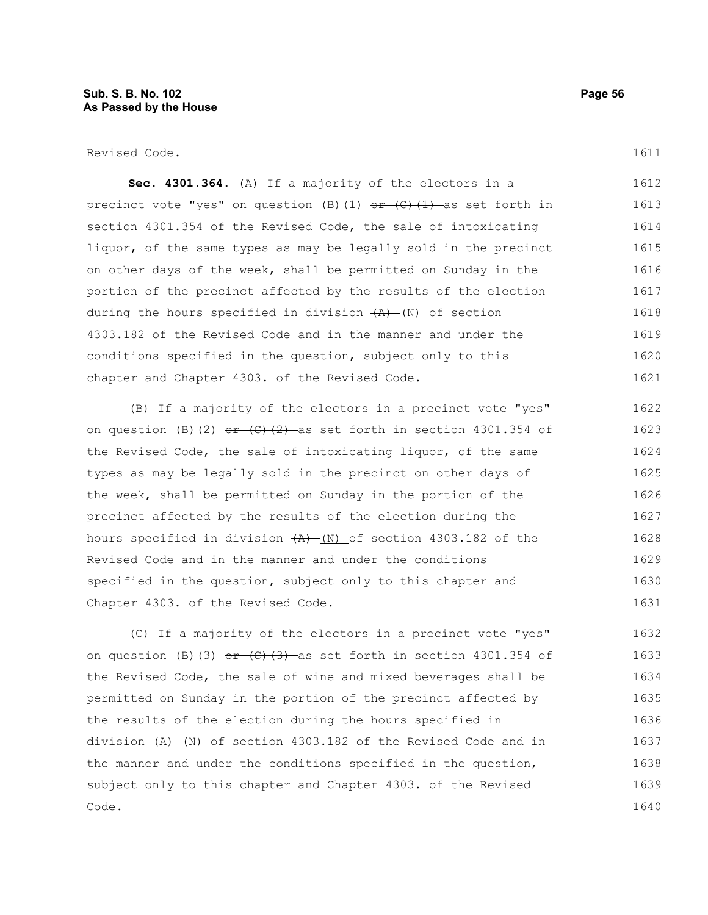Revised Code.

**Sec. 4301.364.** (A) If a majority of the electors in a precinct vote "yes" on question (B)(1) ~~or (C)(1)~~ as set forth in section 4301.354 of the Revised Code, the sale of intoxicating liquor, of the same types as may be legally sold in the precinct on other days of the week, shall be permitted on Sunday in the portion of the precinct affected by the results of the election during the hours specified in division ~~(A)~~ (N) of section 4303.182 of the Revised Code and in the manner and under the conditions specified in the question, subject only to this chapter and Chapter 4303. of the Revised Code.

(B) If a majority of the electors in a precinct vote "yes" on question (B)(2) ~~or (C)(2)~~ as set forth in section 4301.354 of the Revised Code, the sale of intoxicating liquor, of the same types as may be legally sold in the precinct on other days of the week, shall be permitted on Sunday in the portion of the precinct affected by the results of the election during the hours specified in division ~~(A)~~ (N) of section 4303.182 of the Revised Code and in the manner and under the conditions specified in the question, subject only to this chapter and Chapter 4303. of the Revised Code.

(C) If a majority of the electors in a precinct vote "yes" on question (B)(3) ~~or (C)(3)~~ as set forth in section 4301.354 of the Revised Code, the sale of wine and mixed beverages shall be permitted on Sunday in the portion of the precinct affected by the results of the election during the hours specified in division ~~(A)~~ (N) of section 4303.182 of the Revised Code and in the manner and under the conditions specified in the question, subject only to this chapter and Chapter 4303. of the Revised Code.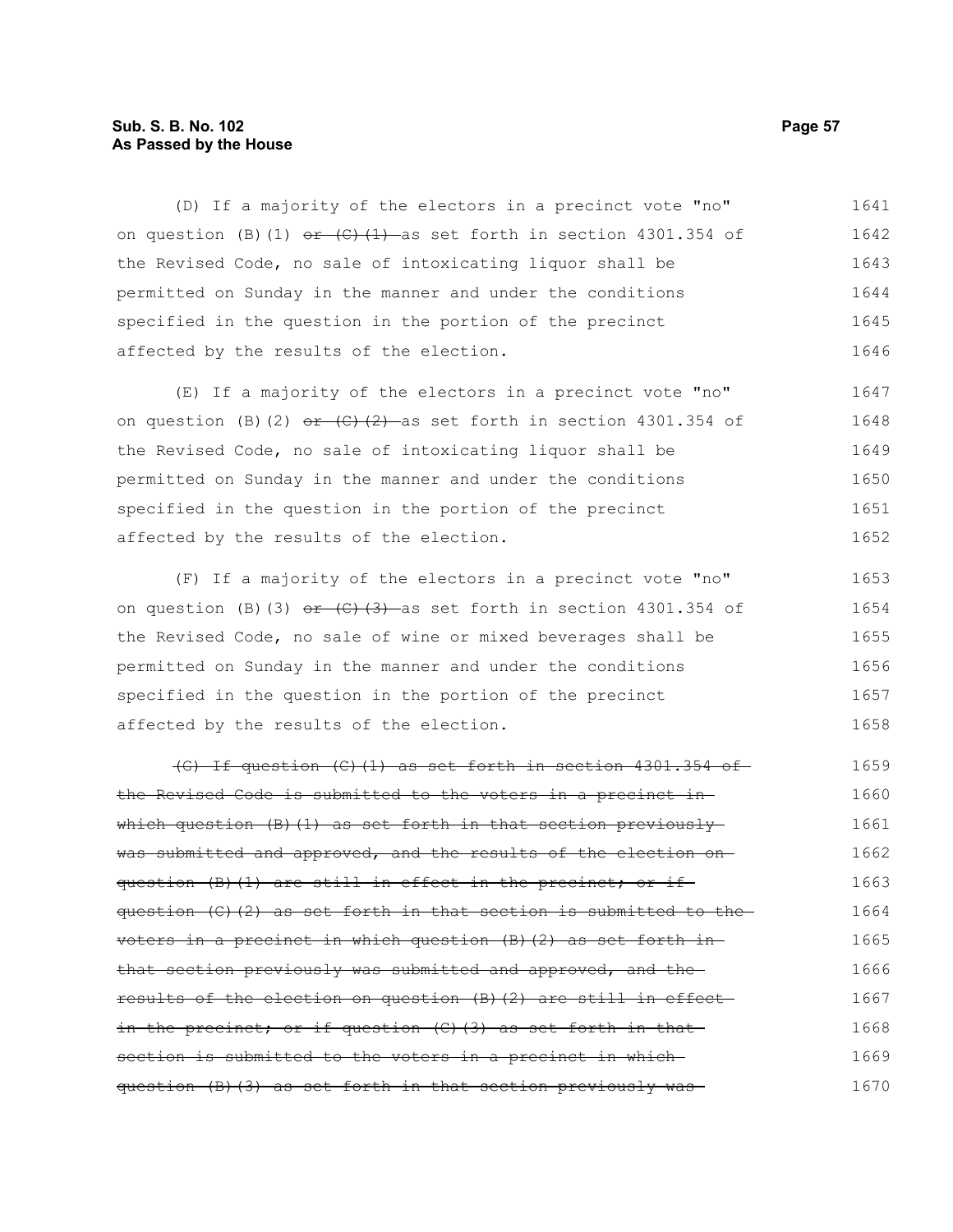(D) If a majority of the electors in a precinct vote "no" on question (B)(1) ~~or (C)(1)~~ as set forth in section 4301.354 of the Revised Code, no sale of intoxicating liquor shall be permitted on Sunday in the manner and under the conditions specified in the question in the portion of the precinct affected by the results of the election.

(E) If a majority of the electors in a precinct vote "no" on question (B)(2) ~~or (C)(2)~~ as set forth in section 4301.354 of the Revised Code, no sale of intoxicating liquor shall be permitted on Sunday in the manner and under the conditions specified in the question in the portion of the precinct affected by the results of the election.

(F) If a majority of the electors in a precinct vote "no" on question (B)(3) ~~or (C)(3)~~ as set forth in section 4301.354 of the Revised Code, no sale of wine or mixed beverages shall be permitted on Sunday in the manner and under the conditions specified in the question in the portion of the precinct affected by the results of the election.

~~(G) If question (C)(1) as set forth in section 4301.354 of the Revised Code is submitted to the voters in a precinct in which question (B)(1) as set forth in that section previously was submitted and approved, and the results of the election on question (B)(1) are still in effect in the precinct; or if question (C)(2) as set forth in that section is submitted to the voters in a precinct in which question (B)(2) as set forth in that section previously was submitted and approved, and the results of the election on question (B)(2) are still in effect in the precinct; or if question (C)(3) as set forth in that section is submitted to the voters in a precinct in which question (B)(3) as set forth in that section previously was~~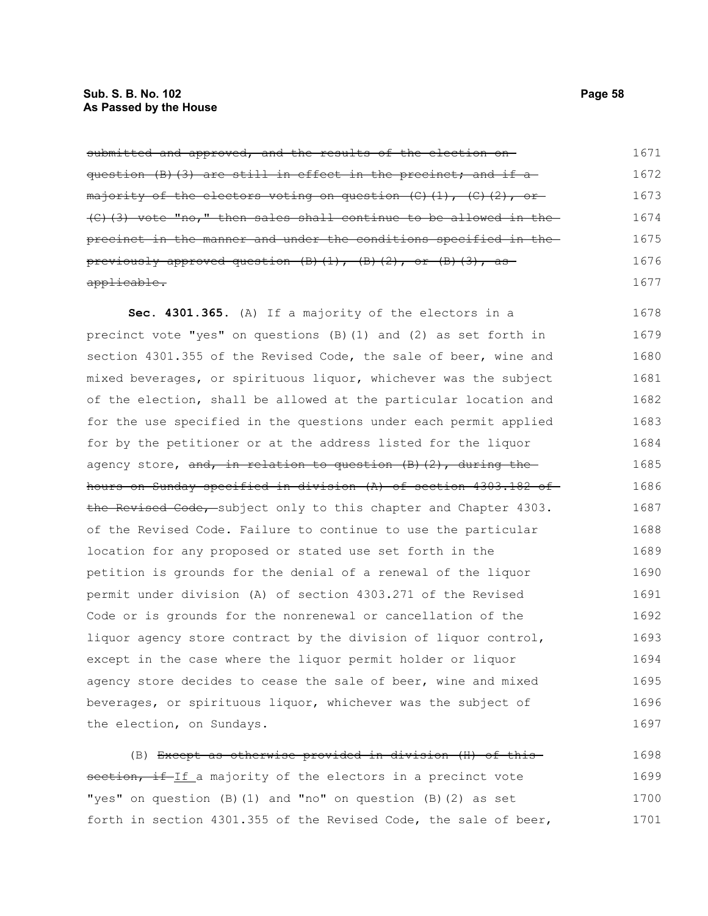~~submitted and approved, and the results of the election on question (B)(3) are still in effect in the precinct; and if a majority of the electors voting on question (C)(1), (C)(2), or (C)(3) vote "no," then sales shall continue to be allowed in the precinct in the manner and under the conditions specified in the previously approved question (B)(1), (B)(2), or (B)(3), as applicable.~~

**Sec. 4301.365.** (A) If a majority of the electors in a precinct vote "yes" on questions (B)(1) and (2) as set forth in section 4301.355 of the Revised Code, the sale of beer, wine and mixed beverages, or spirituous liquor, whichever was the subject of the election, shall be allowed at the particular location and for the use specified in the questions under each permit applied for by the petitioner or at the address listed for the liquor agency store, ~~and, in relation to question (B)(2), during the hours on Sunday specified in division (A) of section 4303.182 of the Revised Code,~~ subject only to this chapter and Chapter 4303. of the Revised Code. Failure to continue to use the particular location for any proposed or stated use set forth in the petition is grounds for the denial of a renewal of the liquor permit under division (A) of section 4303.271 of the Revised Code or is grounds for the nonrenewal or cancellation of the liquor agency store contract by the division of liquor control, except in the case where the liquor permit holder or liquor agency store decides to cease the sale of beer, wine and mixed beverages, or spirituous liquor, whichever was the subject of the election, on Sundays.

(B) ~~Except as otherwise provided in division (H) of this section, if~~ If a majority of the electors in a precinct vote "yes" on question (B)(1) and "no" on question (B)(2) as set forth in section 4301.355 of the Revised Code, the sale of beer,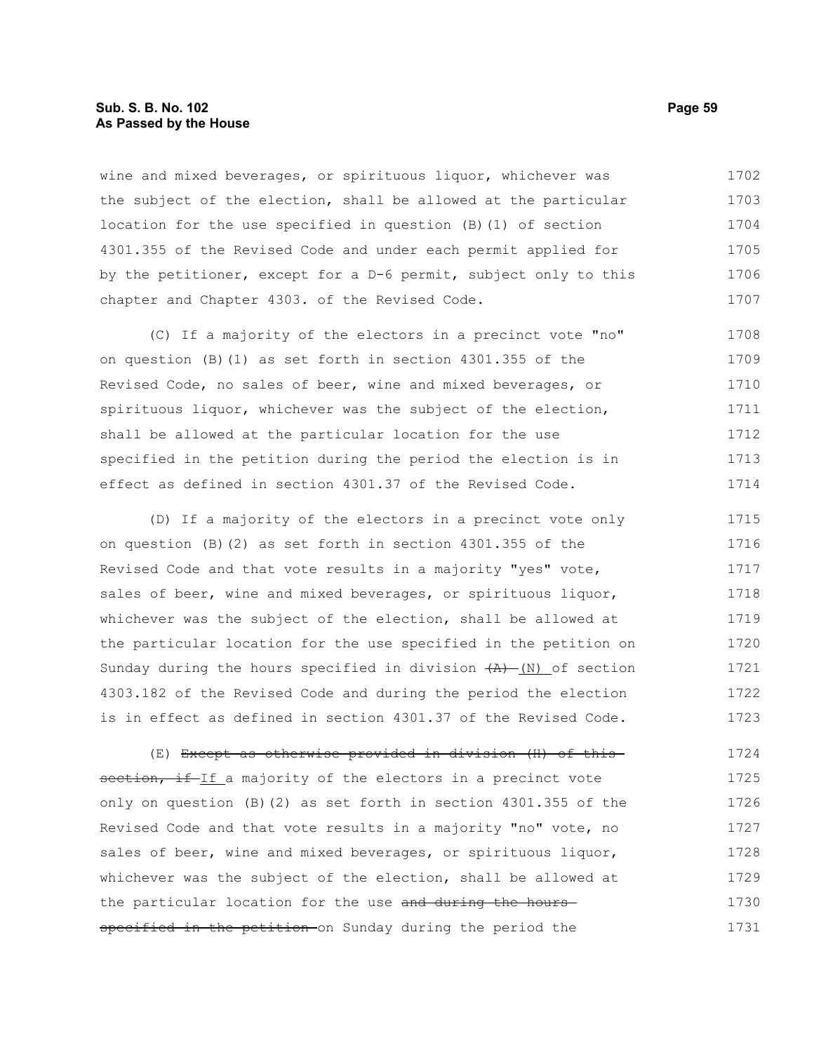wine and mixed beverages, or spirituous liquor, whichever was the subject of the election, shall be allowed at the particular location for the use specified in question (B)(1) of section 4301.355 of the Revised Code and under each permit applied for by the petitioner, except for a D-6 permit, subject only to this chapter and Chapter 4303. of the Revised Code.

(C) If a majority of the electors in a precinct vote "no" on question (B)(1) as set forth in section 4301.355 of the Revised Code, no sales of beer, wine and mixed beverages, or spirituous liquor, whichever was the subject of the election, shall be allowed at the particular location for the use specified in the petition during the period the election is in effect as defined in section 4301.37 of the Revised Code.

(D) If a majority of the electors in a precinct vote only on question (B)(2) as set forth in section 4301.355 of the Revised Code and that vote results in a majority "yes" vote, sales of beer, wine and mixed beverages, or spirituous liquor, whichever was the subject of the election, shall be allowed at the particular location for the use specified in the petition on Sunday during the hours specified in division ~~(A)~~ (N) of section 4303.182 of the Revised Code and during the period the election is in effect as defined in section 4301.37 of the Revised Code.

(E) ~~Except as otherwise provided in division (H) of this section, if~~ If a majority of the electors in a precinct vote only on question (B)(2) as set forth in section 4301.355 of the Revised Code and that vote results in a majority "no" vote, no sales of beer, wine and mixed beverages, or spirituous liquor, whichever was the subject of the election, shall be allowed at the particular location for the use ~~and during the hours specified in the petition~~ on Sunday during the period the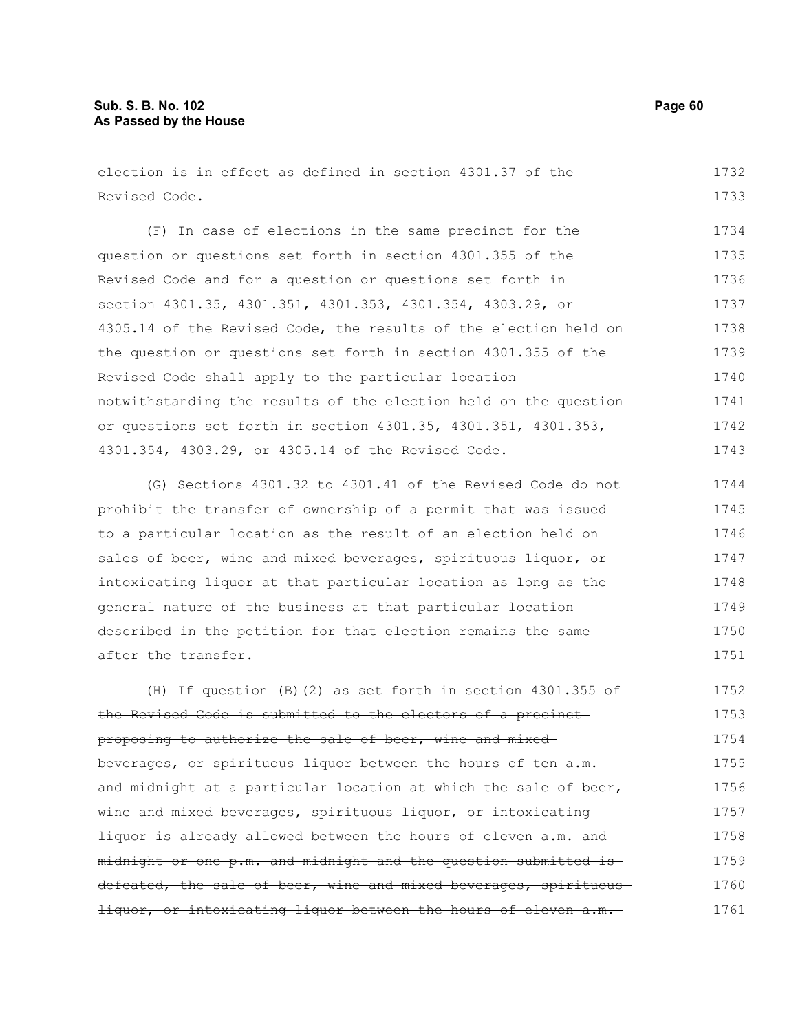election is in effect as defined in section 4301.37 of the Revised Code.

(F) In case of elections in the same precinct for the question or questions set forth in section 4301.355 of the Revised Code and for a question or questions set forth in section 4301.35, 4301.351, 4301.353, 4301.354, 4303.29, or 4305.14 of the Revised Code, the results of the election held on the question or questions set forth in section 4301.355 of the Revised Code shall apply to the particular location notwithstanding the results of the election held on the question or questions set forth in section 4301.35, 4301.351, 4301.353, 4301.354, 4303.29, or 4305.14 of the Revised Code.

(G) Sections 4301.32 to 4301.41 of the Revised Code do not prohibit the transfer of ownership of a permit that was issued to a particular location as the result of an election held on sales of beer, wine and mixed beverages, spirituous liquor, or intoxicating liquor at that particular location as long as the general nature of the business at that particular location described in the petition for that election remains the same after the transfer.

~~(H) If question (B)(2) as set forth in section 4301.355 of the Revised Code is submitted to the electors of a precinct proposing to authorize the sale of beer, wine and mixed beverages, or spirituous liquor between the hours of ten a.m. and midnight at a particular location at which the sale of beer, wine and mixed beverages, spirituous liquor, or intoxicating liquor is already allowed between the hours of eleven a.m. and midnight or one p.m. and midnight and the question submitted is defeated, the sale of beer, wine and mixed beverages, spirituous liquor, or intoxicating liquor between the hours of eleven a.m.~~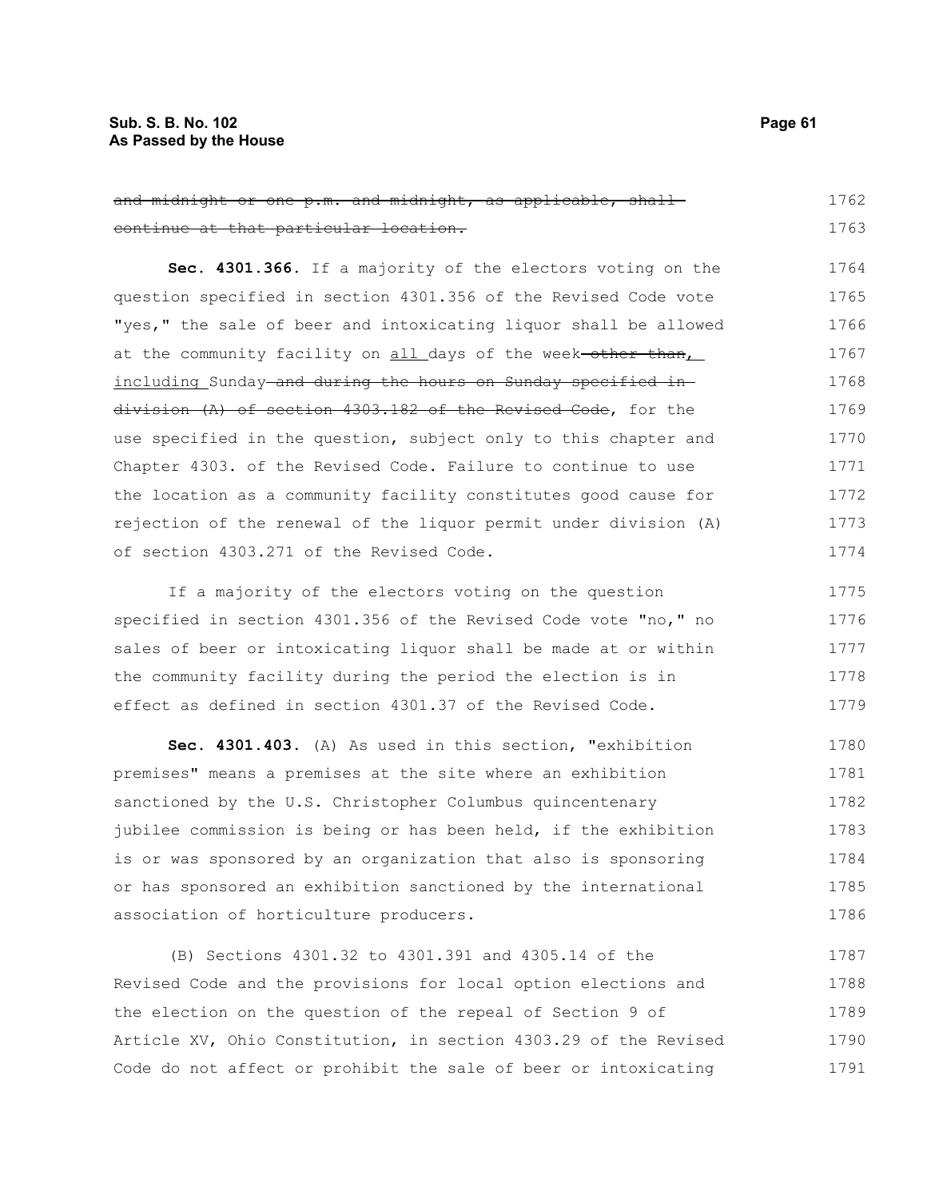~~and midnight or one p.m. and midnight, as applicable, shall continue at that particular location.~~

**Sec. 4301.366.** If a majority of the electors voting on the question specified in section 4301.356 of the Revised Code vote "yes," the sale of beer and intoxicating liquor shall be allowed at the community facility on <u>all</u> days of the week~~ other than~~<u>, including</u> Sunday~~ and during the hours on Sunday specified in division (A) of section 4303.182 of the Revised Code~~, for the use specified in the question, subject only to this chapter and Chapter 4303. of the Revised Code. Failure to continue to use the location as a community facility constitutes good cause for rejection of the renewal of the liquor permit under division (A) of section 4303.271 of the Revised Code.

If a majority of the electors voting on the question specified in section 4301.356 of the Revised Code vote "no," no sales of beer or intoxicating liquor shall be made at or within the community facility during the period the election is in effect as defined in section 4301.37 of the Revised Code.

**Sec. 4301.403.** (A) As used in this section, "exhibition premises" means a premises at the site where an exhibition sanctioned by the U.S. Christopher Columbus quincentenary jubilee commission is being or has been held, if the exhibition is or was sponsored by an organization that also is sponsoring or has sponsored an exhibition sanctioned by the international association of horticulture producers.

(B) Sections 4301.32 to 4301.391 and 4305.14 of the Revised Code and the provisions for local option elections and the election on the question of the repeal of Section 9 of Article XV, Ohio Constitution, in section 4303.29 of the Revised Code do not affect or prohibit the sale of beer or intoxicating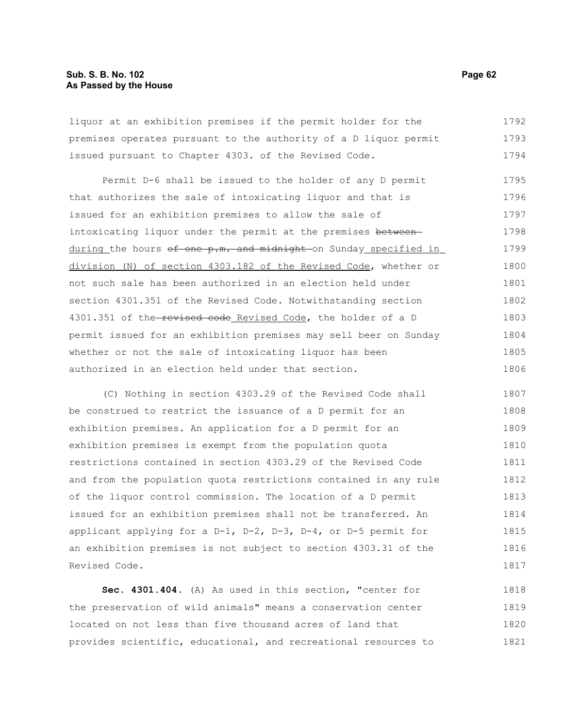liquor at an exhibition premises if the permit holder for the premises operates pursuant to the authority of a D liquor permit issued pursuant to Chapter 4303. of the Revised Code.

Permit D-6 shall be issued to the holder of any D permit that authorizes the sale of intoxicating liquor and that is issued for an exhibition premises to allow the sale of intoxicating liquor under the permit at the premises ~~between~~ during the hours ~~of one p.m. and midnight~~ on Sunday specified in division (N) of section 4303.182 of the Revised Code, whether or not such sale has been authorized in an election held under section 4301.351 of the Revised Code. Notwithstanding section 4301.351 of the ~~revised code~~ Revised Code, the holder of a D permit issued for an exhibition premises may sell beer on Sunday whether or not the sale of intoxicating liquor has been authorized in an election held under that section.

(C) Nothing in section 4303.29 of the Revised Code shall be construed to restrict the issuance of a D permit for an exhibition premises. An application for a D permit for an exhibition premises is exempt from the population quota restrictions contained in section 4303.29 of the Revised Code and from the population quota restrictions contained in any rule of the liquor control commission. The location of a D permit issued for an exhibition premises shall not be transferred. An applicant applying for a D-1, D-2, D-3, D-4, or D-5 permit for an exhibition premises is not subject to section 4303.31 of the Revised Code.

**Sec. 4301.404.** (A) As used in this section, "center for the preservation of wild animals" means a conservation center located on not less than five thousand acres of land that provides scientific, educational, and recreational resources to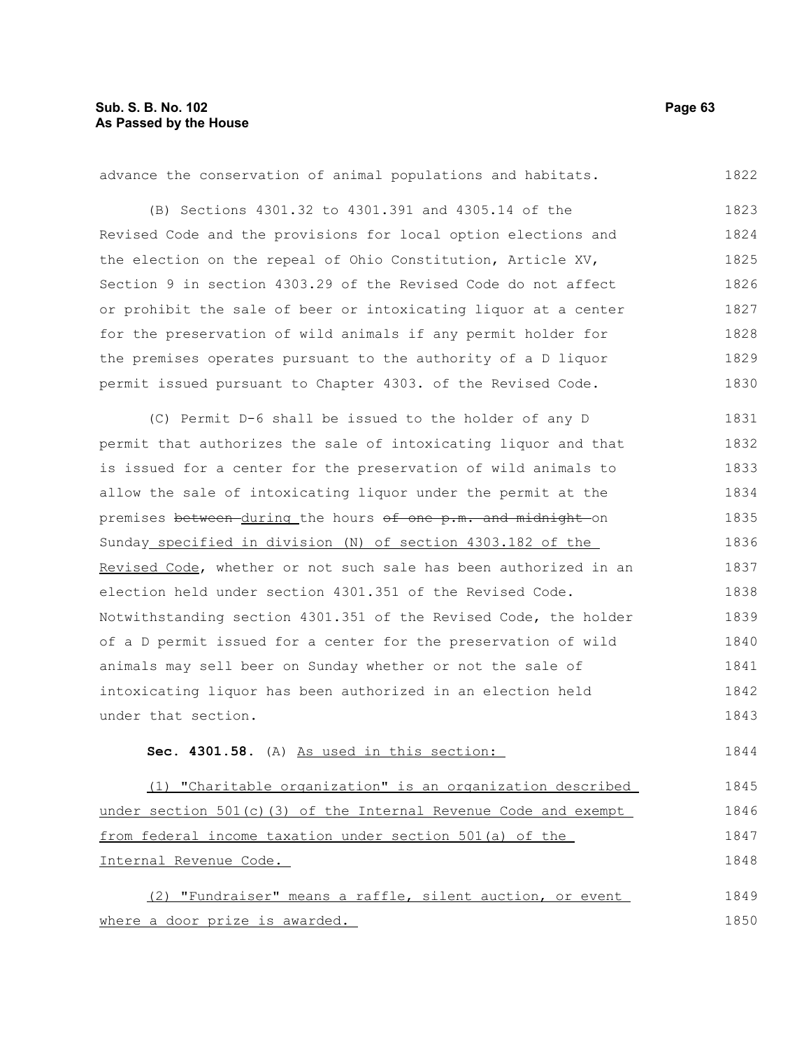advance the conservation of animal populations and habitats.

(B) Sections 4301.32 to 4301.391 and 4305.14 of the Revised Code and the provisions for local option elections and the election on the repeal of Ohio Constitution, Article XV, Section 9 in section 4303.29 of the Revised Code do not affect or prohibit the sale of beer or intoxicating liquor at a center for the preservation of wild animals if any permit holder for the premises operates pursuant to the authority of a D liquor permit issued pursuant to Chapter 4303. of the Revised Code.

(C) Permit D-6 shall be issued to the holder of any D permit that authorizes the sale of intoxicating liquor and that is issued for a center for the preservation of wild animals to allow the sale of intoxicating liquor under the permit at the premises ~~between~~ during the hours ~~of one p.m. and midnight~~ on Sunday specified in division (N) of section 4303.182 of the Revised Code, whether or not such sale has been authorized in an election held under section 4301.351 of the Revised Code. Notwithstanding section 4301.351 of the Revised Code, the holder of a D permit issued for a center for the preservation of wild animals may sell beer on Sunday whether or not the sale of intoxicating liquor has been authorized in an election held under that section.

**Sec. 4301.58.** (A) As used in this section:

(1) "Charitable organization" is an organization described under section 501(c)(3) of the Internal Revenue Code and exempt from federal income taxation under section 501(a) of the Internal Revenue Code.

(2) "Fundraiser" means a raffle, silent auction, or event where a door prize is awarded.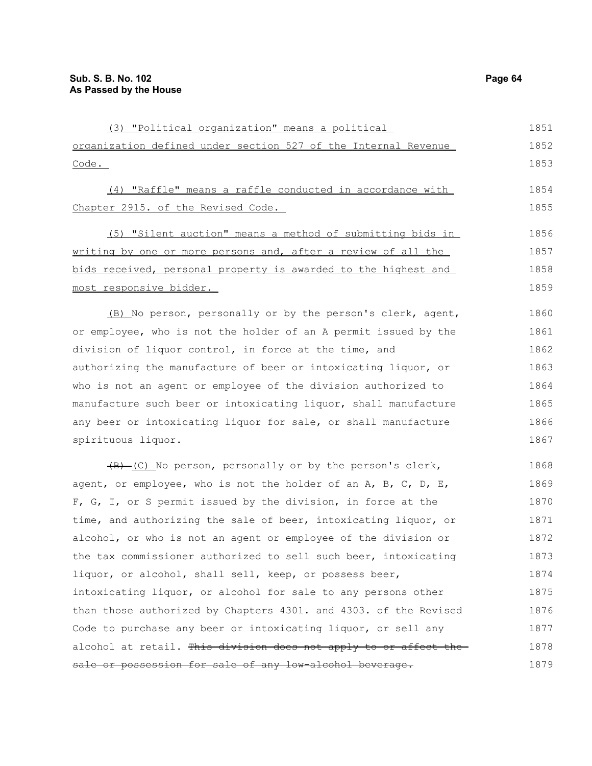(3) "Political organization" means a political organization defined under section 527 of the Internal Revenue Code.

(4) "Raffle" means a raffle conducted in accordance with Chapter 2915. of the Revised Code.

(5) "Silent auction" means a method of submitting bids in writing by one or more persons and, after a review of all the bids received, personal property is awarded to the highest and most responsive bidder.

(B) No person, personally or by the person's clerk, agent, or employee, who is not the holder of an A permit issued by the division of liquor control, in force at the time, and authorizing the manufacture of beer or intoxicating liquor, or who is not an agent or employee of the division authorized to manufacture such beer or intoxicating liquor, shall manufacture any beer or intoxicating liquor for sale, or shall manufacture spirituous liquor.

~~(B)~~ (C) No person, personally or by the person's clerk, agent, or employee, who is not the holder of an A, B, C, D, E, F, G, I, or S permit issued by the division, in force at the time, and authorizing the sale of beer, intoxicating liquor, or alcohol, or who is not an agent or employee of the division or the tax commissioner authorized to sell such beer, intoxicating liquor, or alcohol, shall sell, keep, or possess beer, intoxicating liquor, or alcohol for sale to any persons other than those authorized by Chapters 4301. and 4303. of the Revised Code to purchase any beer or intoxicating liquor, or sell any alcohol at retail. ~~This division does not apply to or affect the sale or possession for sale of any low-alcohol beverage.~~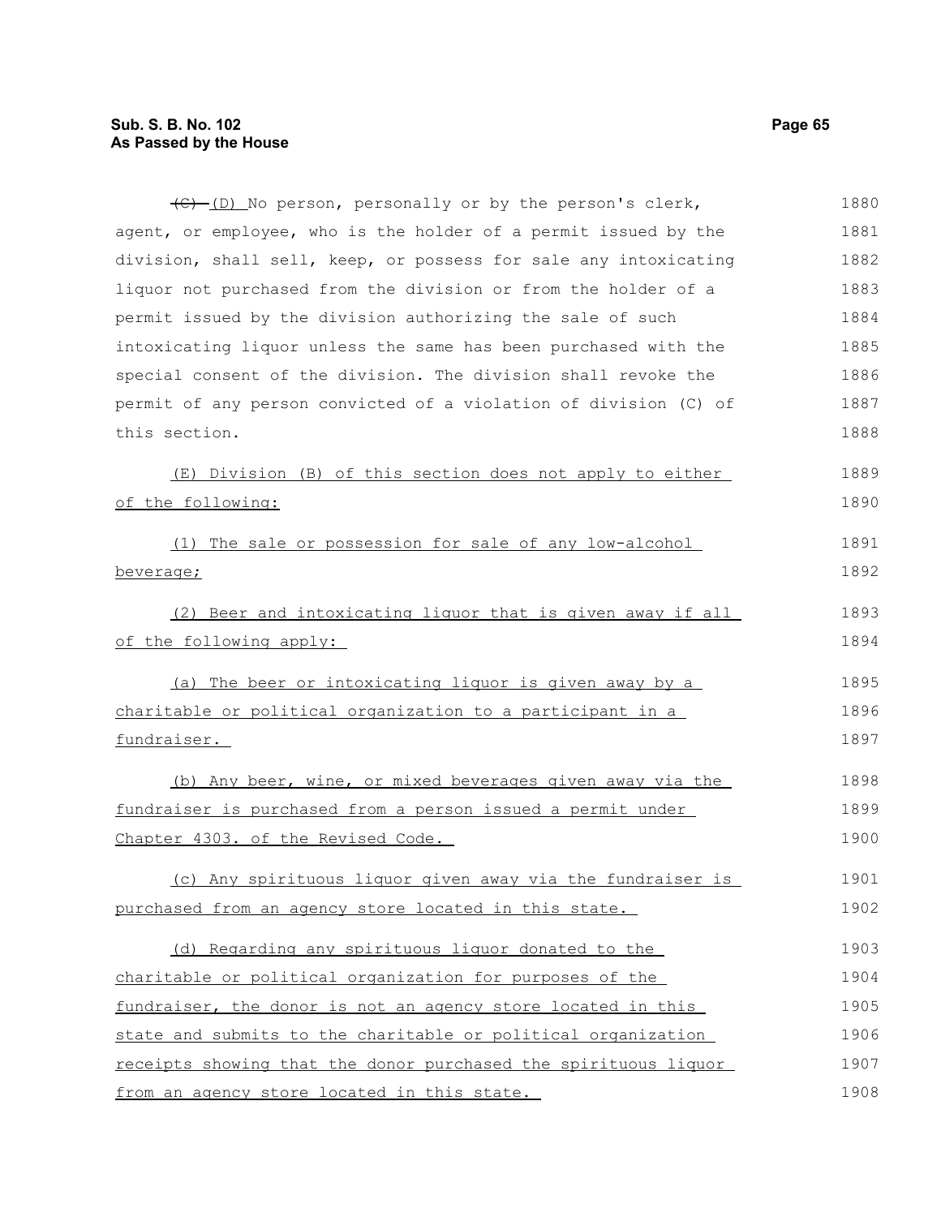~~(C)~~ (D) No person, personally or by the person's clerk, agent, or employee, who is the holder of a permit issued by the division, shall sell, keep, or possess for sale any intoxicating liquor not purchased from the division or from the holder of a permit issued by the division authorizing the sale of such intoxicating liquor unless the same has been purchased with the special consent of the division. The division shall revoke the permit of any person convicted of a violation of division (C) of this section.

<u>(E) Division (B) of this section does not apply to either of the following:</u>

<u>(1) The sale or possession for sale of any low-alcohol beverage;</u>

<u>(2) Beer and intoxicating liquor that is given away if all of the following apply:</u>

<u>(a) The beer or intoxicating liquor is given away by a charitable or political organization to a participant in a fundraiser.</u>

<u>(b) Any beer, wine, or mixed beverages given away via the fundraiser is purchased from a person issued a permit under Chapter 4303. of the Revised Code.</u>

<u>(c) Any spirituous liquor given away via the fundraiser is purchased from an agency store located in this state.</u>

<u>(d) Regarding any spirituous liquor donated to the charitable or political organization for purposes of the fundraiser, the donor is not an agency store located in this state and submits to the charitable or political organization receipts showing that the donor purchased the spirituous liquor from an agency store located in this state.</u>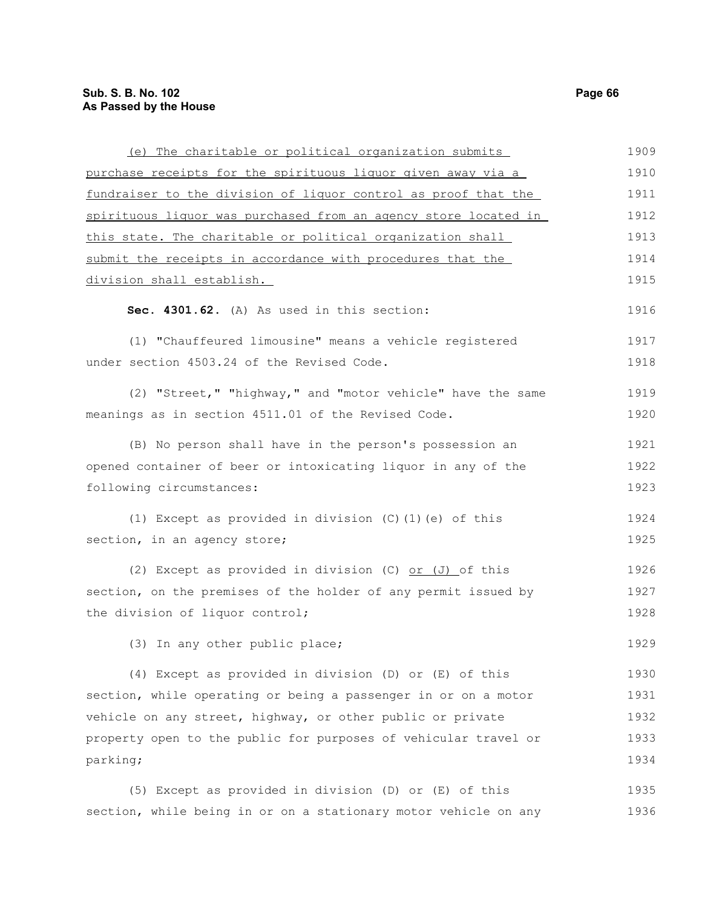(e) The charitable or political organization submits purchase receipts for the spirituous liquor given away via a fundraiser to the division of liquor control as proof that the spirituous liquor was purchased from an agency store located in this state. The charitable or political organization shall submit the receipts in accordance with procedures that the division shall establish.

**Sec. 4301.62.** (A) As used in this section:

(1) "Chauffeured limousine" means a vehicle registered under section 4503.24 of the Revised Code.

(2) "Street," "highway," and "motor vehicle" have the same meanings as in section 4511.01 of the Revised Code.

(B) No person shall have in the person's possession an opened container of beer or intoxicating liquor in any of the following circumstances:

(1) Except as provided in division (C)(1)(e) of this section, in an agency store;

(2) Except as provided in division (C) or (J) of this section, on the premises of the holder of any permit issued by the division of liquor control;

(3) In any other public place;

(4) Except as provided in division (D) or (E) of this section, while operating or being a passenger in or on a motor vehicle on any street, highway, or other public or private property open to the public for purposes of vehicular travel or parking;

(5) Except as provided in division (D) or (E) of this section, while being in or on a stationary motor vehicle on any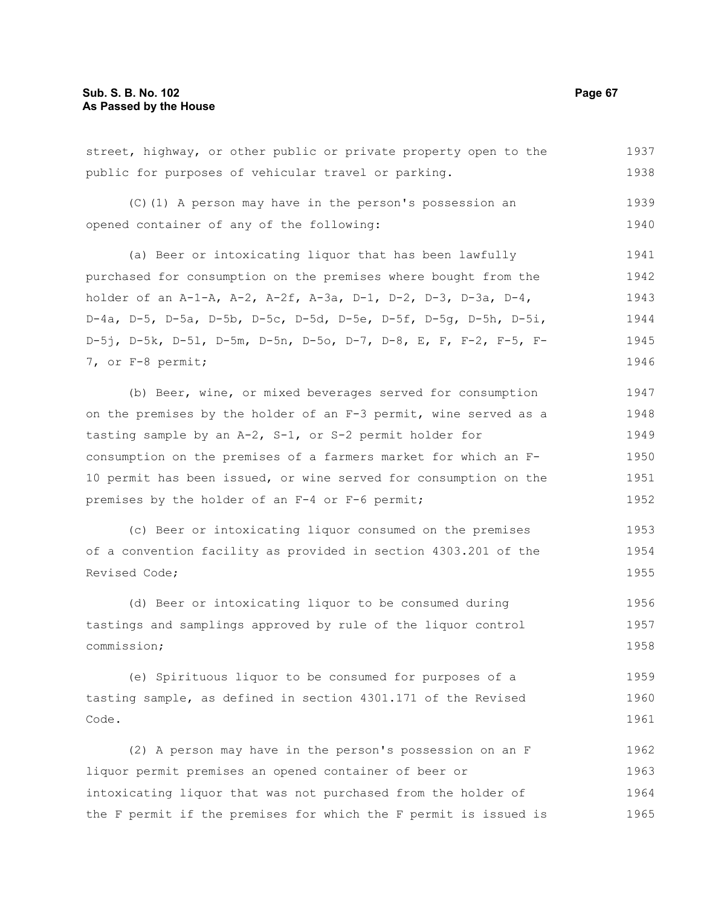street, highway, or other public or private property open to the public for purposes of vehicular travel or parking.

(C)(1) A person may have in the person's possession an opened container of any of the following:

(a) Beer or intoxicating liquor that has been lawfully purchased for consumption on the premises where bought from the holder of an A-1-A, A-2, A-2f, A-3a, D-1, D-2, D-3, D-3a, D-4, D-4a, D-5, D-5a, D-5b, D-5c, D-5d, D-5e, D-5f, D-5g, D-5h, D-5i, D-5j, D-5k, D-5l, D-5m, D-5n, D-5o, D-7, D-8, E, F, F-2, F-5, F-7, or F-8 permit;

(b) Beer, wine, or mixed beverages served for consumption on the premises by the holder of an F-3 permit, wine served as a tasting sample by an A-2, S-1, or S-2 permit holder for consumption on the premises of a farmers market for which an F-10 permit has been issued, or wine served for consumption on the premises by the holder of an F-4 or F-6 permit;

(c) Beer or intoxicating liquor consumed on the premises of a convention facility as provided in section 4303.201 of the Revised Code;

(d) Beer or intoxicating liquor to be consumed during tastings and samplings approved by rule of the liquor control commission;

(e) Spirituous liquor to be consumed for purposes of a tasting sample, as defined in section 4301.171 of the Revised Code.

(2) A person may have in the person's possession on an F liquor permit premises an opened container of beer or intoxicating liquor that was not purchased from the holder of the F permit if the premises for which the F permit is issued is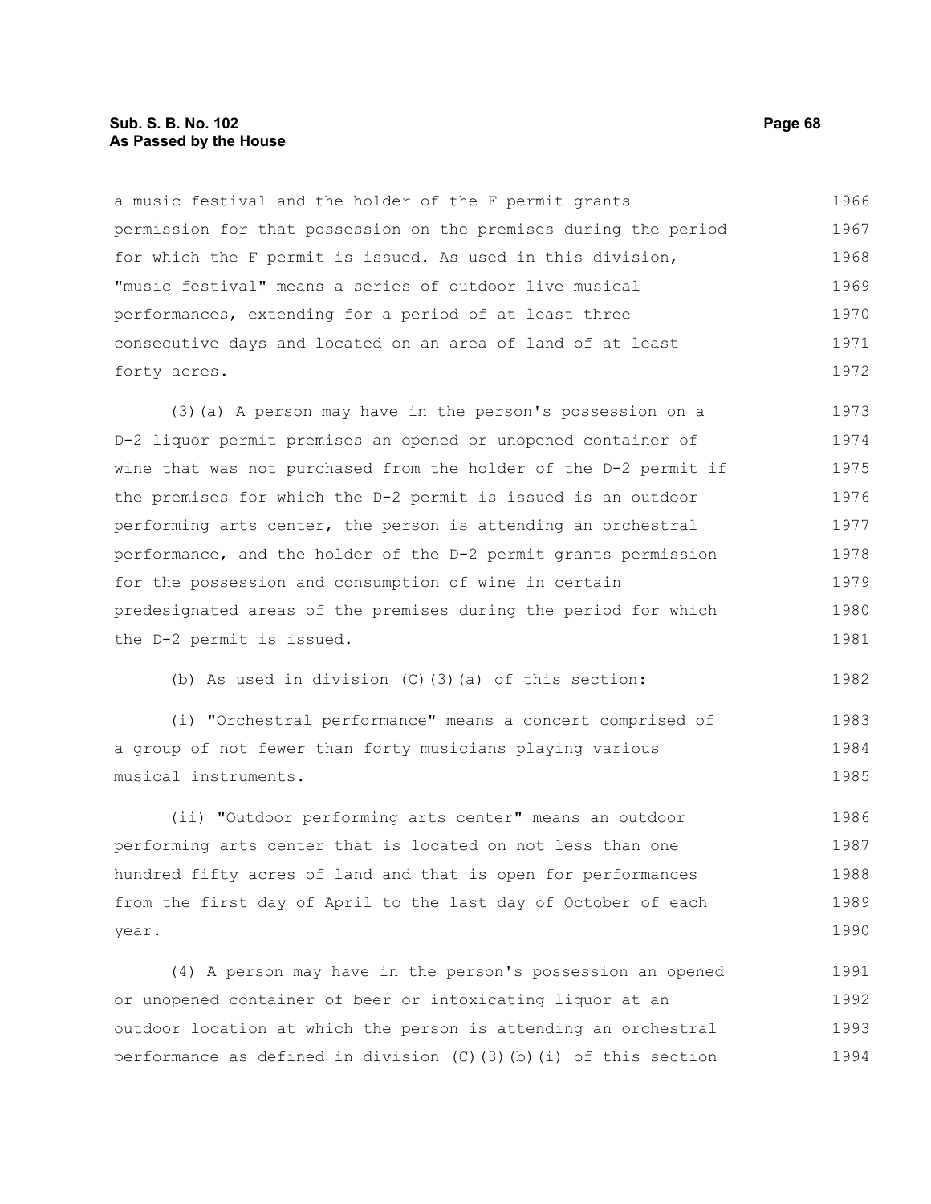a music festival and the holder of the F permit grants permission for that possession on the premises during the period for which the F permit is issued. As used in this division, "music festival" means a series of outdoor live musical performances, extending for a period of at least three consecutive days and located on an area of land of at least forty acres.

(3)(a) A person may have in the person's possession on a D-2 liquor permit premises an opened or unopened container of wine that was not purchased from the holder of the D-2 permit if the premises for which the D-2 permit is issued is an outdoor performing arts center, the person is attending an orchestral performance, and the holder of the D-2 permit grants permission for the possession and consumption of wine in certain predesignated areas of the premises during the period for which the D-2 permit is issued.

(b) As used in division (C)(3)(a) of this section:

(i) "Orchestral performance" means a concert comprised of a group of not fewer than forty musicians playing various musical instruments.

(ii) "Outdoor performing arts center" means an outdoor performing arts center that is located on not less than one hundred fifty acres of land and that is open for performances from the first day of April to the last day of October of each year.

(4) A person may have in the person's possession an opened or unopened container of beer or intoxicating liquor at an outdoor location at which the person is attending an orchestral performance as defined in division (C)(3)(b)(i) of this section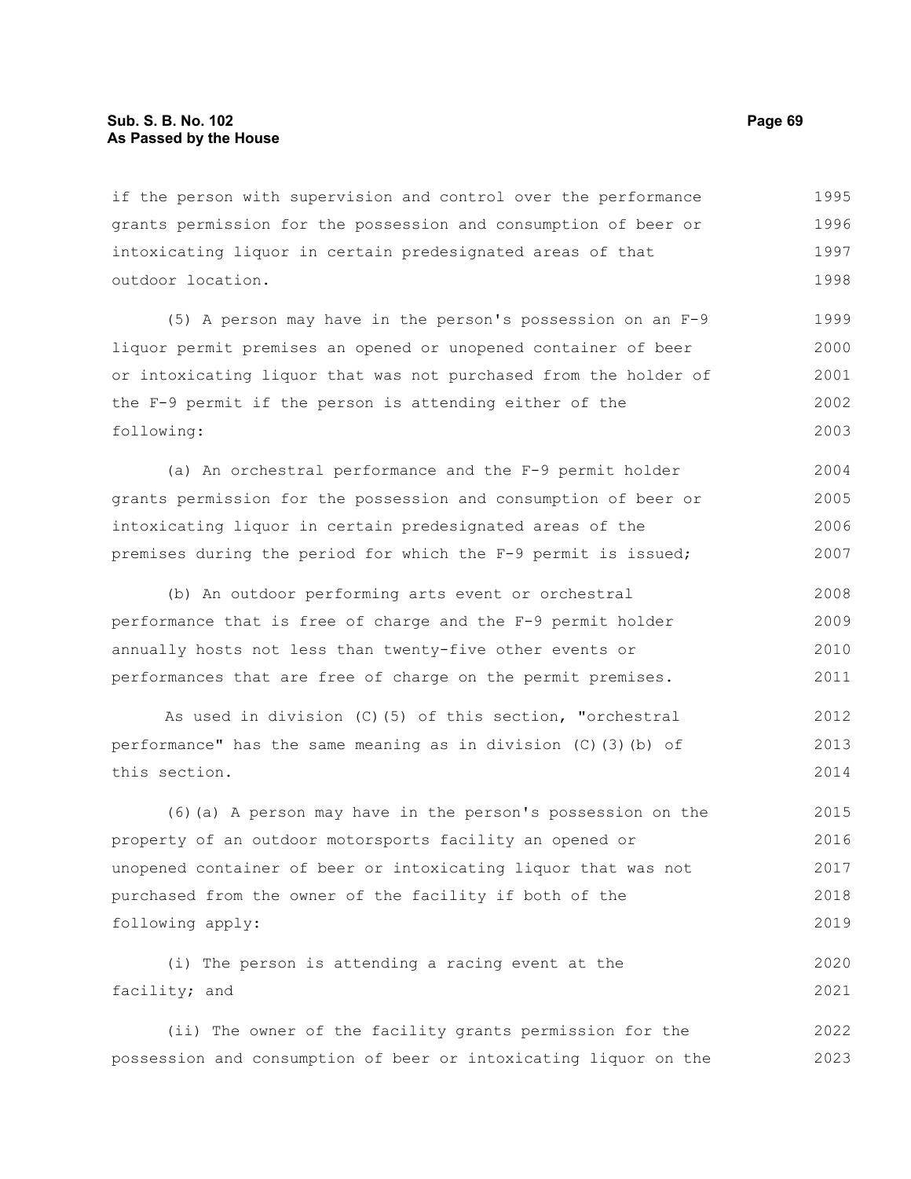if the person with supervision and control over the performance grants permission for the possession and consumption of beer or intoxicating liquor in certain predesignated areas of that outdoor location.

(5) A person may have in the person's possession on an F-9 liquor permit premises an opened or unopened container of beer or intoxicating liquor that was not purchased from the holder of the F-9 permit if the person is attending either of the following:

(a) An orchestral performance and the F-9 permit holder grants permission for the possession and consumption of beer or intoxicating liquor in certain predesignated areas of the premises during the period for which the F-9 permit is issued;

(b) An outdoor performing arts event or orchestral performance that is free of charge and the F-9 permit holder annually hosts not less than twenty-five other events or performances that are free of charge on the permit premises.

As used in division (C)(5) of this section, "orchestral performance" has the same meaning as in division (C)(3)(b) of this section.

(6)(a) A person may have in the person's possession on the property of an outdoor motorsports facility an opened or unopened container of beer or intoxicating liquor that was not purchased from the owner of the facility if both of the following apply:

(i) The person is attending a racing event at the facility; and

(ii) The owner of the facility grants permission for the possession and consumption of beer or intoxicating liquor on the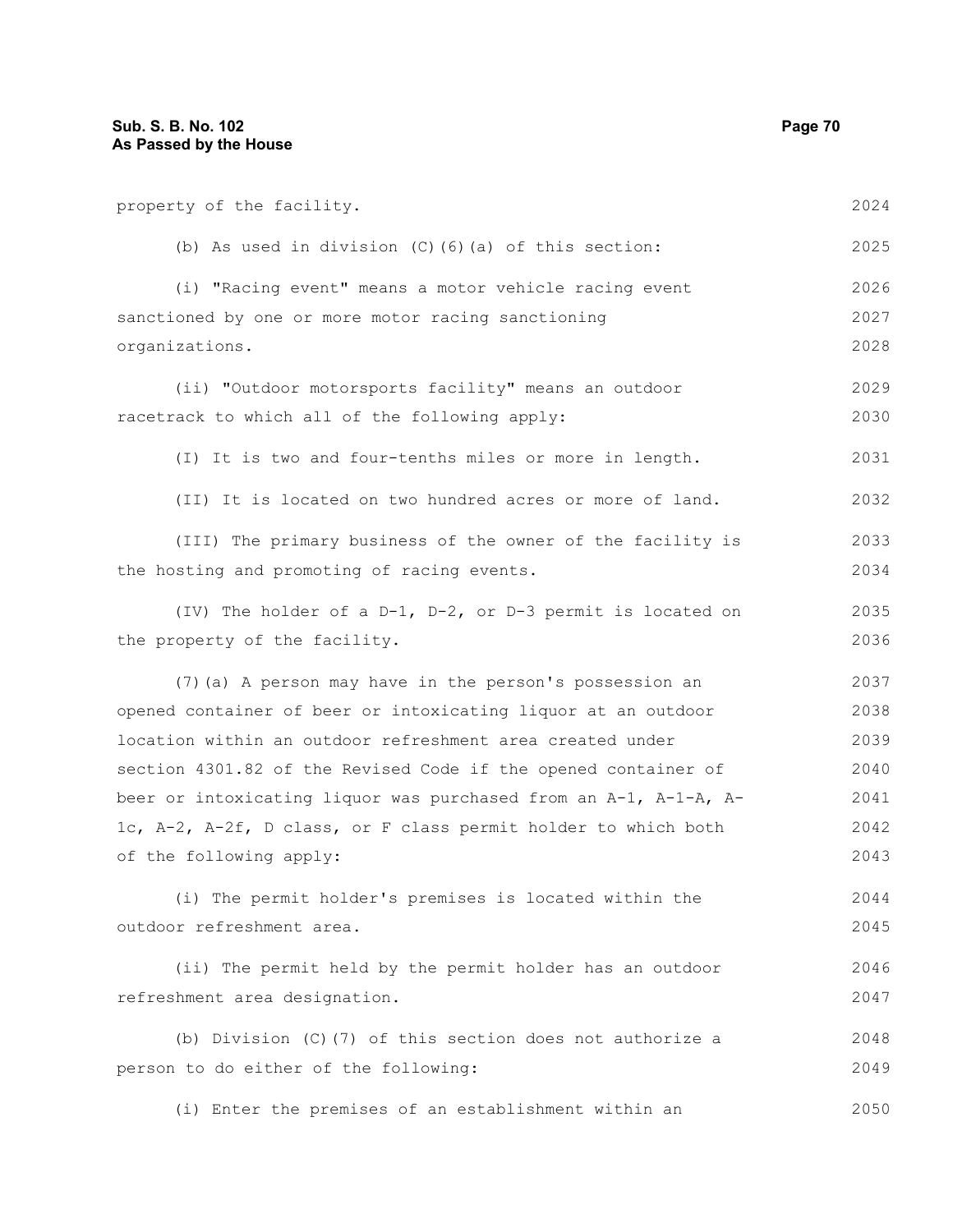property of the facility.

(b) As used in division (C)(6)(a) of this section:

(i) "Racing event" means a motor vehicle racing event sanctioned by one or more motor racing sanctioning organizations.

(ii) "Outdoor motorsports facility" means an outdoor racetrack to which all of the following apply:

(I) It is two and four-tenths miles or more in length.

(II) It is located on two hundred acres or more of land.

(III) The primary business of the owner of the facility is the hosting and promoting of racing events.

(IV) The holder of a D-1, D-2, or D-3 permit is located on the property of the facility.

(7)(a) A person may have in the person's possession an opened container of beer or intoxicating liquor at an outdoor location within an outdoor refreshment area created under section 4301.82 of the Revised Code if the opened container of beer or intoxicating liquor was purchased from an A-1, A-1-A, A-1c, A-2, A-2f, D class, or F class permit holder to which both of the following apply:

(i) The permit holder's premises is located within the outdoor refreshment area.

(ii) The permit held by the permit holder has an outdoor refreshment area designation.

(b) Division (C)(7) of this section does not authorize a person to do either of the following:

(i) Enter the premises of an establishment within an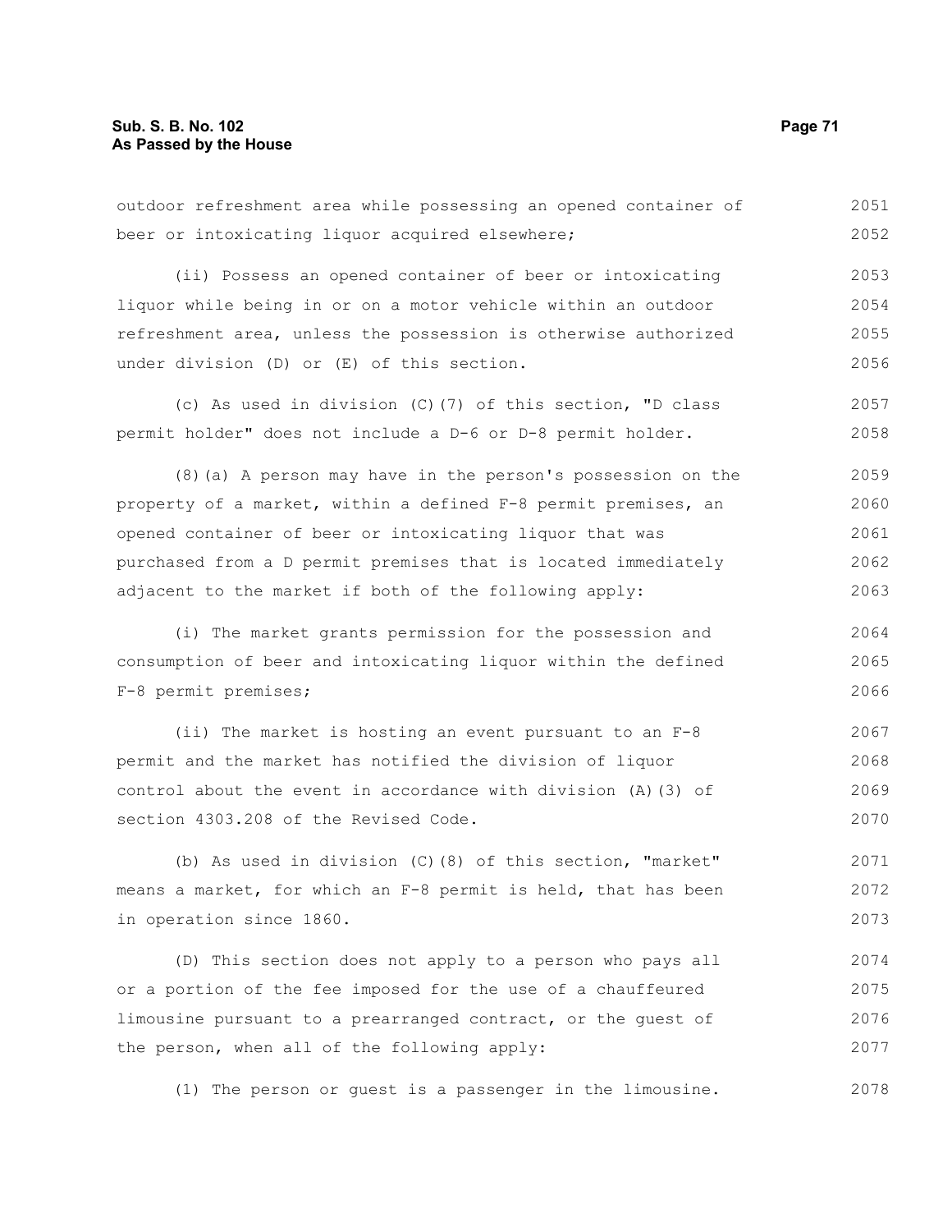outdoor refreshment area while possessing an opened container of beer or intoxicating liquor acquired elsewhere;

(ii) Possess an opened container of beer or intoxicating liquor while being in or on a motor vehicle within an outdoor refreshment area, unless the possession is otherwise authorized under division (D) or (E) of this section.

(c) As used in division (C)(7) of this section, "D class permit holder" does not include a D-6 or D-8 permit holder.

(8)(a) A person may have in the person's possession on the property of a market, within a defined F-8 permit premises, an opened container of beer or intoxicating liquor that was purchased from a D permit premises that is located immediately adjacent to the market if both of the following apply:

(i) The market grants permission for the possession and consumption of beer and intoxicating liquor within the defined F-8 permit premises;

(ii) The market is hosting an event pursuant to an F-8 permit and the market has notified the division of liquor control about the event in accordance with division (A)(3) of section 4303.208 of the Revised Code.

(b) As used in division (C)(8) of this section, "market" means a market, for which an F-8 permit is held, that has been in operation since 1860.

(D) This section does not apply to a person who pays all or a portion of the fee imposed for the use of a chauffeured limousine pursuant to a prearranged contract, or the guest of the person, when all of the following apply:

(1) The person or guest is a passenger in the limousine.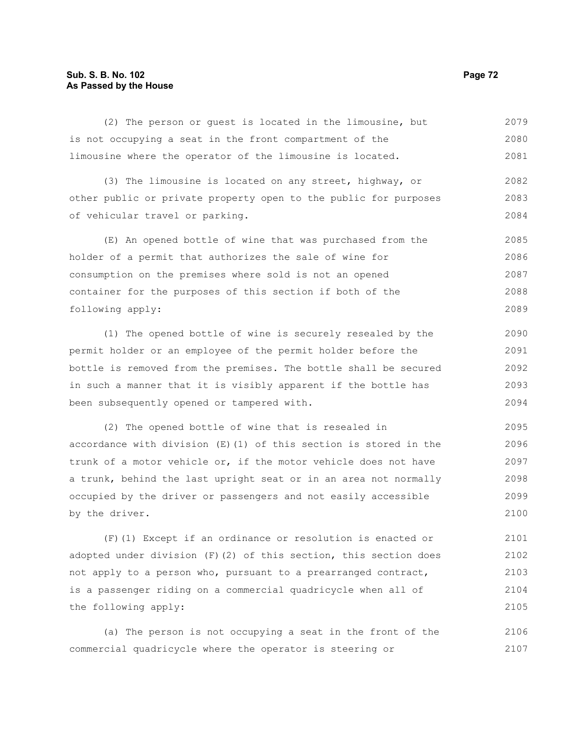(2) The person or guest is located in the limousine, but is not occupying a seat in the front compartment of the limousine where the operator of the limousine is located.

(3) The limousine is located on any street, highway, or other public or private property open to the public for purposes of vehicular travel or parking.

(E) An opened bottle of wine that was purchased from the holder of a permit that authorizes the sale of wine for consumption on the premises where sold is not an opened container for the purposes of this section if both of the following apply:

(1) The opened bottle of wine is securely resealed by the permit holder or an employee of the permit holder before the bottle is removed from the premises. The bottle shall be secured in such a manner that it is visibly apparent if the bottle has been subsequently opened or tampered with.

(2) The opened bottle of wine that is resealed in accordance with division (E)(1) of this section is stored in the trunk of a motor vehicle or, if the motor vehicle does not have a trunk, behind the last upright seat or in an area not normally occupied by the driver or passengers and not easily accessible by the driver.

(F)(1) Except if an ordinance or resolution is enacted or adopted under division (F)(2) of this section, this section does not apply to a person who, pursuant to a prearranged contract, is a passenger riding on a commercial quadricycle when all of the following apply:

(a) The person is not occupying a seat in the front of the commercial quadricycle where the operator is steering or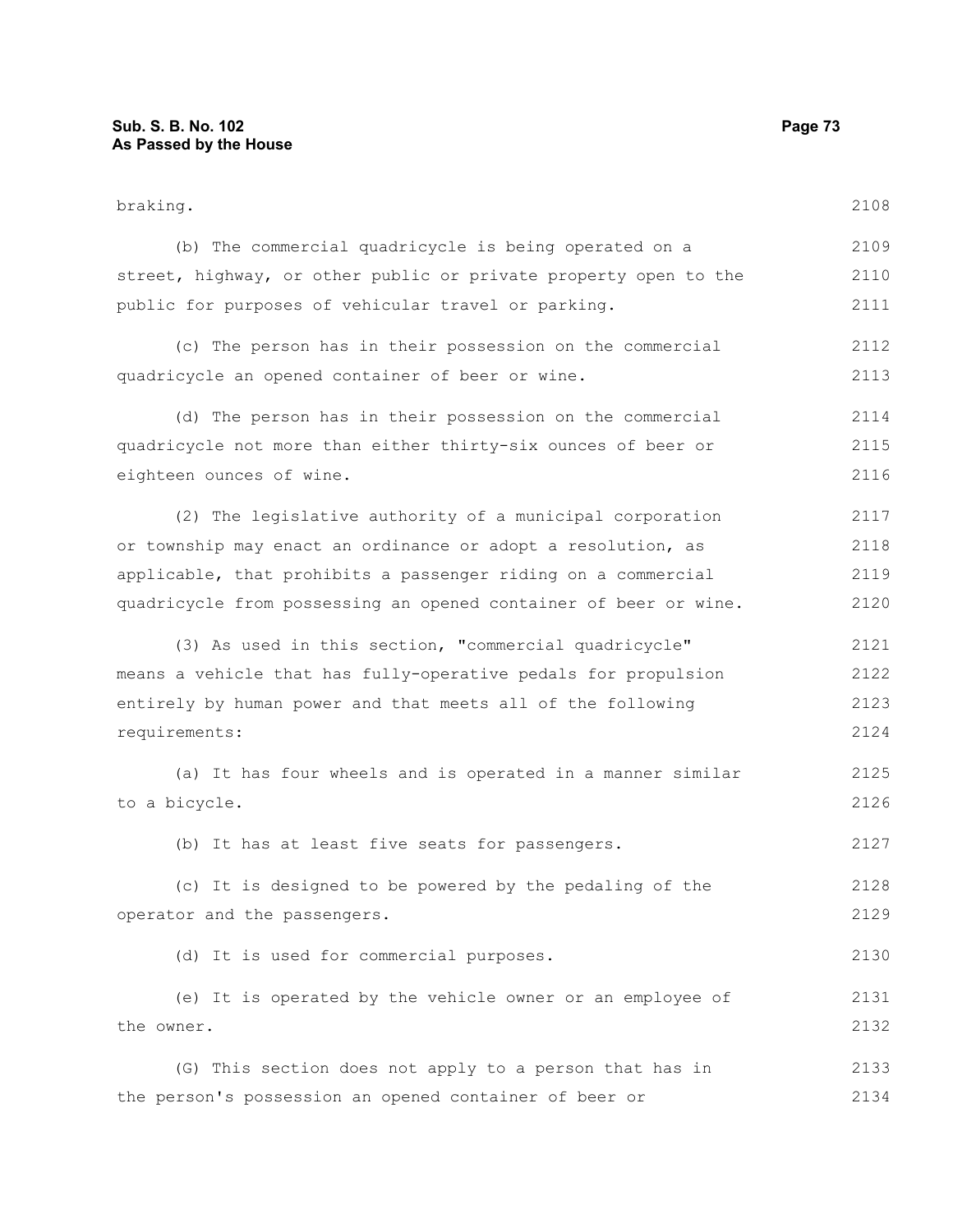braking.

(b) The commercial quadricycle is being operated on a street, highway, or other public or private property open to the public for purposes of vehicular travel or parking.

(c) The person has in their possession on the commercial quadricycle an opened container of beer or wine.

(d) The person has in their possession on the commercial quadricycle not more than either thirty-six ounces of beer or eighteen ounces of wine.

(2) The legislative authority of a municipal corporation or township may enact an ordinance or adopt a resolution, as applicable, that prohibits a passenger riding on a commercial quadricycle from possessing an opened container of beer or wine.

(3) As used in this section, "commercial quadricycle" means a vehicle that has fully-operative pedals for propulsion entirely by human power and that meets all of the following requirements:

(a) It has four wheels and is operated in a manner similar to a bicycle.

(b) It has at least five seats for passengers.

(c) It is designed to be powered by the pedaling of the operator and the passengers.

(d) It is used for commercial purposes.

(e) It is operated by the vehicle owner or an employee of the owner.

(G) This section does not apply to a person that has in the person's possession an opened container of beer or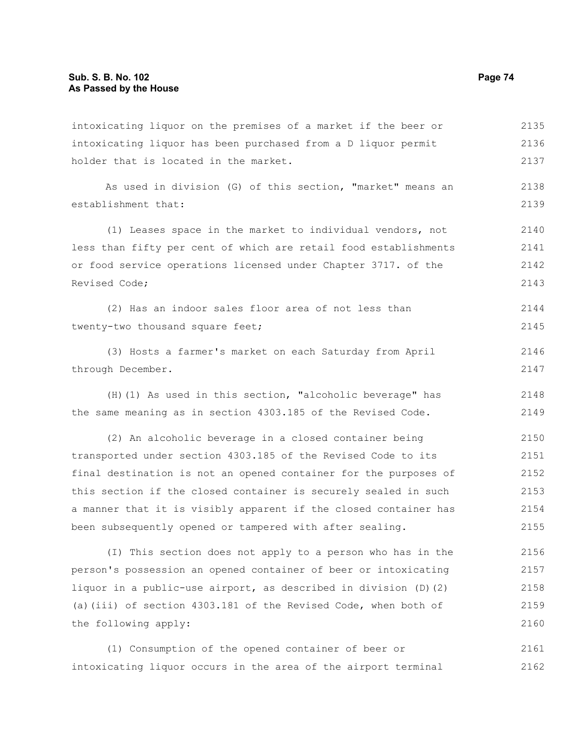intoxicating liquor on the premises of a market if the beer or intoxicating liquor has been purchased from a D liquor permit holder that is located in the market.

As used in division (G) of this section, "market" means an establishment that:

(1) Leases space in the market to individual vendors, not less than fifty per cent of which are retail food establishments or food service operations licensed under Chapter 3717. of the Revised Code;

(2) Has an indoor sales floor area of not less than twenty-two thousand square feet;

(3) Hosts a farmer's market on each Saturday from April through December.

(H)(1) As used in this section, "alcoholic beverage" has the same meaning as in section 4303.185 of the Revised Code.

(2) An alcoholic beverage in a closed container being transported under section 4303.185 of the Revised Code to its final destination is not an opened container for the purposes of this section if the closed container is securely sealed in such a manner that it is visibly apparent if the closed container has been subsequently opened or tampered with after sealing.

(I) This section does not apply to a person who has in the person's possession an opened container of beer or intoxicating liquor in a public-use airport, as described in division (D)(2)(a)(iii) of section 4303.181 of the Revised Code, when both of the following apply:

(1) Consumption of the opened container of beer or intoxicating liquor occurs in the area of the airport terminal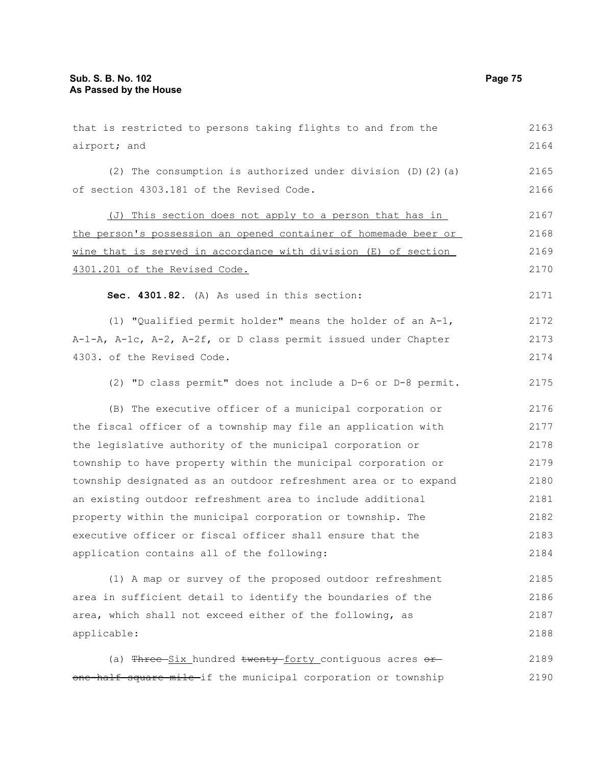that is restricted to persons taking flights to and from the airport; and

(2) The consumption is authorized under division (D)(2)(a) of section 4303.181 of the Revised Code.

<u>(J) This section does not apply to a person that has in the person's possession an opened container of homemade beer or wine that is served in accordance with division (E) of section 4301.201 of the Revised Code.</u>

**Sec. 4301.82.** (A) As used in this section:

(1) "Qualified permit holder" means the holder of an A-1, A-1-A, A-1c, A-2, A-2f, or D class permit issued under Chapter 4303. of the Revised Code.

(2) "D class permit" does not include a D-6 or D-8 permit.

(B) The executive officer of a municipal corporation or the fiscal officer of a township may file an application with the legislative authority of the municipal corporation or township to have property within the municipal corporation or township designated as an outdoor refreshment area or to expand an existing outdoor refreshment area to include additional property within the municipal corporation or township. The executive officer or fiscal officer shall ensure that the application contains all of the following:

(1) A map or survey of the proposed outdoor refreshment area in sufficient detail to identify the boundaries of the area, which shall not exceed either of the following, as applicable:

(a) ~~Three~~ <u>Six</u> hundred ~~twenty~~ <u>forty</u> contiguous acres ~~or one-half square mile~~ if the municipal corporation or township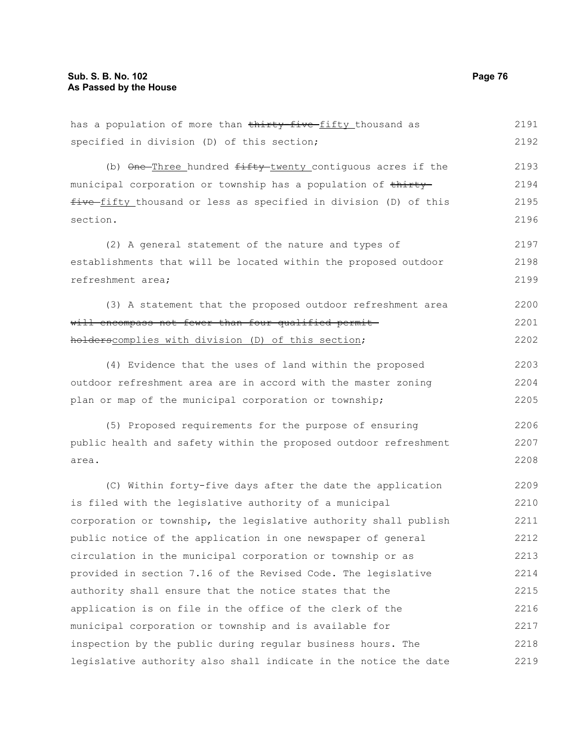has a population of more than ~~thirty-five~~ fifty thousand as specified in division (D) of this section;

(b) ~~One~~ Three hundred ~~fifty~~ twenty contiguous acres if the municipal corporation or township has a population of ~~thirty-five~~ fifty thousand or less as specified in division (D) of this section.

(2) A general statement of the nature and types of establishments that will be located within the proposed outdoor refreshment area;

(3) A statement that the proposed outdoor refreshment area ~~will encompass not fewer than four qualified permit holders~~complies with division (D) of this section;

(4) Evidence that the uses of land within the proposed outdoor refreshment area are in accord with the master zoning plan or map of the municipal corporation or township;

(5) Proposed requirements for the purpose of ensuring public health and safety within the proposed outdoor refreshment area.

(C) Within forty-five days after the date the application is filed with the legislative authority of a municipal corporation or township, the legislative authority shall publish public notice of the application in one newspaper of general circulation in the municipal corporation or township or as provided in section 7.16 of the Revised Code. The legislative authority shall ensure that the notice states that the application is on file in the office of the clerk of the municipal corporation or township and is available for inspection by the public during regular business hours. The legislative authority also shall indicate in the notice the date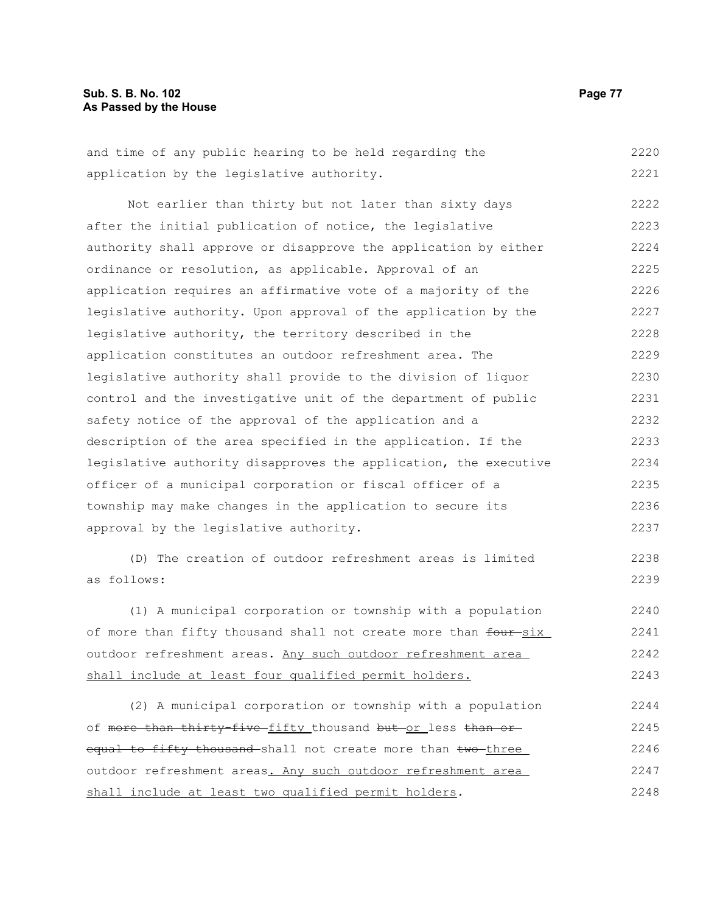and time of any public hearing to be held regarding the application by the legislative authority.

Not earlier than thirty but not later than sixty days after the initial publication of notice, the legislative authority shall approve or disapprove the application by either ordinance or resolution, as applicable. Approval of an application requires an affirmative vote of a majority of the legislative authority. Upon approval of the application by the legislative authority, the territory described in the application constitutes an outdoor refreshment area. The legislative authority shall provide to the division of liquor control and the investigative unit of the department of public safety notice of the approval of the application and a description of the area specified in the application. If the legislative authority disapproves the application, the executive officer of a municipal corporation or fiscal officer of a township may make changes in the application to secure its approval by the legislative authority.

(D) The creation of outdoor refreshment areas is limited as follows:

(1) A municipal corporation or township with a population of more than fifty thousand shall not create more than ~~four~~ <u>six</u> outdoor refreshment areas. <u>Any such outdoor refreshment area shall include at least four qualified permit holders.</u>

(2) A municipal corporation or township with a population of ~~more than thirty-five~~ <u>fifty</u> thousand ~~but~~ <u>or</u> less ~~than or equal to fifty thousand~~ shall not create more than ~~two~~ <u>three</u> outdoor refreshment areas<u>. Any such outdoor refreshment area shall include at least two qualified permit holders</u>.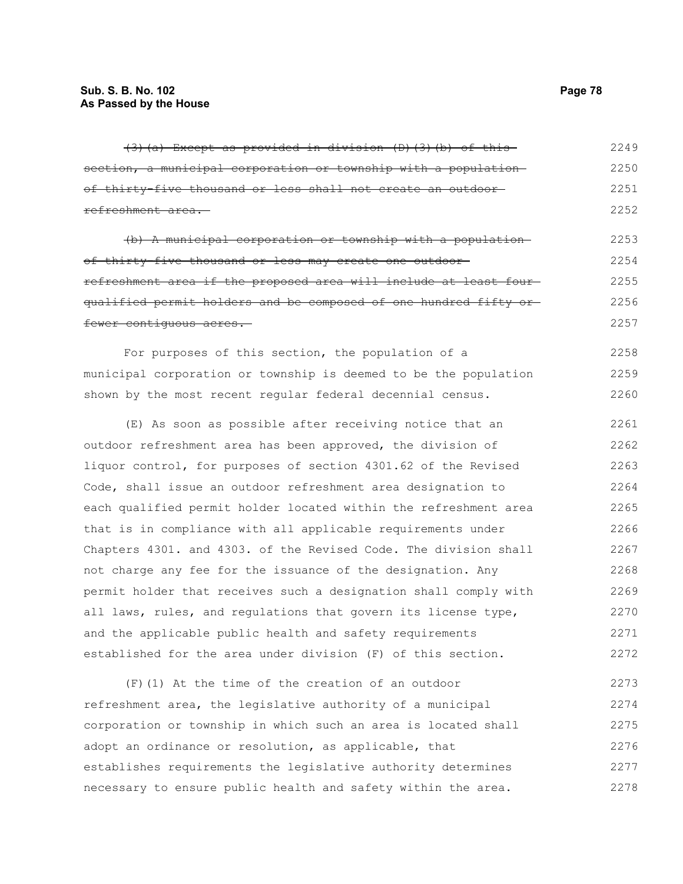~~(3)(a) Except as provided in division (D)(3)(b) of this section, a municipal corporation or township with a population of thirty-five thousand or less shall not create an outdoor refreshment area.~~

~~(b) A municipal corporation or township with a population of thirty-five thousand or less may create one outdoor refreshment area if the proposed area will include at least four qualified permit holders and be composed of one hundred fifty or fewer contiguous acres.~~

For purposes of this section, the population of a municipal corporation or township is deemed to be the population shown by the most recent regular federal decennial census.

(E) As soon as possible after receiving notice that an outdoor refreshment area has been approved, the division of liquor control, for purposes of section 4301.62 of the Revised Code, shall issue an outdoor refreshment area designation to each qualified permit holder located within the refreshment area that is in compliance with all applicable requirements under Chapters 4301. and 4303. of the Revised Code. The division shall not charge any fee for the issuance of the designation. Any permit holder that receives such a designation shall comply with all laws, rules, and regulations that govern its license type, and the applicable public health and safety requirements established for the area under division (F) of this section.

(F)(1) At the time of the creation of an outdoor refreshment area, the legislative authority of a municipal corporation or township in which such an area is located shall adopt an ordinance or resolution, as applicable, that establishes requirements the legislative authority determines necessary to ensure public health and safety within the area.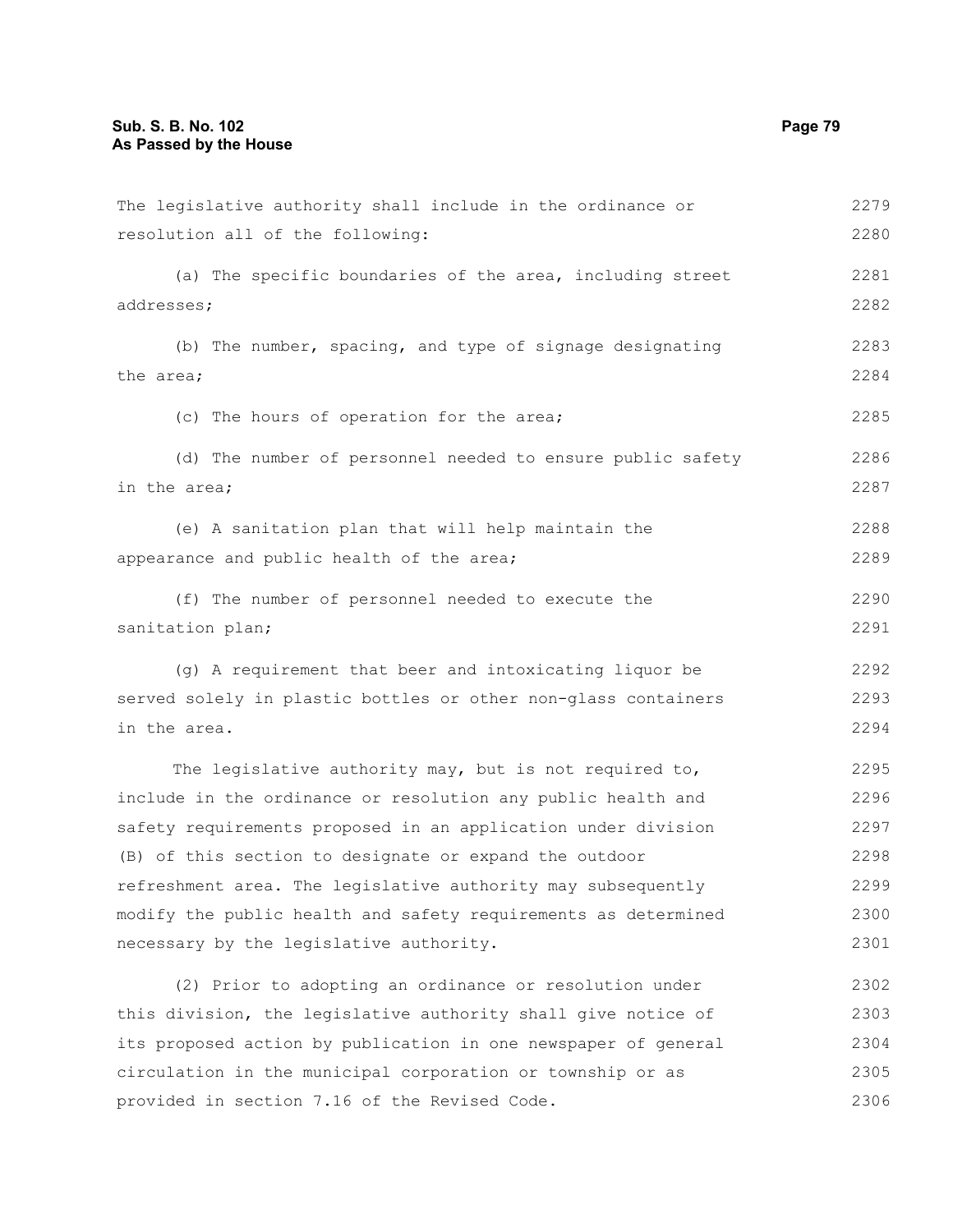The legislative authority shall include in the ordinance or resolution all of the following:

(a) The specific boundaries of the area, including street addresses;

(b) The number, spacing, and type of signage designating the area;

(c) The hours of operation for the area;

(d) The number of personnel needed to ensure public safety in the area;

(e) A sanitation plan that will help maintain the appearance and public health of the area;

(f) The number of personnel needed to execute the sanitation plan;

(g) A requirement that beer and intoxicating liquor be served solely in plastic bottles or other non-glass containers in the area.

The legislative authority may, but is not required to, include in the ordinance or resolution any public health and safety requirements proposed in an application under division (B) of this section to designate or expand the outdoor refreshment area. The legislative authority may subsequently modify the public health and safety requirements as determined necessary by the legislative authority.

(2) Prior to adopting an ordinance or resolution under this division, the legislative authority shall give notice of its proposed action by publication in one newspaper of general circulation in the municipal corporation or township or as provided in section 7.16 of the Revised Code.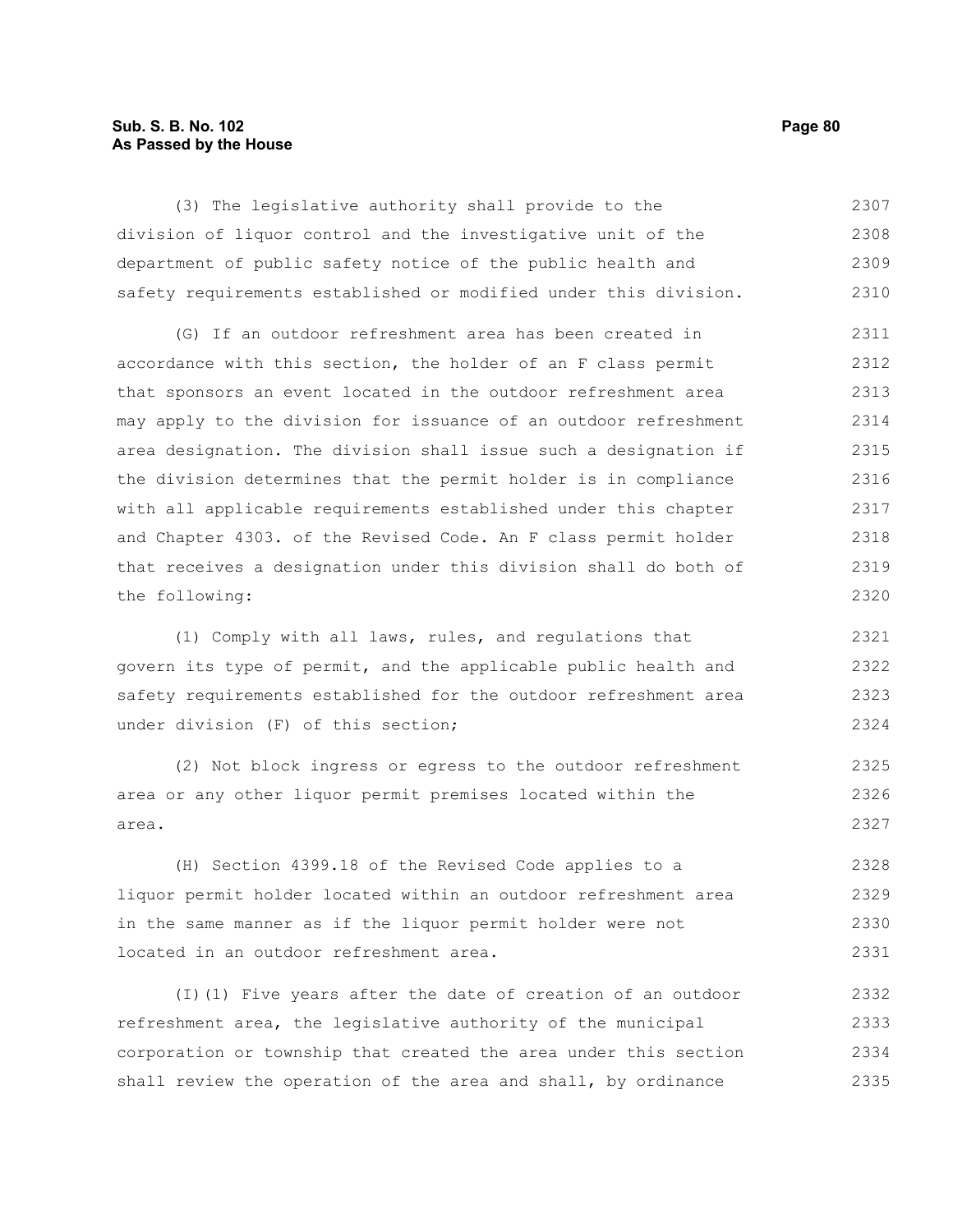(3) The legislative authority shall provide to the division of liquor control and the investigative unit of the department of public safety notice of the public health and safety requirements established or modified under this division.

(G) If an outdoor refreshment area has been created in accordance with this section, the holder of an F class permit that sponsors an event located in the outdoor refreshment area may apply to the division for issuance of an outdoor refreshment area designation. The division shall issue such a designation if the division determines that the permit holder is in compliance with all applicable requirements established under this chapter and Chapter 4303. of the Revised Code. An F class permit holder that receives a designation under this division shall do both of the following:

(1) Comply with all laws, rules, and regulations that govern its type of permit, and the applicable public health and safety requirements established for the outdoor refreshment area under division (F) of this section;

(2) Not block ingress or egress to the outdoor refreshment area or any other liquor permit premises located within the area.

(H) Section 4399.18 of the Revised Code applies to a liquor permit holder located within an outdoor refreshment area in the same manner as if the liquor permit holder were not located in an outdoor refreshment area.

(I)(1) Five years after the date of creation of an outdoor refreshment area, the legislative authority of the municipal corporation or township that created the area under this section shall review the operation of the area and shall, by ordinance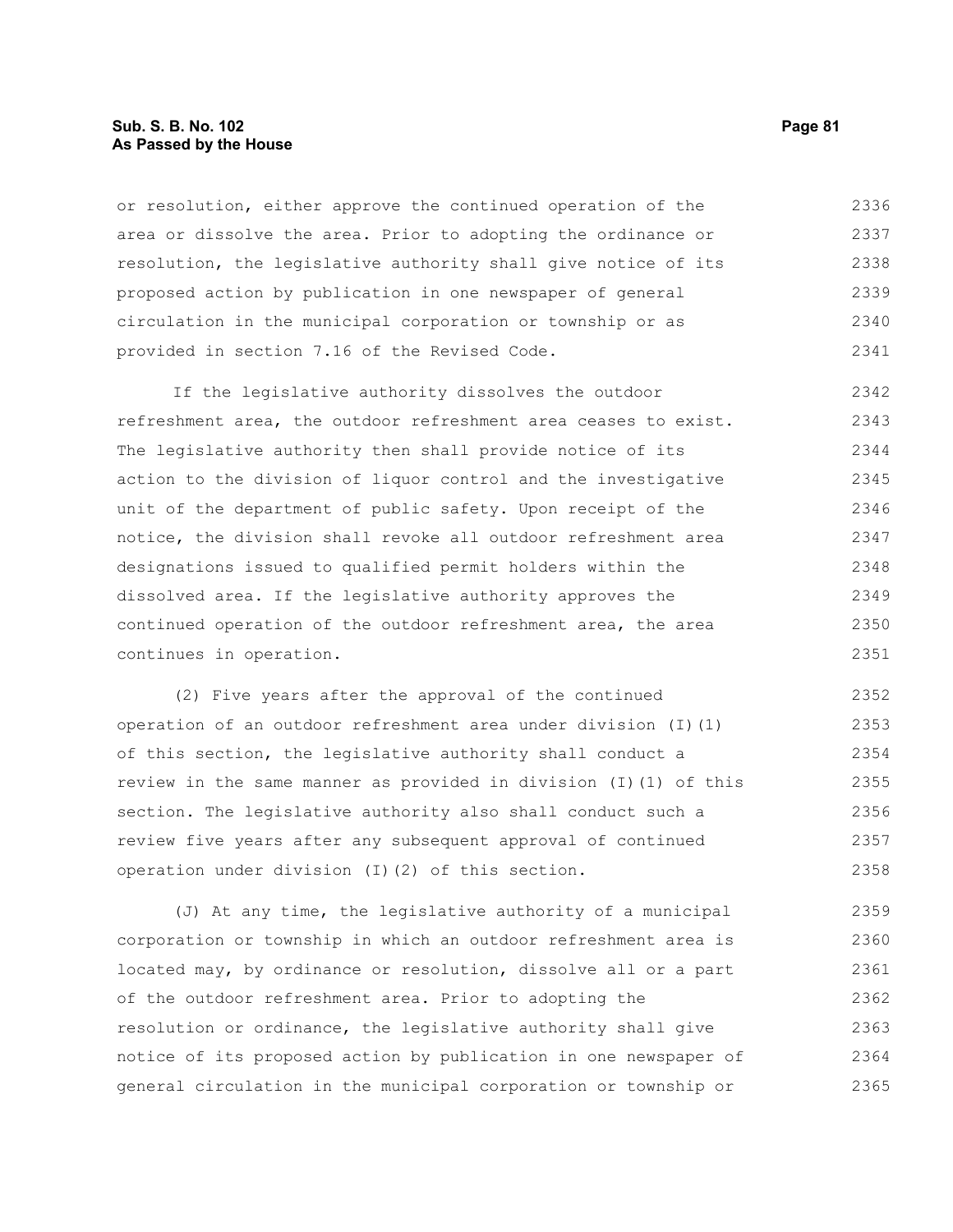or resolution, either approve the continued operation of the area or dissolve the area. Prior to adopting the ordinance or resolution, the legislative authority shall give notice of its proposed action by publication in one newspaper of general circulation in the municipal corporation or township or as provided in section 7.16 of the Revised Code.

If the legislative authority dissolves the outdoor refreshment area, the outdoor refreshment area ceases to exist. The legislative authority then shall provide notice of its action to the division of liquor control and the investigative unit of the department of public safety. Upon receipt of the notice, the division shall revoke all outdoor refreshment area designations issued to qualified permit holders within the dissolved area. If the legislative authority approves the continued operation of the outdoor refreshment area, the area continues in operation.

(2) Five years after the approval of the continued operation of an outdoor refreshment area under division (I)(1) of this section, the legislative authority shall conduct a review in the same manner as provided in division (I)(1) of this section. The legislative authority also shall conduct such a review five years after any subsequent approval of continued operation under division (I)(2) of this section.

(J) At any time, the legislative authority of a municipal corporation or township in which an outdoor refreshment area is located may, by ordinance or resolution, dissolve all or a part of the outdoor refreshment area. Prior to adopting the resolution or ordinance, the legislative authority shall give notice of its proposed action by publication in one newspaper of general circulation in the municipal corporation or township or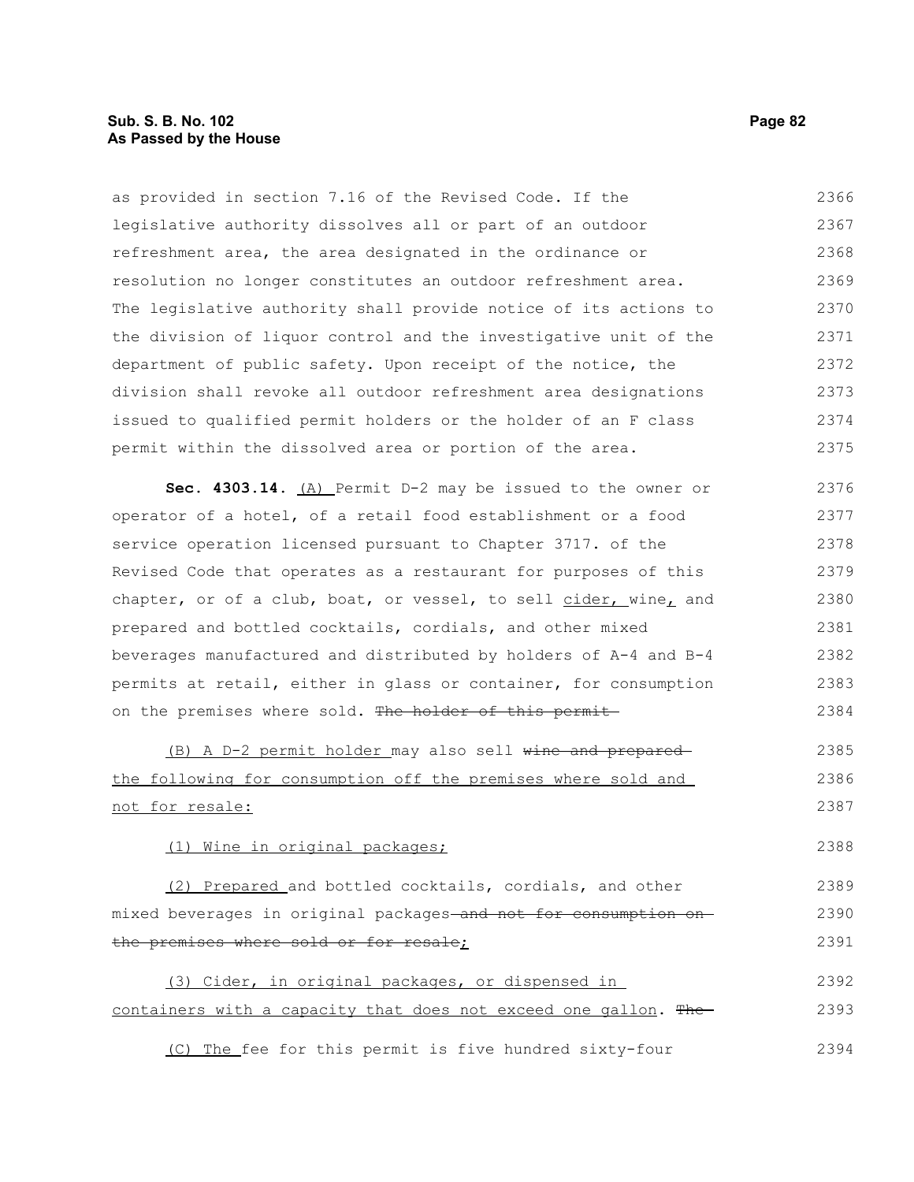as provided in section 7.16 of the Revised Code. If the legislative authority dissolves all or part of an outdoor refreshment area, the area designated in the ordinance or resolution no longer constitutes an outdoor refreshment area. The legislative authority shall provide notice of its actions to the division of liquor control and the investigative unit of the department of public safety. Upon receipt of the notice, the division shall revoke all outdoor refreshment area designations issued to qualified permit holders or the holder of an F class permit within the dissolved area or portion of the area.

**Sec. 4303.14.** (A) Permit D-2 may be issued to the owner or operator of a hotel, of a retail food establishment or a food service operation licensed pursuant to Chapter 3717. of the Revised Code that operates as a restaurant for purposes of this chapter, or of a club, boat, or vessel, to sell cider, wine, and prepared and bottled cocktails, cordials, and other mixed beverages manufactured and distributed by holders of A-4 and B-4 permits at retail, either in glass or container, for consumption on the premises where sold. ~~The holder of this permit~~

(B) A D-2 permit holder may also sell ~~wine and prepared~~ the following for consumption off the premises where sold and not for resale:

(1) Wine in original packages;

(2) Prepared and bottled cocktails, cordials, and other mixed beverages in original packages ~~and not for consumption on the premises where sold or for resale~~;

(3) Cider, in original packages, or dispensed in containers with a capacity that does not exceed one gallon. ~~The~~

(C) The fee for this permit is five hundred sixty-four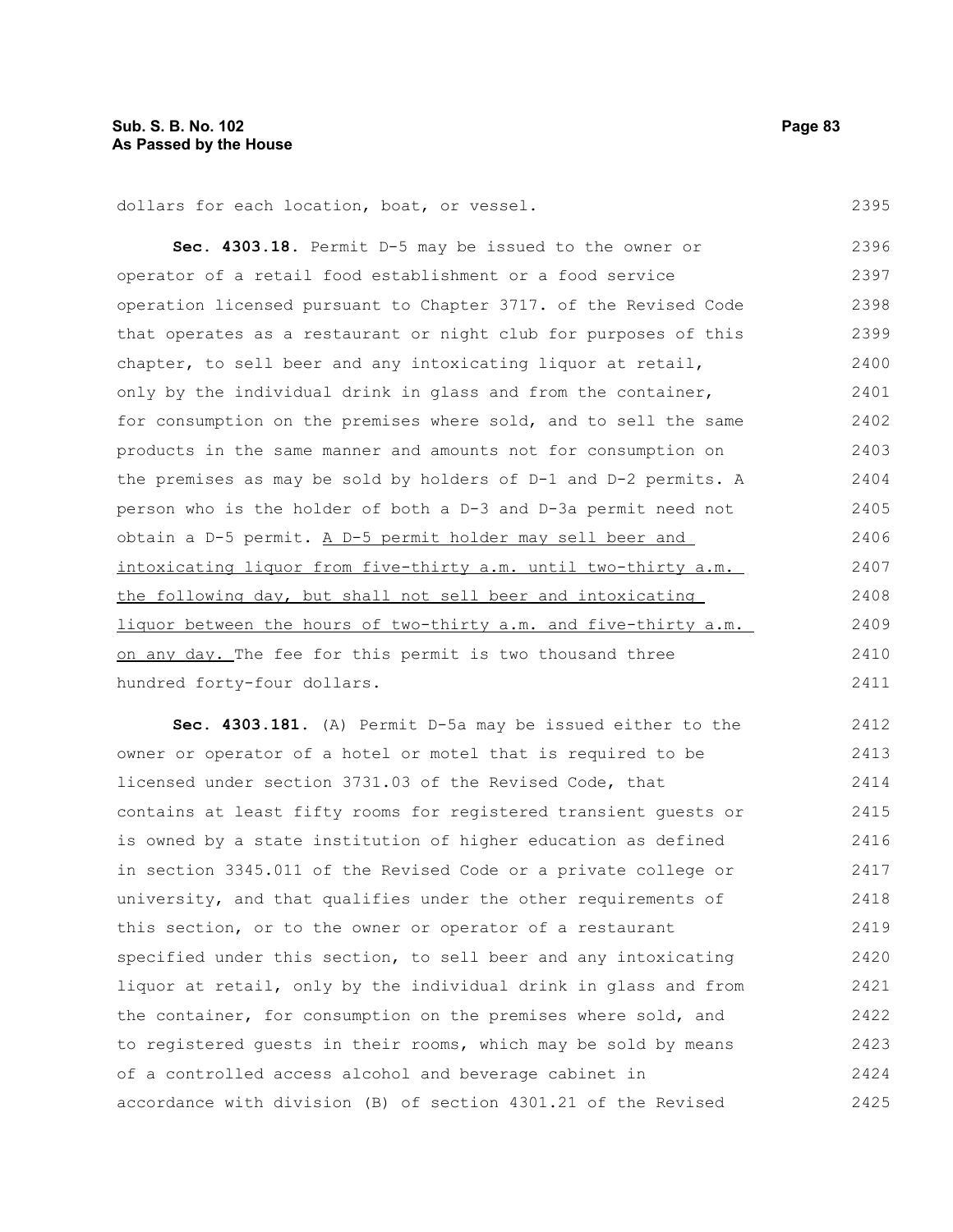dollars for each location, boat, or vessel.

**Sec. 4303.18.** Permit D-5 may be issued to the owner or operator of a retail food establishment or a food service operation licensed pursuant to Chapter 3717. of the Revised Code that operates as a restaurant or night club for purposes of this chapter, to sell beer and any intoxicating liquor at retail, only by the individual drink in glass and from the container, for consumption on the premises where sold, and to sell the same products in the same manner and amounts not for consumption on the premises as may be sold by holders of D-1 and D-2 permits. A person who is the holder of both a D-3 and D-3a permit need not obtain a D-5 permit. <u>A D-5 permit holder may sell beer and intoxicating liquor from five-thirty a.m. until two-thirty a.m. the following day, but shall not sell beer and intoxicating liquor between the hours of two-thirty a.m. and five-thirty a.m. on any day.</u> The fee for this permit is two thousand three hundred forty-four dollars.

**Sec. 4303.181.** (A) Permit D-5a may be issued either to the owner or operator of a hotel or motel that is required to be licensed under section 3731.03 of the Revised Code, that contains at least fifty rooms for registered transient guests or is owned by a state institution of higher education as defined in section 3345.011 of the Revised Code or a private college or university, and that qualifies under the other requirements of this section, or to the owner or operator of a restaurant specified under this section, to sell beer and any intoxicating liquor at retail, only by the individual drink in glass and from the container, for consumption on the premises where sold, and to registered guests in their rooms, which may be sold by means of a controlled access alcohol and beverage cabinet in accordance with division (B) of section 4301.21 of the Revised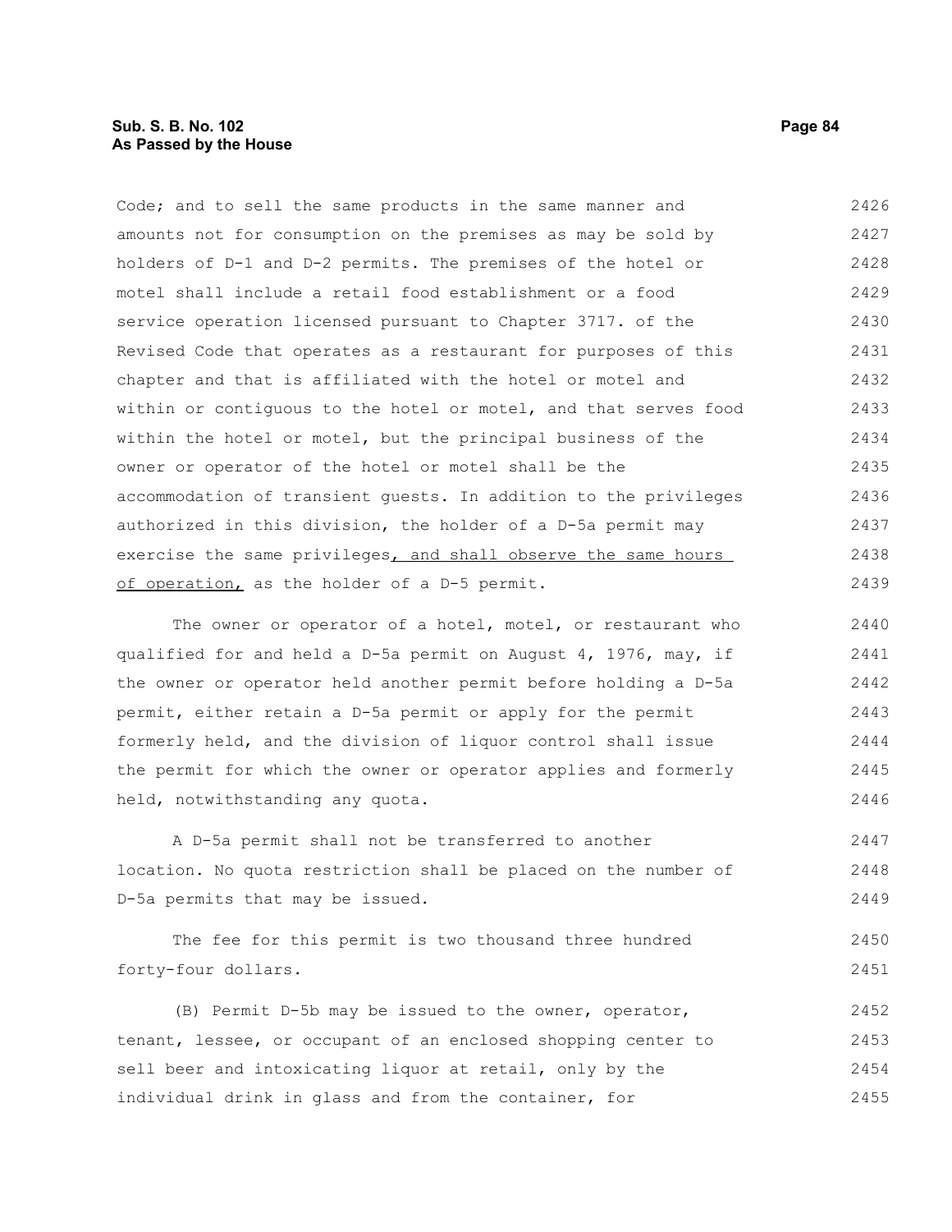Code; and to sell the same products in the same manner and amounts not for consumption on the premises as may be sold by holders of D-1 and D-2 permits. The premises of the hotel or motel shall include a retail food establishment or a food service operation licensed pursuant to Chapter 3717. of the Revised Code that operates as a restaurant for purposes of this chapter and that is affiliated with the hotel or motel and within or contiguous to the hotel or motel, and that serves food within the hotel or motel, but the principal business of the owner or operator of the hotel or motel shall be the accommodation of transient guests. In addition to the privileges authorized in this division, the holder of a D-5a permit may exercise the same privileges, and shall observe the same hours of operation, as the holder of a D-5 permit.

The owner or operator of a hotel, motel, or restaurant who qualified for and held a D-5a permit on August 4, 1976, may, if the owner or operator held another permit before holding a D-5a permit, either retain a D-5a permit or apply for the permit formerly held, and the division of liquor control shall issue the permit for which the owner or operator applies and formerly held, notwithstanding any quota.

A D-5a permit shall not be transferred to another location. No quota restriction shall be placed on the number of D-5a permits that may be issued.

The fee for this permit is two thousand three hundred forty-four dollars.

(B) Permit D-5b may be issued to the owner, operator, tenant, lessee, or occupant of an enclosed shopping center to sell beer and intoxicating liquor at retail, only by the individual drink in glass and from the container, for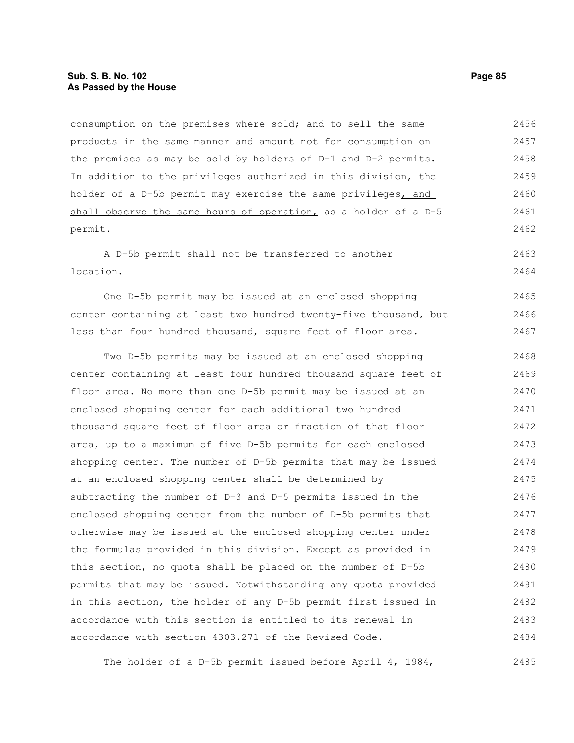consumption on the premises where sold; and to sell the same products in the same manner and amount not for consumption on the premises as may be sold by holders of D-1 and D-2 permits. In addition to the privileges authorized in this division, the holder of a D-5b permit may exercise the same privileges<u>, and shall observe the same hours of operation,</u> as a holder of a D-5 permit.

A D-5b permit shall not be transferred to another location.

One D-5b permit may be issued at an enclosed shopping center containing at least two hundred twenty-five thousand, but less than four hundred thousand, square feet of floor area.

Two D-5b permits may be issued at an enclosed shopping center containing at least four hundred thousand square feet of floor area. No more than one D-5b permit may be issued at an enclosed shopping center for each additional two hundred thousand square feet of floor area or fraction of that floor area, up to a maximum of five D-5b permits for each enclosed shopping center. The number of D-5b permits that may be issued at an enclosed shopping center shall be determined by subtracting the number of D-3 and D-5 permits issued in the enclosed shopping center from the number of D-5b permits that otherwise may be issued at the enclosed shopping center under the formulas provided in this division. Except as provided in this section, no quota shall be placed on the number of D-5b permits that may be issued. Notwithstanding any quota provided in this section, the holder of any D-5b permit first issued in accordance with this section is entitled to its renewal in accordance with section 4303.271 of the Revised Code.

The holder of a D-5b permit issued before April 4, 1984,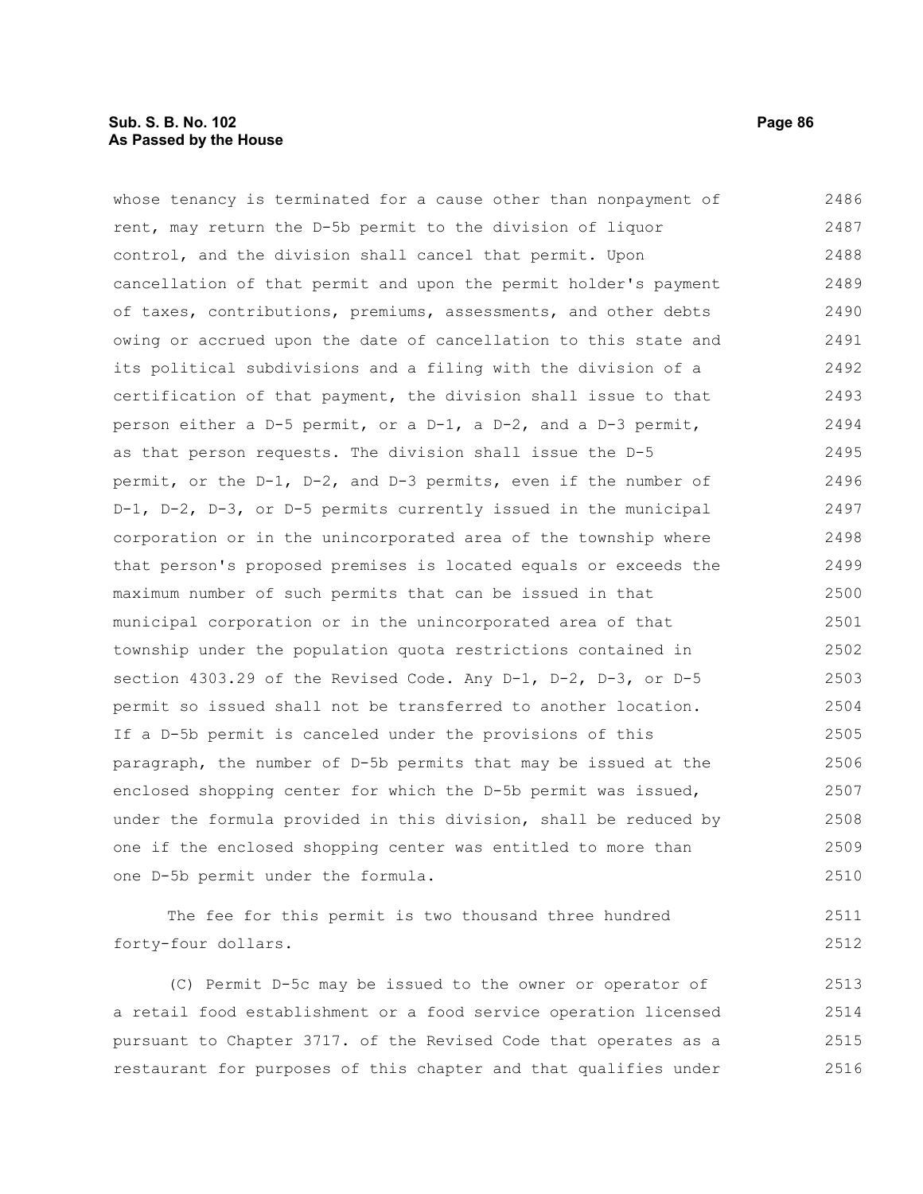whose tenancy is terminated for a cause other than nonpayment of rent, may return the D-5b permit to the division of liquor control, and the division shall cancel that permit. Upon cancellation of that permit and upon the permit holder's payment of taxes, contributions, premiums, assessments, and other debts owing or accrued upon the date of cancellation to this state and its political subdivisions and a filing with the division of a certification of that payment, the division shall issue to that person either a D-5 permit, or a D-1, a D-2, and a D-3 permit, as that person requests. The division shall issue the D-5 permit, or the D-1, D-2, and D-3 permits, even if the number of D-1, D-2, D-3, or D-5 permits currently issued in the municipal corporation or in the unincorporated area of the township where that person's proposed premises is located equals or exceeds the maximum number of such permits that can be issued in that municipal corporation or in the unincorporated area of that township under the population quota restrictions contained in section 4303.29 of the Revised Code. Any D-1, D-2, D-3, or D-5 permit so issued shall not be transferred to another location. If a D-5b permit is canceled under the provisions of this paragraph, the number of D-5b permits that may be issued at the enclosed shopping center for which the D-5b permit was issued, under the formula provided in this division, shall be reduced by one if the enclosed shopping center was entitled to more than one D-5b permit under the formula.

The fee for this permit is two thousand three hundred forty-four dollars.

(C) Permit D-5c may be issued to the owner or operator of a retail food establishment or a food service operation licensed pursuant to Chapter 3717. of the Revised Code that operates as a restaurant for purposes of this chapter and that qualifies under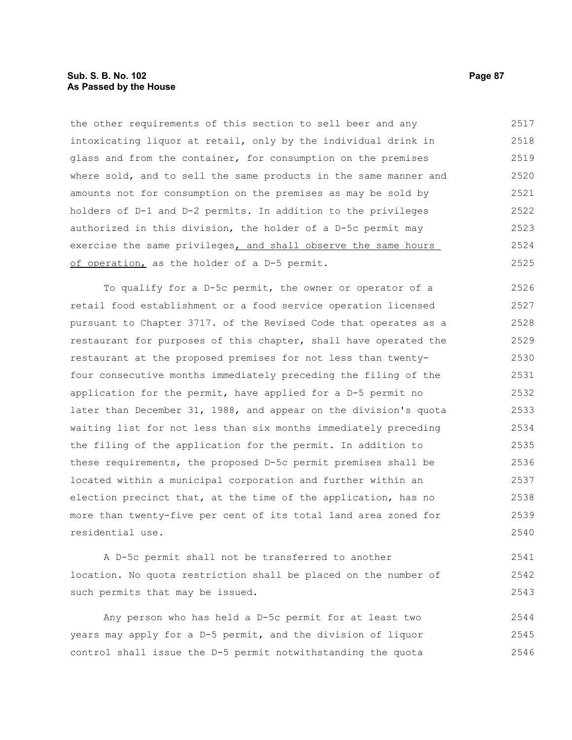the other requirements of this section to sell beer and any intoxicating liquor at retail, only by the individual drink in glass and from the container, for consumption on the premises where sold, and to sell the same products in the same manner and amounts not for consumption on the premises as may be sold by holders of D-1 and D-2 permits. In addition to the privileges authorized in this division, the holder of a D-5c permit may exercise the same privileges<u>, and shall observe the same hours of operation,</u> as the holder of a D-5 permit.

To qualify for a D-5c permit, the owner or operator of a retail food establishment or a food service operation licensed pursuant to Chapter 3717. of the Revised Code that operates as a restaurant for purposes of this chapter, shall have operated the restaurant at the proposed premises for not less than twenty-four consecutive months immediately preceding the filing of the application for the permit, have applied for a D-5 permit no later than December 31, 1988, and appear on the division's quota waiting list for not less than six months immediately preceding the filing of the application for the permit. In addition to these requirements, the proposed D-5c permit premises shall be located within a municipal corporation and further within an election precinct that, at the time of the application, has no more than twenty-five per cent of its total land area zoned for residential use.

A D-5c permit shall not be transferred to another location. No quota restriction shall be placed on the number of such permits that may be issued.

Any person who has held a D-5c permit for at least two years may apply for a D-5 permit, and the division of liquor control shall issue the D-5 permit notwithstanding the quota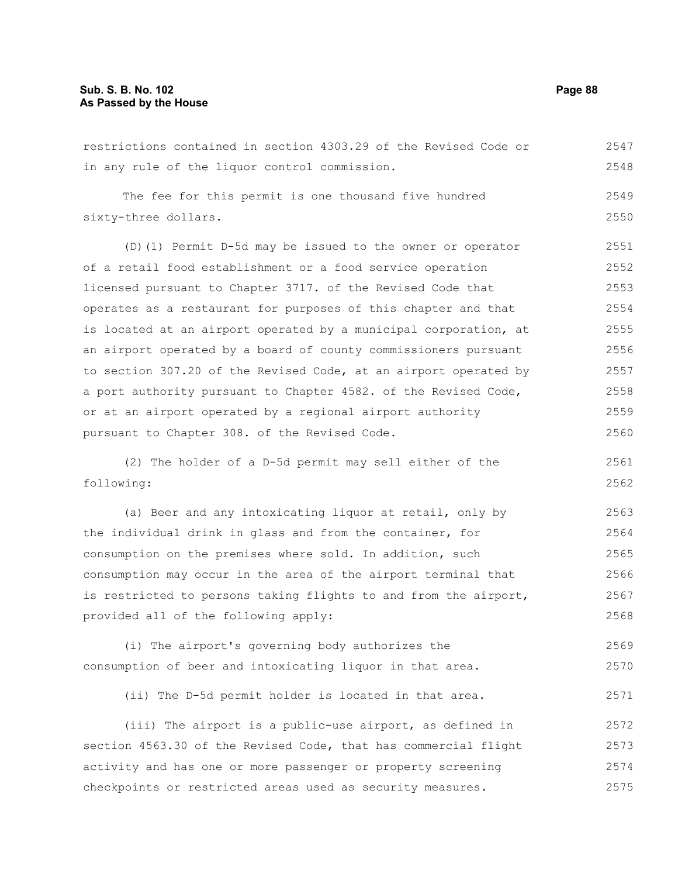restrictions contained in section 4303.29 of the Revised Code or in any rule of the liquor control commission.

The fee for this permit is one thousand five hundred sixty-three dollars.

(D)(1) Permit D-5d may be issued to the owner or operator of a retail food establishment or a food service operation licensed pursuant to Chapter 3717. of the Revised Code that operates as a restaurant for purposes of this chapter and that is located at an airport operated by a municipal corporation, at an airport operated by a board of county commissioners pursuant to section 307.20 of the Revised Code, at an airport operated by a port authority pursuant to Chapter 4582. of the Revised Code, or at an airport operated by a regional airport authority pursuant to Chapter 308. of the Revised Code.

(2) The holder of a D-5d permit may sell either of the following:

(a) Beer and any intoxicating liquor at retail, only by the individual drink in glass and from the container, for consumption on the premises where sold. In addition, such consumption may occur in the area of the airport terminal that is restricted to persons taking flights to and from the airport, provided all of the following apply:

(i) The airport's governing body authorizes the consumption of beer and intoxicating liquor in that area.

(ii) The D-5d permit holder is located in that area.

(iii) The airport is a public-use airport, as defined in section 4563.30 of the Revised Code, that has commercial flight activity and has one or more passenger or property screening checkpoints or restricted areas used as security measures.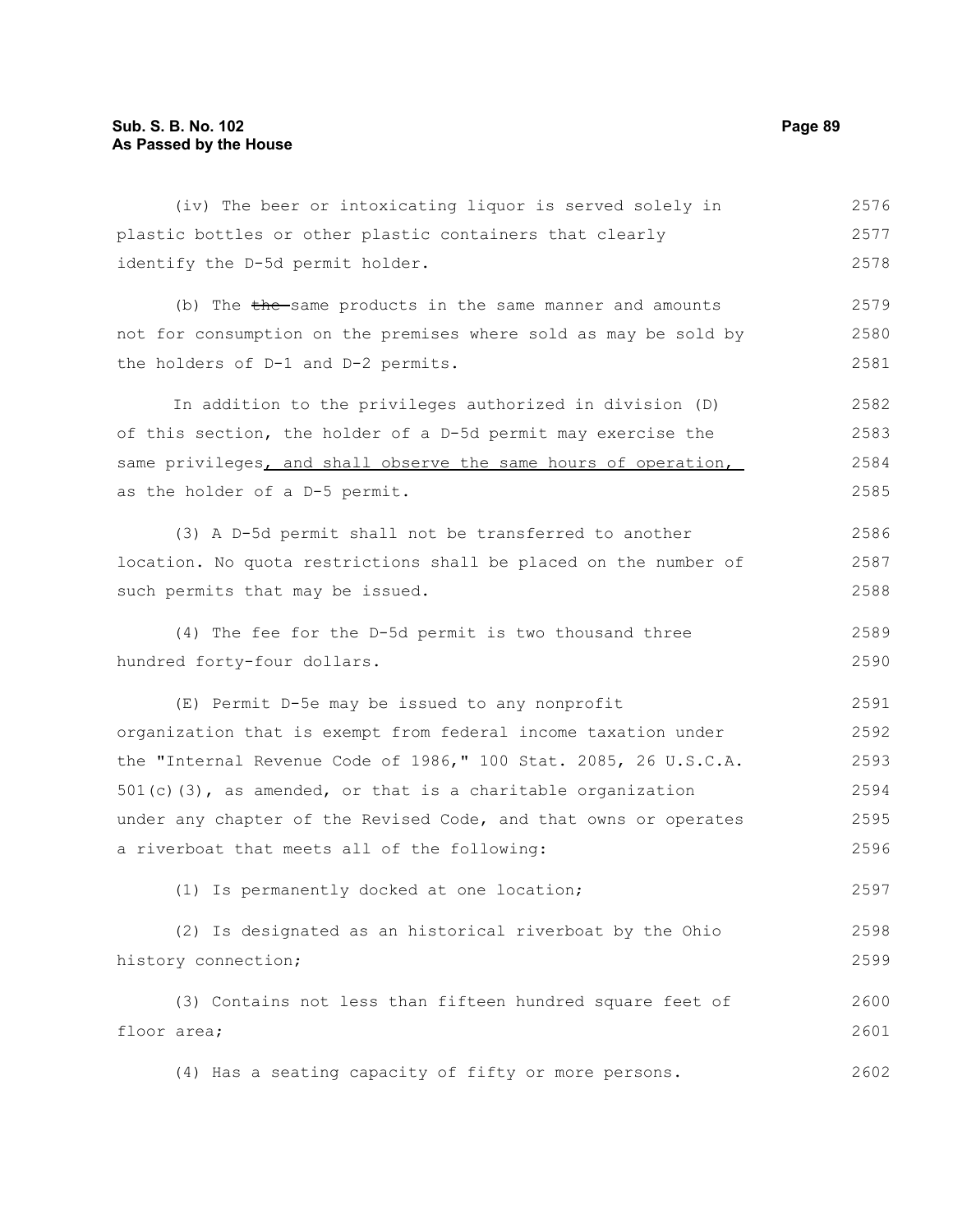(iv) The beer or intoxicating liquor is served solely in plastic bottles or other plastic containers that clearly identify the D-5d permit holder.

(b) The ~~the~~ same products in the same manner and amounts not for consumption on the premises where sold as may be sold by the holders of D-1 and D-2 permits.

In addition to the privileges authorized in division (D) of this section, the holder of a D-5d permit may exercise the same privileges, and shall observe the same hours of operation, as the holder of a D-5 permit.

(3) A D-5d permit shall not be transferred to another location. No quota restrictions shall be placed on the number of such permits that may be issued.

(4) The fee for the D-5d permit is two thousand three hundred forty-four dollars.

(E) Permit D-5e may be issued to any nonprofit organization that is exempt from federal income taxation under the "Internal Revenue Code of 1986," 100 Stat. 2085, 26 U.S.C.A. 501(c)(3), as amended, or that is a charitable organization under any chapter of the Revised Code, and that owns or operates a riverboat that meets all of the following:

(1) Is permanently docked at one location;

(2) Is designated as an historical riverboat by the Ohio history connection;

(3) Contains not less than fifteen hundred square feet of floor area;

(4) Has a seating capacity of fifty or more persons.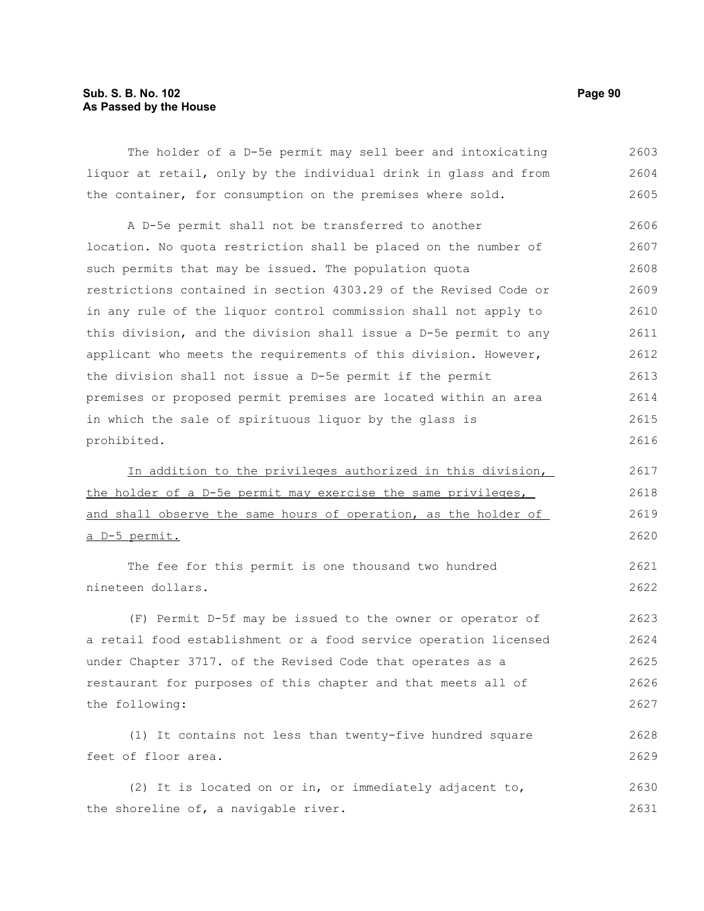The holder of a D-5e permit may sell beer and intoxicating liquor at retail, only by the individual drink in glass and from the container, for consumption on the premises where sold.

A D-5e permit shall not be transferred to another location. No quota restriction shall be placed on the number of such permits that may be issued. The population quota restrictions contained in section 4303.29 of the Revised Code or in any rule of the liquor control commission shall not apply to this division, and the division shall issue a D-5e permit to any applicant who meets the requirements of this division. However, the division shall not issue a D-5e permit if the permit premises or proposed permit premises are located within an area in which the sale of spirituous liquor by the glass is prohibited.

<u>In addition to the privileges authorized in this division, the holder of a D-5e permit may exercise the same privileges, and shall observe the same hours of operation, as the holder of a D-5 permit.</u>

The fee for this permit is one thousand two hundred nineteen dollars.

(F) Permit D-5f may be issued to the owner or operator of a retail food establishment or a food service operation licensed under Chapter 3717. of the Revised Code that operates as a restaurant for purposes of this chapter and that meets all of the following:

(1) It contains not less than twenty-five hundred square feet of floor area.

(2) It is located on or in, or immediately adjacent to, the shoreline of, a navigable river.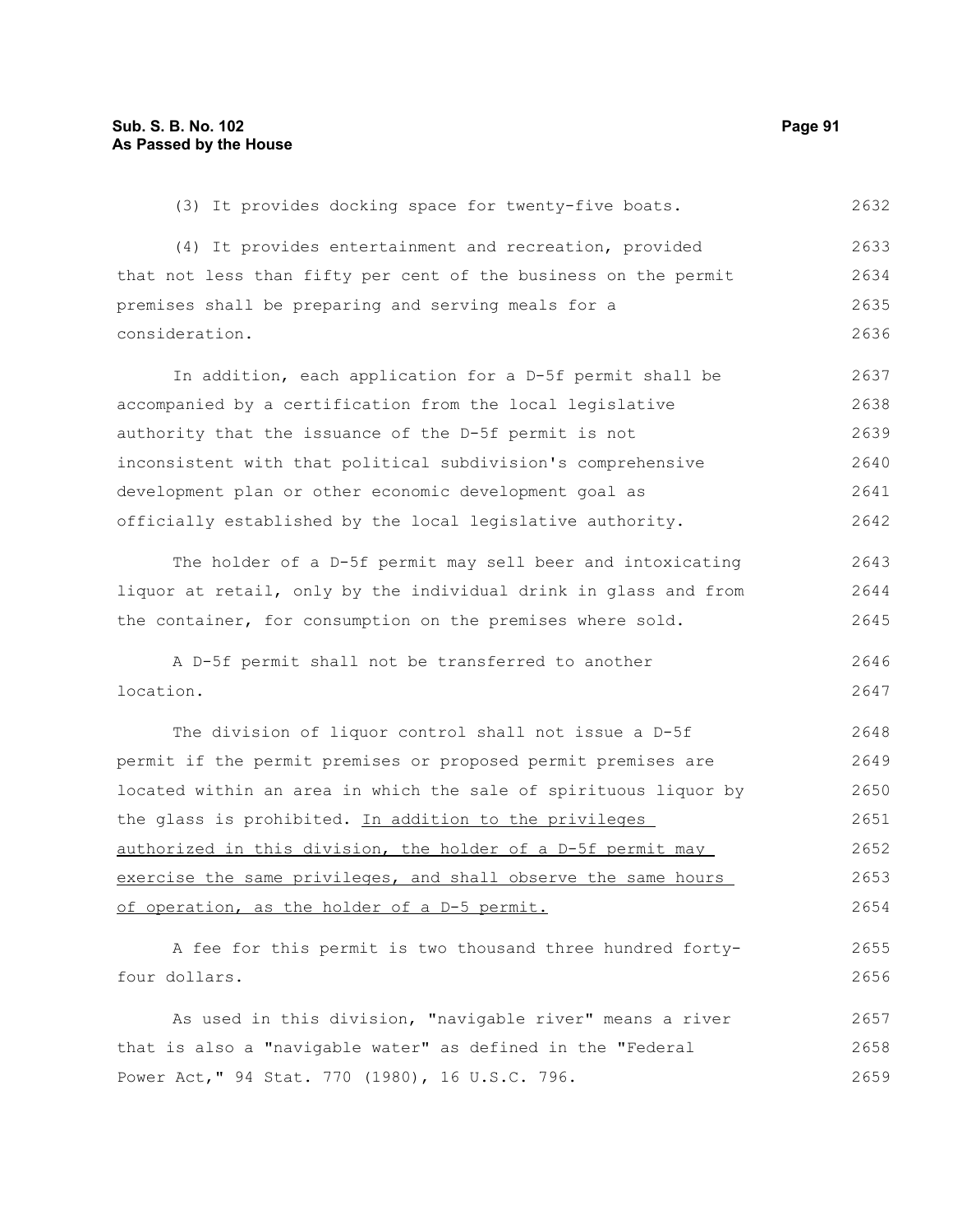(3) It provides docking space for twenty-five boats.

(4) It provides entertainment and recreation, provided that not less than fifty per cent of the business on the permit premises shall be preparing and serving meals for a consideration.

In addition, each application for a D-5f permit shall be accompanied by a certification from the local legislative authority that the issuance of the D-5f permit is not inconsistent with that political subdivision's comprehensive development plan or other economic development goal as officially established by the local legislative authority.

The holder of a D-5f permit may sell beer and intoxicating liquor at retail, only by the individual drink in glass and from the container, for consumption on the premises where sold.

A D-5f permit shall not be transferred to another location.

The division of liquor control shall not issue a D-5f permit if the permit premises or proposed permit premises are located within an area in which the sale of spirituous liquor by the glass is prohibited. <u>In addition to the privileges authorized in this division, the holder of a D-5f permit may exercise the same privileges, and shall observe the same hours of operation, as the holder of a D-5 permit.</u>

A fee for this permit is two thousand three hundred forty-four dollars.

As used in this division, "navigable river" means a river that is also a "navigable water" as defined in the "Federal Power Act," 94 Stat. 770 (1980), 16 U.S.C. 796.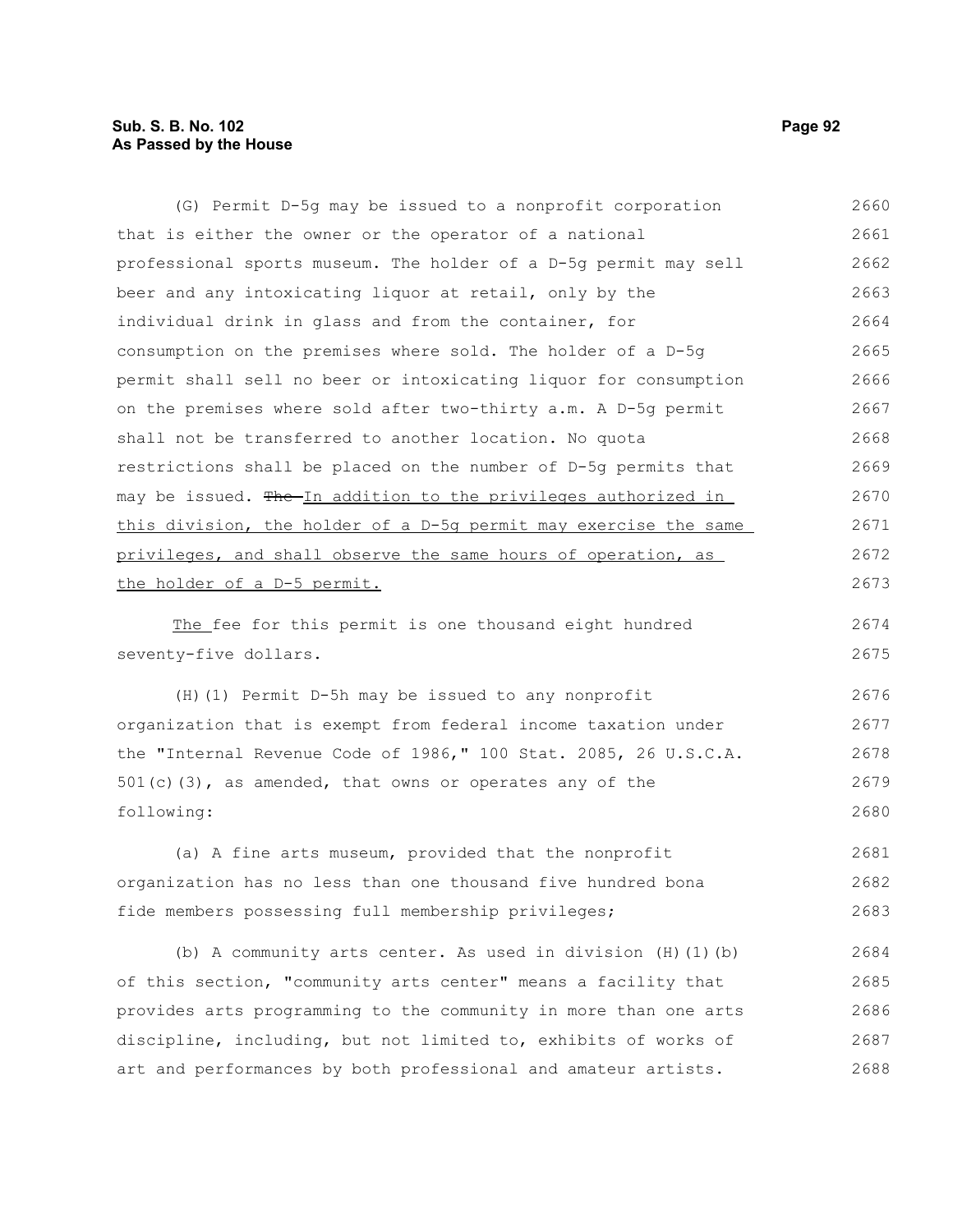(G) Permit D-5g may be issued to a nonprofit corporation that is either the owner or the operator of a national professional sports museum. The holder of a D-5g permit may sell beer and any intoxicating liquor at retail, only by the individual drink in glass and from the container, for consumption on the premises where sold. The holder of a D-5g permit shall sell no beer or intoxicating liquor for consumption on the premises where sold after two-thirty a.m. A D-5g permit shall not be transferred to another location. No quota restrictions shall be placed on the number of D-5g permits that may be issued. ~~The~~ In addition to the privileges authorized in this division, the holder of a D-5g permit may exercise the same privileges, and shall observe the same hours of operation, as the holder of a D-5 permit.

The fee for this permit is one thousand eight hundred seventy-five dollars.

(H)(1) Permit D-5h may be issued to any nonprofit organization that is exempt from federal income taxation under the "Internal Revenue Code of 1986," 100 Stat. 2085, 26 U.S.C.A. 501(c)(3), as amended, that owns or operates any of the following:

(a) A fine arts museum, provided that the nonprofit organization has no less than one thousand five hundred bona fide members possessing full membership privileges;

(b) A community arts center. As used in division (H)(1)(b) of this section, "community arts center" means a facility that provides arts programming to the community in more than one arts discipline, including, but not limited to, exhibits of works of art and performances by both professional and amateur artists.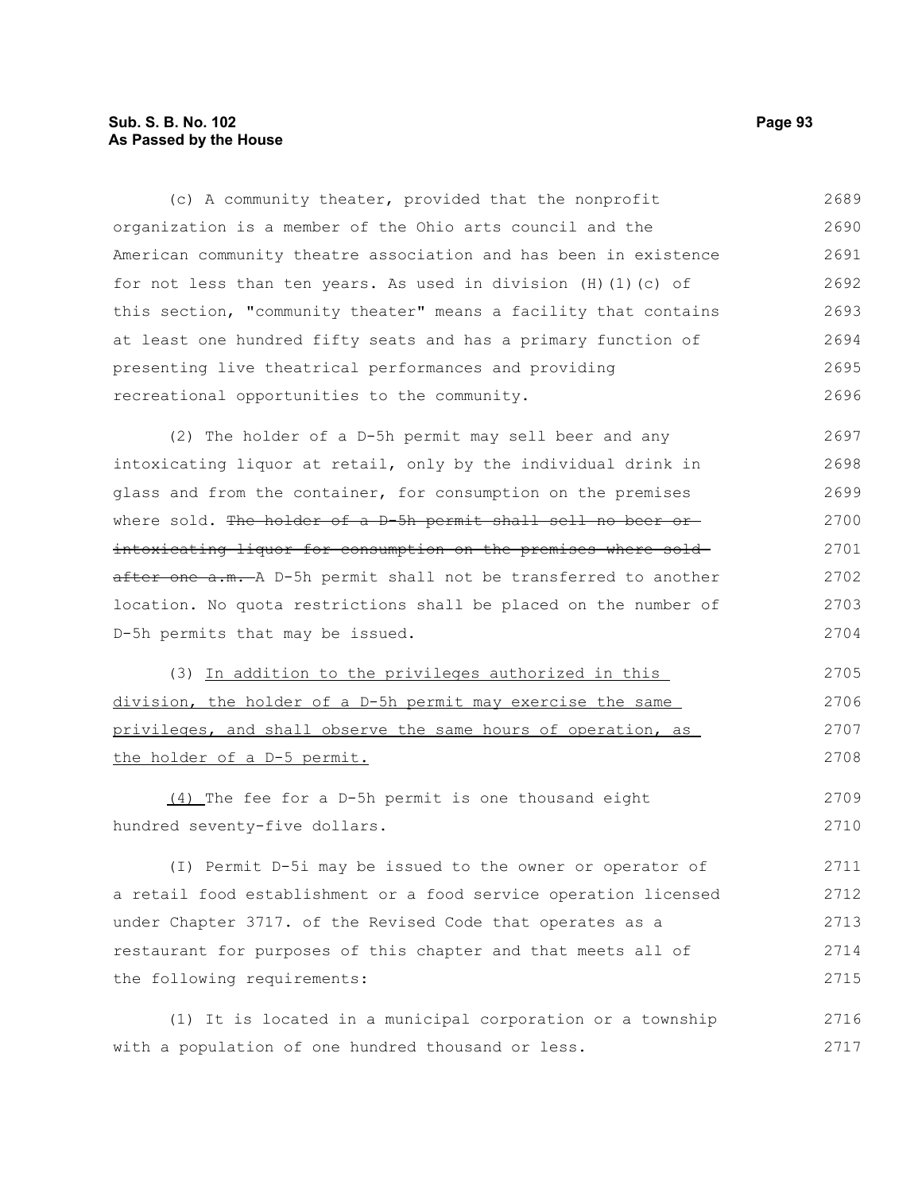(c) A community theater, provided that the nonprofit organization is a member of the Ohio arts council and the American community theatre association and has been in existence for not less than ten years. As used in division (H)(1)(c) of this section, "community theater" means a facility that contains at least one hundred fifty seats and has a primary function of presenting live theatrical performances and providing recreational opportunities to the community.

(2) The holder of a D-5h permit may sell beer and any intoxicating liquor at retail, only by the individual drink in glass and from the container, for consumption on the premises where sold. ~~The holder of a D-5h permit shall sell no beer or intoxicating liquor for consumption on the premises where sold after one a.m.~~ A D-5h permit shall not be transferred to another location. No quota restrictions shall be placed on the number of D-5h permits that may be issued.

(3) <u>In addition to the privileges authorized in this division, the holder of a D-5h permit may exercise the same privileges, and shall observe the same hours of operation, as the holder of a D-5 permit.</u>

<u>(4)</u> The fee for a D-5h permit is one thousand eight hundred seventy-five dollars.

(I) Permit D-5i may be issued to the owner or operator of a retail food establishment or a food service operation licensed under Chapter 3717. of the Revised Code that operates as a restaurant for purposes of this chapter and that meets all of the following requirements:

(1) It is located in a municipal corporation or a township with a population of one hundred thousand or less.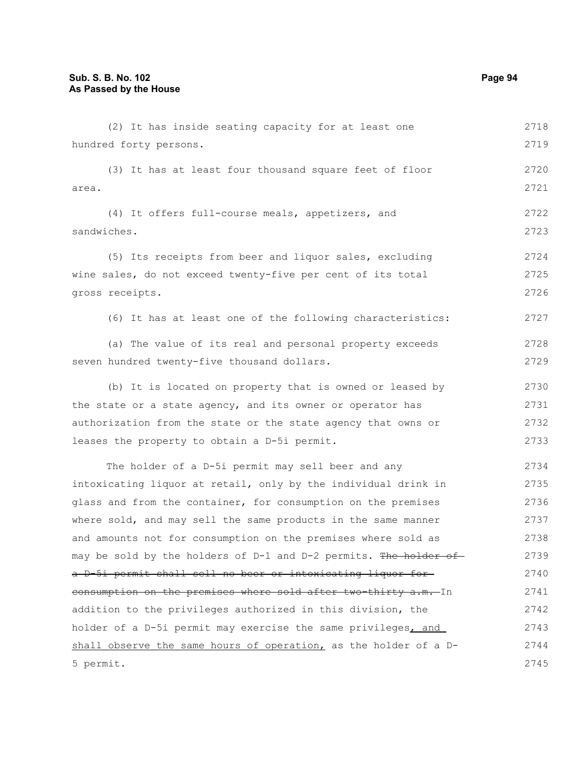(2) It has inside seating capacity for at least one hundred forty persons.

(3) It has at least four thousand square feet of floor area.

(4) It offers full-course meals, appetizers, and sandwiches.

(5) Its receipts from beer and liquor sales, excluding wine sales, do not exceed twenty-five per cent of its total gross receipts.

(6) It has at least one of the following characteristics:

(a) The value of its real and personal property exceeds seven hundred twenty-five thousand dollars.

(b) It is located on property that is owned or leased by the state or a state agency, and its owner or operator has authorization from the state or the state agency that owns or leases the property to obtain a D-5i permit.

The holder of a D-5i permit may sell beer and any intoxicating liquor at retail, only by the individual drink in glass and from the container, for consumption on the premises where sold, and may sell the same products in the same manner and amounts not for consumption on the premises where sold as may be sold by the holders of D-1 and D-2 permits. ~~The holder of a D-5i permit shall sell no beer or intoxicating liquor for consumption on the premises where sold after two-thirty a.m.~~ In addition to the privileges authorized in this division, the holder of a D-5i permit may exercise the same privileges, and shall observe the same hours of operation, as the holder of a D-5 permit.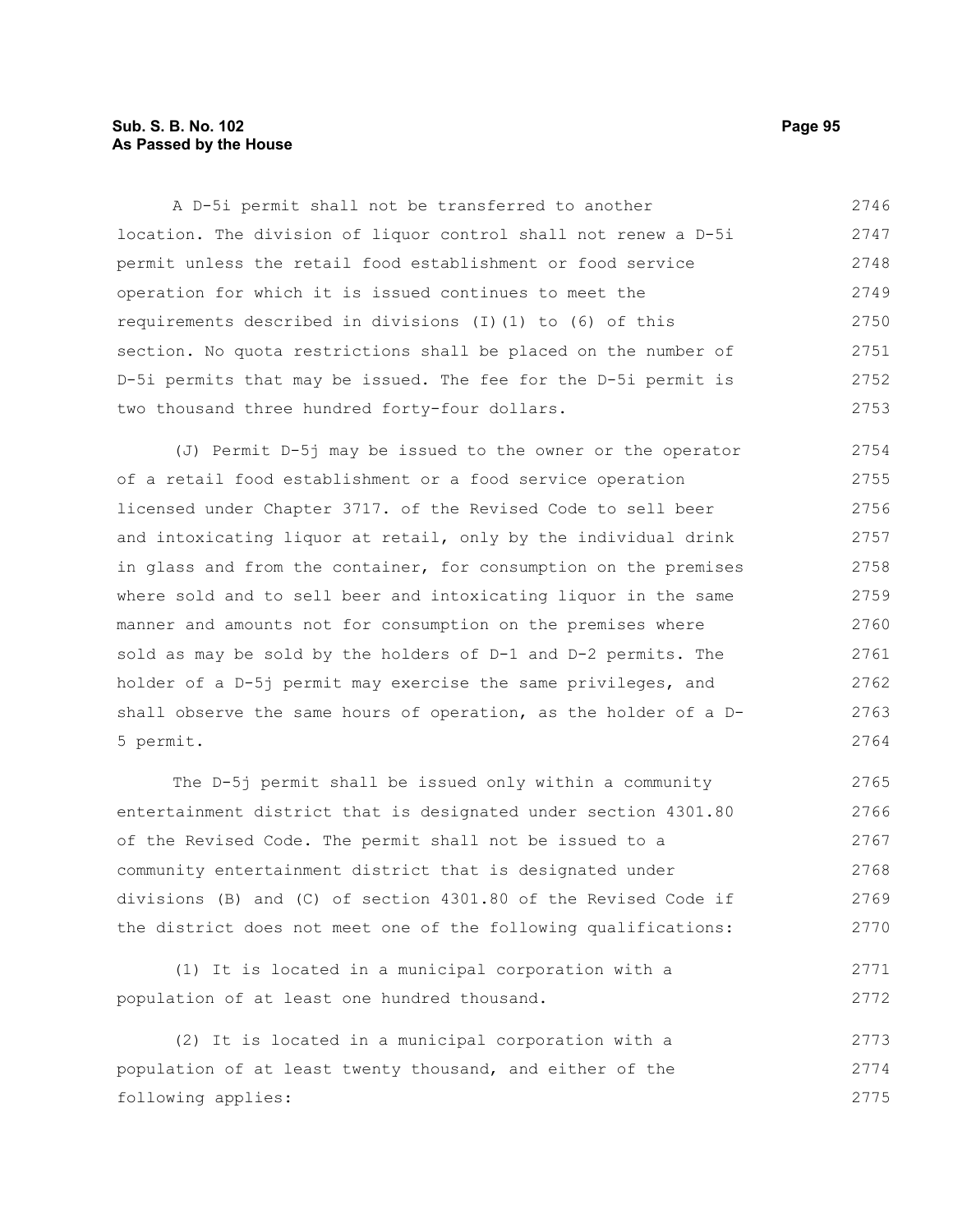A D-5i permit shall not be transferred to another location. The division of liquor control shall not renew a D-5i permit unless the retail food establishment or food service operation for which it is issued continues to meet the requirements described in divisions (I)(1) to (6) of this section. No quota restrictions shall be placed on the number of D-5i permits that may be issued. The fee for the D-5i permit is two thousand three hundred forty-four dollars.

(J) Permit D-5j may be issued to the owner or the operator of a retail food establishment or a food service operation licensed under Chapter 3717. of the Revised Code to sell beer and intoxicating liquor at retail, only by the individual drink in glass and from the container, for consumption on the premises where sold and to sell beer and intoxicating liquor in the same manner and amounts not for consumption on the premises where sold as may be sold by the holders of D-1 and D-2 permits. The holder of a D-5j permit may exercise the same privileges, and shall observe the same hours of operation, as the holder of a D-5 permit.

The D-5j permit shall be issued only within a community entertainment district that is designated under section 4301.80 of the Revised Code. The permit shall not be issued to a community entertainment district that is designated under divisions (B) and (C) of section 4301.80 of the Revised Code if the district does not meet one of the following qualifications:

(1) It is located in a municipal corporation with a population of at least one hundred thousand.

(2) It is located in a municipal corporation with a population of at least twenty thousand, and either of the following applies: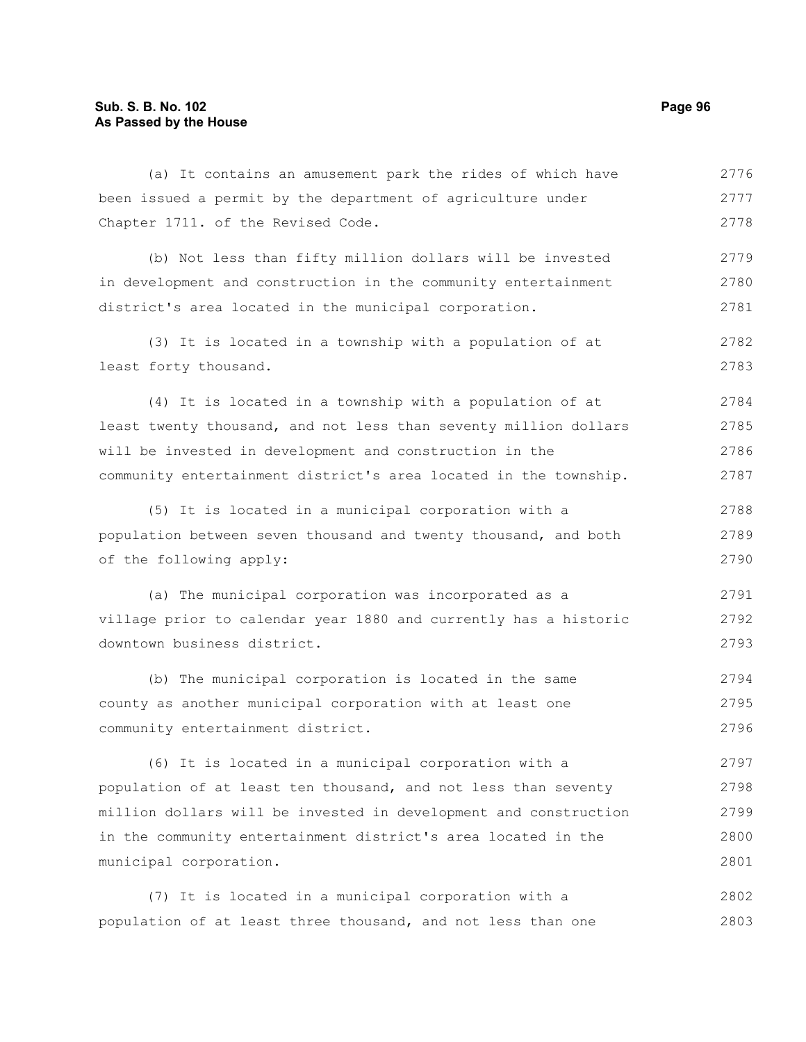(a) It contains an amusement park the rides of which have been issued a permit by the department of agriculture under Chapter 1711. of the Revised Code.

(b) Not less than fifty million dollars will be invested in development and construction in the community entertainment district's area located in the municipal corporation.

(3) It is located in a township with a population of at least forty thousand.

(4) It is located in a township with a population of at least twenty thousand, and not less than seventy million dollars will be invested in development and construction in the community entertainment district's area located in the township.

(5) It is located in a municipal corporation with a population between seven thousand and twenty thousand, and both of the following apply:

(a) The municipal corporation was incorporated as a village prior to calendar year 1880 and currently has a historic downtown business district.

(b) The municipal corporation is located in the same county as another municipal corporation with at least one community entertainment district.

(6) It is located in a municipal corporation with a population of at least ten thousand, and not less than seventy million dollars will be invested in development and construction in the community entertainment district's area located in the municipal corporation.

(7) It is located in a municipal corporation with a population of at least three thousand, and not less than one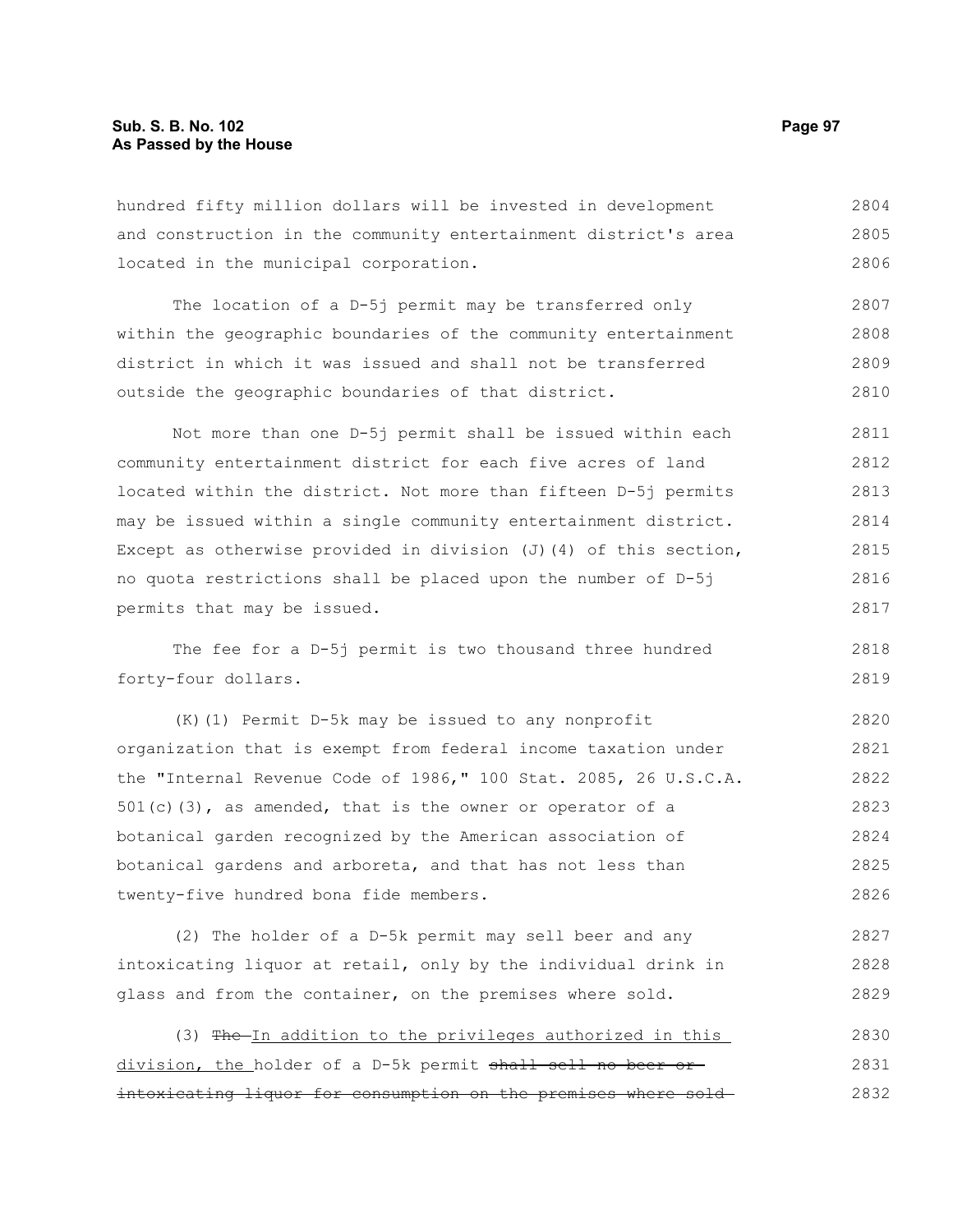hundred fifty million dollars will be invested in development and construction in the community entertainment district's area located in the municipal corporation.

The location of a D-5j permit may be transferred only within the geographic boundaries of the community entertainment district in which it was issued and shall not be transferred outside the geographic boundaries of that district.

Not more than one D-5j permit shall be issued within each community entertainment district for each five acres of land located within the district. Not more than fifteen D-5j permits may be issued within a single community entertainment district. Except as otherwise provided in division (J)(4) of this section, no quota restrictions shall be placed upon the number of D-5j permits that may be issued.

The fee for a D-5j permit is two thousand three hundred forty-four dollars.

(K)(1) Permit D-5k may be issued to any nonprofit organization that is exempt from federal income taxation under the "Internal Revenue Code of 1986," 100 Stat. 2085, 26 U.S.C.A. 501(c)(3), as amended, that is the owner or operator of a botanical garden recognized by the American association of botanical gardens and arboreta, and that has not less than twenty-five hundred bona fide members.

(2) The holder of a D-5k permit may sell beer and any intoxicating liquor at retail, only by the individual drink in glass and from the container, on the premises where sold.

(3) ~~The~~ <u>In addition to the privileges authorized in this division, the</u> holder of a D-5k permit ~~shall sell no beer or intoxicating liquor for consumption on the premises where sold~~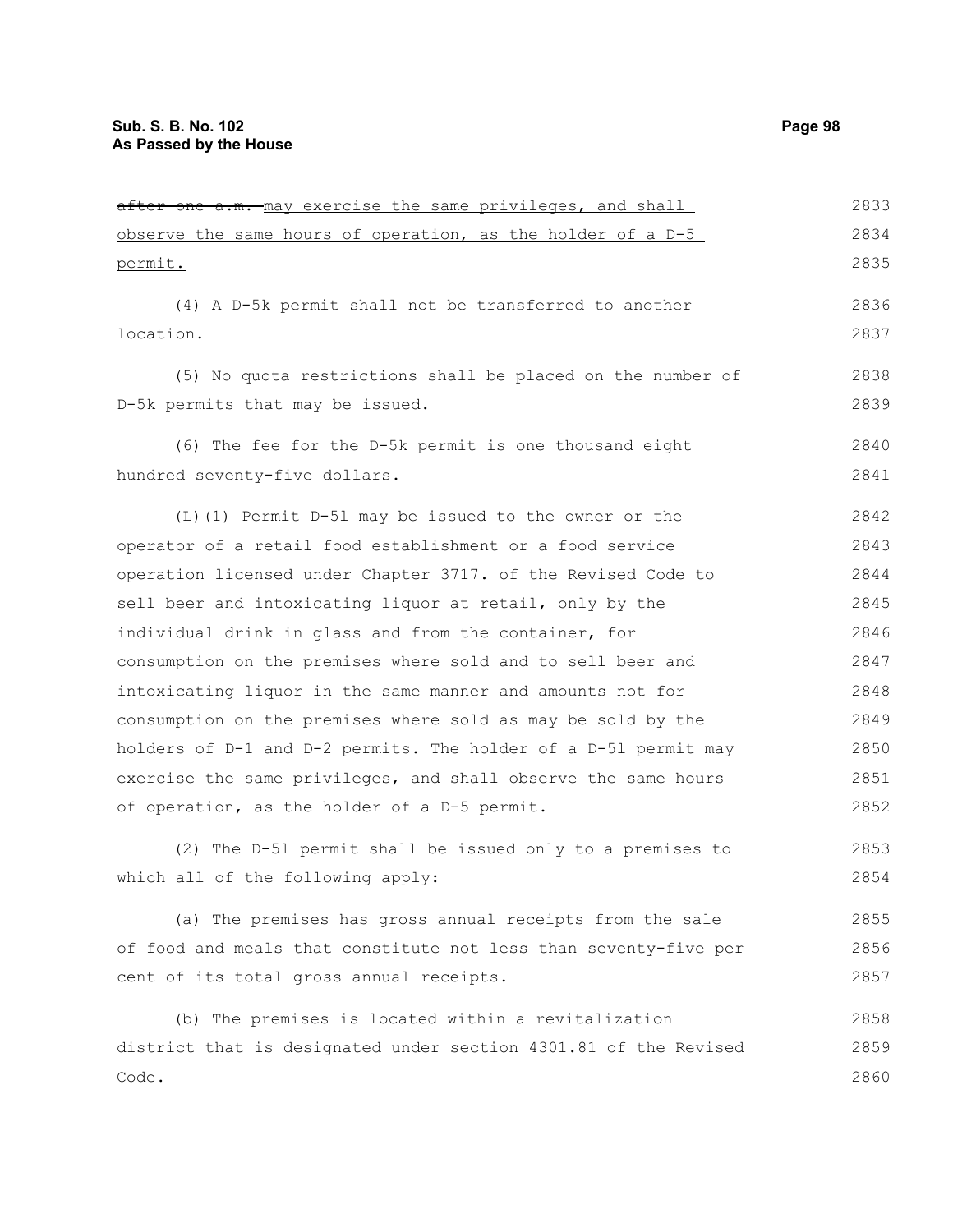~~after one a.m.~~ may exercise the same privileges, and shall observe the same hours of operation, as the holder of a D-5 permit.

(4) A D-5k permit shall not be transferred to another location.

(5) No quota restrictions shall be placed on the number of D-5k permits that may be issued.

(6) The fee for the D-5k permit is one thousand eight hundred seventy-five dollars.

(L)(1) Permit D-5l may be issued to the owner or the operator of a retail food establishment or a food service operation licensed under Chapter 3717. of the Revised Code to sell beer and intoxicating liquor at retail, only by the individual drink in glass and from the container, for consumption on the premises where sold and to sell beer and intoxicating liquor in the same manner and amounts not for consumption on the premises where sold as may be sold by the holders of D-1 and D-2 permits. The holder of a D-5l permit may exercise the same privileges, and shall observe the same hours of operation, as the holder of a D-5 permit.

(2) The D-5l permit shall be issued only to a premises to which all of the following apply:

(a) The premises has gross annual receipts from the sale of food and meals that constitute not less than seventy-five per cent of its total gross annual receipts.

(b) The premises is located within a revitalization district that is designated under section 4301.81 of the Revised Code.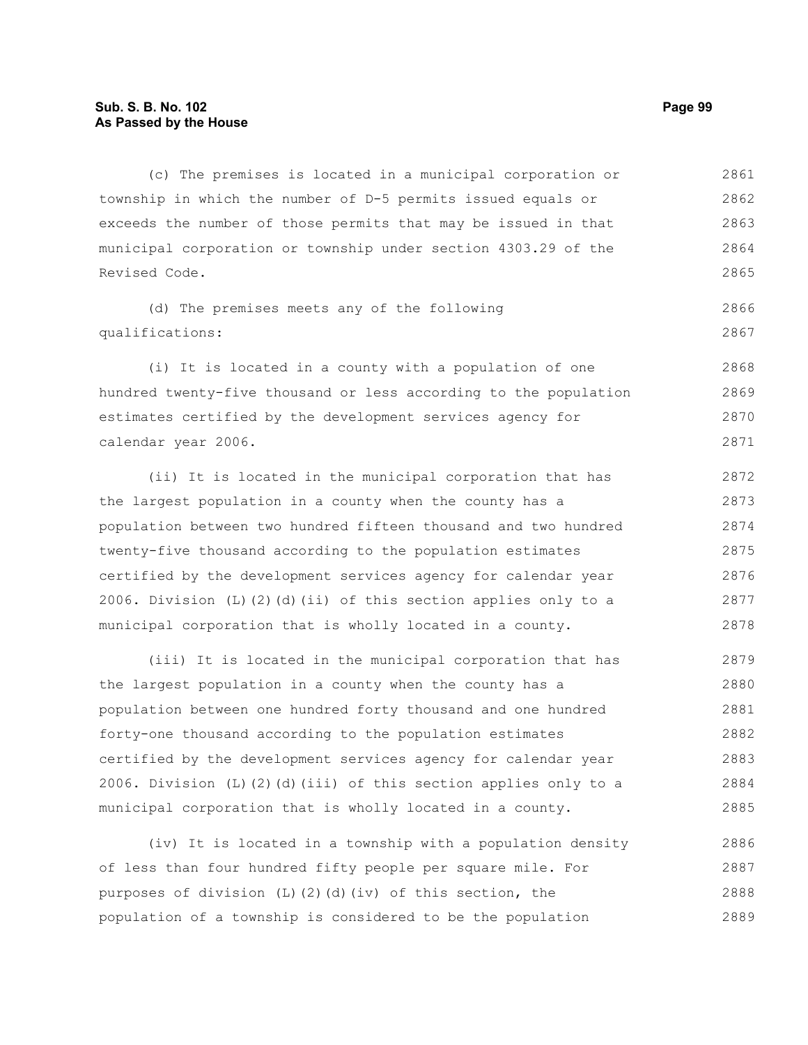(c) The premises is located in a municipal corporation or township in which the number of D-5 permits issued equals or exceeds the number of those permits that may be issued in that municipal corporation or township under section 4303.29 of the Revised Code.

(d) The premises meets any of the following qualifications:

(i) It is located in a county with a population of one hundred twenty-five thousand or less according to the population estimates certified by the development services agency for calendar year 2006.

(ii) It is located in the municipal corporation that has the largest population in a county when the county has a population between two hundred fifteen thousand and two hundred twenty-five thousand according to the population estimates certified by the development services agency for calendar year 2006. Division (L)(2)(d)(ii) of this section applies only to a municipal corporation that is wholly located in a county.

(iii) It is located in the municipal corporation that has the largest population in a county when the county has a population between one hundred forty thousand and one hundred forty-one thousand according to the population estimates certified by the development services agency for calendar year 2006. Division (L)(2)(d)(iii) of this section applies only to a municipal corporation that is wholly located in a county.

(iv) It is located in a township with a population density of less than four hundred fifty people per square mile. For purposes of division (L)(2)(d)(iv) of this section, the population of a township is considered to be the population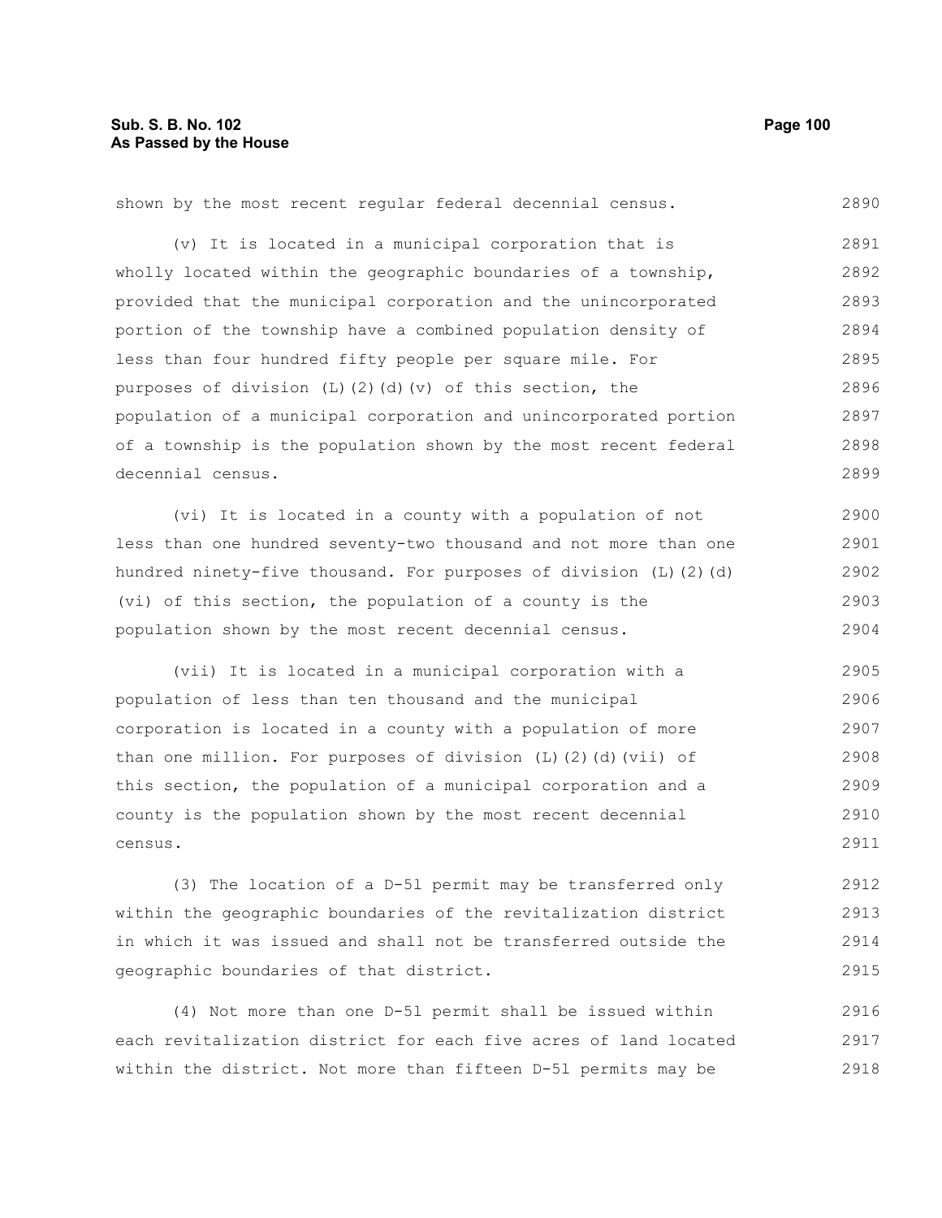shown by the most recent regular federal decennial census.

(v) It is located in a municipal corporation that is wholly located within the geographic boundaries of a township, provided that the municipal corporation and the unincorporated portion of the township have a combined population density of less than four hundred fifty people per square mile. For purposes of division (L)(2)(d)(v) of this section, the population of a municipal corporation and unincorporated portion of a township is the population shown by the most recent federal decennial census.

(vi) It is located in a county with a population of not less than one hundred seventy-two thousand and not more than one hundred ninety-five thousand. For purposes of division (L)(2)(d)(vi) of this section, the population of a county is the population shown by the most recent decennial census.

(vii) It is located in a municipal corporation with a population of less than ten thousand and the municipal corporation is located in a county with a population of more than one million. For purposes of division (L)(2)(d)(vii) of this section, the population of a municipal corporation and a county is the population shown by the most recent decennial census.

(3) The location of a D-5l permit may be transferred only within the geographic boundaries of the revitalization district in which it was issued and shall not be transferred outside the geographic boundaries of that district.

(4) Not more than one D-5l permit shall be issued within each revitalization district for each five acres of land located within the district. Not more than fifteen D-5l permits may be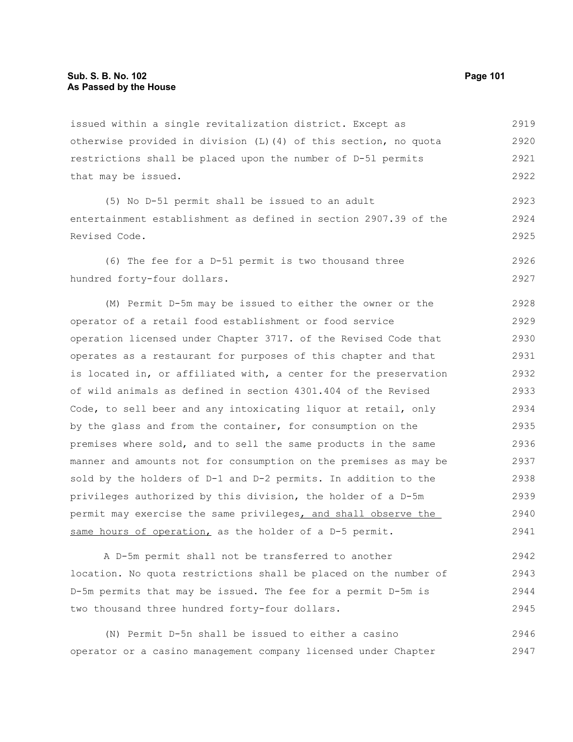issued within a single revitalization district. Except as otherwise provided in division (L)(4) of this section, no quota restrictions shall be placed upon the number of D-5l permits that may be issued.

(5) No D-5l permit shall be issued to an adult entertainment establishment as defined in section 2907.39 of the Revised Code.

(6) The fee for a D-5l permit is two thousand three hundred forty-four dollars.

(M) Permit D-5m may be issued to either the owner or the operator of a retail food establishment or food service operation licensed under Chapter 3717. of the Revised Code that operates as a restaurant for purposes of this chapter and that is located in, or affiliated with, a center for the preservation of wild animals as defined in section 4301.404 of the Revised Code, to sell beer and any intoxicating liquor at retail, only by the glass and from the container, for consumption on the premises where sold, and to sell the same products in the same manner and amounts not for consumption on the premises as may be sold by the holders of D-1 and D-2 permits. In addition to the privileges authorized by this division, the holder of a D-5m permit may exercise the same privileges, and shall observe the same hours of operation, as the holder of a D-5 permit.

A D-5m permit shall not be transferred to another location. No quota restrictions shall be placed on the number of D-5m permits that may be issued. The fee for a permit D-5m is two thousand three hundred forty-four dollars.

(N) Permit D-5n shall be issued to either a casino operator or a casino management company licensed under Chapter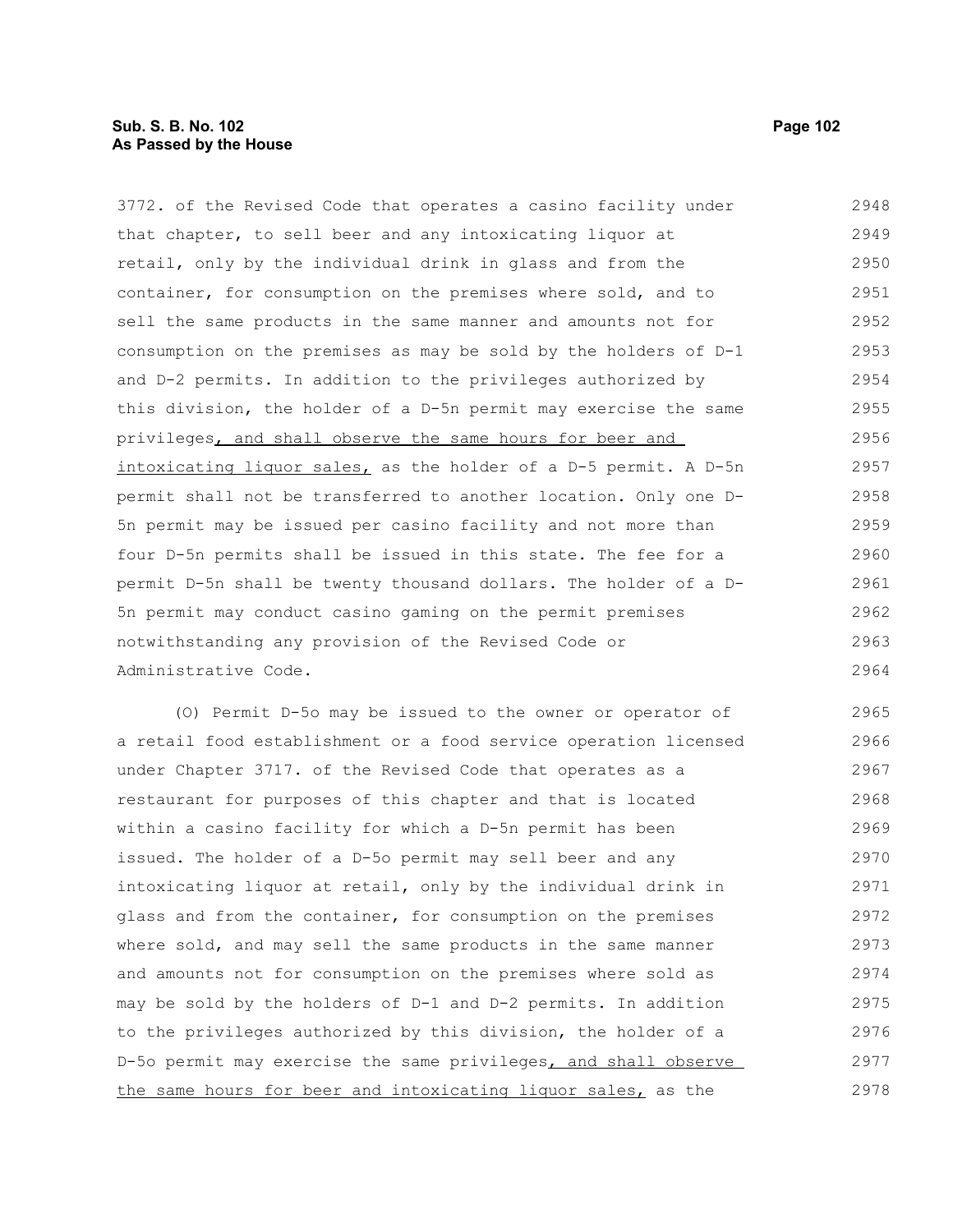3772. of the Revised Code that operates a casino facility under that chapter, to sell beer and any intoxicating liquor at retail, only by the individual drink in glass and from the container, for consumption on the premises where sold, and to sell the same products in the same manner and amounts not for consumption on the premises as may be sold by the holders of D-1 and D-2 permits. In addition to the privileges authorized by this division, the holder of a D-5n permit may exercise the same privileges, and shall observe the same hours for beer and intoxicating liquor sales, as the holder of a D-5 permit. A D-5n permit shall not be transferred to another location. Only one D-5n permit may be issued per casino facility and not more than four D-5n permits shall be issued in this state. The fee for a permit D-5n shall be twenty thousand dollars. The holder of a D-5n permit may conduct casino gaming on the permit premises notwithstanding any provision of the Revised Code or Administrative Code.

(O) Permit D-5o may be issued to the owner or operator of a retail food establishment or a food service operation licensed under Chapter 3717. of the Revised Code that operates as a restaurant for purposes of this chapter and that is located within a casino facility for which a D-5n permit has been issued. The holder of a D-5o permit may sell beer and any intoxicating liquor at retail, only by the individual drink in glass and from the container, for consumption on the premises where sold, and may sell the same products in the same manner and amounts not for consumption on the premises where sold as may be sold by the holders of D-1 and D-2 permits. In addition to the privileges authorized by this division, the holder of a D-5o permit may exercise the same privileges, and shall observe the same hours for beer and intoxicating liquor sales, as the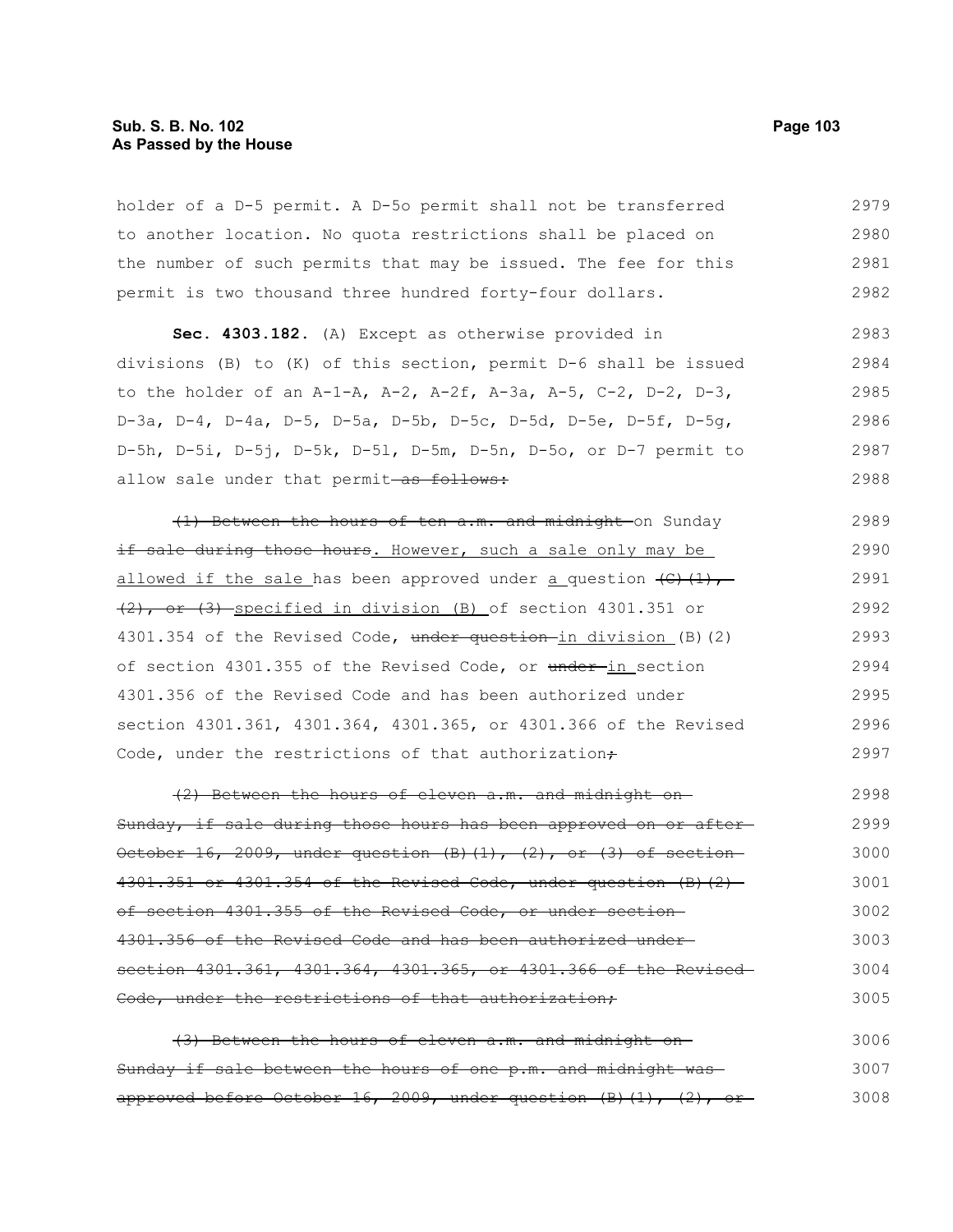holder of a D-5 permit. A D-5o permit shall not be transferred to another location. No quota restrictions shall be placed on the number of such permits that may be issued. The fee for this permit is two thousand three hundred forty-four dollars.

**Sec. 4303.182.** (A) Except as otherwise provided in divisions (B) to (K) of this section, permit D-6 shall be issued to the holder of an A-1-A, A-2, A-2f, A-3a, A-5, C-2, D-2, D-3, D-3a, D-4, D-4a, D-5, D-5a, D-5b, D-5c, D-5d, D-5e, D-5f, D-5g, D-5h, D-5i, D-5j, D-5k, D-5l, D-5m, D-5n, D-5o, or D-7 permit to allow sale under that permit ~~as follows:~~

~~(1) Between the hours of ten a.m. and midnight~~ on Sunday ~~if sale during those hours~~. However, such a sale only may be allowed if the sale has been approved under a question ~~(C)(1), (2), or (3)~~ specified in division (B) of section 4301.351 or 4301.354 of the Revised Code, ~~under question~~ in division (B)(2) of section 4301.355 of the Revised Code, or ~~under~~ in section 4301.356 of the Revised Code and has been authorized under section 4301.361, 4301.364, 4301.365, or 4301.366 of the Revised Code, under the restrictions of that authorization~~;~~

~~(2) Between the hours of eleven a.m. and midnight on Sunday, if sale during those hours has been approved on or after October 16, 2009, under question (B)(1), (2), or (3) of section 4301.351 or 4301.354 of the Revised Code, under question (B)(2) of section 4301.355 of the Revised Code, or under section 4301.356 of the Revised Code and has been authorized under section 4301.361, 4301.364, 4301.365, or 4301.366 of the Revised Code, under the restrictions of that authorization;~~

~~(3) Between the hours of eleven a.m. and midnight on Sunday if sale between the hours of one p.m. and midnight was approved before October 16, 2009, under question (B)(1), (2), or~~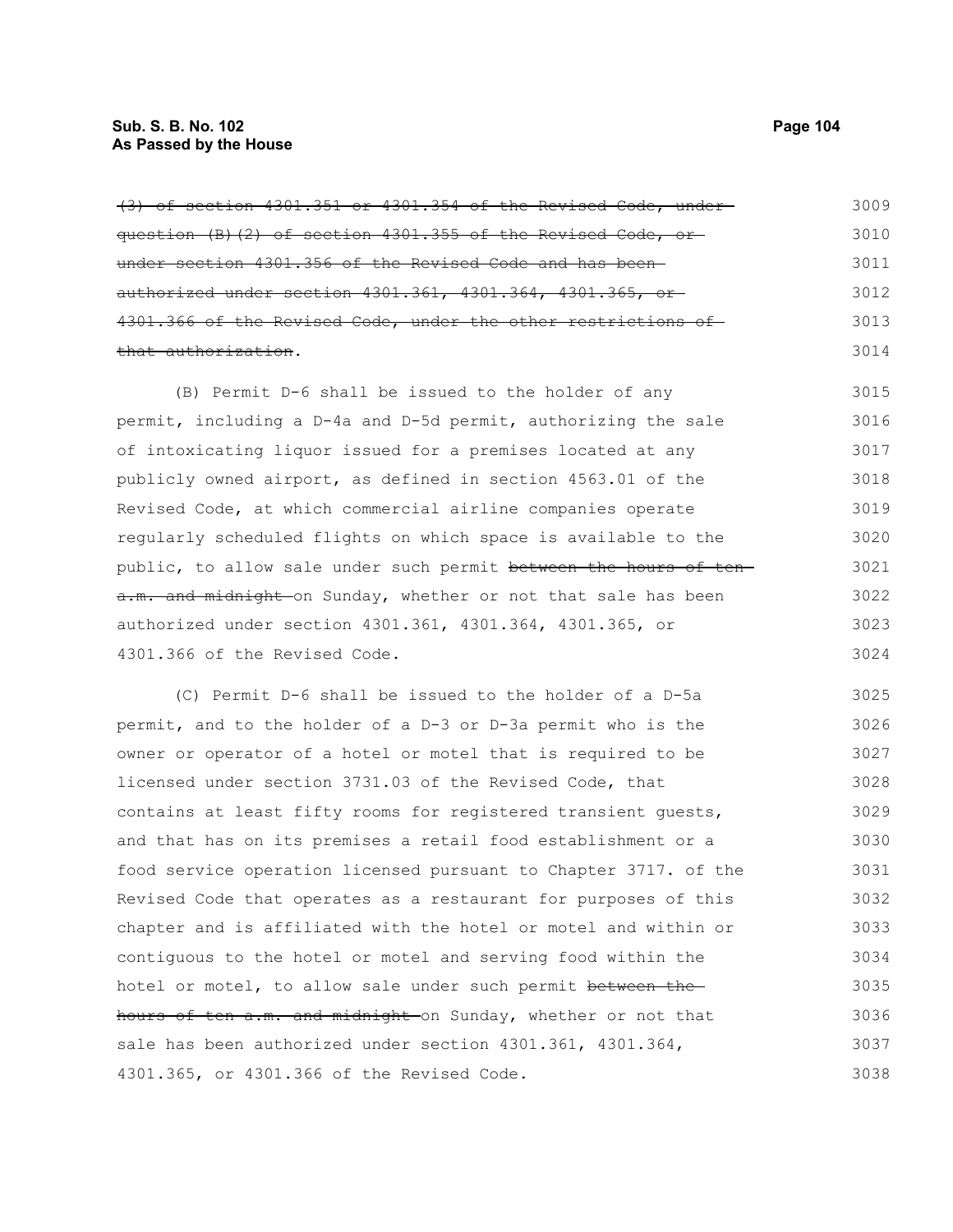~~(3) of section 4301.351 or 4301.354 of the Revised Code, under question (B)(2) of section 4301.355 of the Revised Code, or under section 4301.356 of the Revised Code and has been authorized under section 4301.361, 4301.364, 4301.365, or 4301.366 of the Revised Code, under the other restrictions of that authorization~~.

(B) Permit D-6 shall be issued to the holder of any permit, including a D-4a and D-5d permit, authorizing the sale of intoxicating liquor issued for a premises located at any publicly owned airport, as defined in section 4563.01 of the Revised Code, at which commercial airline companies operate regularly scheduled flights on which space is available to the public, to allow sale under such permit ~~between the hours of ten a.m. and midnight~~ on Sunday, whether or not that sale has been authorized under section 4301.361, 4301.364, 4301.365, or 4301.366 of the Revised Code.

(C) Permit D-6 shall be issued to the holder of a D-5a permit, and to the holder of a D-3 or D-3a permit who is the owner or operator of a hotel or motel that is required to be licensed under section 3731.03 of the Revised Code, that contains at least fifty rooms for registered transient guests, and that has on its premises a retail food establishment or a food service operation licensed pursuant to Chapter 3717. of the Revised Code that operates as a restaurant for purposes of this chapter and is affiliated with the hotel or motel and within or contiguous to the hotel or motel and serving food within the hotel or motel, to allow sale under such permit ~~between the hours of ten a.m. and midnight~~ on Sunday, whether or not that sale has been authorized under section 4301.361, 4301.364, 4301.365, or 4301.366 of the Revised Code.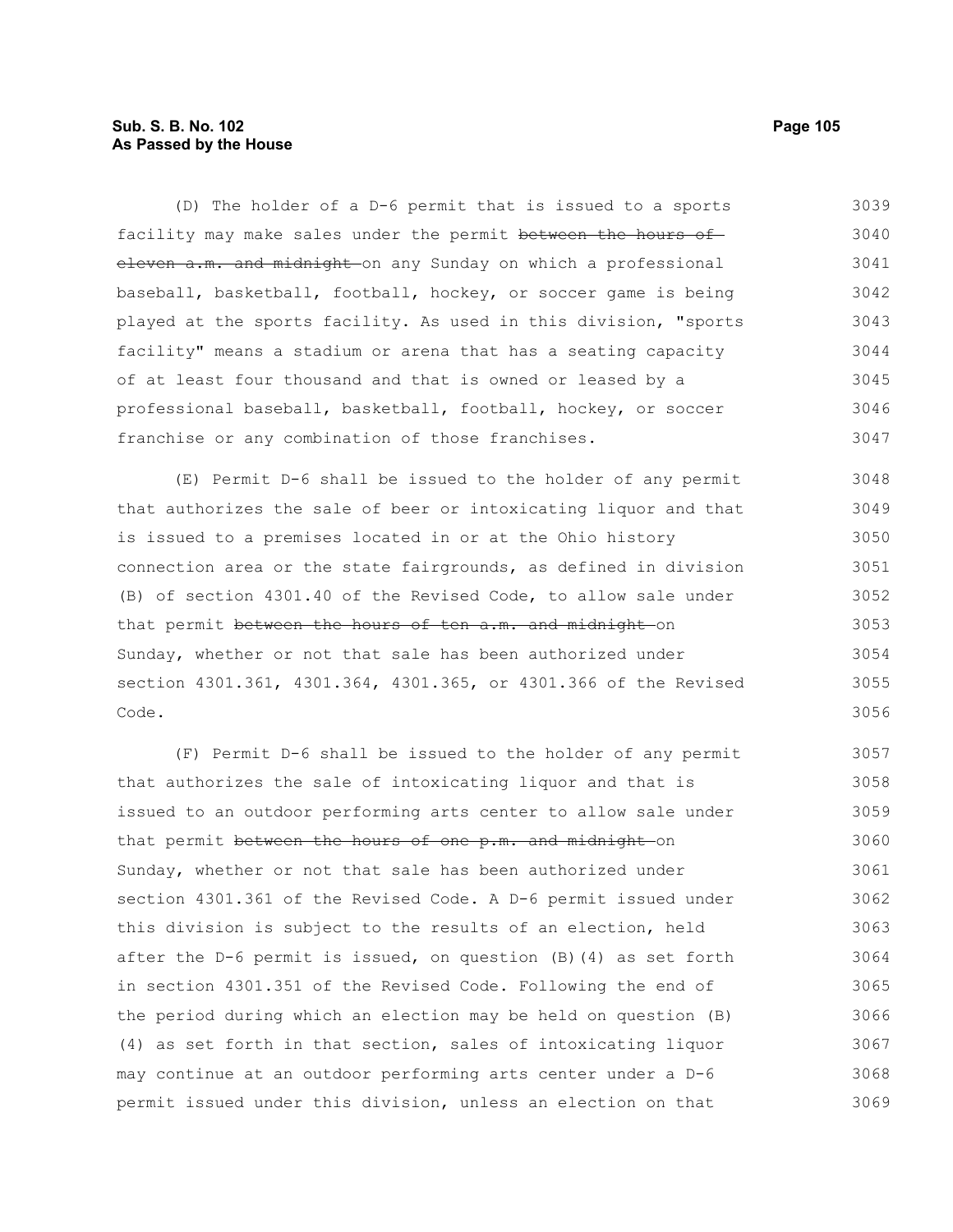(D) The holder of a D-6 permit that is issued to a sports facility may make sales under the permit ~~between the hours of eleven a.m. and midnight~~ on any Sunday on which a professional baseball, basketball, football, hockey, or soccer game is being played at the sports facility. As used in this division, "sports facility" means a stadium or arena that has a seating capacity of at least four thousand and that is owned or leased by a professional baseball, basketball, football, hockey, or soccer franchise or any combination of those franchises.

(E) Permit D-6 shall be issued to the holder of any permit that authorizes the sale of beer or intoxicating liquor and that is issued to a premises located in or at the Ohio history connection area or the state fairgrounds, as defined in division (B) of section 4301.40 of the Revised Code, to allow sale under that permit ~~between the hours of ten a.m. and midnight~~ on Sunday, whether or not that sale has been authorized under section 4301.361, 4301.364, 4301.365, or 4301.366 of the Revised Code.

(F) Permit D-6 shall be issued to the holder of any permit that authorizes the sale of intoxicating liquor and that is issued to an outdoor performing arts center to allow sale under that permit ~~between the hours of one p.m. and midnight~~ on Sunday, whether or not that sale has been authorized under section 4301.361 of the Revised Code. A D-6 permit issued under this division is subject to the results of an election, held after the D-6 permit is issued, on question (B)(4) as set forth in section 4301.351 of the Revised Code. Following the end of the period during which an election may be held on question (B)(4) as set forth in that section, sales of intoxicating liquor may continue at an outdoor performing arts center under a D-6 permit issued under this division, unless an election on that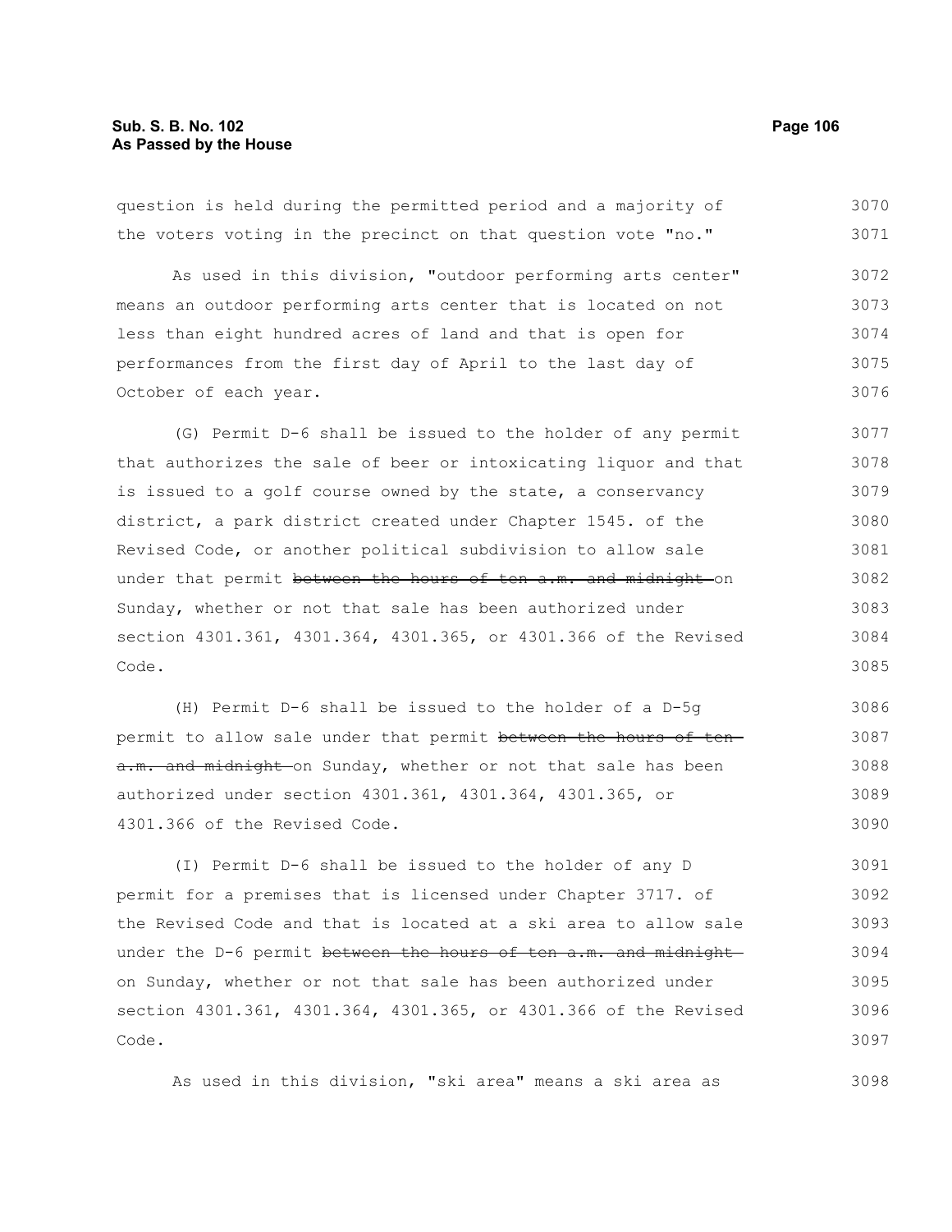question is held during the permitted period and a majority of the voters voting in the precinct on that question vote "no."

As used in this division, "outdoor performing arts center" means an outdoor performing arts center that is located on not less than eight hundred acres of land and that is open for performances from the first day of April to the last day of October of each year.

(G) Permit D-6 shall be issued to the holder of any permit that authorizes the sale of beer or intoxicating liquor and that is issued to a golf course owned by the state, a conservancy district, a park district created under Chapter 1545. of the Revised Code, or another political subdivision to allow sale under that permit ~~between the hours of ten a.m. and midnight~~ on Sunday, whether or not that sale has been authorized under section 4301.361, 4301.364, 4301.365, or 4301.366 of the Revised Code.

(H) Permit D-6 shall be issued to the holder of a D-5g permit to allow sale under that permit ~~between the hours of ten a.m. and midnight~~ on Sunday, whether or not that sale has been authorized under section 4301.361, 4301.364, 4301.365, or 4301.366 of the Revised Code.

(I) Permit D-6 shall be issued to the holder of any D permit for a premises that is licensed under Chapter 3717. of the Revised Code and that is located at a ski area to allow sale under the D-6 permit ~~between the hours of ten a.m. and midnight~~ on Sunday, whether or not that sale has been authorized under section 4301.361, 4301.364, 4301.365, or 4301.366 of the Revised Code.

As used in this division, "ski area" means a ski area as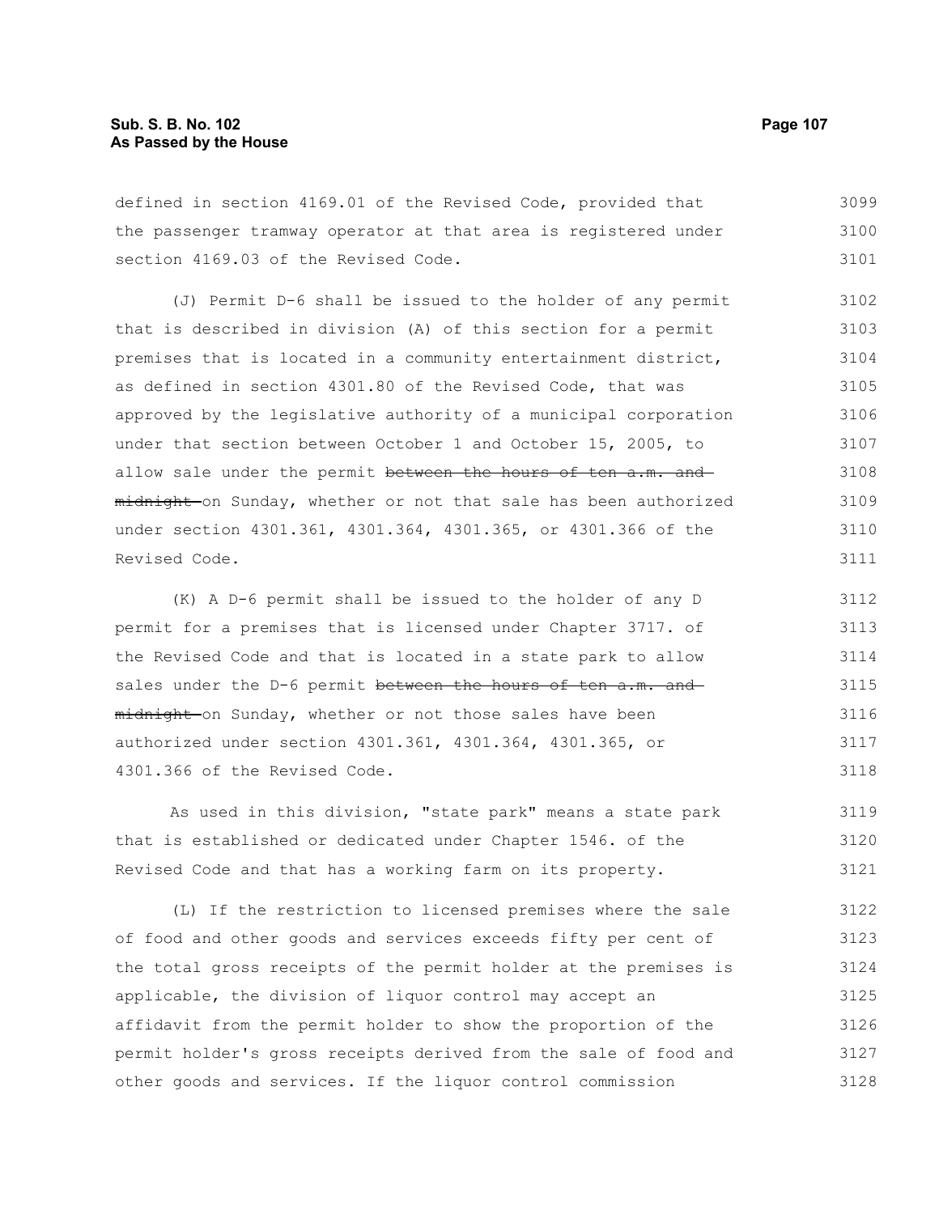defined in section 4169.01 of the Revised Code, provided that the passenger tramway operator at that area is registered under section 4169.03 of the Revised Code.

(J) Permit D-6 shall be issued to the holder of any permit that is described in division (A) of this section for a permit premises that is located in a community entertainment district, as defined in section 4301.80 of the Revised Code, that was approved by the legislative authority of a municipal corporation under that section between October 1 and October 15, 2005, to allow sale under the permit ~~between the hours of ten a.m. and midnight~~ on Sunday, whether or not that sale has been authorized under section 4301.361, 4301.364, 4301.365, or 4301.366 of the Revised Code.

(K) A D-6 permit shall be issued to the holder of any D permit for a premises that is licensed under Chapter 3717. of the Revised Code and that is located in a state park to allow sales under the D-6 permit ~~between the hours of ten a.m. and midnight~~ on Sunday, whether or not those sales have been authorized under section 4301.361, 4301.364, 4301.365, or 4301.366 of the Revised Code.

As used in this division, "state park" means a state park that is established or dedicated under Chapter 1546. of the Revised Code and that has a working farm on its property.

(L) If the restriction to licensed premises where the sale of food and other goods and services exceeds fifty per cent of the total gross receipts of the permit holder at the premises is applicable, the division of liquor control may accept an affidavit from the permit holder to show the proportion of the permit holder's gross receipts derived from the sale of food and other goods and services. If the liquor control commission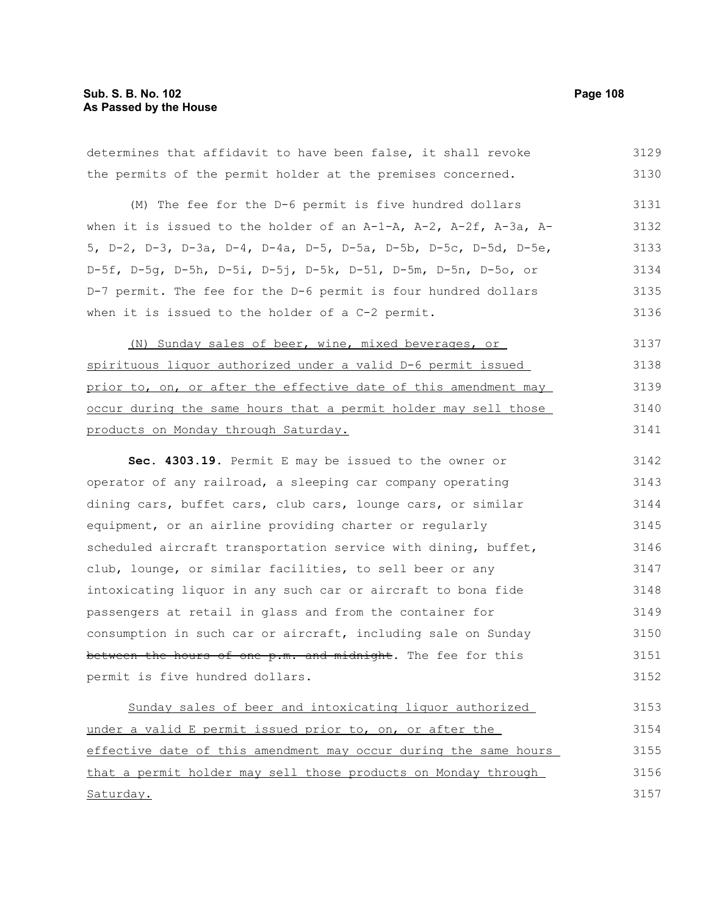determines that affidavit to have been false, it shall revoke the permits of the permit holder at the premises concerned.

(M) The fee for the D-6 permit is five hundred dollars when it is issued to the holder of an A-1-A, A-2, A-2f, A-3a, A-5, D-2, D-3, D-3a, D-4, D-4a, D-5, D-5a, D-5b, D-5c, D-5d, D-5e, D-5f, D-5g, D-5h, D-5i, D-5j, D-5k, D-5l, D-5m, D-5n, D-5o, or D-7 permit. The fee for the D-6 permit is four hundred dollars when it is issued to the holder of a C-2 permit.

<u>(N) Sunday sales of beer, wine, mixed beverages, or spirituous liquor authorized under a valid D-6 permit issued prior to, on, or after the effective date of this amendment may occur during the same hours that a permit holder may sell those products on Monday through Saturday.</u>

**Sec. 4303.19.** Permit E may be issued to the owner or operator of any railroad, a sleeping car company operating dining cars, buffet cars, club cars, lounge cars, or similar equipment, or an airline providing charter or regularly scheduled aircraft transportation service with dining, buffet, club, lounge, or similar facilities, to sell beer or any intoxicating liquor in any such car or aircraft to bona fide passengers at retail in glass and from the container for consumption in such car or aircraft, including sale on Sunday ~~between the hours of one p.m. and midnight~~. The fee for this permit is five hundred dollars.

<u>Sunday sales of beer and intoxicating liquor authorized under a valid E permit issued prior to, on, or after the effective date of this amendment may occur during the same hours that a permit holder may sell those products on Monday through Saturday.</u>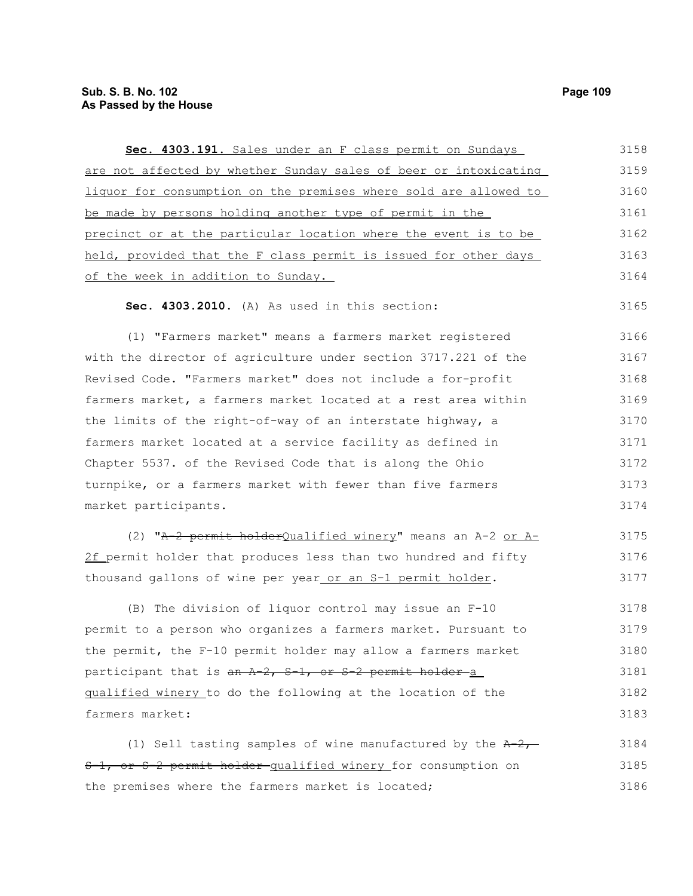**Sec. 4303.191.** Sales under an F class permit on Sundays are not affected by whether Sunday sales of beer or intoxicating liquor for consumption on the premises where sold are allowed to be made by persons holding another type of permit in the precinct or at the particular location where the event is to be held, provided that the F class permit is issued for other days of the week in addition to Sunday.

**Sec. 4303.2010.** (A) As used in this section:

(1) "Farmers market" means a farmers market registered with the director of agriculture under section 3717.221 of the Revised Code. "Farmers market" does not include a for-profit farmers market, a farmers market located at a rest area within the limits of the right-of-way of an interstate highway, a farmers market located at a service facility as defined in Chapter 5537. of the Revised Code that is along the Ohio turnpike, or a farmers market with fewer than five farmers market participants.

(2) "~~A-2 permit holder~~Qualified winery" means an A-2 or A-2f permit holder that produces less than two hundred and fifty thousand gallons of wine per year or an S-1 permit holder.

(B) The division of liquor control may issue an F-10 permit to a person who organizes a farmers market. Pursuant to the permit, the F-10 permit holder may allow a farmers market participant that is ~~an A-2, S-1, or S-2 permit holder~~ a qualified winery to do the following at the location of the farmers market:

(1) Sell tasting samples of wine manufactured by the ~~A-2, S-1, or S-2 permit holder~~ qualified winery for consumption on the premises where the farmers market is located;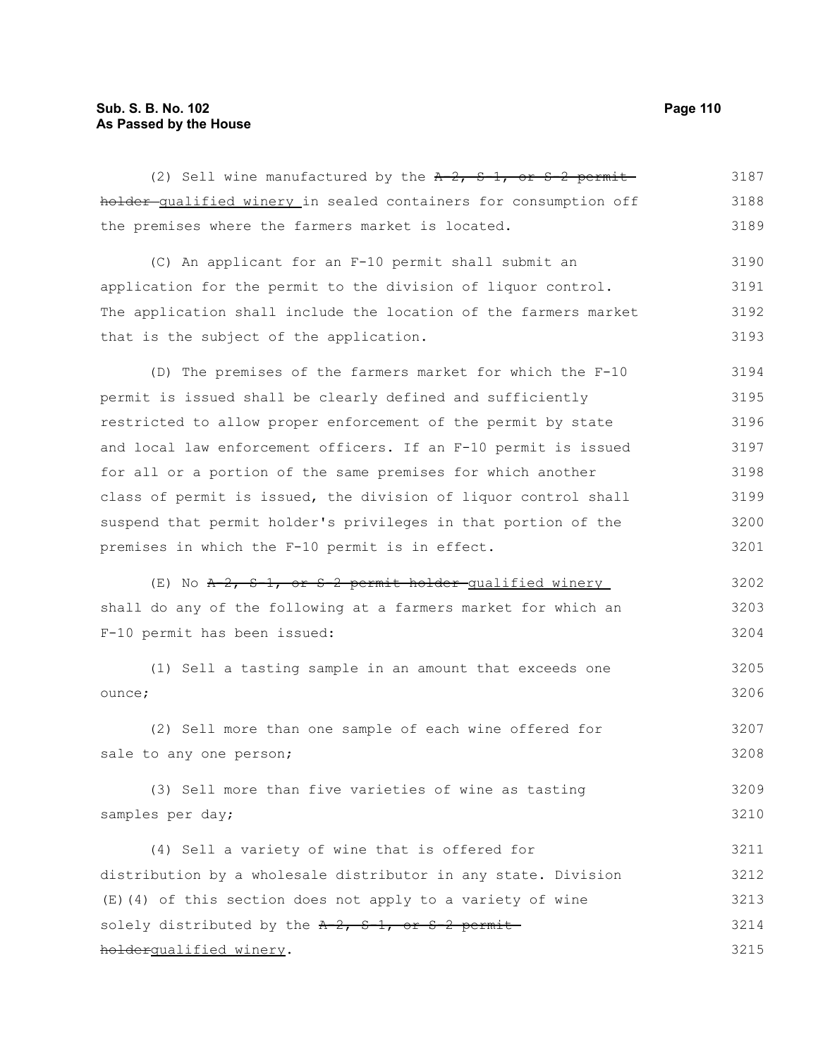(2) Sell wine manufactured by the ~~A-2, S-1, or S-2 permit holder~~ qualified winery in sealed containers for consumption off the premises where the farmers market is located.

(C) An applicant for an F-10 permit shall submit an application for the permit to the division of liquor control. The application shall include the location of the farmers market that is the subject of the application.

(D) The premises of the farmers market for which the F-10 permit is issued shall be clearly defined and sufficiently restricted to allow proper enforcement of the permit by state and local law enforcement officers. If an F-10 permit is issued for all or a portion of the same premises for which another class of permit is issued, the division of liquor control shall suspend that permit holder's privileges in that portion of the premises in which the F-10 permit is in effect.

(E) No ~~A-2, S-1, or S-2 permit holder~~ qualified winery shall do any of the following at a farmers market for which an F-10 permit has been issued:

(1) Sell a tasting sample in an amount that exceeds one ounce;

(2) Sell more than one sample of each wine offered for sale to any one person;

(3) Sell more than five varieties of wine as tasting samples per day;

(4) Sell a variety of wine that is offered for distribution by a wholesale distributor in any state. Division (E)(4) of this section does not apply to a variety of wine solely distributed by the ~~A-2, S-1, or S-2 permit holder~~qualified winery.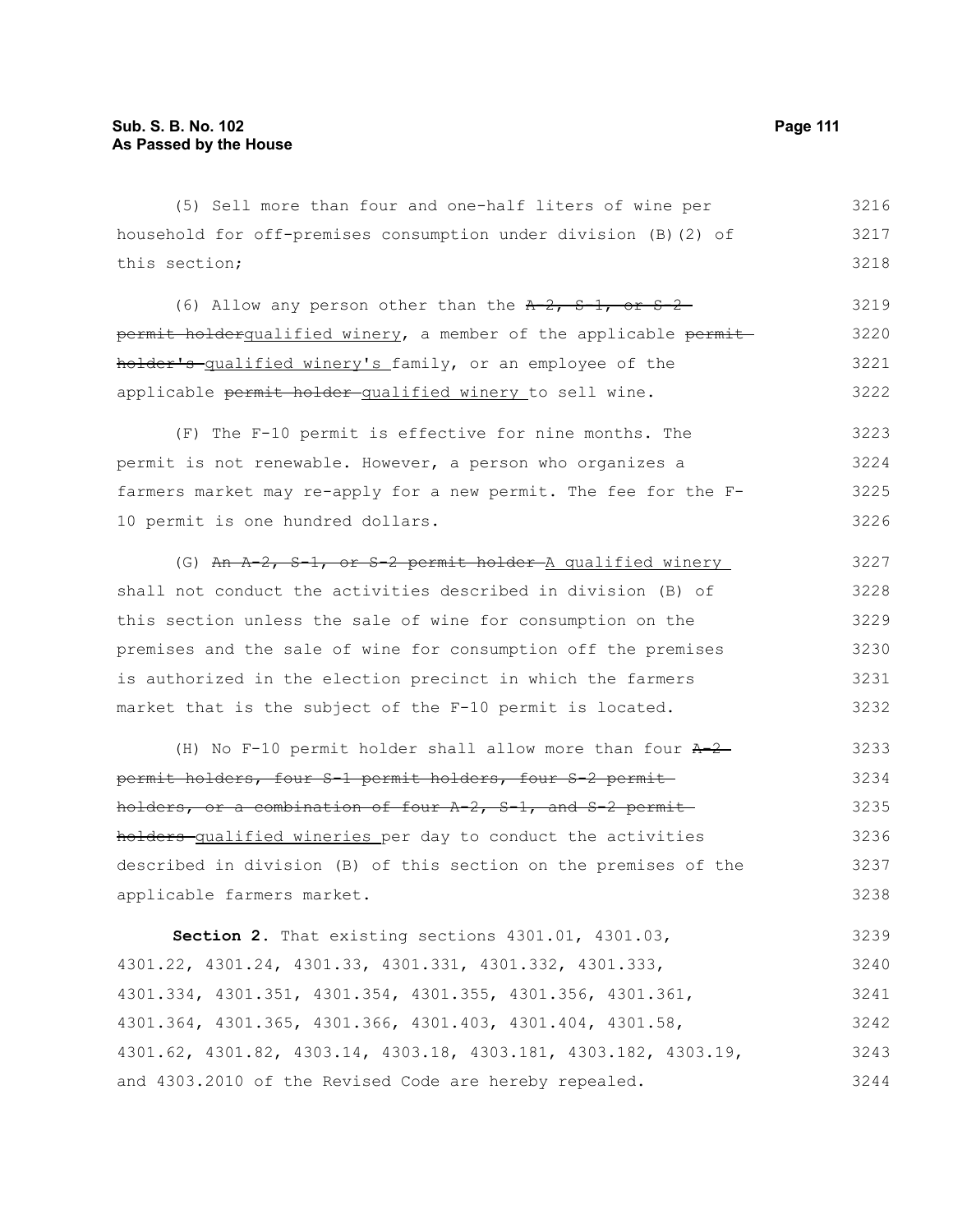(5) Sell more than four and one-half liters of wine per household for off-premises consumption under division (B)(2) of this section;

(6) Allow any person other than the ~~A-2, S-1, or S-2 permit holder~~qualified winery, a member of the applicable ~~permit holder's~~ qualified winery's family, or an employee of the applicable ~~permit holder~~ qualified winery to sell wine.

(F) The F-10 permit is effective for nine months. The permit is not renewable. However, a person who organizes a farmers market may re-apply for a new permit. The fee for the F-10 permit is one hundred dollars.

(G) ~~An A-2, S-1, or S-2 permit holder~~ A qualified winery shall not conduct the activities described in division (B) of this section unless the sale of wine for consumption on the premises and the sale of wine for consumption off the premises is authorized in the election precinct in which the farmers market that is the subject of the F-10 permit is located.

(H) No F-10 permit holder shall allow more than four ~~A-2 permit holders, four S-1 permit holders, four S-2 permit holders, or a combination of four A-2, S-1, and S-2 permit holders~~ qualified wineries per day to conduct the activities described in division (B) of this section on the premises of the applicable farmers market.

**Section 2.** That existing sections 4301.01, 4301.03, 4301.22, 4301.24, 4301.33, 4301.331, 4301.332, 4301.333, 4301.334, 4301.351, 4301.354, 4301.355, 4301.356, 4301.361, 4301.364, 4301.365, 4301.366, 4301.403, 4301.404, 4301.58, 4301.62, 4301.82, 4303.14, 4303.18, 4303.181, 4303.182, 4303.19, and 4303.2010 of the Revised Code are hereby repealed.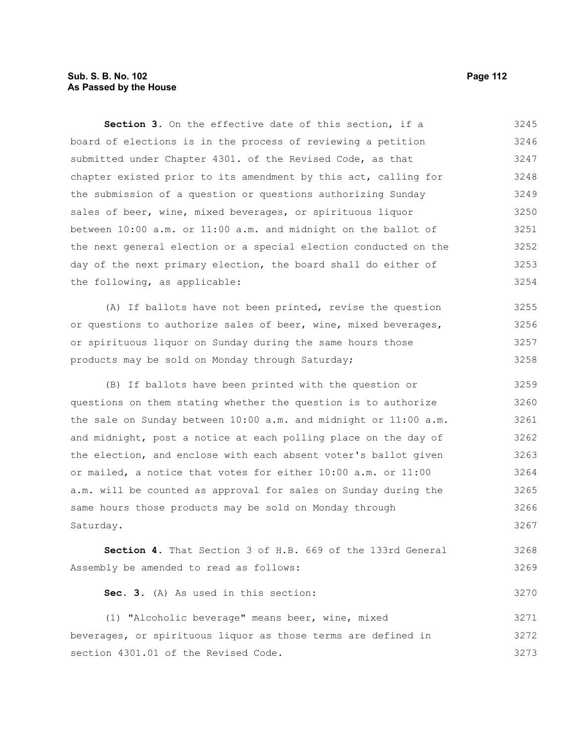**Section 3.** On the effective date of this section, if a board of elections is in the process of reviewing a petition submitted under Chapter 4301. of the Revised Code, as that chapter existed prior to its amendment by this act, calling for the submission of a question or questions authorizing Sunday sales of beer, wine, mixed beverages, or spirituous liquor between 10:00 a.m. or 11:00 a.m. and midnight on the ballot of the next general election or a special election conducted on the day of the next primary election, the board shall do either of the following, as applicable:

(A) If ballots have not been printed, revise the question or questions to authorize sales of beer, wine, mixed beverages, or spirituous liquor on Sunday during the same hours those products may be sold on Monday through Saturday;

(B) If ballots have been printed with the question or questions on them stating whether the question is to authorize the sale on Sunday between 10:00 a.m. and midnight or 11:00 a.m. and midnight, post a notice at each polling place on the day of the election, and enclose with each absent voter's ballot given or mailed, a notice that votes for either 10:00 a.m. or 11:00 a.m. will be counted as approval for sales on Sunday during the same hours those products may be sold on Monday through Saturday.

**Section 4.** That Section 3 of H.B. 669 of the 133rd General Assembly be amended to read as follows:

**Sec. 3.** (A) As used in this section:

(1) "Alcoholic beverage" means beer, wine, mixed beverages, or spirituous liquor as those terms are defined in section 4301.01 of the Revised Code.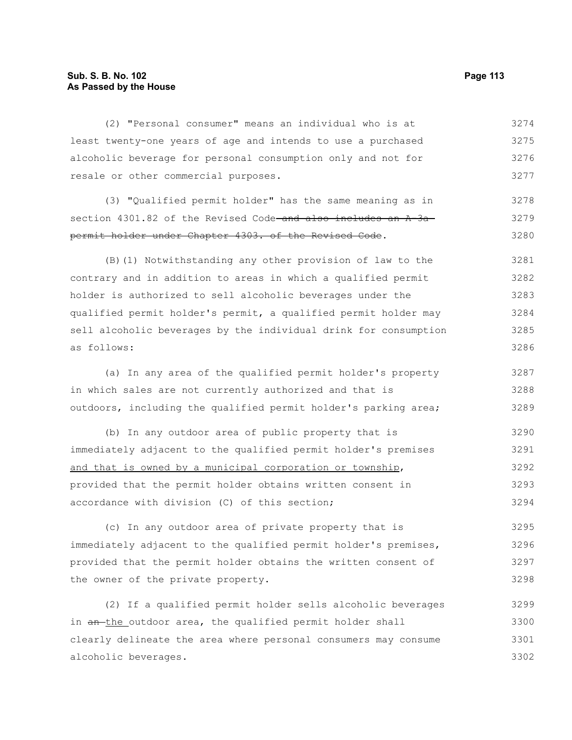(2) "Personal consumer" means an individual who is at least twenty-one years of age and intends to use a purchased alcoholic beverage for personal consumption only and not for resale or other commercial purposes.

(3) "Qualified permit holder" has the same meaning as in section 4301.82 of the Revised Code~~ and also includes an A-3a permit holder under Chapter 4303. of the Revised Code~~.

(B)(1) Notwithstanding any other provision of law to the contrary and in addition to areas in which a qualified permit holder is authorized to sell alcoholic beverages under the qualified permit holder's permit, a qualified permit holder may sell alcoholic beverages by the individual drink for consumption as follows:

(a) In any area of the qualified permit holder's property in which sales are not currently authorized and that is outdoors, including the qualified permit holder's parking area;

(b) In any outdoor area of public property that is immediately adjacent to the qualified permit holder's premises <u>and that is owned by a municipal corporation or township</u>, provided that the permit holder obtains written consent in accordance with division (C) of this section;

(c) In any outdoor area of private property that is immediately adjacent to the qualified permit holder's premises, provided that the permit holder obtains the written consent of the owner of the private property.

(2) If a qualified permit holder sells alcoholic beverages in ~~an~~ <u>the</u> outdoor area, the qualified permit holder shall clearly delineate the area where personal consumers may consume alcoholic beverages.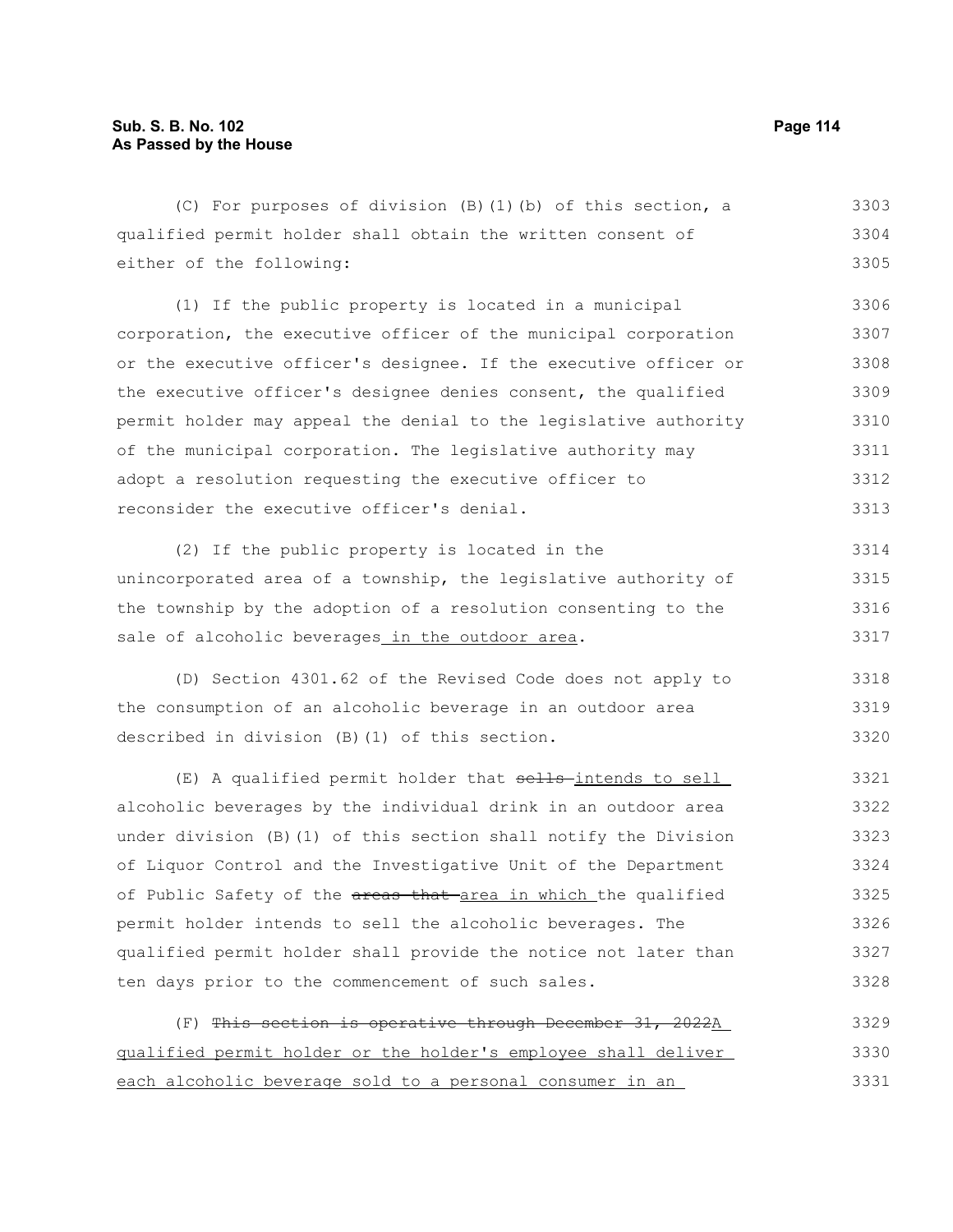(C) For purposes of division (B)(1)(b) of this section, a qualified permit holder shall obtain the written consent of either of the following:

(1) If the public property is located in a municipal corporation, the executive officer of the municipal corporation or the executive officer's designee. If the executive officer or the executive officer's designee denies consent, the qualified permit holder may appeal the denial to the legislative authority of the municipal corporation. The legislative authority may adopt a resolution requesting the executive officer to reconsider the executive officer's denial.

(2) If the public property is located in the unincorporated area of a township, the legislative authority of the township by the adoption of a resolution consenting to the sale of alcoholic beverages in the outdoor area.

(D) Section 4301.62 of the Revised Code does not apply to the consumption of an alcoholic beverage in an outdoor area described in division (B)(1) of this section.

(E) A qualified permit holder that ~~sells~~ intends to sell alcoholic beverages by the individual drink in an outdoor area under division (B)(1) of this section shall notify the Division of Liquor Control and the Investigative Unit of the Department of Public Safety of the ~~areas that~~ area in which the qualified permit holder intends to sell the alcoholic beverages. The qualified permit holder shall provide the notice not later than ten days prior to the commencement of such sales.

(F) ~~This section is operative through December 31, 2022~~A qualified permit holder or the holder's employee shall deliver each alcoholic beverage sold to a personal consumer in an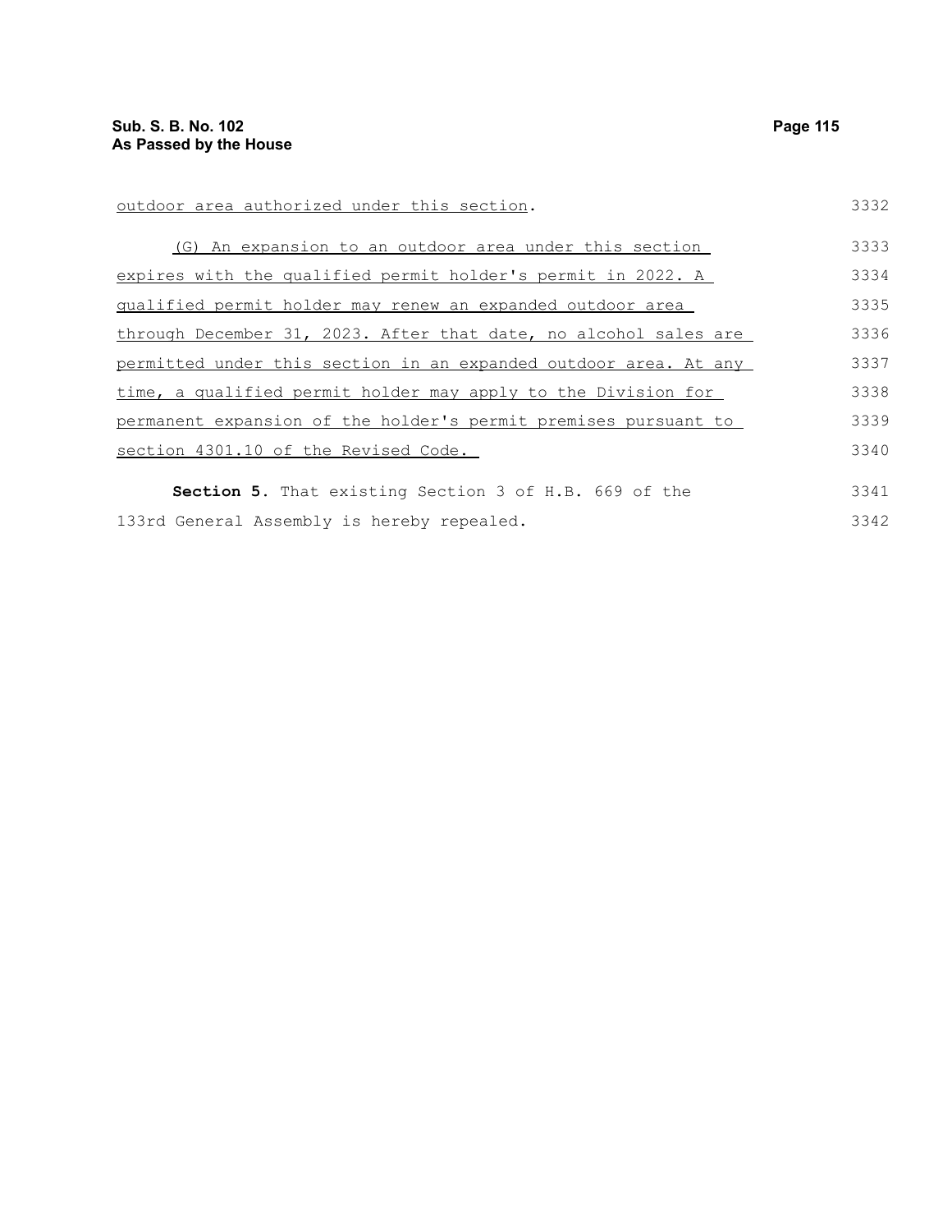outdoor area authorized under this section.

(G) An expansion to an outdoor area under this section expires with the qualified permit holder's permit in 2022. A qualified permit holder may renew an expanded outdoor area through December 31, 2023. After that date, no alcohol sales are permitted under this section in an expanded outdoor area. At any time, a qualified permit holder may apply to the Division for permanent expansion of the holder's permit premises pursuant to section 4301.10 of the Revised Code.

**Section 5.** That existing Section 3 of H.B. 669 of the 133rd General Assembly is hereby repealed.